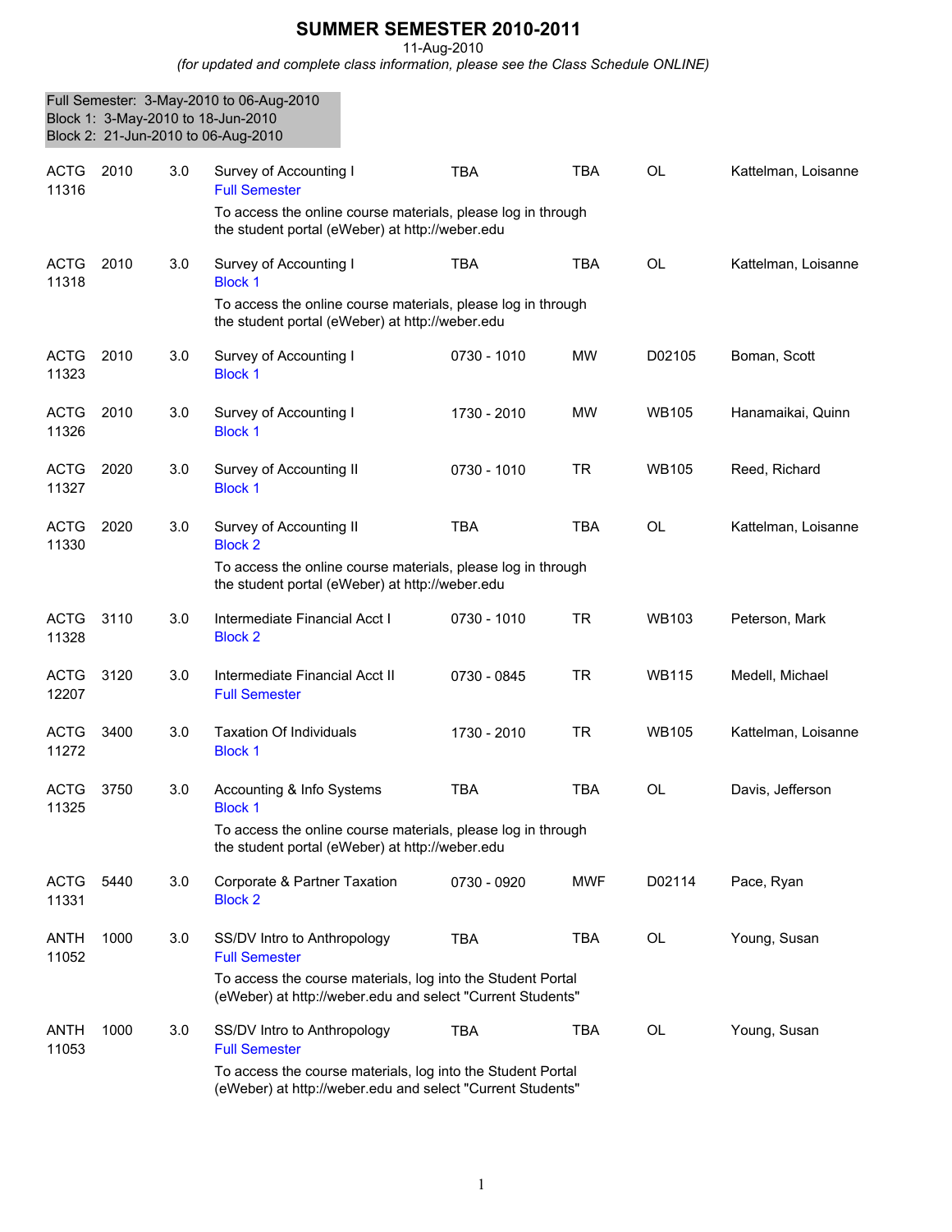# SUMMER SEMESTER 2010-2011

11-Aug-2010

*(for updated and complete class information, please see the Class Schedule ONLINE)*

Full Semester: 3-May-2010 to 06-Aug-2010
Block 1: 3-May-2010 to 18-Jun-2010
Block 2: 21-Jun-2010 to 06-Aug-2010

| Subject / CRN | Course | Credits | Title | Time | Days | Room | Instructor |
|---|---|---|---|---|---|---|---|
| ACTG 11316 | 2010 | 3.0 | Survey of Accounting I<br>Full Semester<br>To access the online course materials, please log in through the student portal (eWeber) at http://weber.edu | TBA | TBA | OL | Kattelman, Loisanne |
| ACTG 11318 | 2010 | 3.0 | Survey of Accounting I<br>Block 1<br>To access the online course materials, please log in through the student portal (eWeber) at http://weber.edu | TBA | TBA | OL | Kattelman, Loisanne |
| ACTG 11323 | 2010 | 3.0 | Survey of Accounting I<br>Block 1 | 0730 - 1010 | MW | D02105 | Boman, Scott |
| ACTG 11326 | 2010 | 3.0 | Survey of Accounting I<br>Block 1 | 1730 - 2010 | MW | WB105 | Hanamaikai, Quinn |
| ACTG 11327 | 2020 | 3.0 | Survey of Accounting II<br>Block 1 | 0730 - 1010 | TR | WB105 | Reed, Richard |
| ACTG 11330 | 2020 | 3.0 | Survey of Accounting II<br>Block 2<br>To access the online course materials, please log in through the student portal (eWeber) at http://weber.edu | TBA | TBA | OL | Kattelman, Loisanne |
| ACTG 11328 | 3110 | 3.0 | Intermediate Financial Acct I<br>Block 2 | 0730 - 1010 | TR | WB103 | Peterson, Mark |
| ACTG 12207 | 3120 | 3.0 | Intermediate Financial Acct II<br>Full Semester | 0730 - 0845 | TR | WB115 | Medell, Michael |
| ACTG 11272 | 3400 | 3.0 | Taxation Of Individuals<br>Block 1 | 1730 - 2010 | TR | WB105 | Kattelman, Loisanne |
| ACTG 11325 | 3750 | 3.0 | Accounting & Info Systems<br>Block 1<br>To access the online course materials, please log in through the student portal (eWeber) at http://weber.edu | TBA | TBA | OL | Davis, Jefferson |
| ACTG 11331 | 5440 | 3.0 | Corporate & Partner Taxation<br>Block 2 | 0730 - 0920 | MWF | D02114 | Pace, Ryan |
| ANTH 11052 | 1000 | 3.0 | SS/DV Intro to Anthropology<br>Full Semester<br>To access the course materials, log into the Student Portal (eWeber) at http://weber.edu and select "Current Students" | TBA | TBA | OL | Young, Susan |
| ANTH 11053 | 1000 | 3.0 | SS/DV Intro to Anthropology<br>Full Semester<br>To access the course materials, log into the Student Portal (eWeber) at http://weber.edu and select "Current Students" | TBA | TBA | OL | Young, Susan |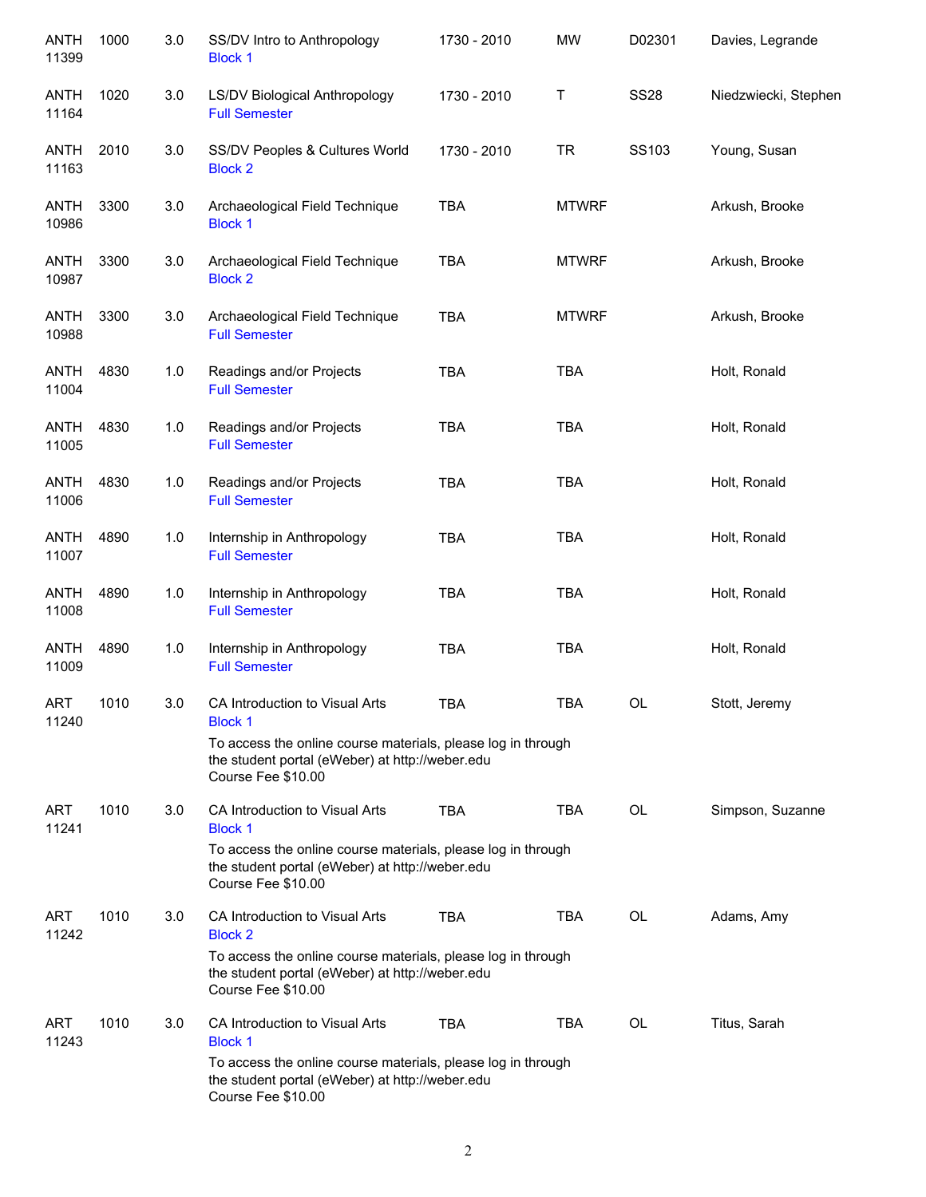| | | | | | | | |
|---|---|---|---|---|---|---|---|
| ANTH 11399 | 1000 | 3.0 | SS/DV Intro to Anthropology<br>Block 1 | 1730 - 2010 | MW | D02301 | Davies, Legrande |
| ANTH 11164 | 1020 | 3.0 | LS/DV Biological Anthropology<br>Full Semester | 1730 - 2010 | T | SS28 | Niedzwiecki, Stephen |
| ANTH 11163 | 2010 | 3.0 | SS/DV Peoples & Cultures World<br>Block 2 | 1730 - 2010 | TR | SS103 | Young, Susan |
| ANTH 10986 | 3300 | 3.0 | Archaeological Field Technique<br>Block 1 | TBA | MTWRF | | Arkush, Brooke |
| ANTH 10987 | 3300 | 3.0 | Archaeological Field Technique<br>Block 2 | TBA | MTWRF | | Arkush, Brooke |
| ANTH 10988 | 3300 | 3.0 | Archaeological Field Technique<br>Full Semester | TBA | MTWRF | | Arkush, Brooke |
| ANTH 11004 | 4830 | 1.0 | Readings and/or Projects<br>Full Semester | TBA | TBA | | Holt, Ronald |
| ANTH 11005 | 4830 | 1.0 | Readings and/or Projects<br>Full Semester | TBA | TBA | | Holt, Ronald |
| ANTH 11006 | 4830 | 1.0 | Readings and/or Projects<br>Full Semester | TBA | TBA | | Holt, Ronald |
| ANTH 11007 | 4890 | 1.0 | Internship in Anthropology<br>Full Semester | TBA | TBA | | Holt, Ronald |
| ANTH 11008 | 4890 | 1.0 | Internship in Anthropology<br>Full Semester | TBA | TBA | | Holt, Ronald |
| ANTH 11009 | 4890 | 1.0 | Internship in Anthropology<br>Full Semester | TBA | TBA | | Holt, Ronald |
| ART 11240 | 1010 | 3.0 | CA Introduction to Visual Arts<br>Block 1<br>To access the online course materials, please log in through the student portal (eWeber) at http://weber.edu<br>Course Fee $10.00 | TBA | TBA | OL | Stott, Jeremy |
| ART 11241 | 1010 | 3.0 | CA Introduction to Visual Arts<br>Block 1<br>To access the online course materials, please log in through the student portal (eWeber) at http://weber.edu<br>Course Fee $10.00 | TBA | TBA | OL | Simpson, Suzanne |
| ART 11242 | 1010 | 3.0 | CA Introduction to Visual Arts<br>Block 2<br>To access the online course materials, please log in through the student portal (eWeber) at http://weber.edu<br>Course Fee $10.00 | TBA | TBA | OL | Adams, Amy |
| ART 11243 | 1010 | 3.0 | CA Introduction to Visual Arts<br>Block 1<br>To access the online course materials, please log in through the student portal (eWeber) at http://weber.edu<br>Course Fee $10.00 | TBA | TBA | OL | Titus, Sarah |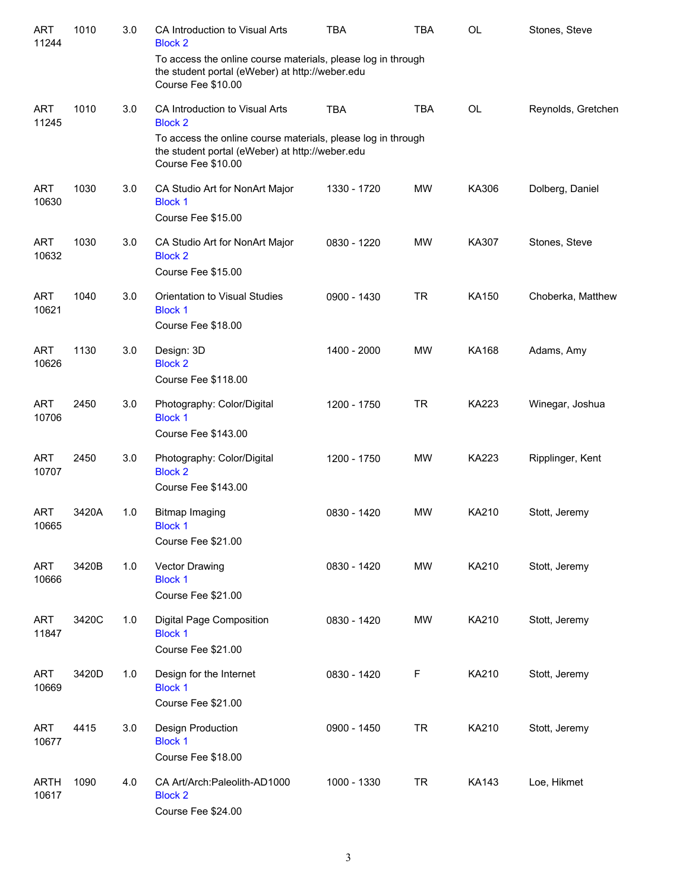| | | | | | | | |
|---|---|---|---|---|---|---|---|
| ART 11244 | 1010 | 3.0 | CA Introduction to Visual Arts<br>Block 2<br>To access the online course materials, please log in through the student portal (eWeber) at http://weber.edu<br>Course Fee $10.00 | TBA | TBA | OL | Stones, Steve |
| ART 11245 | 1010 | 3.0 | CA Introduction to Visual Arts<br>Block 2<br>To access the online course materials, please log in through the student portal (eWeber) at http://weber.edu<br>Course Fee $10.00 | TBA | TBA | OL | Reynolds, Gretchen |
| ART 10630 | 1030 | 3.0 | CA Studio Art for NonArt Major<br>Block 1<br>Course Fee $15.00 | 1330 - 1720 | MW | KA306 | Dolberg, Daniel |
| ART 10632 | 1030 | 3.0 | CA Studio Art for NonArt Major<br>Block 2<br>Course Fee $15.00 | 0830 - 1220 | MW | KA307 | Stones, Steve |
| ART 10621 | 1040 | 3.0 | Orientation to Visual Studies<br>Block 1<br>Course Fee $18.00 | 0900 - 1430 | TR | KA150 | Choberka, Matthew |
| ART 10626 | 1130 | 3.0 | Design: 3D<br>Block 2<br>Course Fee $118.00 | 1400 - 2000 | MW | KA168 | Adams, Amy |
| ART 10706 | 2450 | 3.0 | Photography: Color/Digital<br>Block 1<br>Course Fee $143.00 | 1200 - 1750 | TR | KA223 | Winegar, Joshua |
| ART 10707 | 2450 | 3.0 | Photography: Color/Digital<br>Block 2<br>Course Fee $143.00 | 1200 - 1750 | MW | KA223 | Ripplinger, Kent |
| ART 10665 | 3420A | 1.0 | Bitmap Imaging<br>Block 1<br>Course Fee $21.00 | 0830 - 1420 | MW | KA210 | Stott, Jeremy |
| ART 10666 | 3420B | 1.0 | Vector Drawing<br>Block 1<br>Course Fee $21.00 | 0830 - 1420 | MW | KA210 | Stott, Jeremy |
| ART 11847 | 3420C | 1.0 | Digital Page Composition<br>Block 1<br>Course Fee $21.00 | 0830 - 1420 | MW | KA210 | Stott, Jeremy |
| ART 10669 | 3420D | 1.0 | Design for the Internet<br>Block 1<br>Course Fee $21.00 | 0830 - 1420 | F | KA210 | Stott, Jeremy |
| ART 10677 | 4415 | 3.0 | Design Production<br>Block 1<br>Course Fee $18.00 | 0900 - 1450 | TR | KA210 | Stott, Jeremy |
| ARTH 10617 | 1090 | 4.0 | CA Art/Arch:Paleolith-AD1000<br>Block 2<br>Course Fee $24.00 | 1000 - 1330 | TR | KA143 | Loe, Hikmet |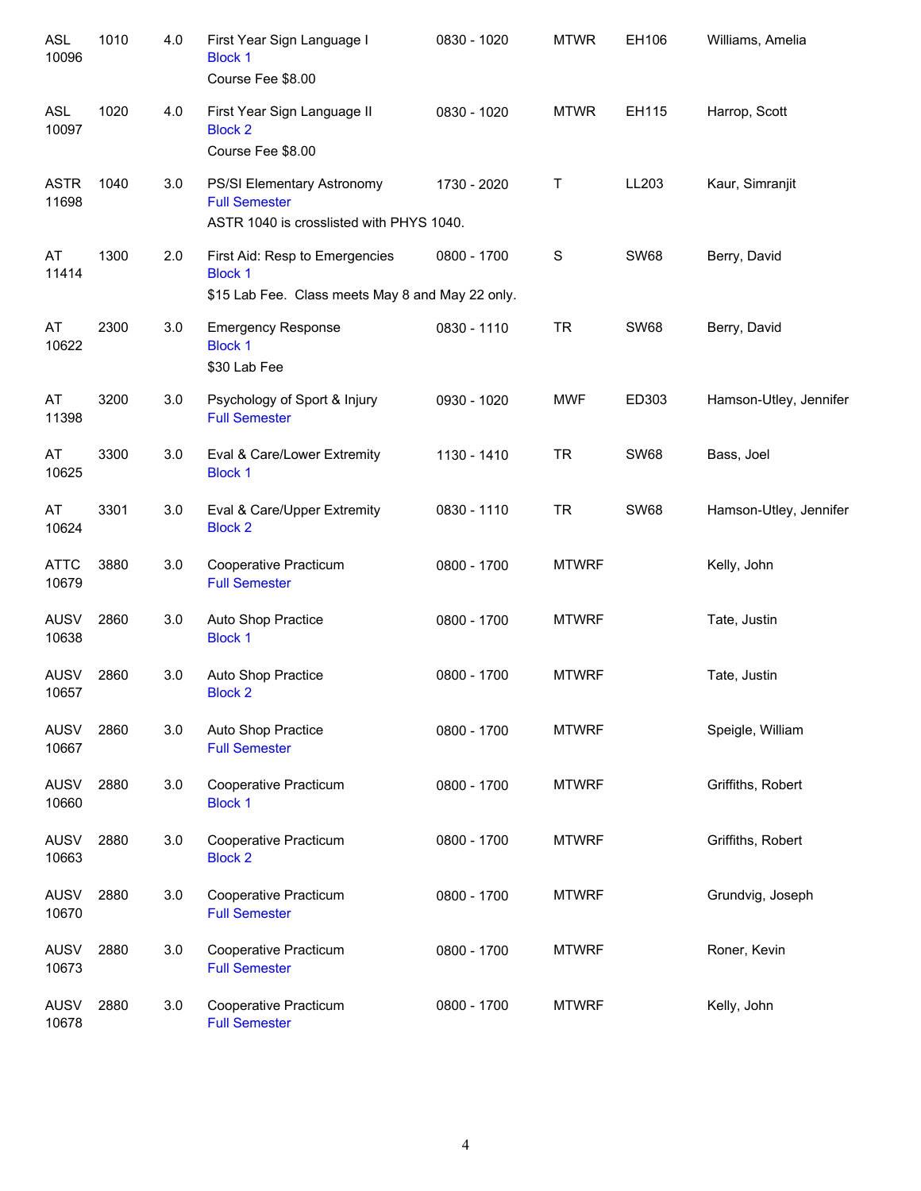| Subject / CRN | Course | Credits | Title | Time | Days | Room | Instructor |
|---|---|---|---|---|---|---|---|
| ASL 10096 | 1010 | 4.0 | First Year Sign Language I<br>Block 1<br>Course Fee $8.00 | 0830 - 1020 | MTWR | EH106 | Williams, Amelia |
| ASL 10097 | 1020 | 4.0 | First Year Sign Language II<br>Block 2<br>Course Fee $8.00 | 0830 - 1020 | MTWR | EH115 | Harrop, Scott |
| ASTR 11698 | 1040 | 3.0 | PS/SI Elementary Astronomy<br>Full Semester<br>ASTR 1040 is crosslisted with PHYS 1040. | 1730 - 2020 | T | LL203 | Kaur, Simranjit |
| AT 11414 | 1300 | 2.0 | First Aid: Resp to Emergencies<br>Block 1<br>$15 Lab Fee. Class meets May 8 and May 22 only. | 0800 - 1700 | S | SW68 | Berry, David |
| AT 10622 | 2300 | 3.0 | Emergency Response<br>Block 1<br>$30 Lab Fee | 0830 - 1110 | TR | SW68 | Berry, David |
| AT 11398 | 3200 | 3.0 | Psychology of Sport & Injury<br>Full Semester | 0930 - 1020 | MWF | ED303 | Hamson-Utley, Jennifer |
| AT 10625 | 3300 | 3.0 | Eval & Care/Lower Extremity<br>Block 1 | 1130 - 1410 | TR | SW68 | Bass, Joel |
| AT 10624 | 3301 | 3.0 | Eval & Care/Upper Extremity<br>Block 2 | 0830 - 1110 | TR | SW68 | Hamson-Utley, Jennifer |
| ATTC 10679 | 3880 | 3.0 | Cooperative Practicum<br>Full Semester | 0800 - 1700 | MTWRF | | Kelly, John |
| AUSV 10638 | 2860 | 3.0 | Auto Shop Practice<br>Block 1 | 0800 - 1700 | MTWRF | | Tate, Justin |
| AUSV 10657 | 2860 | 3.0 | Auto Shop Practice<br>Block 2 | 0800 - 1700 | MTWRF | | Tate, Justin |
| AUSV 10667 | 2860 | 3.0 | Auto Shop Practice<br>Full Semester | 0800 - 1700 | MTWRF | | Speigle, William |
| AUSV 10660 | 2880 | 3.0 | Cooperative Practicum<br>Block 1 | 0800 - 1700 | MTWRF | | Griffiths, Robert |
| AUSV 10663 | 2880 | 3.0 | Cooperative Practicum<br>Block 2 | 0800 - 1700 | MTWRF | | Griffiths, Robert |
| AUSV 10670 | 2880 | 3.0 | Cooperative Practicum<br>Full Semester | 0800 - 1700 | MTWRF | | Grundvig, Joseph |
| AUSV 10673 | 2880 | 3.0 | Cooperative Practicum<br>Full Semester | 0800 - 1700 | MTWRF | | Roner, Kevin |
| AUSV 10678 | 2880 | 3.0 | Cooperative Practicum<br>Full Semester | 0800 - 1700 | MTWRF | | Kelly, John |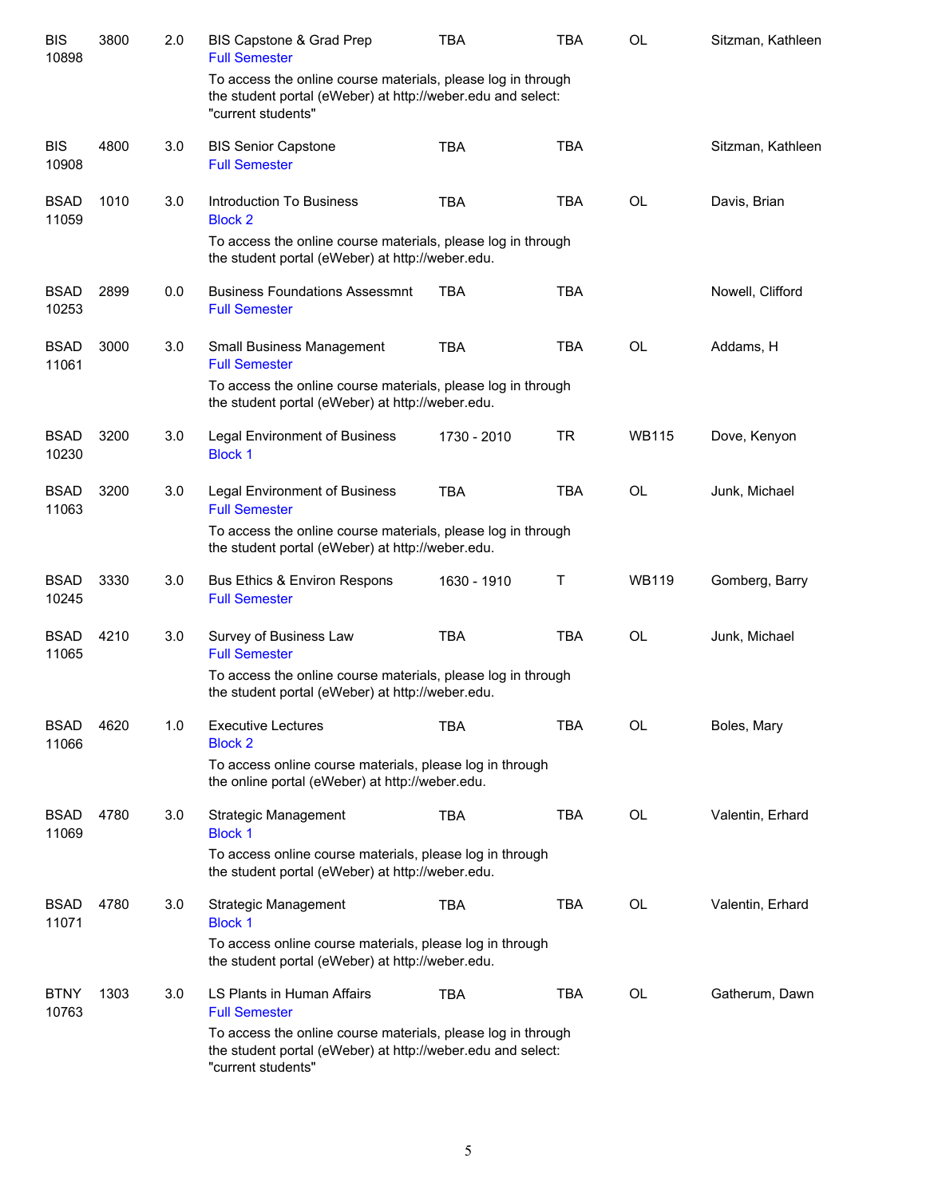| Subject | Course | Credits | Title | Time | Days | Room | Instructor |
|---|---|---|---|---|---|---|---|
| BIS 10898 | 3800 | 2.0 | BIS Capstone & Grad Prep<br>Full Semester<br>To access the online course materials, please log in through the student portal (eWeber) at http://weber.edu and select: "current students" | TBA | TBA | OL | Sitzman, Kathleen |
| BIS 10908 | 4800 | 3.0 | BIS Senior Capstone<br>Full Semester | TBA | TBA | | Sitzman, Kathleen |
| BSAD 11059 | 1010 | 3.0 | Introduction To Business<br>Block 2<br>To access the online course materials, please log in through the student portal (eWeber) at http://weber.edu. | TBA | TBA | OL | Davis, Brian |
| BSAD 10253 | 2899 | 0.0 | Business Foundations Assessmnt<br>Full Semester | TBA | TBA | | Nowell, Clifford |
| BSAD 11061 | 3000 | 3.0 | Small Business Management<br>Full Semester<br>To access the online course materials, please log in through the student portal (eWeber) at http://weber.edu. | TBA | TBA | OL | Addams, H |
| BSAD 10230 | 3200 | 3.0 | Legal Environment of Business<br>Block 1 | 1730 - 2010 | TR | WB115 | Dove, Kenyon |
| BSAD 11063 | 3200 | 3.0 | Legal Environment of Business<br>Full Semester<br>To access the online course materials, please log in through the student portal (eWeber) at http://weber.edu. | TBA | TBA | OL | Junk, Michael |
| BSAD 10245 | 3330 | 3.0 | Bus Ethics & Environ Respons<br>Full Semester | 1630 - 1910 | T | WB119 | Gomberg, Barry |
| BSAD 11065 | 4210 | 3.0 | Survey of Business Law<br>Full Semester<br>To access the online course materials, please log in through the student portal (eWeber) at http://weber.edu. | TBA | TBA | OL | Junk, Michael |
| BSAD 11066 | 4620 | 1.0 | Executive Lectures<br>Block 2<br>To access online course materials, please log in through the online portal (eWeber) at http://weber.edu. | TBA | TBA | OL | Boles, Mary |
| BSAD 11069 | 4780 | 3.0 | Strategic Management<br>Block 1<br>To access online course materials, please log in through the student portal (eWeber) at http://weber.edu. | TBA | TBA | OL | Valentin, Erhard |
| BSAD 11071 | 4780 | 3.0 | Strategic Management<br>Block 1<br>To access online course materials, please log in through the student portal (eWeber) at http://weber.edu. | TBA | TBA | OL | Valentin, Erhard |
| BTNY 10763 | 1303 | 3.0 | LS Plants in Human Affairs<br>Full Semester<br>To access the online course materials, please log in through the student portal (eWeber) at http://weber.edu and select: "current students" | TBA | TBA | OL | Gatherum, Dawn |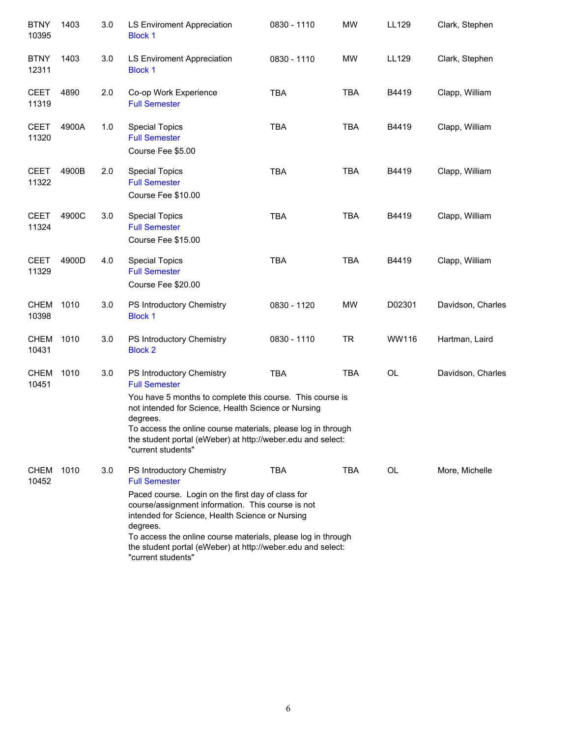| | | | | | | | |
|---|---|---|---|---|---|---|---|
| BTNY 10395 | 1403 | 3.0 | LS Enviroment Appreciation<br>Block 1 | 0830 - 1110 | MW | LL129 | Clark, Stephen |
| BTNY 12311 | 1403 | 3.0 | LS Enviroment Appreciation<br>Block 1 | 0830 - 1110 | MW | LL129 | Clark, Stephen |
| CEET 11319 | 4890 | 2.0 | Co-op Work Experience<br>Full Semester | TBA | TBA | B4419 | Clapp, William |
| CEET 11320 | 4900A | 1.0 | Special Topics<br>Full Semester<br>Course Fee $5.00 | TBA | TBA | B4419 | Clapp, William |
| CEET 11322 | 4900B | 2.0 | Special Topics<br>Full Semester<br>Course Fee $10.00 | TBA | TBA | B4419 | Clapp, William |
| CEET 11324 | 4900C | 3.0 | Special Topics<br>Full Semester<br>Course Fee $15.00 | TBA | TBA | B4419 | Clapp, William |
| CEET 11329 | 4900D | 4.0 | Special Topics<br>Full Semester<br>Course Fee $20.00 | TBA | TBA | B4419 | Clapp, William |
| CHEM 10398 | 1010 | 3.0 | PS Introductory Chemistry<br>Block 1 | 0830 - 1120 | MW | D02301 | Davidson, Charles |
| CHEM 10431 | 1010 | 3.0 | PS Introductory Chemistry<br>Block 2 | 0830 - 1110 | TR | WW116 | Hartman, Laird |
| CHEM 10451 | 1010 | 3.0 | PS Introductory Chemistry<br>Full Semester<br>You have 5 months to complete this course. This course is not intended for Science, Health Science or Nursing degrees.<br>To access the online course materials, please log in through the student portal (eWeber) at http://weber.edu and select: "current students" | TBA | TBA | OL | Davidson, Charles |
| CHEM 10452 | 1010 | 3.0 | PS Introductory Chemistry<br>Full Semester<br>Paced course. Login on the first day of class for course/assignment information. This course is not intended for Science, Health Science or Nursing degrees.<br>To access the online course materials, please log in through the student portal (eWeber) at http://weber.edu and select: "current students" | TBA | TBA | OL | More, Michelle |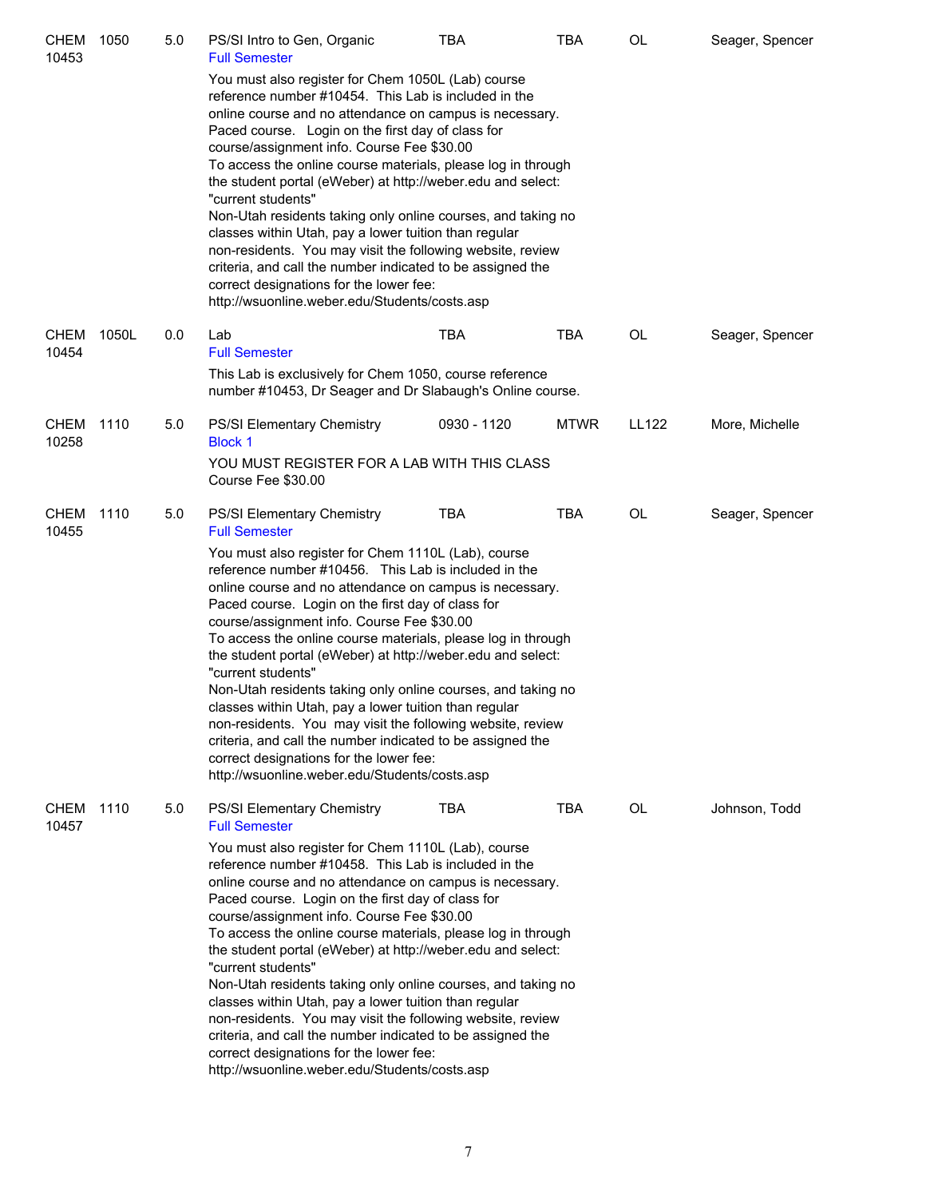| | | | | | | | |
|---|---|---|---|---|---|---|---|
| CHEM 10453 | 1050 | 5.0 | PS/SI Intro to Gen, Organic<br>Full Semester | TBA | TBA | OL | Seager, Spencer |

You must also register for Chem 1050L (Lab) course reference number #10454. This Lab is included in the online course and no attendance on campus is necessary. Paced course. Login on the first day of class for course/assignment info. Course Fee $30.00
To access the online course materials, please log in through the student portal (eWeber) at http://weber.edu and select: "current students"
Non-Utah residents taking only online courses, and taking no classes within Utah, pay a lower tuition than regular non-residents. You may visit the following website, review criteria, and call the number indicated to be assigned the correct designations for the lower fee: http://wsuonline.weber.edu/Students/costs.asp

| | | | | | | | |
|---|---|---|---|---|---|---|---|
| CHEM 10454 | 1050L | 0.0 | Lab<br>Full Semester | TBA | TBA | OL | Seager, Spencer |

This Lab is exclusively for Chem 1050, course reference number #10453, Dr Seager and Dr Slabaugh's Online course.

| | | | | | | | |
|---|---|---|---|---|---|---|---|
| CHEM 10258 | 1110 | 5.0 | PS/SI Elementary Chemistry<br>Block 1 | 0930 - 1120 | MTWR | LL122 | More, Michelle |

YOU MUST REGISTER FOR A LAB WITH THIS CLASS
Course Fee $30.00

| | | | | | | | |
|---|---|---|---|---|---|---|---|
| CHEM 10455 | 1110 | 5.0 | PS/SI Elementary Chemistry<br>Full Semester | TBA | TBA | OL | Seager, Spencer |

You must also register for Chem 1110L (Lab), course reference number #10456. This Lab is included in the online course and no attendance on campus is necessary. Paced course. Login on the first day of class for course/assignment info. Course Fee $30.00
To access the online course materials, please log in through the student portal (eWeber) at http://weber.edu and select: "current students"
Non-Utah residents taking only online courses, and taking no classes within Utah, pay a lower tuition than regular non-residents. You may visit the following website, review criteria, and call the number indicated to be assigned the correct designations for the lower fee: http://wsuonline.weber.edu/Students/costs.asp

| | | | | | | | |
|---|---|---|---|---|---|---|---|
| CHEM 10457 | 1110 | 5.0 | PS/SI Elementary Chemistry<br>Full Semester | TBA | TBA | OL | Johnson, Todd |

You must also register for Chem 1110L (Lab), course reference number #10458. This Lab is included in the online course and no attendance on campus is necessary. Paced course. Login on the first day of class for course/assignment info. Course Fee $30.00
To access the online course materials, please log in through the student portal (eWeber) at http://weber.edu and select: "current students"
Non-Utah residents taking only online courses, and taking no classes within Utah, pay a lower tuition than regular non-residents. You may visit the following website, review criteria, and call the number indicated to be assigned the correct designations for the lower fee: http://wsuonline.weber.edu/Students/costs.asp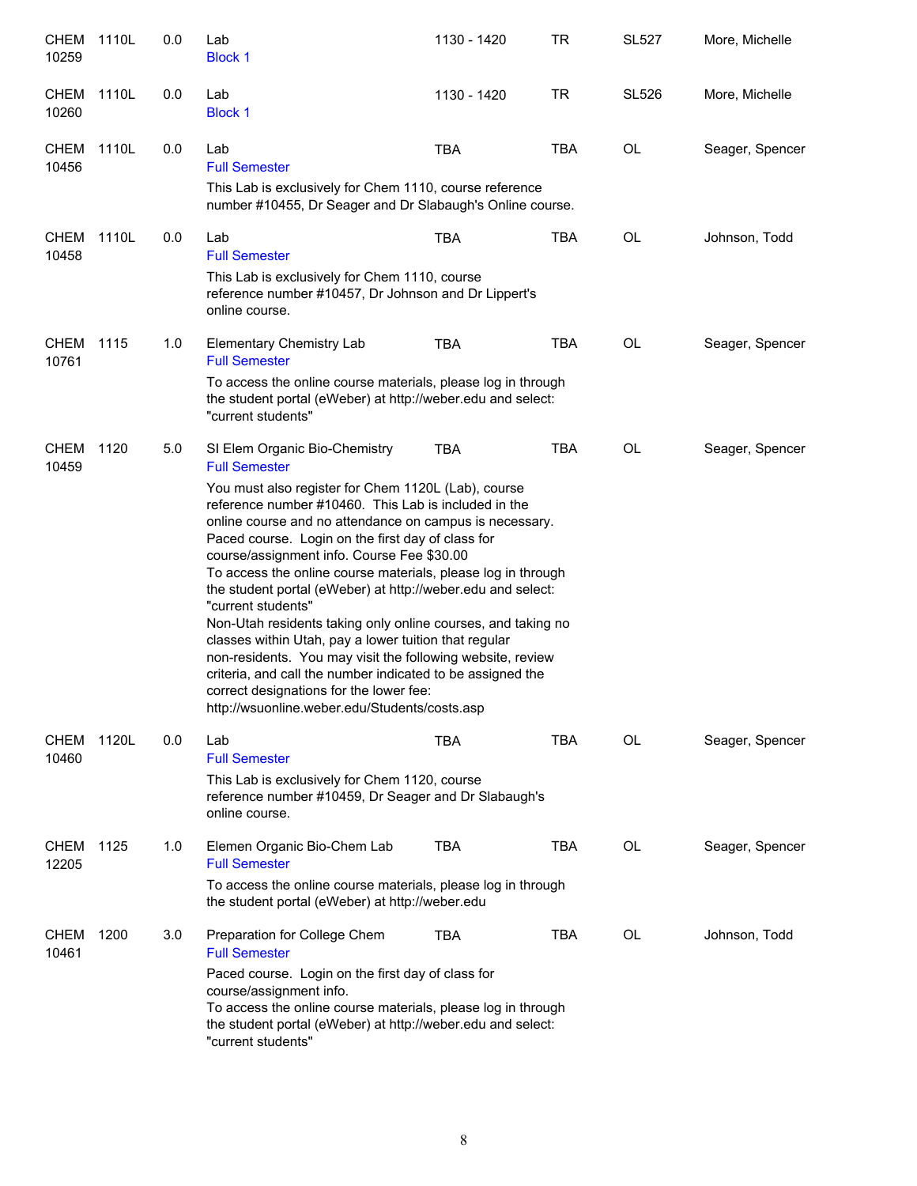| Course | Number | Credits | Title | Time | Days | Room | Instructor |
|---|---|---|---|---|---|---|---|
| CHEM 10259 | 1110L | 0.0 | Lab<br>Block 1 | 1130 - 1420 | TR | SL527 | More, Michelle |
| CHEM 10260 | 1110L | 0.0 | Lab<br>Block 1 | 1130 - 1420 | TR | SL526 | More, Michelle |
| CHEM 10456 | 1110L | 0.0 | Lab<br>Full Semester<br>This Lab is exclusively for Chem 1110, course reference number #10455, Dr Seager and Dr Slabaugh's Online course. | TBA | TBA | OL | Seager, Spencer |
| CHEM 10458 | 1110L | 0.0 | Lab<br>Full Semester<br>This Lab is exclusively for Chem 1110, course reference number #10457, Dr Johnson and Dr Lippert's online course. | TBA | TBA | OL | Johnson, Todd |
| CHEM 10761 | 1115 | 1.0 | Elementary Chemistry Lab<br>Full Semester<br>To access the online course materials, please log in through the student portal (eWeber) at http://weber.edu and select: "current students" | TBA | TBA | OL | Seager, Spencer |
| CHEM 10459 | 1120 | 5.0 | SI Elem Organic Bio-Chemistry<br>Full Semester<br>You must also register for Chem 1120L (Lab), course reference number #10460. This Lab is included in the online course and no attendance on campus is necessary. Paced course. Login on the first day of class for course/assignment info. Course Fee $30.00<br>To access the online course materials, please log in through the student portal (eWeber) at http://weber.edu and select: "current students"<br>Non-Utah residents taking only online courses, and taking no classes within Utah, pay a lower tuition that regular non-residents. You may visit the following website, review criteria, and call the number indicated to be assigned the correct designations for the lower fee: http://wsuonline.weber.edu/Students/costs.asp | TBA | TBA | OL | Seager, Spencer |
| CHEM 10460 | 1120L | 0.0 | Lab<br>Full Semester<br>This Lab is exclusively for Chem 1120, course reference number #10459, Dr Seager and Dr Slabaugh's online course. | TBA | TBA | OL | Seager, Spencer |
| CHEM 12205 | 1125 | 1.0 | Elemen Organic Bio-Chem Lab<br>Full Semester<br>To access the online course materials, please log in through the student portal (eWeber) at http://weber.edu | TBA | TBA | OL | Seager, Spencer |
| CHEM 10461 | 1200 | 3.0 | Preparation for College Chem<br>Full Semester<br>Paced course. Login on the first day of class for course/assignment info.<br>To access the online course materials, please log in through the student portal (eWeber) at http://weber.edu and select: "current students" | TBA | TBA | OL | Johnson, Todd |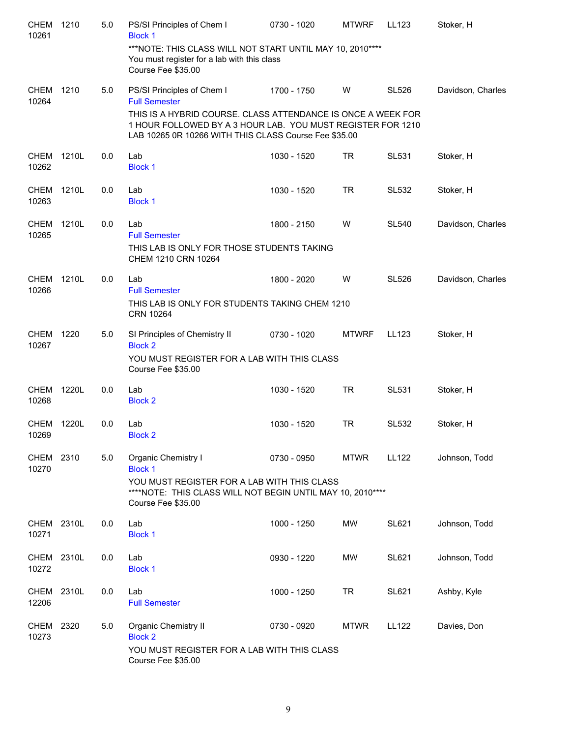| Subject / CRN | Course | Credits | Title | Time | Days | Room | Instructor |
|---|---|---|---|---|---|---|---|
| CHEM 10261 | 1210 | 5.0 | PS/SI Principles of Chem I<br>Block 1<br>***NOTE: THIS CLASS WILL NOT START UNTIL MAY 10, 2010****<br>You must register for a lab with this class<br>Course Fee $35.00 | 0730 - 1020 | MTWRF | LL123 | Stoker, H |
| CHEM 10264 | 1210 | 5.0 | PS/SI Principles of Chem I<br>Full Semester<br>THIS IS A HYBRID COURSE. CLASS ATTENDANCE IS ONCE A WEEK FOR 1 HOUR FOLLOWED BY A 3 HOUR LAB. YOU MUST REGISTER FOR 1210 LAB 10265 0R 10266 WITH THIS CLASS Course Fee $35.00 | 1700 - 1750 | W | SL526 | Davidson, Charles |
| CHEM 10262 | 1210L | 0.0 | Lab<br>Block 1 | 1030 - 1520 | TR | SL531 | Stoker, H |
| CHEM 10263 | 1210L | 0.0 | Lab<br>Block 1 | 1030 - 1520 | TR | SL532 | Stoker, H |
| CHEM 10265 | 1210L | 0.0 | Lab<br>Full Semester<br>THIS LAB IS ONLY FOR THOSE STUDENTS TAKING CHEM 1210 CRN 10264 | 1800 - 2150 | W | SL540 | Davidson, Charles |
| CHEM 10266 | 1210L | 0.0 | Lab<br>Full Semester<br>THIS LAB IS ONLY FOR STUDENTS TAKING CHEM 1210 CRN 10264 | 1800 - 2020 | W | SL526 | Davidson, Charles |
| CHEM 10267 | 1220 | 5.0 | SI Principles of Chemistry II<br>Block 2<br>YOU MUST REGISTER FOR A LAB WITH THIS CLASS<br>Course Fee $35.00 | 0730 - 1020 | MTWRF | LL123 | Stoker, H |
| CHEM 10268 | 1220L | 0.0 | Lab<br>Block 2 | 1030 - 1520 | TR | SL531 | Stoker, H |
| CHEM 10269 | 1220L | 0.0 | Lab<br>Block 2 | 1030 - 1520 | TR | SL532 | Stoker, H |
| CHEM 10270 | 2310 | 5.0 | Organic Chemistry I<br>Block 1<br>YOU MUST REGISTER FOR A LAB WITH THIS CLASS<br>****NOTE: THIS CLASS WILL NOT BEGIN UNTIL MAY 10, 2010****<br>Course Fee $35.00 | 0730 - 0950 | MTWR | LL122 | Johnson, Todd |
| CHEM 10271 | 2310L | 0.0 | Lab<br>Block 1 | 1000 - 1250 | MW | SL621 | Johnson, Todd |
| CHEM 10272 | 2310L | 0.0 | Lab<br>Block 1 | 0930 - 1220 | MW | SL621 | Johnson, Todd |
| CHEM 12206 | 2310L | 0.0 | Lab<br>Full Semester | 1000 - 1250 | TR | SL621 | Ashby, Kyle |
| CHEM 10273 | 2320 | 5.0 | Organic Chemistry II<br>Block 2<br>YOU MUST REGISTER FOR A LAB WITH THIS CLASS<br>Course Fee $35.00 | 0730 - 0920 | MTWR | LL122 | Davies, Don |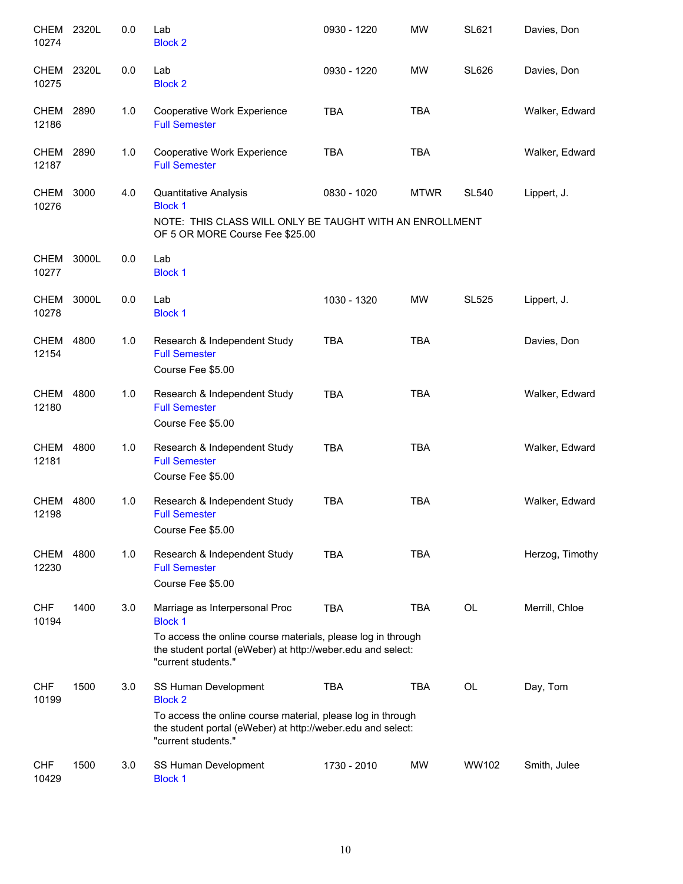| Course | | Credits | Title | Time | Days | Room | Instructor |
|---|---|---|---|---|---|---|---|
| CHEM 10274 | 2320L | 0.0 | Lab<br>Block 2 | 0930 - 1220 | MW | SL621 | Davies, Don |
| CHEM 10275 | 2320L | 0.0 | Lab<br>Block 2 | 0930 - 1220 | MW | SL626 | Davies, Don |
| CHEM 12186 | 2890 | 1.0 | Cooperative Work Experience<br>Full Semester | TBA | TBA | | Walker, Edward |
| CHEM 12187 | 2890 | 1.0 | Cooperative Work Experience<br>Full Semester | TBA | TBA | | Walker, Edward |
| CHEM 10276 | 3000 | 4.0 | Quantitative Analysis<br>Block 1<br>NOTE: THIS CLASS WILL ONLY BE TAUGHT WITH AN ENROLLMENT OF 5 OR MORE Course Fee $25.00 | 0830 - 1020 | MTWR | SL540 | Lippert, J. |
| CHEM 10277 | 3000L | 0.0 | Lab<br>Block 1 | | | | |
| CHEM 10278 | 3000L | 0.0 | Lab<br>Block 1 | 1030 - 1320 | MW | SL525 | Lippert, J. |
| CHEM 12154 | 4800 | 1.0 | Research & Independent Study<br>Full Semester<br>Course Fee $5.00 | TBA | TBA | | Davies, Don |
| CHEM 12180 | 4800 | 1.0 | Research & Independent Study<br>Full Semester<br>Course Fee $5.00 | TBA | TBA | | Walker, Edward |
| CHEM 12181 | 4800 | 1.0 | Research & Independent Study<br>Full Semester<br>Course Fee $5.00 | TBA | TBA | | Walker, Edward |
| CHEM 12198 | 4800 | 1.0 | Research & Independent Study<br>Full Semester<br>Course Fee $5.00 | TBA | TBA | | Walker, Edward |
| CHEM 12230 | 4800 | 1.0 | Research & Independent Study<br>Full Semester<br>Course Fee $5.00 | TBA | TBA | | Herzog, Timothy |
| CHF 10194 | 1400 | 3.0 | Marriage as Interpersonal Proc<br>Block 1<br>To access the online course materials, please log in through the student portal (eWeber) at http://weber.edu and select: "current students." | TBA | TBA | OL | Merrill, Chloe |
| CHF 10199 | 1500 | 3.0 | SS Human Development<br>Block 2<br>To access the online course material, please log in through the student portal (eWeber) at http://weber.edu and select: "current students." | TBA | TBA | OL | Day, Tom |
| CHF 10429 | 1500 | 3.0 | SS Human Development<br>Block 1 | 1730 - 2010 | MW | WW102 | Smith, Julee |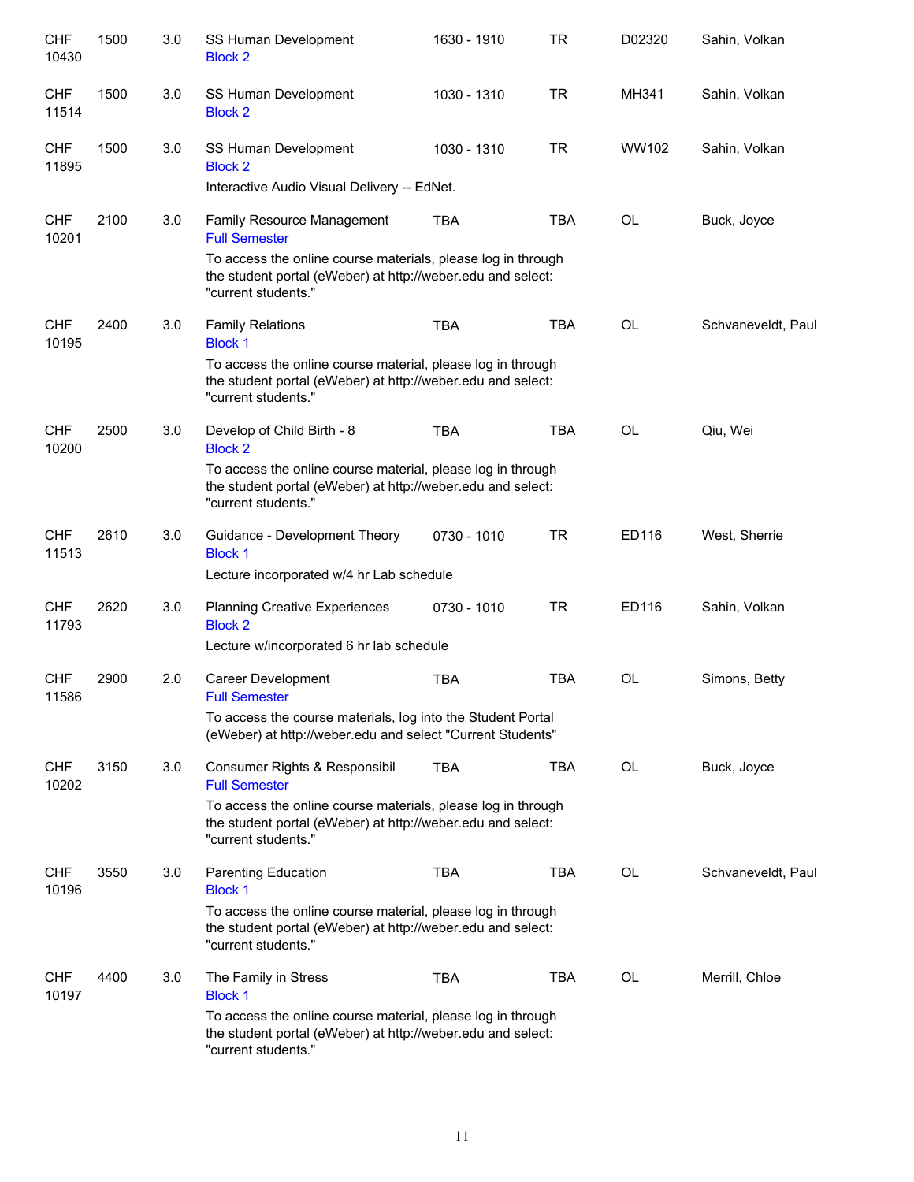| | | | | | | | |
|---|---|---|---|---|---|---|---|
| CHF 10430 | 1500 | 3.0 | SS Human Development<br>Block 2 | 1630 - 1910 | TR | D02320 | Sahin, Volkan |
| CHF 11514 | 1500 | 3.0 | SS Human Development<br>Block 2 | 1030 - 1310 | TR | MH341 | Sahin, Volkan |
| CHF 11895 | 1500 | 3.0 | SS Human Development<br>Block 2<br>Interactive Audio Visual Delivery -- EdNet. | 1030 - 1310 | TR | WW102 | Sahin, Volkan |
| CHF 10201 | 2100 | 3.0 | Family Resource Management<br>Full Semester<br>To access the online course materials, please log in through the student portal (eWeber) at http://weber.edu and select: "current students." | TBA | TBA | OL | Buck, Joyce |
| CHF 10195 | 2400 | 3.0 | Family Relations<br>Block 1<br>To access the online course material, please log in through the student portal (eWeber) at http://weber.edu and select: "current students." | TBA | TBA | OL | Schvaneveldt, Paul |
| CHF 10200 | 2500 | 3.0 | Develop of Child Birth - 8<br>Block 2<br>To access the online course material, please log in through the student portal (eWeber) at http://weber.edu and select: "current students." | TBA | TBA | OL | Qiu, Wei |
| CHF 11513 | 2610 | 3.0 | Guidance - Development Theory<br>Block 1<br>Lecture incorporated w/4 hr Lab schedule | 0730 - 1010 | TR | ED116 | West, Sherrie |
| CHF 11793 | 2620 | 3.0 | Planning Creative Experiences<br>Block 2<br>Lecture w/incorporated 6 hr lab schedule | 0730 - 1010 | TR | ED116 | Sahin, Volkan |
| CHF 11586 | 2900 | 2.0 | Career Development<br>Full Semester<br>To access the course materials, log into the Student Portal (eWeber) at http://weber.edu and select "Current Students" | TBA | TBA | OL | Simons, Betty |
| CHF 10202 | 3150 | 3.0 | Consumer Rights & Responsibil<br>Full Semester<br>To access the online course materials, please log in through the student portal (eWeber) at http://weber.edu and select: "current students." | TBA | TBA | OL | Buck, Joyce |
| CHF 10196 | 3550 | 3.0 | Parenting Education<br>Block 1<br>To access the online course material, please log in through the student portal (eWeber) at http://weber.edu and select: "current students." | TBA | TBA | OL | Schvaneveldt, Paul |
| CHF 10197 | 4400 | 3.0 | The Family in Stress<br>Block 1<br>To access the online course material, please log in through the student portal (eWeber) at http://weber.edu and select: "current students." | TBA | TBA | OL | Merrill, Chloe |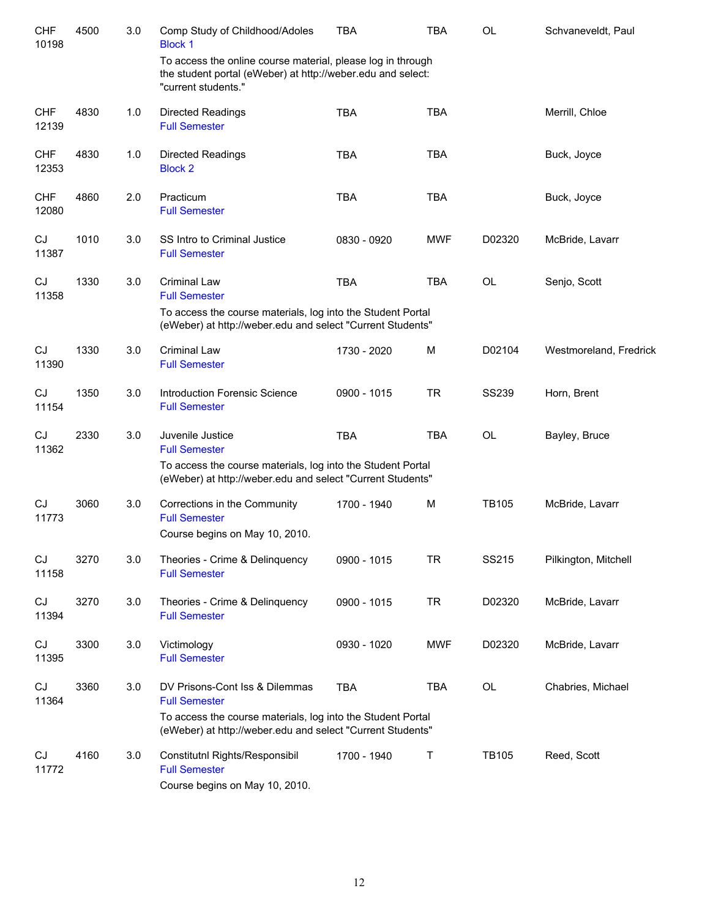| | | | | | | | |
|---|---|---|---|---|---|---|---|
| CHF 10198 | 4500 | 3.0 | Comp Study of Childhood/Adoles<br>Block 1<br>To access the online course material, please log in through the student portal (eWeber) at http://weber.edu and select: "current students." | TBA | TBA | OL | Schvaneveldt, Paul |
| CHF 12139 | 4830 | 1.0 | Directed Readings<br>Full Semester | TBA | TBA | | Merrill, Chloe |
| CHF 12353 | 4830 | 1.0 | Directed Readings<br>Block 2 | TBA | TBA | | Buck, Joyce |
| CHF 12080 | 4860 | 2.0 | Practicum<br>Full Semester | TBA | TBA | | Buck, Joyce |
| CJ 11387 | 1010 | 3.0 | SS Intro to Criminal Justice<br>Full Semester | 0830 - 0920 | MWF | D02320 | McBride, Lavarr |
| CJ 11358 | 1330 | 3.0 | Criminal Law<br>Full Semester<br>To access the course materials, log into the Student Portal (eWeber) at http://weber.edu and select "Current Students" | TBA | TBA | OL | Senjo, Scott |
| CJ 11390 | 1330 | 3.0 | Criminal Law<br>Full Semester | 1730 - 2020 | M | D02104 | Westmoreland, Fredrick |
| CJ 11154 | 1350 | 3.0 | Introduction Forensic Science<br>Full Semester | 0900 - 1015 | TR | SS239 | Horn, Brent |
| CJ 11362 | 2330 | 3.0 | Juvenile Justice<br>Full Semester<br>To access the course materials, log into the Student Portal (eWeber) at http://weber.edu and select "Current Students" | TBA | TBA | OL | Bayley, Bruce |
| CJ 11773 | 3060 | 3.0 | Corrections in the Community<br>Full Semester<br>Course begins on May 10, 2010. | 1700 - 1940 | M | TB105 | McBride, Lavarr |
| CJ 11158 | 3270 | 3.0 | Theories - Crime & Delinquency<br>Full Semester | 0900 - 1015 | TR | SS215 | Pilkington, Mitchell |
| CJ 11394 | 3270 | 3.0 | Theories - Crime & Delinquency<br>Full Semester | 0900 - 1015 | TR | D02320 | McBride, Lavarr |
| CJ 11395 | 3300 | 3.0 | Victimology<br>Full Semester | 0930 - 1020 | MWF | D02320 | McBride, Lavarr |
| CJ 11364 | 3360 | 3.0 | DV Prisons-Cont Iss & Dilemmas<br>Full Semester<br>To access the course materials, log into the Student Portal (eWeber) at http://weber.edu and select "Current Students" | TBA | TBA | OL | Chabries, Michael |
| CJ 11772 | 4160 | 3.0 | Constitutnl Rights/Responsibil<br>Full Semester<br>Course begins on May 10, 2010. | 1700 - 1940 | T | TB105 | Reed, Scott |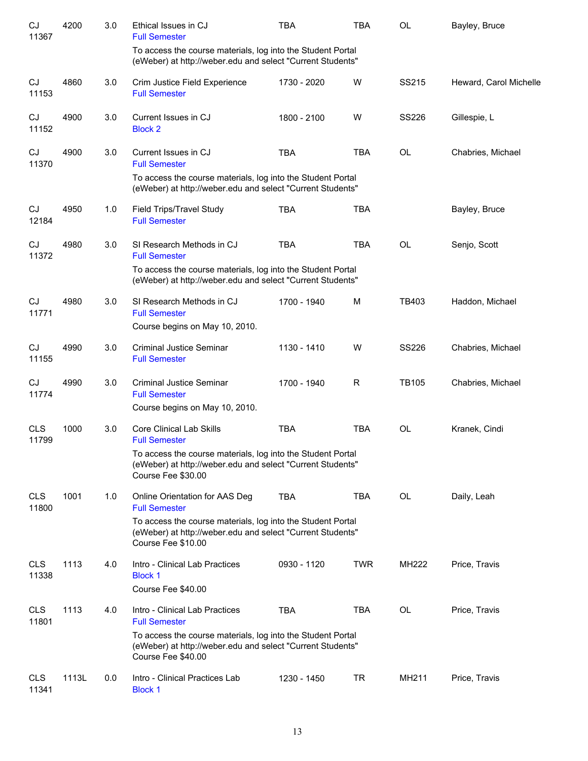| Subject / CRN | Course | Credits | Title | Time | Days | Room | Instructor |
|---|---|---|---|---|---|---|---|
| CJ 11367 | 4200 | 3.0 | Ethical Issues in CJ<br>Full Semester<br>To access the course materials, log into the Student Portal (eWeber) at http://weber.edu and select "Current Students" | TBA | TBA | OL | Bayley, Bruce |
| CJ 11153 | 4860 | 3.0 | Crim Justice Field Experience<br>Full Semester | 1730 - 2020 | W | SS215 | Heward, Carol Michelle |
| CJ 11152 | 4900 | 3.0 | Current Issues in CJ<br>Block 2 | 1800 - 2100 | W | SS226 | Gillespie, L |
| CJ 11370 | 4900 | 3.0 | Current Issues in CJ<br>Full Semester<br>To access the course materials, log into the Student Portal (eWeber) at http://weber.edu and select "Current Students" | TBA | TBA | OL | Chabries, Michael |
| CJ 12184 | 4950 | 1.0 | Field Trips/Travel Study<br>Full Semester | TBA | TBA | | Bayley, Bruce |
| CJ 11372 | 4980 | 3.0 | SI Research Methods in CJ<br>Full Semester<br>To access the course materials, log into the Student Portal (eWeber) at http://weber.edu and select "Current Students" | TBA | TBA | OL | Senjo, Scott |
| CJ 11771 | 4980 | 3.0 | SI Research Methods in CJ<br>Full Semester<br>Course begins on May 10, 2010. | 1700 - 1940 | M | TB403 | Haddon, Michael |
| CJ 11155 | 4990 | 3.0 | Criminal Justice Seminar<br>Full Semester | 1130 - 1410 | W | SS226 | Chabries, Michael |
| CJ 11774 | 4990 | 3.0 | Criminal Justice Seminar<br>Full Semester<br>Course begins on May 10, 2010. | 1700 - 1940 | R | TB105 | Chabries, Michael |
| CLS 11799 | 1000 | 3.0 | Core Clinical Lab Skills<br>Full Semester<br>To access the course materials, log into the Student Portal (eWeber) at http://weber.edu and select "Current Students"<br>Course Fee $30.00 | TBA | TBA | OL | Kranek, Cindi |
| CLS 11800 | 1001 | 1.0 | Online Orientation for AAS Deg<br>Full Semester<br>To access the course materials, log into the Student Portal (eWeber) at http://weber.edu and select "Current Students"<br>Course Fee $10.00 | TBA | TBA | OL | Daily, Leah |
| CLS 11338 | 1113 | 4.0 | Intro - Clinical Lab Practices<br>Block 1<br>Course Fee $40.00 | 0930 - 1120 | TWR | MH222 | Price, Travis |
| CLS 11801 | 1113 | 4.0 | Intro - Clinical Lab Practices<br>Full Semester<br>To access the course materials, log into the Student Portal (eWeber) at http://weber.edu and select "Current Students"<br>Course Fee $40.00 | TBA | TBA | OL | Price, Travis |
| CLS 11341 | 1113L | 0.0 | Intro - Clinical Practices Lab<br>Block 1 | 1230 - 1450 | TR | MH211 | Price, Travis |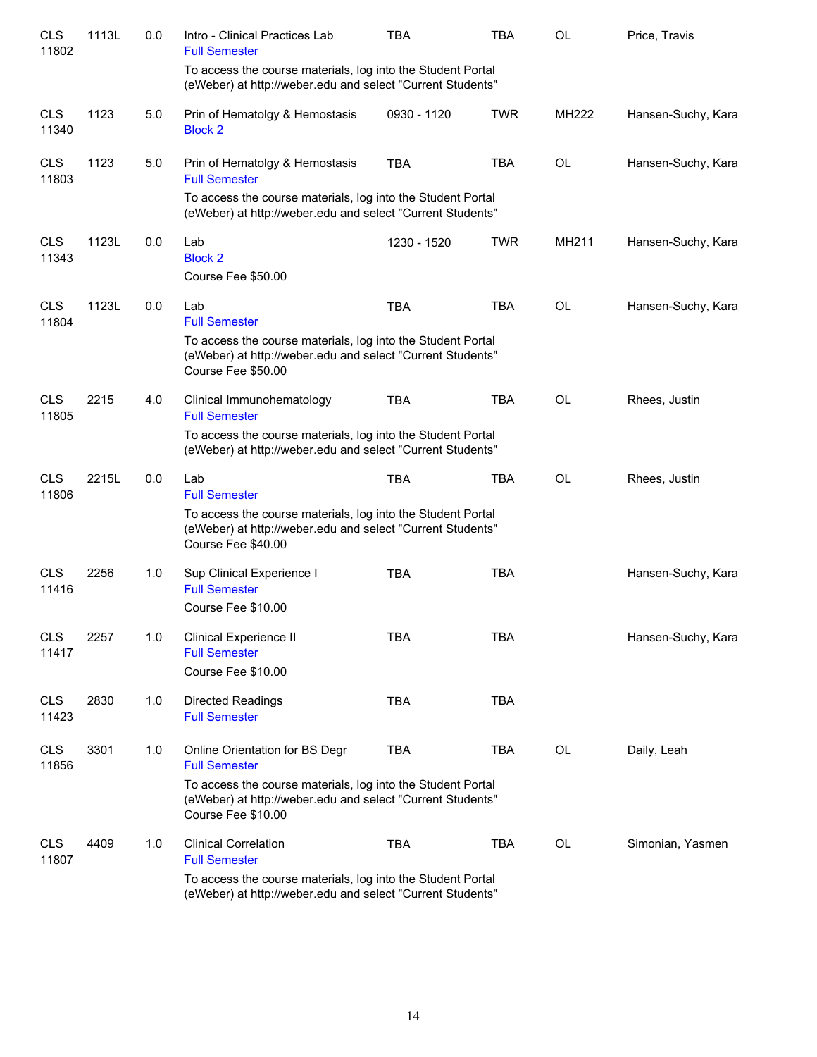| | | | | | | | |
|---|---|---|---|---|---|---|---|
| CLS 11802 | 1113L | 0.0 | Intro - Clinical Practices Lab<br>Full Semester<br>To access the course materials, log into the Student Portal (eWeber) at http://weber.edu and select "Current Students" | TBA | TBA | OL | Price, Travis |
| CLS 11340 | 1123 | 5.0 | Prin of Hematolgy & Hemostasis<br>Block 2 | 0930 - 1120 | TWR | MH222 | Hansen-Suchy, Kara |
| CLS 11803 | 1123 | 5.0 | Prin of Hematolgy & Hemostasis<br>Full Semester<br>To access the course materials, log into the Student Portal (eWeber) at http://weber.edu and select "Current Students" | TBA | TBA | OL | Hansen-Suchy, Kara |
| CLS 11343 | 1123L | 0.0 | Lab<br>Block 2<br>Course Fee $50.00 | 1230 - 1520 | TWR | MH211 | Hansen-Suchy, Kara |
| CLS 11804 | 1123L | 0.0 | Lab<br>Full Semester<br>To access the course materials, log into the Student Portal (eWeber) at http://weber.edu and select "Current Students" Course Fee $50.00 | TBA | TBA | OL | Hansen-Suchy, Kara |
| CLS 11805 | 2215 | 4.0 | Clinical Immunohematology<br>Full Semester<br>To access the course materials, log into the Student Portal (eWeber) at http://weber.edu and select "Current Students" | TBA | TBA | OL | Rhees, Justin |
| CLS 11806 | 2215L | 0.0 | Lab<br>Full Semester<br>To access the course materials, log into the Student Portal (eWeber) at http://weber.edu and select "Current Students" Course Fee $40.00 | TBA | TBA | OL | Rhees, Justin |
| CLS 11416 | 2256 | 1.0 | Sup Clinical Experience I<br>Full Semester<br>Course Fee $10.00 | TBA | TBA | | Hansen-Suchy, Kara |
| CLS 11417 | 2257 | 1.0 | Clinical Experience II<br>Full Semester<br>Course Fee $10.00 | TBA | TBA | | Hansen-Suchy, Kara |
| CLS 11423 | 2830 | 1.0 | Directed Readings<br>Full Semester | TBA | TBA | | |
| CLS 11856 | 3301 | 1.0 | Online Orientation for BS Degr<br>Full Semester<br>To access the course materials, log into the Student Portal (eWeber) at http://weber.edu and select "Current Students" Course Fee $10.00 | TBA | TBA | OL | Daily, Leah |
| CLS 11807 | 4409 | 1.0 | Clinical Correlation<br>Full Semester<br>To access the course materials, log into the Student Portal (eWeber) at http://weber.edu and select "Current Students" | TBA | TBA | OL | Simonian, Yasmen |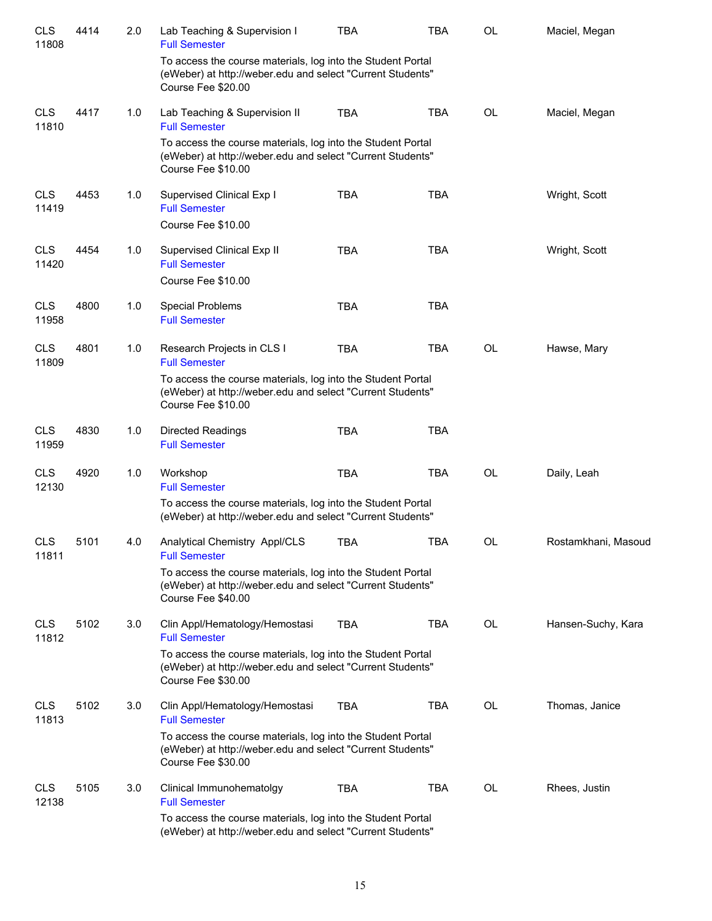| | | | | | | | |
|---|---|---|---|---|---|---|---|
| CLS 11808 | 4414 | 2.0 | Lab Teaching & Supervision I<br>Full Semester<br>To access the course materials, log into the Student Portal (eWeber) at http://weber.edu and select "Current Students"<br>Course Fee $20.00 | TBA | TBA | OL | Maciel, Megan |
| CLS 11810 | 4417 | 1.0 | Lab Teaching & Supervision II<br>Full Semester<br>To access the course materials, log into the Student Portal (eWeber) at http://weber.edu and select "Current Students"<br>Course Fee $10.00 | TBA | TBA | OL | Maciel, Megan |
| CLS 11419 | 4453 | 1.0 | Supervised Clinical Exp I<br>Full Semester<br>Course Fee $10.00 | TBA | TBA | | Wright, Scott |
| CLS 11420 | 4454 | 1.0 | Supervised Clinical Exp II<br>Full Semester<br>Course Fee $10.00 | TBA | TBA | | Wright, Scott |
| CLS 11958 | 4800 | 1.0 | Special Problems<br>Full Semester | TBA | TBA | | |
| CLS 11809 | 4801 | 1.0 | Research Projects in CLS I<br>Full Semester<br>To access the course materials, log into the Student Portal (eWeber) at http://weber.edu and select "Current Students"<br>Course Fee $10.00 | TBA | TBA | OL | Hawse, Mary |
| CLS 11959 | 4830 | 1.0 | Directed Readings<br>Full Semester | TBA | TBA | | |
| CLS 12130 | 4920 | 1.0 | Workshop<br>Full Semester<br>To access the course materials, log into the Student Portal (eWeber) at http://weber.edu and select "Current Students" | TBA | TBA | OL | Daily, Leah |
| CLS 11811 | 5101 | 4.0 | Analytical Chemistry Appl/CLS<br>Full Semester<br>To access the course materials, log into the Student Portal (eWeber) at http://weber.edu and select "Current Students"<br>Course Fee $40.00 | TBA | TBA | OL | Rostamkhani, Masoud |
| CLS 11812 | 5102 | 3.0 | Clin Appl/Hematology/Hemostasi<br>Full Semester<br>To access the course materials, log into the Student Portal (eWeber) at http://weber.edu and select "Current Students"<br>Course Fee $30.00 | TBA | TBA | OL | Hansen-Suchy, Kara |
| CLS 11813 | 5102 | 3.0 | Clin Appl/Hematology/Hemostasi<br>Full Semester<br>To access the course materials, log into the Student Portal (eWeber) at http://weber.edu and select "Current Students"<br>Course Fee $30.00 | TBA | TBA | OL | Thomas, Janice |
| CLS 12138 | 5105 | 3.0 | Clinical Immunohematolgy<br>Full Semester<br>To access the course materials, log into the Student Portal (eWeber) at http://weber.edu and select "Current Students" | TBA | TBA | OL | Rhees, Justin |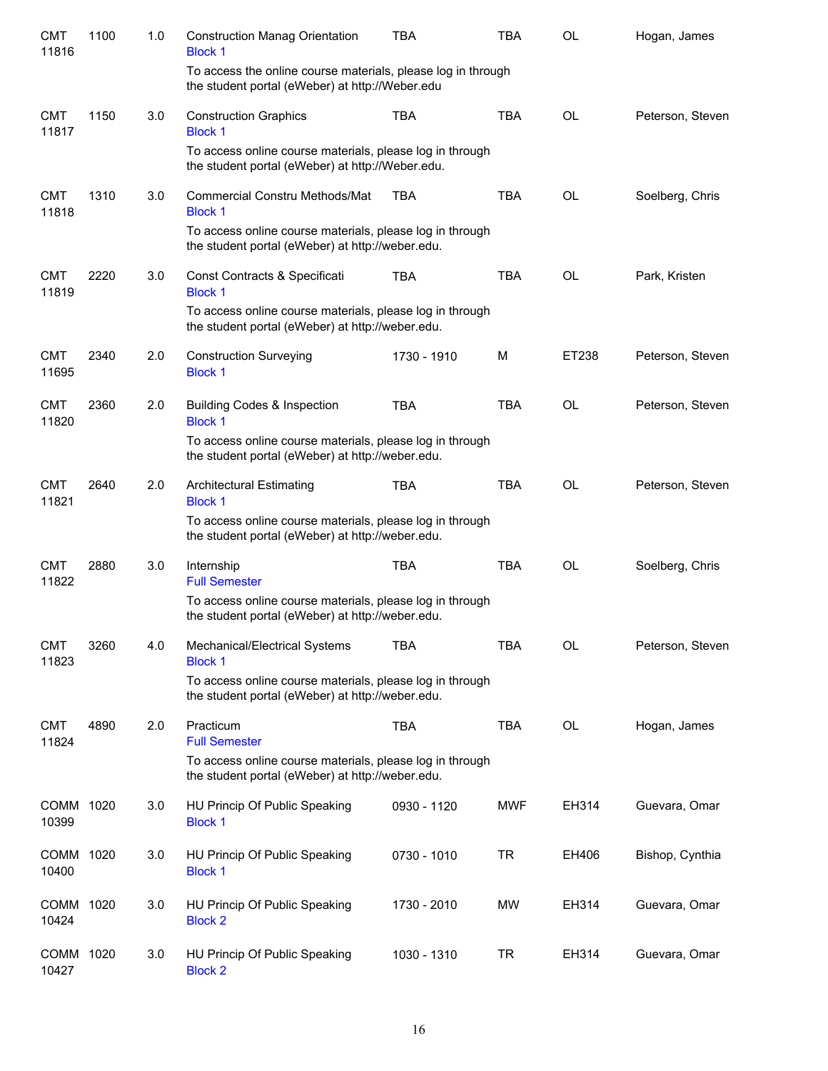| | | | | | | | |
|---|---|---|---|---|---|---|---|
| CMT 11816 | 1100 | 1.0 | Construction Manag Orientation<br>Block 1 | TBA | TBA | OL | Hogan, James |
| | | | To access the online course materials, please log in through the student portal (eWeber) at http://Weber.edu | | | | |
| CMT 11817 | 1150 | 3.0 | Construction Graphics<br>Block 1 | TBA | TBA | OL | Peterson, Steven |
| | | | To access online course materials, please log in through the student portal (eWeber) at http://Weber.edu. | | | | |
| CMT 11818 | 1310 | 3.0 | Commercial Constru Methods/Mat<br>Block 1 | TBA | TBA | OL | Soelberg, Chris |
| | | | To access online course materials, please log in through the student portal (eWeber) at http://weber.edu. | | | | |
| CMT 11819 | 2220 | 3.0 | Const Contracts & Specificati<br>Block 1 | TBA | TBA | OL | Park, Kristen |
| | | | To access online course materials, please log in through the student portal (eWeber) at http://weber.edu. | | | | |
| CMT 11695 | 2340 | 2.0 | Construction Surveying<br>Block 1 | 1730 - 1910 | M | ET238 | Peterson, Steven |
| CMT 11820 | 2360 | 2.0 | Building Codes & Inspection<br>Block 1 | TBA | TBA | OL | Peterson, Steven |
| | | | To access online course materials, please log in through the student portal (eWeber) at http://weber.edu. | | | | |
| CMT 11821 | 2640 | 2.0 | Architectural Estimating<br>Block 1 | TBA | TBA | OL | Peterson, Steven |
| | | | To access online course materials, please log in through the student portal (eWeber) at http://weber.edu. | | | | |
| CMT 11822 | 2880 | 3.0 | Internship<br>Full Semester | TBA | TBA | OL | Soelberg, Chris |
| | | | To access online course materials, please log in through the student portal (eWeber) at http://weber.edu. | | | | |
| CMT 11823 | 3260 | 4.0 | Mechanical/Electrical Systems<br>Block 1 | TBA | TBA | OL | Peterson, Steven |
| | | | To access online course materials, please log in through the student portal (eWeber) at http://weber.edu. | | | | |
| CMT 11824 | 4890 | 2.0 | Practicum<br>Full Semester | TBA | TBA | OL | Hogan, James |
| | | | To access online course materials, please log in through the student portal (eWeber) at http://weber.edu. | | | | |
| COMM 10399 | 1020 | 3.0 | HU Princip Of Public Speaking<br>Block 1 | 0930 - 1120 | MWF | EH314 | Guevara, Omar |
| COMM 10400 | 1020 | 3.0 | HU Princip Of Public Speaking<br>Block 1 | 0730 - 1010 | TR | EH406 | Bishop, Cynthia |
| COMM 10424 | 1020 | 3.0 | HU Princip Of Public Speaking<br>Block 2 | 1730 - 2010 | MW | EH314 | Guevara, Omar |
| COMM 10427 | 1020 | 3.0 | HU Princip Of Public Speaking<br>Block 2 | 1030 - 1310 | TR | EH314 | Guevara, Omar |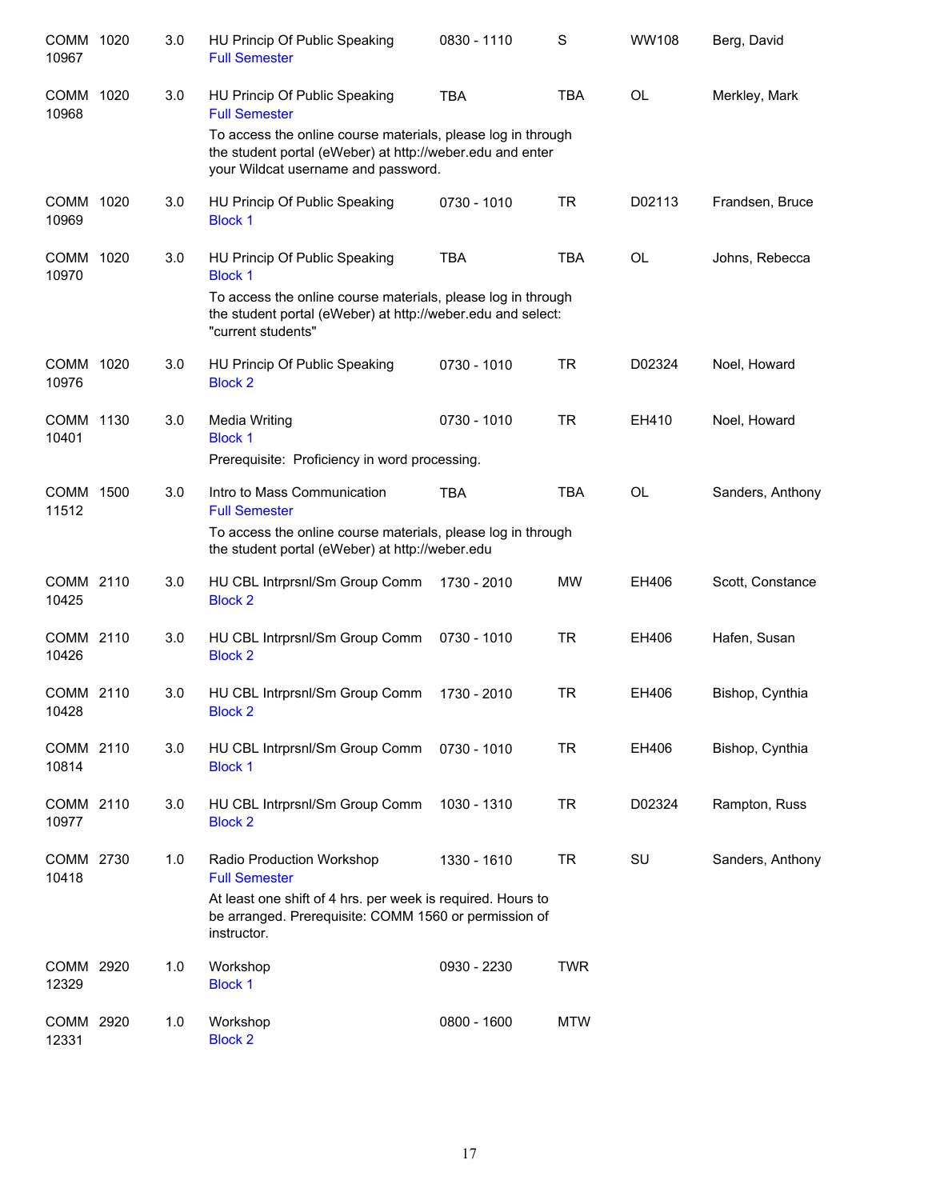| Course | | Credits | Title | Time | Days | Room | Instructor |
|---|---|---|---|---|---|---|---|
| COMM 10967 | 1020 | 3.0 | HU Princip Of Public Speaking<br>Full Semester | 0830 - 1110 | S | WW108 | Berg, David |
| COMM 10968 | 1020 | 3.0 | HU Princip Of Public Speaking<br>Full Semester<br>To access the online course materials, please log in through the student portal (eWeber) at http://weber.edu and enter your Wildcat username and password. | TBA | TBA | OL | Merkley, Mark |
| COMM 10969 | 1020 | 3.0 | HU Princip Of Public Speaking<br>Block 1 | 0730 - 1010 | TR | D02113 | Frandsen, Bruce |
| COMM 10970 | 1020 | 3.0 | HU Princip Of Public Speaking<br>Block 1<br>To access the online course materials, please log in through the student portal (eWeber) at http://weber.edu and select: "current students" | TBA | TBA | OL | Johns, Rebecca |
| COMM 10976 | 1020 | 3.0 | HU Princip Of Public Speaking<br>Block 2 | 0730 - 1010 | TR | D02324 | Noel, Howard |
| COMM 10401 | 1130 | 3.0 | Media Writing<br>Block 1<br>Prerequisite: Proficiency in word processing. | 0730 - 1010 | TR | EH410 | Noel, Howard |
| COMM 11512 | 1500 | 3.0 | Intro to Mass Communication<br>Full Semester<br>To access the online course materials, please log in through the student portal (eWeber) at http://weber.edu | TBA | TBA | OL | Sanders, Anthony |
| COMM 10425 | 2110 | 3.0 | HU CBL Intrprsnl/Sm Group Comm<br>Block 2 | 1730 - 2010 | MW | EH406 | Scott, Constance |
| COMM 10426 | 2110 | 3.0 | HU CBL Intrprsnl/Sm Group Comm<br>Block 2 | 0730 - 1010 | TR | EH406 | Hafen, Susan |
| COMM 10428 | 2110 | 3.0 | HU CBL Intrprsnl/Sm Group Comm<br>Block 2 | 1730 - 2010 | TR | EH406 | Bishop, Cynthia |
| COMM 10814 | 2110 | 3.0 | HU CBL Intrprsnl/Sm Group Comm<br>Block 1 | 0730 - 1010 | TR | EH406 | Bishop, Cynthia |
| COMM 10977 | 2110 | 3.0 | HU CBL Intrprsnl/Sm Group Comm<br>Block 2 | 1030 - 1310 | TR | D02324 | Rampton, Russ |
| COMM 10418 | 2730 | 1.0 | Radio Production Workshop<br>Full Semester<br>At least one shift of 4 hrs. per week is required. Hours to be arranged. Prerequisite: COMM 1560 or permission of instructor. | 1330 - 1610 | TR | SU | Sanders, Anthony |
| COMM 12329 | 2920 | 1.0 | Workshop<br>Block 1 | 0930 - 2230 | TWR | | |
| COMM 12331 | 2920 | 1.0 | Workshop<br>Block 2 | 0800 - 1600 | MTW | | |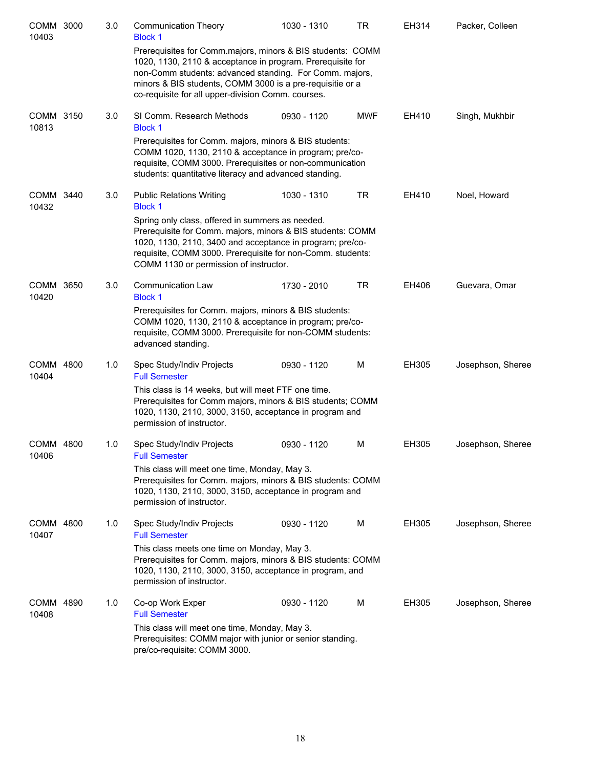| Course | CRN | Credits | Title | Time | Days | Room | Instructor |
|---|---|---|---|---|---|---|---|
| COMM 3000 | 10403 | 3.0 | Communication Theory<br>Block 1<br>Prerequisites for Comm.majors, minors & BIS students: COMM 1020, 1130, 2110 & acceptance in program. Prerequisite for non-Comm students: advanced standing. For Comm. majors, minors & BIS students, COMM 3000 is a pre-requisitie or a co-requisite for all upper-division Comm. courses. | 1030 - 1310 | TR | EH314 | Packer, Colleen |
| COMM 3150 | 10813 | 3.0 | SI Comm. Research Methods<br>Block 1<br>Prerequisites for Comm. majors, minors & BIS students: COMM 1020, 1130, 2110 & acceptance in program; pre/co-requisite, COMM 3000. Prerequisites or non-communication students: quantitative literacy and advanced standing. | 0930 - 1120 | MWF | EH410 | Singh, Mukhbir |
| COMM 3440 | 10432 | 3.0 | Public Relations Writing<br>Block 1<br>Spring only class, offered in summers as needed. Prerequisite for Comm. majors, minors & BIS students: COMM 1020, 1130, 2110, 3400 and acceptance in program; pre/co-requisite, COMM 3000. Prerequisite for non-Comm. students: COMM 1130 or permission of instructor. | 1030 - 1310 | TR | EH410 | Noel, Howard |
| COMM 3650 | 10420 | 3.0 | Communication Law<br>Block 1<br>Prerequisites for Comm. majors, minors & BIS students: COMM 1020, 1130, 2110 & acceptance in program; pre/co-requisite, COMM 3000. Prerequisite for non-COMM students: advanced standing. | 1730 - 2010 | TR | EH406 | Guevara, Omar |
| COMM 4800 | 10404 | 1.0 | Spec Study/Indiv Projects<br>Full Semester<br>This class is 14 weeks, but will meet FTF one time. Prerequisites for Comm majors, minors & BIS students; COMM 1020, 1130, 2110, 3000, 3150, acceptance in program and permission of instructor. | 0930 - 1120 | M | EH305 | Josephson, Sheree |
| COMM 4800 | 10406 | 1.0 | Spec Study/Indiv Projects<br>Full Semester<br>This class will meet one time, Monday, May 3. Prerequisites for Comm. majors, minors & BIS students: COMM 1020, 1130, 2110, 3000, 3150, acceptance in program and permission of instructor. | 0930 - 1120 | M | EH305 | Josephson, Sheree |
| COMM 4800 | 10407 | 1.0 | Spec Study/Indiv Projects<br>Full Semester<br>This class meets one time on Monday, May 3. Prerequisites for Comm. majors, minors & BIS students: COMM 1020, 1130, 2110, 3000, 3150, acceptance in program, and permission of instructor. | 0930 - 1120 | M | EH305 | Josephson, Sheree |
| COMM 4890 | 10408 | 1.0 | Co-op Work Exper<br>Full Semester<br>This class will meet one time, Monday, May 3. Prerequisites: COMM major with junior or senior standing. pre/co-requisite: COMM 3000. | 0930 - 1120 | M | EH305 | Josephson, Sheree |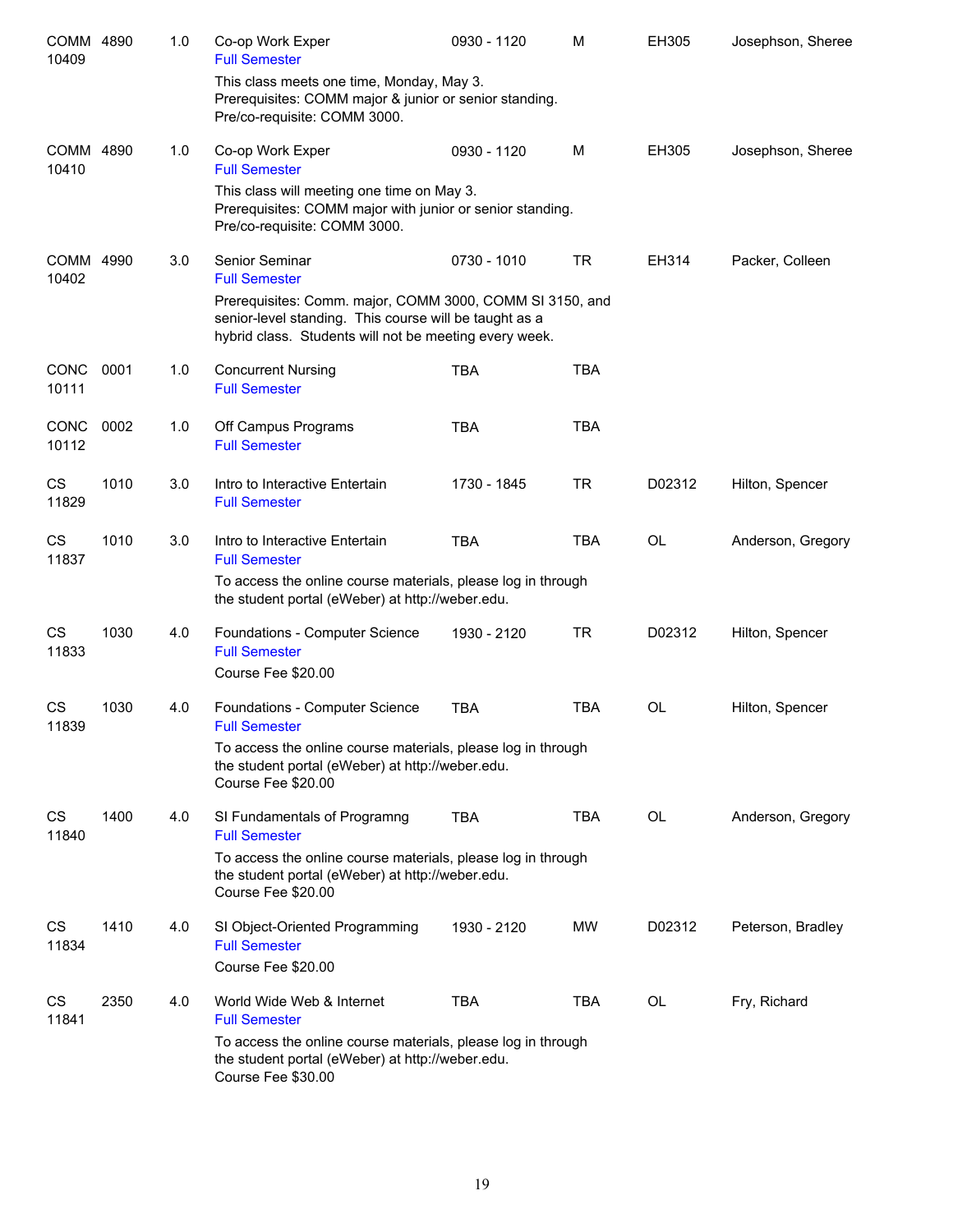| | | | | | | | |
|---|---|---|---|---|---|---|---|
| COMM 10409 | 4890 | 1.0 | Co-op Work Exper<br>Full Semester<br>This class meets one time, Monday, May 3. Prerequisites: COMM major & junior or senior standing. Pre/co-requisite: COMM 3000. | 0930 - 1120 | M | EH305 | Josephson, Sheree |
| COMM 10410 | 4890 | 1.0 | Co-op Work Exper<br>Full Semester<br>This class will meeting one time on May 3. Prerequisites: COMM major with junior or senior standing. Pre/co-requisite: COMM 3000. | 0930 - 1120 | M | EH305 | Josephson, Sheree |
| COMM 10402 | 4990 | 3.0 | Senior Seminar<br>Full Semester<br>Prerequisites: Comm. major, COMM 3000, COMM SI 3150, and senior-level standing. This course will be taught as a hybrid class. Students will not be meeting every week. | 0730 - 1010 | TR | EH314 | Packer, Colleen |
| CONC 10111 | 0001 | 1.0 | Concurrent Nursing<br>Full Semester | TBA | TBA | | |
| CONC 10112 | 0002 | 1.0 | Off Campus Programs<br>Full Semester | TBA | TBA | | |
| CS 11829 | 1010 | 3.0 | Intro to Interactive Entertain<br>Full Semester | 1730 - 1845 | TR | D02312 | Hilton, Spencer |
| CS 11837 | 1010 | 3.0 | Intro to Interactive Entertain<br>Full Semester<br>To access the online course materials, please log in through the student portal (eWeber) at http://weber.edu. | TBA | TBA | OL | Anderson, Gregory |
| CS 11833 | 1030 | 4.0 | Foundations - Computer Science<br>Full Semester<br>Course Fee $20.00 | 1930 - 2120 | TR | D02312 | Hilton, Spencer |
| CS 11839 | 1030 | 4.0 | Foundations - Computer Science<br>Full Semester<br>To access the online course materials, please log in through the student portal (eWeber) at http://weber.edu. Course Fee $20.00 | TBA | TBA | OL | Hilton, Spencer |
| CS 11840 | 1400 | 4.0 | SI Fundamentals of Programng<br>Full Semester<br>To access the online course materials, please log in through the student portal (eWeber) at http://weber.edu. Course Fee $20.00 | TBA | TBA | OL | Anderson, Gregory |
| CS 11834 | 1410 | 4.0 | SI Object-Oriented Programming<br>Full Semester<br>Course Fee $20.00 | 1930 - 2120 | MW | D02312 | Peterson, Bradley |
| CS 11841 | 2350 | 4.0 | World Wide Web & Internet<br>Full Semester<br>To access the online course materials, please log in through the student portal (eWeber) at http://weber.edu. Course Fee $30.00 | TBA | TBA | OL | Fry, Richard |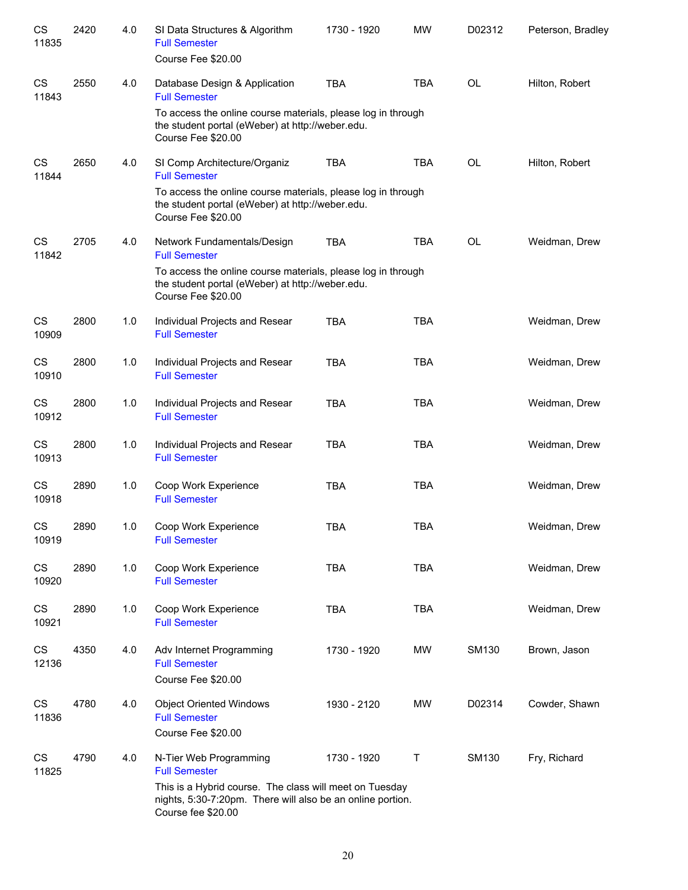| | | | | | | | |
|---|---|---|---|---|---|---|---|
| CS 11835 | 2420 | 4.0 | SI Data Structures & Algorithm<br>Full Semester<br>Course Fee $20.00 | 1730 - 1920 | MW | D02312 | Peterson, Bradley |
| CS 11843 | 2550 | 4.0 | Database Design & Application<br>Full Semester<br>To access the online course materials, please log in through the student portal (eWeber) at http://weber.edu.<br>Course Fee $20.00 | TBA | TBA | OL | Hilton, Robert |
| CS 11844 | 2650 | 4.0 | SI Comp Architecture/Organiz<br>Full Semester<br>To access the online course materials, please log in through the student portal (eWeber) at http://weber.edu.<br>Course Fee $20.00 | TBA | TBA | OL | Hilton, Robert |
| CS 11842 | 2705 | 4.0 | Network Fundamentals/Design<br>Full Semester<br>To access the online course materials, please log in through the student portal (eWeber) at http://weber.edu.<br>Course Fee $20.00 | TBA | TBA | OL | Weidman, Drew |
| CS 10909 | 2800 | 1.0 | Individual Projects and Resear<br>Full Semester | TBA | TBA | | Weidman, Drew |
| CS 10910 | 2800 | 1.0 | Individual Projects and Resear<br>Full Semester | TBA | TBA | | Weidman, Drew |
| CS 10912 | 2800 | 1.0 | Individual Projects and Resear<br>Full Semester | TBA | TBA | | Weidman, Drew |
| CS 10913 | 2800 | 1.0 | Individual Projects and Resear<br>Full Semester | TBA | TBA | | Weidman, Drew |
| CS 10918 | 2890 | 1.0 | Coop Work Experience<br>Full Semester | TBA | TBA | | Weidman, Drew |
| CS 10919 | 2890 | 1.0 | Coop Work Experience<br>Full Semester | TBA | TBA | | Weidman, Drew |
| CS 10920 | 2890 | 1.0 | Coop Work Experience<br>Full Semester | TBA | TBA | | Weidman, Drew |
| CS 10921 | 2890 | 1.0 | Coop Work Experience<br>Full Semester | TBA | TBA | | Weidman, Drew |
| CS 12136 | 4350 | 4.0 | Adv Internet Programming<br>Full Semester<br>Course Fee $20.00 | 1730 - 1920 | MW | SM130 | Brown, Jason |
| CS 11836 | 4780 | 4.0 | Object Oriented Windows<br>Full Semester<br>Course Fee $20.00 | 1930 - 2120 | MW | D02314 | Cowder, Shawn |
| CS 11825 | 4790 | 4.0 | N-Tier Web Programming<br>Full Semester<br>This is a Hybrid course. The class will meet on Tuesday nights, 5:30-7:20pm. There will also be an online portion.<br>Course fee $20.00 | 1730 - 1920 | T | SM130 | Fry, Richard |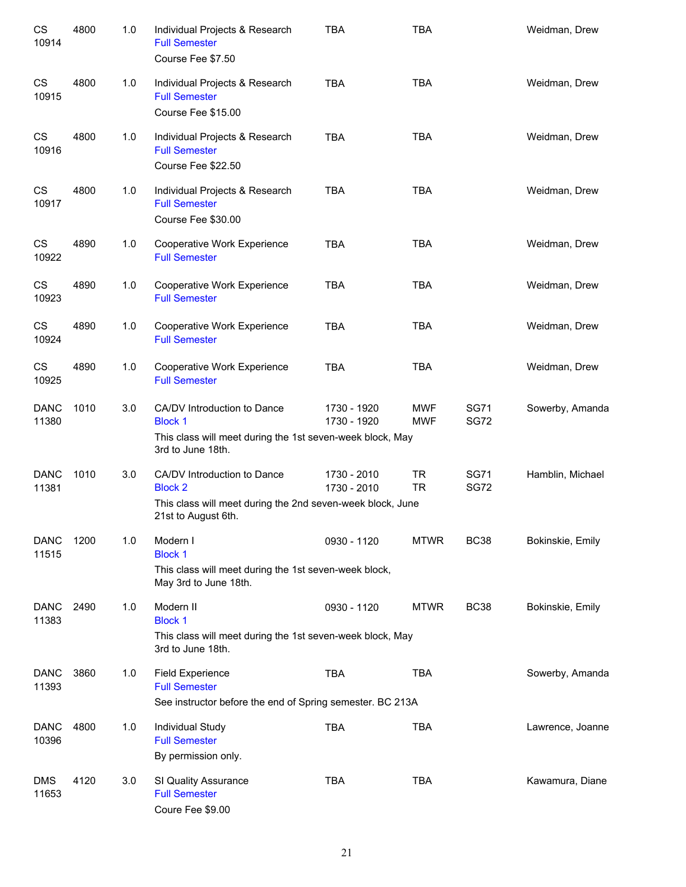| Course | Number | Credits | Title | Time | Days | Room | Instructor |
|---|---|---|---|---|---|---|---|
| CS 10914 | 4800 | 1.0 | Individual Projects & Research<br>Full Semester<br>Course Fee $7.50 | TBA | TBA | | Weidman, Drew |
| CS 10915 | 4800 | 1.0 | Individual Projects & Research<br>Full Semester<br>Course Fee $15.00 | TBA | TBA | | Weidman, Drew |
| CS 10916 | 4800 | 1.0 | Individual Projects & Research<br>Full Semester<br>Course Fee $22.50 | TBA | TBA | | Weidman, Drew |
| CS 10917 | 4800 | 1.0 | Individual Projects & Research<br>Full Semester<br>Course Fee $30.00 | TBA | TBA | | Weidman, Drew |
| CS 10922 | 4890 | 1.0 | Cooperative Work Experience<br>Full Semester | TBA | TBA | | Weidman, Drew |
| CS 10923 | 4890 | 1.0 | Cooperative Work Experience<br>Full Semester | TBA | TBA | | Weidman, Drew |
| CS 10924 | 4890 | 1.0 | Cooperative Work Experience<br>Full Semester | TBA | TBA | | Weidman, Drew |
| CS 10925 | 4890 | 1.0 | Cooperative Work Experience<br>Full Semester | TBA | TBA | | Weidman, Drew |
| DANC 11380 | 1010 | 3.0 | CA/DV Introduction to Dance<br>Block 1<br>This class will meet during the 1st seven-week block, May 3rd to June 18th. | 1730 - 1920<br>1730 - 1920 | MWF<br>MWF | SG71<br>SG72 | Sowerby, Amanda |
| DANC 11381 | 1010 | 3.0 | CA/DV Introduction to Dance<br>Block 2<br>This class will meet during the 2nd seven-week block, June 21st to August 6th. | 1730 - 2010<br>1730 - 2010 | TR<br>TR | SG71<br>SG72 | Hamblin, Michael |
| DANC 11515 | 1200 | 1.0 | Modern I<br>Block 1<br>This class will meet during the 1st seven-week block, May 3rd to June 18th. | 0930 - 1120 | MTWR | BC38 | Bokinskie, Emily |
| DANC 11383 | 2490 | 1.0 | Modern II<br>Block 1<br>This class will meet during the 1st seven-week block, May 3rd to June 18th. | 0930 - 1120 | MTWR | BC38 | Bokinskie, Emily |
| DANC 11393 | 3860 | 1.0 | Field Experience<br>Full Semester<br>See instructor before the end of Spring semester. BC 213A | TBA | TBA | | Sowerby, Amanda |
| DANC 10396 | 4800 | 1.0 | Individual Study<br>Full Semester<br>By permission only. | TBA | TBA | | Lawrence, Joanne |
| DMS 11653 | 4120 | 3.0 | SI Quality Assurance<br>Full Semester<br>Coure Fee $9.00 | TBA | TBA | | Kawamura, Diane |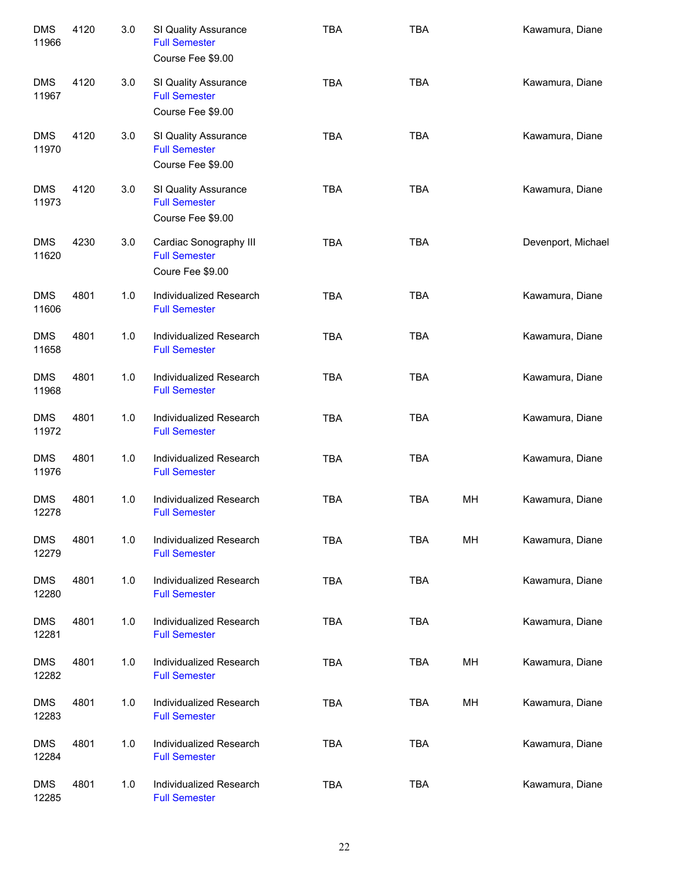| | | | | | | | |
|---|---|---|---|---|---|---|---|
| DMS 11966 | 4120 | 3.0 | SI Quality Assurance<br>Full Semester<br>Course Fee $9.00 | TBA | TBA | | Kawamura, Diane |
| DMS 11967 | 4120 | 3.0 | SI Quality Assurance<br>Full Semester<br>Course Fee $9.00 | TBA | TBA | | Kawamura, Diane |
| DMS 11970 | 4120 | 3.0 | SI Quality Assurance<br>Full Semester<br>Course Fee $9.00 | TBA | TBA | | Kawamura, Diane |
| DMS 11973 | 4120 | 3.0 | SI Quality Assurance<br>Full Semester<br>Course Fee $9.00 | TBA | TBA | | Kawamura, Diane |
| DMS 11620 | 4230 | 3.0 | Cardiac Sonography III<br>Full Semester<br>Coure Fee $9.00 | TBA | TBA | | Devenport, Michael |
| DMS 11606 | 4801 | 1.0 | Individualized Research<br>Full Semester | TBA | TBA | | Kawamura, Diane |
| DMS 11658 | 4801 | 1.0 | Individualized Research<br>Full Semester | TBA | TBA | | Kawamura, Diane |
| DMS 11968 | 4801 | 1.0 | Individualized Research<br>Full Semester | TBA | TBA | | Kawamura, Diane |
| DMS 11972 | 4801 | 1.0 | Individualized Research<br>Full Semester | TBA | TBA | | Kawamura, Diane |
| DMS 11976 | 4801 | 1.0 | Individualized Research<br>Full Semester | TBA | TBA | | Kawamura, Diane |
| DMS 12278 | 4801 | 1.0 | Individualized Research<br>Full Semester | TBA | TBA | MH | Kawamura, Diane |
| DMS 12279 | 4801 | 1.0 | Individualized Research<br>Full Semester | TBA | TBA | MH | Kawamura, Diane |
| DMS 12280 | 4801 | 1.0 | Individualized Research<br>Full Semester | TBA | TBA | | Kawamura, Diane |
| DMS 12281 | 4801 | 1.0 | Individualized Research<br>Full Semester | TBA | TBA | | Kawamura, Diane |
| DMS 12282 | 4801 | 1.0 | Individualized Research<br>Full Semester | TBA | TBA | MH | Kawamura, Diane |
| DMS 12283 | 4801 | 1.0 | Individualized Research<br>Full Semester | TBA | TBA | MH | Kawamura, Diane |
| DMS 12284 | 4801 | 1.0 | Individualized Research<br>Full Semester | TBA | TBA | | Kawamura, Diane |
| DMS 12285 | 4801 | 1.0 | Individualized Research<br>Full Semester | TBA | TBA | | Kawamura, Diane |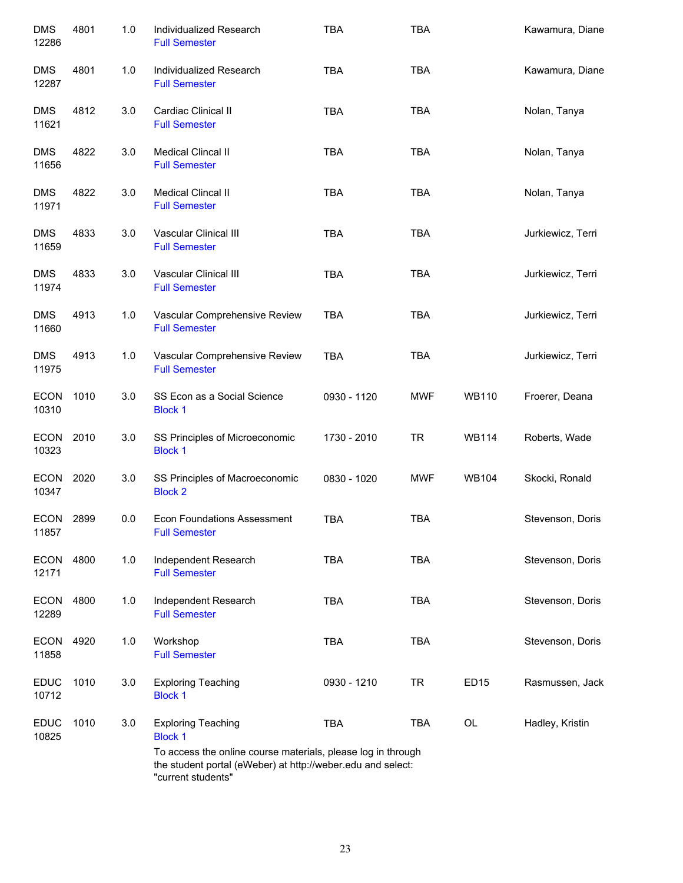| | | | | | | | |
|---|---|---|---|---|---|---|---|
| DMS 12286 | 4801 | 1.0 | Individualized Research<br>Full Semester | TBA | TBA | | Kawamura, Diane |
| DMS 12287 | 4801 | 1.0 | Individualized Research<br>Full Semester | TBA | TBA | | Kawamura, Diane |
| DMS 11621 | 4812 | 3.0 | Cardiac Clinical II<br>Full Semester | TBA | TBA | | Nolan, Tanya |
| DMS 11656 | 4822 | 3.0 | Medical Clincal II<br>Full Semester | TBA | TBA | | Nolan, Tanya |
| DMS 11971 | 4822 | 3.0 | Medical Clincal II<br>Full Semester | TBA | TBA | | Nolan, Tanya |
| DMS 11659 | 4833 | 3.0 | Vascular Clinical III<br>Full Semester | TBA | TBA | | Jurkiewicz, Terri |
| DMS 11974 | 4833 | 3.0 | Vascular Clinical III<br>Full Semester | TBA | TBA | | Jurkiewicz, Terri |
| DMS 11660 | 4913 | 1.0 | Vascular Comprehensive Review<br>Full Semester | TBA | TBA | | Jurkiewicz, Terri |
| DMS 11975 | 4913 | 1.0 | Vascular Comprehensive Review<br>Full Semester | TBA | TBA | | Jurkiewicz, Terri |
| ECON 10310 | 1010 | 3.0 | SS Econ as a Social Science<br>Block 1 | 0930 - 1120 | MWF | WB110 | Froerer, Deana |
| ECON 10323 | 2010 | 3.0 | SS Principles of Microeconomic<br>Block 1 | 1730 - 2010 | TR | WB114 | Roberts, Wade |
| ECON 10347 | 2020 | 3.0 | SS Principles of Macroeconomic<br>Block 2 | 0830 - 1020 | MWF | WB104 | Skocki, Ronald |
| ECON 11857 | 2899 | 0.0 | Econ Foundations Assessment<br>Full Semester | TBA | TBA | | Stevenson, Doris |
| ECON 12171 | 4800 | 1.0 | Independent Research<br>Full Semester | TBA | TBA | | Stevenson, Doris |
| ECON 12289 | 4800 | 1.0 | Independent Research<br>Full Semester | TBA | TBA | | Stevenson, Doris |
| ECON 11858 | 4920 | 1.0 | Workshop<br>Full Semester | TBA | TBA | | Stevenson, Doris |
| EDUC 10712 | 1010 | 3.0 | Exploring Teaching<br>Block 1 | 0930 - 1210 | TR | ED15 | Rasmussen, Jack |
| EDUC 10825 | 1010 | 3.0 | Exploring Teaching<br>Block 1<br>To access the online course materials, please log in through the student portal (eWeber) at http://weber.edu and select: "current students" | TBA | TBA | OL | Hadley, Kristin |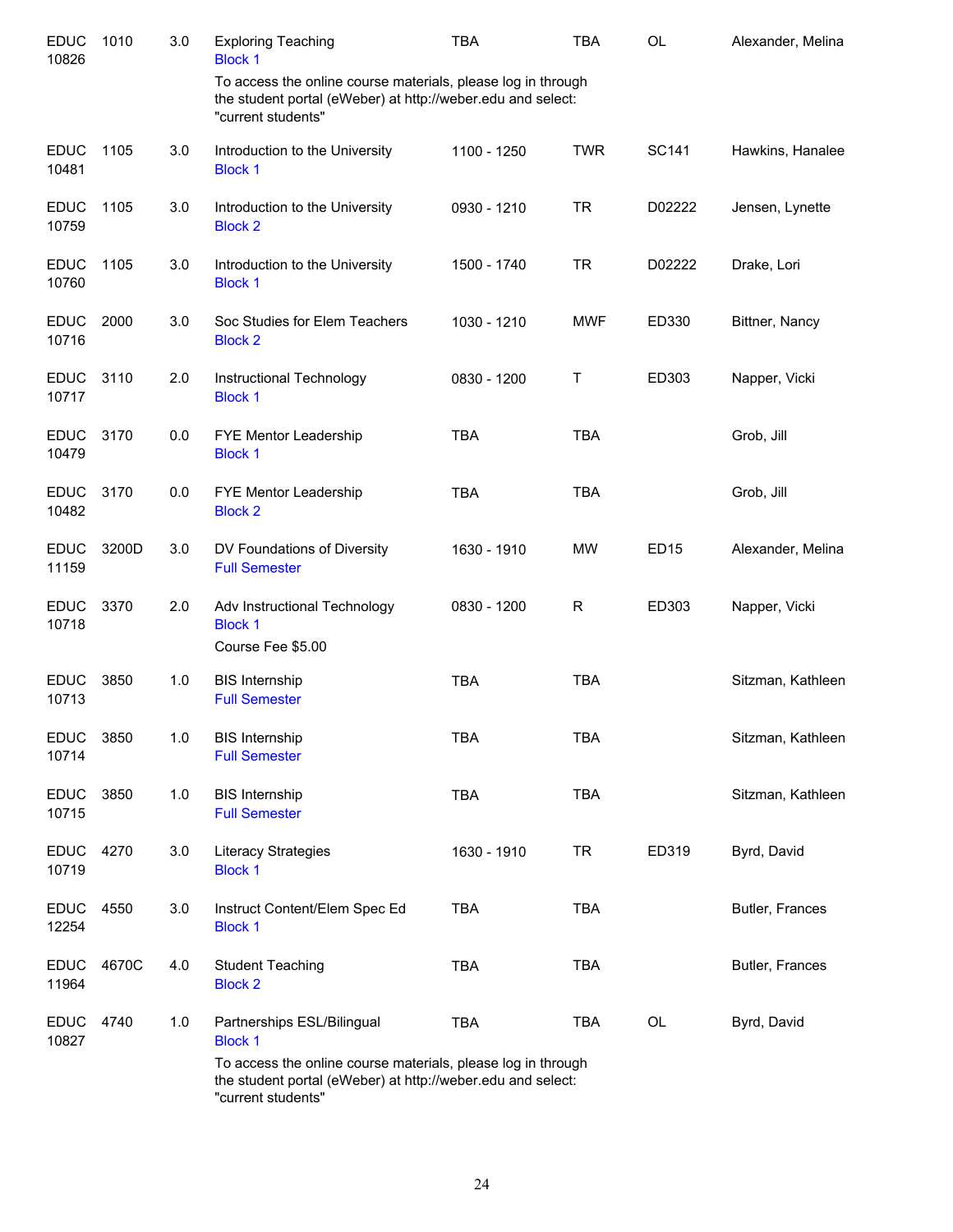| Subject | Course | Credits | Title | Time | Days | Room | Instructor |
|---|---|---|---|---|---|---|---|
| EDUC 10826 | 1010 | 3.0 | Exploring Teaching<br>Block 1<br>To access the online course materials, please log in through the student portal (eWeber) at http://weber.edu and select: "current students" | TBA | TBA | OL | Alexander, Melina |
| EDUC 10481 | 1105 | 3.0 | Introduction to the University<br>Block 1 | 1100 - 1250 | TWR | SC141 | Hawkins, Hanalee |
| EDUC 10759 | 1105 | 3.0 | Introduction to the University<br>Block 2 | 0930 - 1210 | TR | D02222 | Jensen, Lynette |
| EDUC 10760 | 1105 | 3.0 | Introduction to the University<br>Block 1 | 1500 - 1740 | TR | D02222 | Drake, Lori |
| EDUC 10716 | 2000 | 3.0 | Soc Studies for Elem Teachers<br>Block 2 | 1030 - 1210 | MWF | ED330 | Bittner, Nancy |
| EDUC 10717 | 3110 | 2.0 | Instructional Technology<br>Block 1 | 0830 - 1200 | T | ED303 | Napper, Vicki |
| EDUC 10479 | 3170 | 0.0 | FYE Mentor Leadership<br>Block 1 | TBA | TBA | | Grob, Jill |
| EDUC 10482 | 3170 | 0.0 | FYE Mentor Leadership<br>Block 2 | TBA | TBA | | Grob, Jill |
| EDUC 11159 | 3200D | 3.0 | DV Foundations of Diversity<br>Full Semester | 1630 - 1910 | MW | ED15 | Alexander, Melina |
| EDUC 10718 | 3370 | 2.0 | Adv Instructional Technology<br>Block 1<br>Course Fee $5.00 | 0830 - 1200 | R | ED303 | Napper, Vicki |
| EDUC 10713 | 3850 | 1.0 | BIS Internship<br>Full Semester | TBA | TBA | | Sitzman, Kathleen |
| EDUC 10714 | 3850 | 1.0 | BIS Internship<br>Full Semester | TBA | TBA | | Sitzman, Kathleen |
| EDUC 10715 | 3850 | 1.0 | BIS Internship<br>Full Semester | TBA | TBA | | Sitzman, Kathleen |
| EDUC 10719 | 4270 | 3.0 | Literacy Strategies<br>Block 1 | 1630 - 1910 | TR | ED319 | Byrd, David |
| EDUC 12254 | 4550 | 3.0 | Instruct Content/Elem Spec Ed<br>Block 1 | TBA | TBA | | Butler, Frances |
| EDUC 11964 | 4670C | 4.0 | Student Teaching<br>Block 2 | TBA | TBA | | Butler, Frances |
| EDUC 10827 | 4740 | 1.0 | Partnerships ESL/Bilingual<br>Block 1<br>To access the online course materials, please log in through the student portal (eWeber) at http://weber.edu and select: "current students" | TBA | TBA | OL | Byrd, David |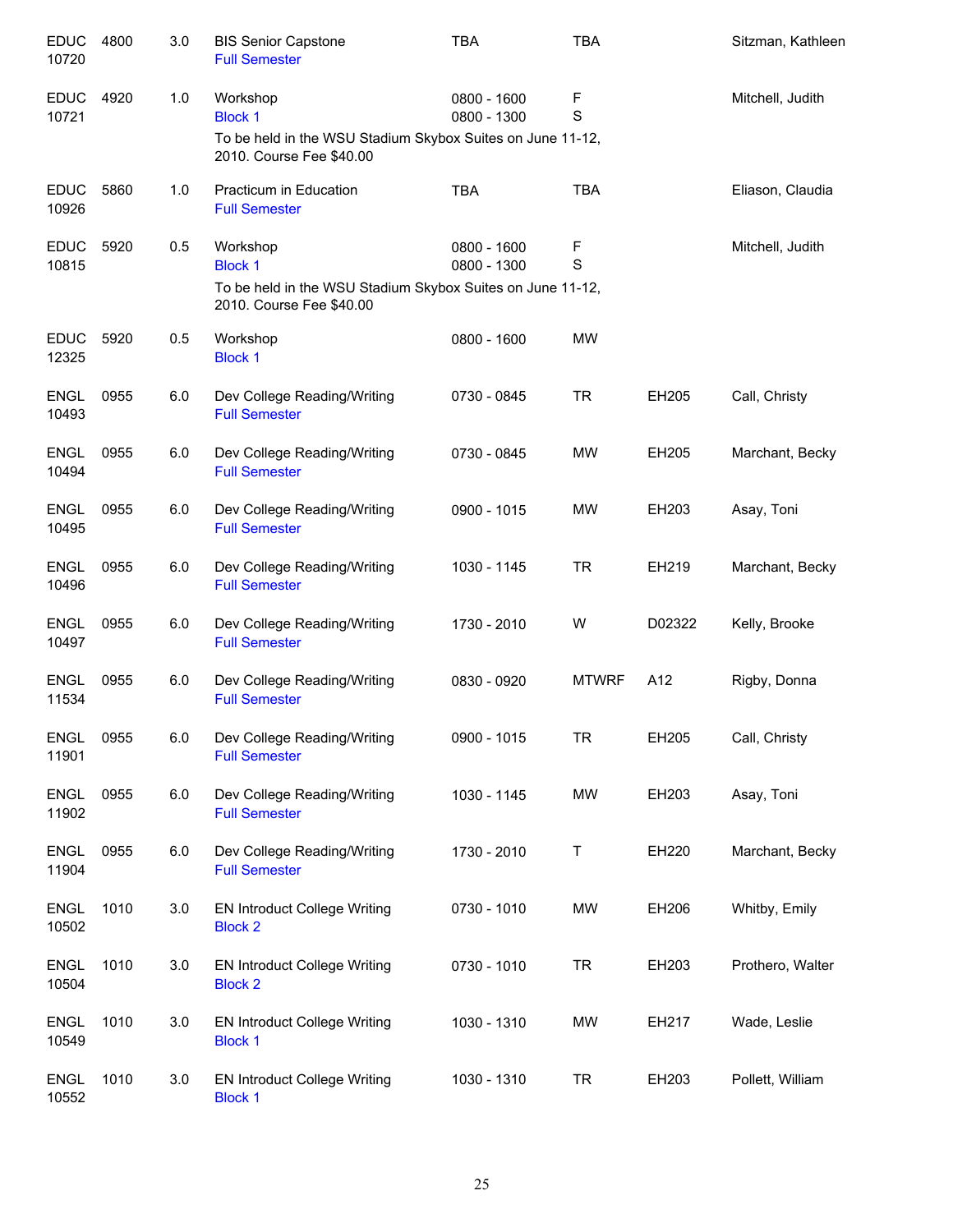| Subject / CRN | Course | Credits | Title / Session | Time | Days | Room | Instructor |
|---|---|---|---|---|---|---|---|
| EDUC 10720 | 4800 | 3.0 | BIS Senior Capstone<br>Full Semester | TBA | TBA | | Sitzman, Kathleen |
| EDUC 10721 | 4920 | 1.0 | Workshop<br>Block 1<br>To be held in the WSU Stadium Skybox Suites on June 11-12, 2010. Course Fee $40.00 | 0800 - 1600<br>0800 - 1300 | F<br>S | | Mitchell, Judith |
| EDUC 10926 | 5860 | 1.0 | Practicum in Education<br>Full Semester | TBA | TBA | | Eliason, Claudia |
| EDUC 10815 | 5920 | 0.5 | Workshop<br>Block 1<br>To be held in the WSU Stadium Skybox Suites on June 11-12, 2010. Course Fee $40.00 | 0800 - 1600<br>0800 - 1300 | F<br>S | | Mitchell, Judith |
| EDUC 12325 | 5920 | 0.5 | Workshop<br>Block 1 | 0800 - 1600 | MW | | |
| ENGL 10493 | 0955 | 6.0 | Dev College Reading/Writing<br>Full Semester | 0730 - 0845 | TR | EH205 | Call, Christy |
| ENGL 10494 | 0955 | 6.0 | Dev College Reading/Writing<br>Full Semester | 0730 - 0845 | MW | EH205 | Marchant, Becky |
| ENGL 10495 | 0955 | 6.0 | Dev College Reading/Writing<br>Full Semester | 0900 - 1015 | MW | EH203 | Asay, Toni |
| ENGL 10496 | 0955 | 6.0 | Dev College Reading/Writing<br>Full Semester | 1030 - 1145 | TR | EH219 | Marchant, Becky |
| ENGL 10497 | 0955 | 6.0 | Dev College Reading/Writing<br>Full Semester | 1730 - 2010 | W | D02322 | Kelly, Brooke |
| ENGL 11534 | 0955 | 6.0 | Dev College Reading/Writing<br>Full Semester | 0830 - 0920 | MTWRF | A12 | Rigby, Donna |
| ENGL 11901 | 0955 | 6.0 | Dev College Reading/Writing<br>Full Semester | 0900 - 1015 | TR | EH205 | Call, Christy |
| ENGL 11902 | 0955 | 6.0 | Dev College Reading/Writing<br>Full Semester | 1030 - 1145 | MW | EH203 | Asay, Toni |
| ENGL 11904 | 0955 | 6.0 | Dev College Reading/Writing<br>Full Semester | 1730 - 2010 | T | EH220 | Marchant, Becky |
| ENGL 10502 | 1010 | 3.0 | EN Introduct College Writing<br>Block 2 | 0730 - 1010 | MW | EH206 | Whitby, Emily |
| ENGL 10504 | 1010 | 3.0 | EN Introduct College Writing<br>Block 2 | 0730 - 1010 | TR | EH203 | Prothero, Walter |
| ENGL 10549 | 1010 | 3.0 | EN Introduct College Writing<br>Block 1 | 1030 - 1310 | MW | EH217 | Wade, Leslie |
| ENGL 10552 | 1010 | 3.0 | EN Introduct College Writing<br>Block 1 | 1030 - 1310 | TR | EH203 | Pollett, William |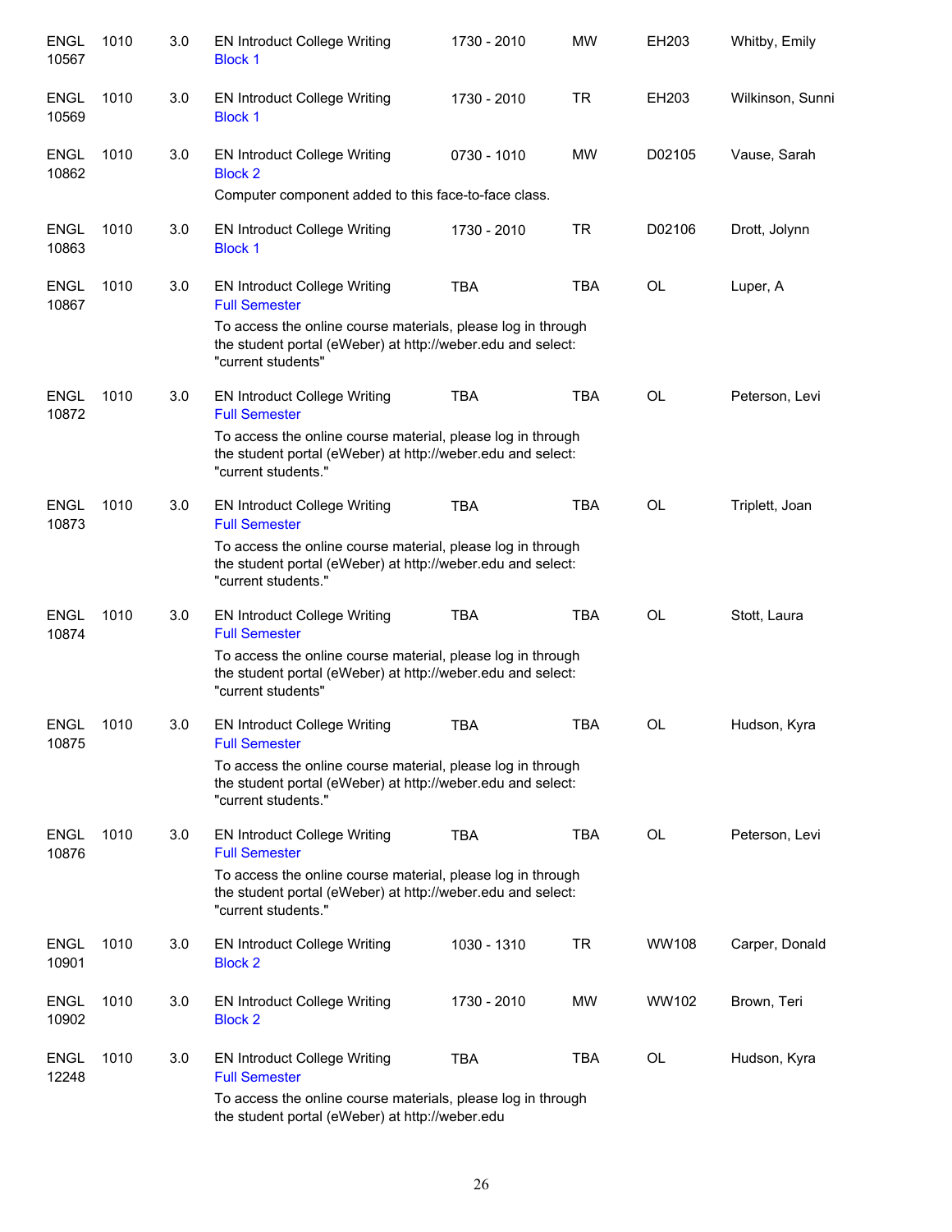| | | | | | | | |
|---|---|---|---|---|---|---|---|
| ENGL 10567 | 1010 | 3.0 | EN Introduct College Writing<br>Block 1 | 1730 - 2010 | MW | EH203 | Whitby, Emily |
| ENGL 10569 | 1010 | 3.0 | EN Introduct College Writing<br>Block 1 | 1730 - 2010 | TR | EH203 | Wilkinson, Sunni |
| ENGL 10862 | 1010 | 3.0 | EN Introduct College Writing<br>Block 2<br>Computer component added to this face-to-face class. | 0730 - 1010 | MW | D02105 | Vause, Sarah |
| ENGL 10863 | 1010 | 3.0 | EN Introduct College Writing<br>Block 1 | 1730 - 2010 | TR | D02106 | Drott, Jolynn |
| ENGL 10867 | 1010 | 3.0 | EN Introduct College Writing<br>Full Semester<br>To access the online course materials, please log in through the student portal (eWeber) at http://weber.edu and select: "current students" | TBA | TBA | OL | Luper, A |
| ENGL 10872 | 1010 | 3.0 | EN Introduct College Writing<br>Full Semester<br>To access the online course material, please log in through the student portal (eWeber) at http://weber.edu and select: "current students." | TBA | TBA | OL | Peterson, Levi |
| ENGL 10873 | 1010 | 3.0 | EN Introduct College Writing<br>Full Semester<br>To access the online course material, please log in through the student portal (eWeber) at http://weber.edu and select: "current students." | TBA | TBA | OL | Triplett, Joan |
| ENGL 10874 | 1010 | 3.0 | EN Introduct College Writing<br>Full Semester<br>To access the online course material, please log in through the student portal (eWeber) at http://weber.edu and select: "current students" | TBA | TBA | OL | Stott, Laura |
| ENGL 10875 | 1010 | 3.0 | EN Introduct College Writing<br>Full Semester<br>To access the online course material, please log in through the student portal (eWeber) at http://weber.edu and select: "current students." | TBA | TBA | OL | Hudson, Kyra |
| ENGL 10876 | 1010 | 3.0 | EN Introduct College Writing<br>Full Semester<br>To access the online course material, please log in through the student portal (eWeber) at http://weber.edu and select: "current students." | TBA | TBA | OL | Peterson, Levi |
| ENGL 10901 | 1010 | 3.0 | EN Introduct College Writing<br>Block 2 | 1030 - 1310 | TR | WW108 | Carper, Donald |
| ENGL 10902 | 1010 | 3.0 | EN Introduct College Writing<br>Block 2 | 1730 - 2010 | MW | WW102 | Brown, Teri |
| ENGL 12248 | 1010 | 3.0 | EN Introduct College Writing<br>Full Semester<br>To access the online course materials, please log in through the student portal (eWeber) at http://weber.edu | TBA | TBA | OL | Hudson, Kyra |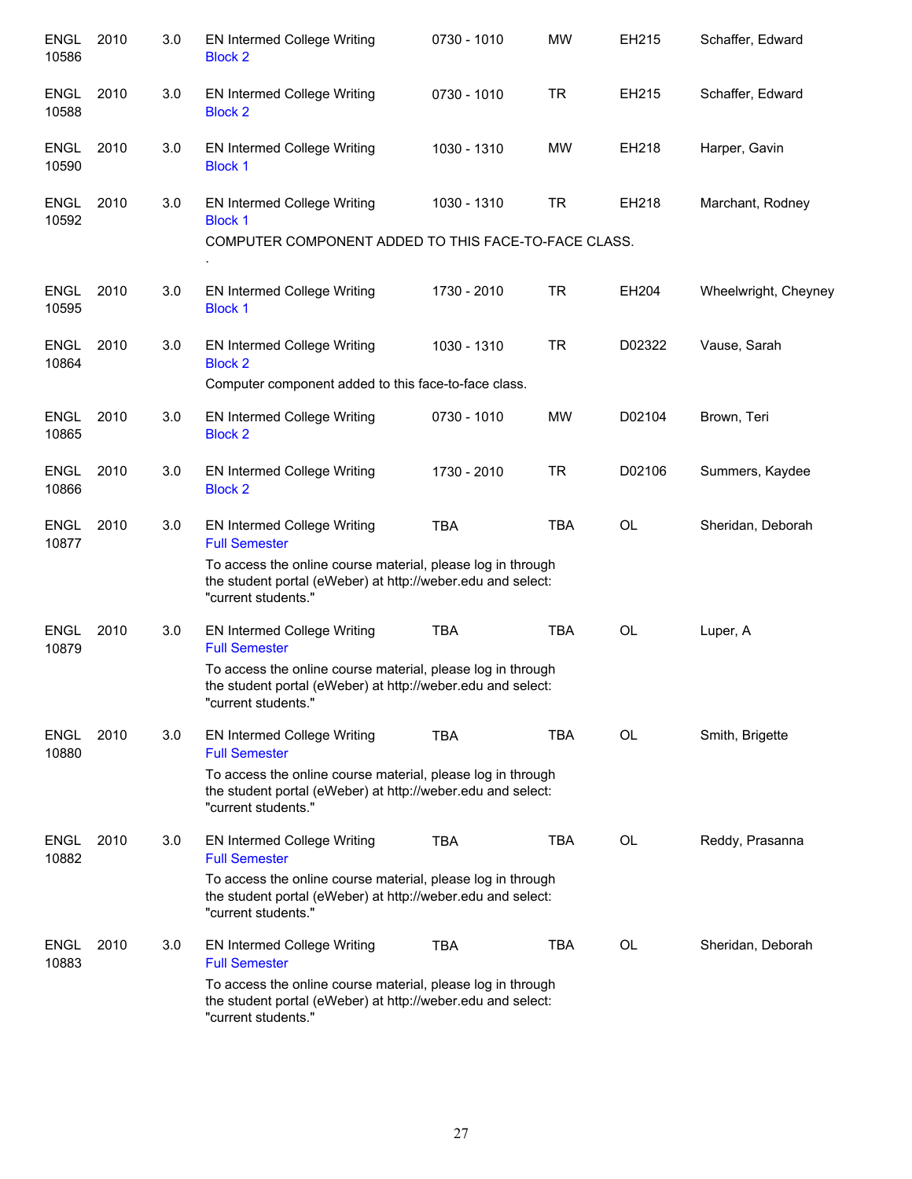| | | | | | | | |
|---|---|---|---|---|---|---|---|
| ENGL 10586 | 2010 | 3.0 | EN Intermed College Writing<br>Block 2 | 0730 - 1010 | MW | EH215 | Schaffer, Edward |
| ENGL 10588 | 2010 | 3.0 | EN Intermed College Writing<br>Block 2 | 0730 - 1010 | TR | EH215 | Schaffer, Edward |
| ENGL 10590 | 2010 | 3.0 | EN Intermed College Writing<br>Block 1 | 1030 - 1310 | MW | EH218 | Harper, Gavin |
| ENGL 10592 | 2010 | 3.0 | EN Intermed College Writing<br>Block 1<br>COMPUTER COMPONENT ADDED TO THIS FACE-TO-FACE CLASS.<br>. | 1030 - 1310 | TR | EH218 | Marchant, Rodney |
| ENGL 10595 | 2010 | 3.0 | EN Intermed College Writing<br>Block 1 | 1730 - 2010 | TR | EH204 | Wheelwright, Cheyney |
| ENGL 10864 | 2010 | 3.0 | EN Intermed College Writing<br>Block 2<br>Computer component added to this face-to-face class. | 1030 - 1310 | TR | D02322 | Vause, Sarah |
| ENGL 10865 | 2010 | 3.0 | EN Intermed College Writing<br>Block 2 | 0730 - 1010 | MW | D02104 | Brown, Teri |
| ENGL 10866 | 2010 | 3.0 | EN Intermed College Writing<br>Block 2 | 1730 - 2010 | TR | D02106 | Summers, Kaydee |
| ENGL 10877 | 2010 | 3.0 | EN Intermed College Writing<br>Full Semester<br>To access the online course material, please log in through the student portal (eWeber) at http://weber.edu and select: "current students." | TBA | TBA | OL | Sheridan, Deborah |
| ENGL 10879 | 2010 | 3.0 | EN Intermed College Writing<br>Full Semester<br>To access the online course material, please log in through the student portal (eWeber) at http://weber.edu and select: "current students." | TBA | TBA | OL | Luper, A |
| ENGL 10880 | 2010 | 3.0 | EN Intermed College Writing<br>Full Semester<br>To access the online course material, please log in through the student portal (eWeber) at http://weber.edu and select: "current students." | TBA | TBA | OL | Smith, Brigette |
| ENGL 10882 | 2010 | 3.0 | EN Intermed College Writing<br>Full Semester<br>To access the online course material, please log in through the student portal (eWeber) at http://weber.edu and select: "current students." | TBA | TBA | OL | Reddy, Prasanna |
| ENGL 10883 | 2010 | 3.0 | EN Intermed College Writing<br>Full Semester<br>To access the online course material, please log in through the student portal (eWeber) at http://weber.edu and select: "current students." | TBA | TBA | OL | Sheridan, Deborah |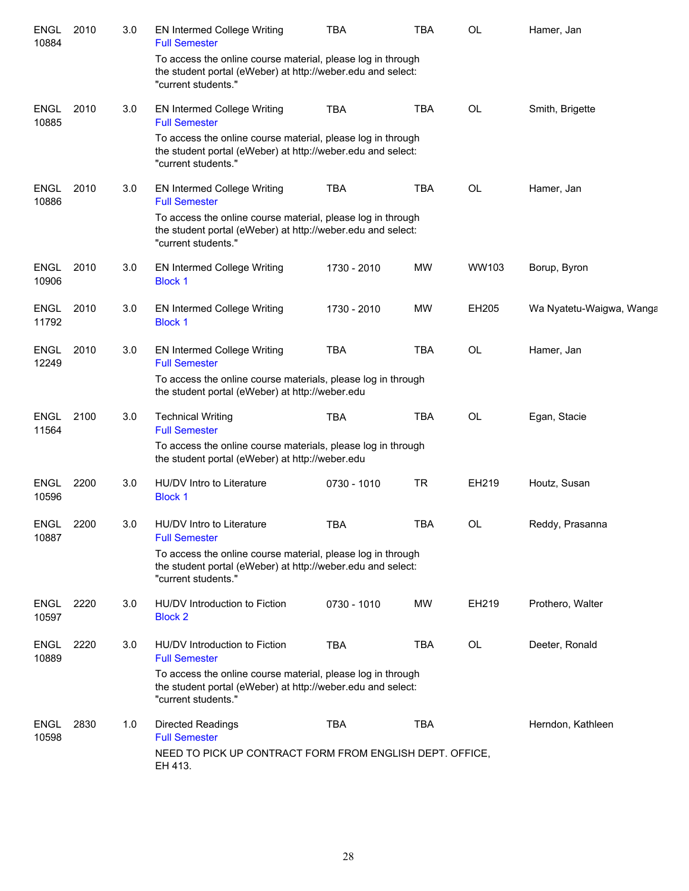| | | | | | | | |
|---|---|---|---|---|---|---|---|
| ENGL 10884 | 2010 | 3.0 | EN Intermed College Writing<br>Full Semester | TBA | TBA | OL | Hamer, Jan |
| | | | To access the online course material, please log in through the student portal (eWeber) at http://weber.edu and select: "current students." | | | | |
| ENGL 10885 | 2010 | 3.0 | EN Intermed College Writing<br>Full Semester | TBA | TBA | OL | Smith, Brigette |
| | | | To access the online course material, please log in through the student portal (eWeber) at http://weber.edu and select: "current students." | | | | |
| ENGL 10886 | 2010 | 3.0 | EN Intermed College Writing<br>Full Semester | TBA | TBA | OL | Hamer, Jan |
| | | | To access the online course material, please log in through the student portal (eWeber) at http://weber.edu and select: "current students." | | | | |
| ENGL 10906 | 2010 | 3.0 | EN Intermed College Writing<br>Block 1 | 1730 - 2010 | MW | WW103 | Borup, Byron |
| ENGL 11792 | 2010 | 3.0 | EN Intermed College Writing<br>Block 1 | 1730 - 2010 | MW | EH205 | Wa Nyatetu-Waigwa, Wanga |
| ENGL 12249 | 2010 | 3.0 | EN Intermed College Writing<br>Full Semester | TBA | TBA | OL | Hamer, Jan |
| | | | To access the online course materials, please log in through the student portal (eWeber) at http://weber.edu | | | | |
| ENGL 11564 | 2100 | 3.0 | Technical Writing<br>Full Semester | TBA | TBA | OL | Egan, Stacie |
| | | | To access the online course materials, please log in through the student portal (eWeber) at http://weber.edu | | | | |
| ENGL 10596 | 2200 | 3.0 | HU/DV Intro to Literature<br>Block 1 | 0730 - 1010 | TR | EH219 | Houtz, Susan |
| ENGL 10887 | 2200 | 3.0 | HU/DV Intro to Literature<br>Full Semester | TBA | TBA | OL | Reddy, Prasanna |
| | | | To access the online course material, please log in through the student portal (eWeber) at http://weber.edu and select: "current students." | | | | |
| ENGL 10597 | 2220 | 3.0 | HU/DV Introduction to Fiction<br>Block 2 | 0730 - 1010 | MW | EH219 | Prothero, Walter |
| ENGL 10889 | 2220 | 3.0 | HU/DV Introduction to Fiction<br>Full Semester | TBA | TBA | OL | Deeter, Ronald |
| | | | To access the online course material, please log in through the student portal (eWeber) at http://weber.edu and select: "current students." | | | | |
| ENGL 10598 | 2830 | 1.0 | Directed Readings<br>Full Semester | TBA | TBA | | Herndon, Kathleen |
| | | | NEED TO PICK UP CONTRACT FORM FROM ENGLISH DEPT. OFFICE, EH 413. | | | | |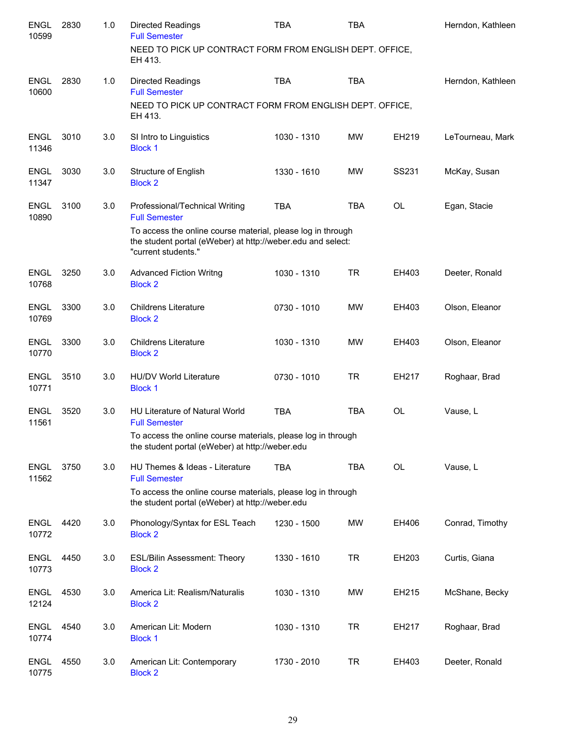| | | | | | | | |
|---|---|---|---|---|---|---|---|
| ENGL 10599 | 2830 | 1.0 | Directed Readings<br>Full Semester<br>NEED TO PICK UP CONTRACT FORM FROM ENGLISH DEPT. OFFICE, EH 413. | TBA | TBA | | Herndon, Kathleen |
| ENGL 10600 | 2830 | 1.0 | Directed Readings<br>Full Semester<br>NEED TO PICK UP CONTRACT FORM FROM ENGLISH DEPT. OFFICE, EH 413. | TBA | TBA | | Herndon, Kathleen |
| ENGL 11346 | 3010 | 3.0 | SI Intro to Linguistics<br>Block 1 | 1030 - 1310 | MW | EH219 | LeTourneau, Mark |
| ENGL 11347 | 3030 | 3.0 | Structure of English<br>Block 2 | 1330 - 1610 | MW | SS231 | McKay, Susan |
| ENGL 10890 | 3100 | 3.0 | Professional/Technical Writing<br>Full Semester<br>To access the online course material, please log in through the student portal (eWeber) at http://weber.edu and select: "current students." | TBA | TBA | OL | Egan, Stacie |
| ENGL 10768 | 3250 | 3.0 | Advanced Fiction Writng<br>Block 2 | 1030 - 1310 | TR | EH403 | Deeter, Ronald |
| ENGL 10769 | 3300 | 3.0 | Childrens Literature<br>Block 2 | 0730 - 1010 | MW | EH403 | Olson, Eleanor |
| ENGL 10770 | 3300 | 3.0 | Childrens Literature<br>Block 2 | 1030 - 1310 | MW | EH403 | Olson, Eleanor |
| ENGL 10771 | 3510 | 3.0 | HU/DV World Literature<br>Block 1 | 0730 - 1010 | TR | EH217 | Roghaar, Brad |
| ENGL 11561 | 3520 | 3.0 | HU Literature of Natural World<br>Full Semester<br>To access the online course materials, please log in through the student portal (eWeber) at http://weber.edu | TBA | TBA | OL | Vause, L |
| ENGL 11562 | 3750 | 3.0 | HU Themes & Ideas - Literature<br>Full Semester<br>To access the online course materials, please log in through the student portal (eWeber) at http://weber.edu | TBA | TBA | OL | Vause, L |
| ENGL 10772 | 4420 | 3.0 | Phonology/Syntax for ESL Teach<br>Block 2 | 1230 - 1500 | MW | EH406 | Conrad, Timothy |
| ENGL 10773 | 4450 | 3.0 | ESL/Bilin Assessment: Theory<br>Block 2 | 1330 - 1610 | TR | EH203 | Curtis, Giana |
| ENGL 12124 | 4530 | 3.0 | America Lit: Realism/Naturalis<br>Block 2 | 1030 - 1310 | MW | EH215 | McShane, Becky |
| ENGL 10774 | 4540 | 3.0 | American Lit: Modern<br>Block 1 | 1030 - 1310 | TR | EH217 | Roghaar, Brad |
| ENGL 10775 | 4550 | 3.0 | American Lit: Contemporary<br>Block 2 | 1730 - 2010 | TR | EH403 | Deeter, Ronald |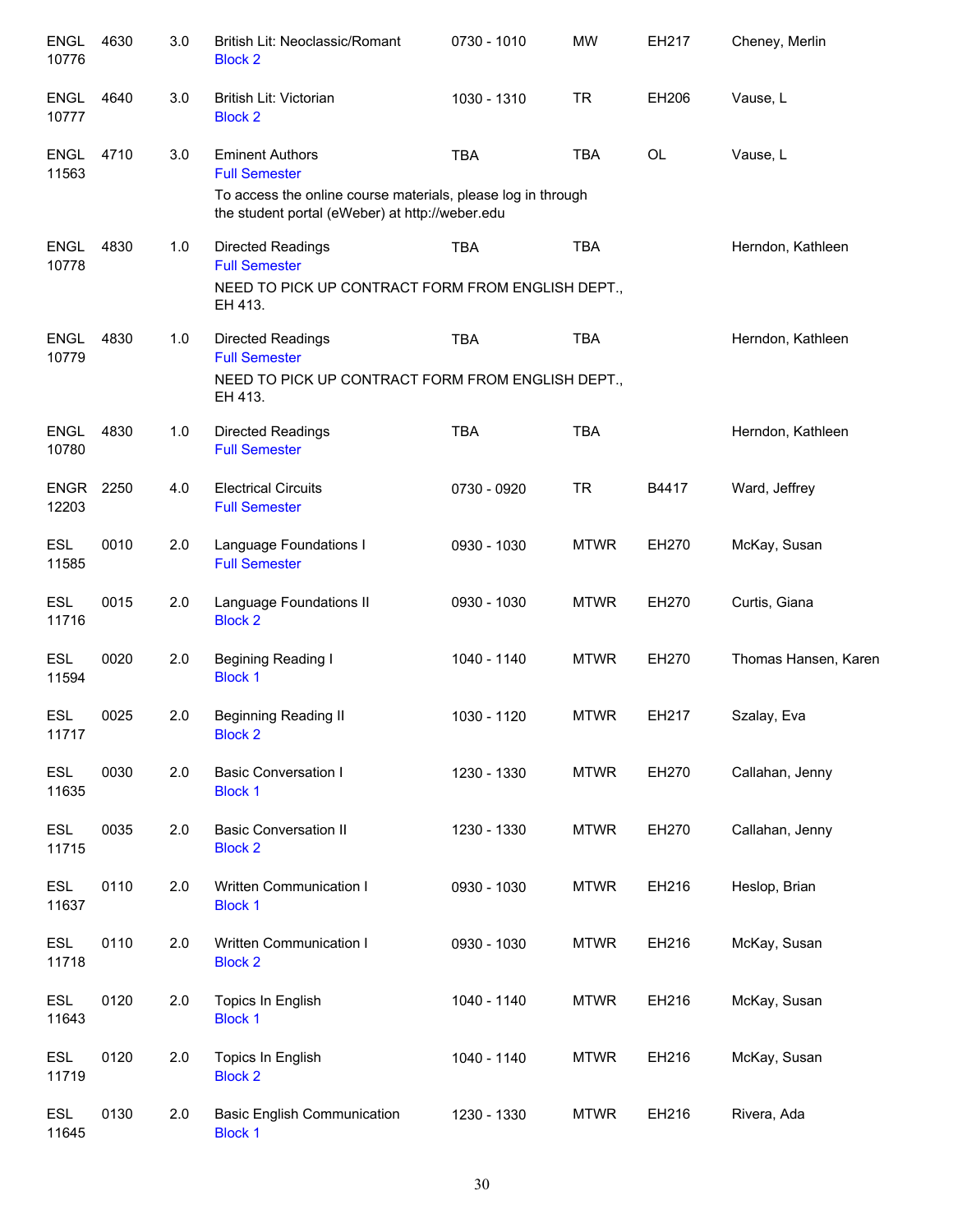| | | | | | | | |
|---|---|---|---|---|---|---|---|
| ENGL 10776 | 4630 | 3.0 | British Lit: Neoclassic/Romant<br>Block 2 | 0730 - 1010 | MW | EH217 | Cheney, Merlin |
| ENGL 10777 | 4640 | 3.0 | British Lit: Victorian<br>Block 2 | 1030 - 1310 | TR | EH206 | Vause, L |
| ENGL 11563 | 4710 | 3.0 | Eminent Authors<br>Full Semester<br>To access the online course materials, please log in through the student portal (eWeber) at http://weber.edu | TBA | TBA | OL | Vause, L |
| ENGL 10778 | 4830 | 1.0 | Directed Readings<br>Full Semester<br>NEED TO PICK UP CONTRACT FORM FROM ENGLISH DEPT., EH 413. | TBA | TBA | | Herndon, Kathleen |
| ENGL 10779 | 4830 | 1.0 | Directed Readings<br>Full Semester<br>NEED TO PICK UP CONTRACT FORM FROM ENGLISH DEPT., EH 413. | TBA | TBA | | Herndon, Kathleen |
| ENGL 10780 | 4830 | 1.0 | Directed Readings<br>Full Semester | TBA | TBA | | Herndon, Kathleen |
| ENGR 12203 | 2250 | 4.0 | Electrical Circuits<br>Full Semester | 0730 - 0920 | TR | B4417 | Ward, Jeffrey |
| ESL 11585 | 0010 | 2.0 | Language Foundations I<br>Full Semester | 0930 - 1030 | MTWR | EH270 | McKay, Susan |
| ESL 11716 | 0015 | 2.0 | Language Foundations II<br>Block 2 | 0930 - 1030 | MTWR | EH270 | Curtis, Giana |
| ESL 11594 | 0020 | 2.0 | Begining Reading I<br>Block 1 | 1040 - 1140 | MTWR | EH270 | Thomas Hansen, Karen |
| ESL 11717 | 0025 | 2.0 | Beginning Reading II<br>Block 2 | 1030 - 1120 | MTWR | EH217 | Szalay, Eva |
| ESL 11635 | 0030 | 2.0 | Basic Conversation I<br>Block 1 | 1230 - 1330 | MTWR | EH270 | Callahan, Jenny |
| ESL 11715 | 0035 | 2.0 | Basic Conversation II<br>Block 2 | 1230 - 1330 | MTWR | EH270 | Callahan, Jenny |
| ESL 11637 | 0110 | 2.0 | Written Communication I<br>Block 1 | 0930 - 1030 | MTWR | EH216 | Heslop, Brian |
| ESL 11718 | 0110 | 2.0 | Written Communication I<br>Block 2 | 0930 - 1030 | MTWR | EH216 | McKay, Susan |
| ESL 11643 | 0120 | 2.0 | Topics In English<br>Block 1 | 1040 - 1140 | MTWR | EH216 | McKay, Susan |
| ESL 11719 | 0120 | 2.0 | Topics In English<br>Block 2 | 1040 - 1140 | MTWR | EH216 | McKay, Susan |
| ESL 11645 | 0130 | 2.0 | Basic English Communication<br>Block 1 | 1230 - 1330 | MTWR | EH216 | Rivera, Ada |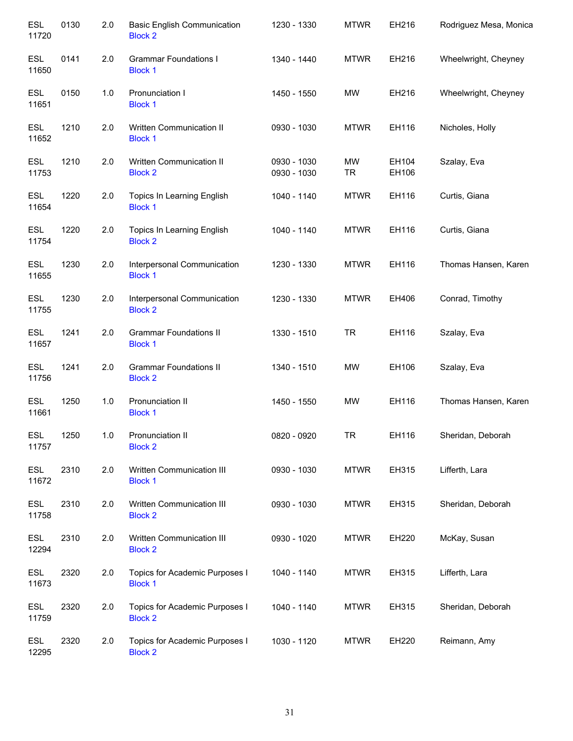| | | | | | | | |
|---|---|---|---|---|---|---|---|
| ESL 11720 | 0130 | 2.0 | Basic English Communication Block 2 | 1230 - 1330 | MTWR | EH216 | Rodriguez Mesa, Monica |
| ESL 11650 | 0141 | 2.0 | Grammar Foundations I Block 1 | 1340 - 1440 | MTWR | EH216 | Wheelwright, Cheyney |
| ESL 11651 | 0150 | 1.0 | Pronunciation I Block 1 | 1450 - 1550 | MW | EH216 | Wheelwright, Cheyney |
| ESL 11652 | 1210 | 2.0 | Written Communication II Block 1 | 0930 - 1030 | MTWR | EH116 | Nicholes, Holly |
| ESL 11753 | 1210 | 2.0 | Written Communication II Block 2 | 0930 - 1030<br>0930 - 1030 | MW<br>TR | EH104<br>EH106 | Szalay, Eva |
| ESL 11654 | 1220 | 2.0 | Topics In Learning English Block 1 | 1040 - 1140 | MTWR | EH116 | Curtis, Giana |
| ESL 11754 | 1220 | 2.0 | Topics In Learning English Block 2 | 1040 - 1140 | MTWR | EH116 | Curtis, Giana |
| ESL 11655 | 1230 | 2.0 | Interpersonal Communication Block 1 | 1230 - 1330 | MTWR | EH116 | Thomas Hansen, Karen |
| ESL 11755 | 1230 | 2.0 | Interpersonal Communication Block 2 | 1230 - 1330 | MTWR | EH406 | Conrad, Timothy |
| ESL 11657 | 1241 | 2.0 | Grammar Foundations II Block 1 | 1330 - 1510 | TR | EH116 | Szalay, Eva |
| ESL 11756 | 1241 | 2.0 | Grammar Foundations II Block 2 | 1340 - 1510 | MW | EH106 | Szalay, Eva |
| ESL 11661 | 1250 | 1.0 | Pronunciation II Block 1 | 1450 - 1550 | MW | EH116 | Thomas Hansen, Karen |
| ESL 11757 | 1250 | 1.0 | Pronunciation II Block 2 | 0820 - 0920 | TR | EH116 | Sheridan, Deborah |
| ESL 11672 | 2310 | 2.0 | Written Communication III Block 1 | 0930 - 1030 | MTWR | EH315 | Lifferth, Lara |
| ESL 11758 | 2310 | 2.0 | Written Communication III Block 2 | 0930 - 1030 | MTWR | EH315 | Sheridan, Deborah |
| ESL 12294 | 2310 | 2.0 | Written Communication III Block 2 | 0930 - 1020 | MTWR | EH220 | McKay, Susan |
| ESL 11673 | 2320 | 2.0 | Topics for Academic Purposes I Block 1 | 1040 - 1140 | MTWR | EH315 | Lifferth, Lara |
| ESL 11759 | 2320 | 2.0 | Topics for Academic Purposes I Block 2 | 1040 - 1140 | MTWR | EH315 | Sheridan, Deborah |
| ESL 12295 | 2320 | 2.0 | Topics for Academic Purposes I Block 2 | 1030 - 1120 | MTWR | EH220 | Reimann, Amy |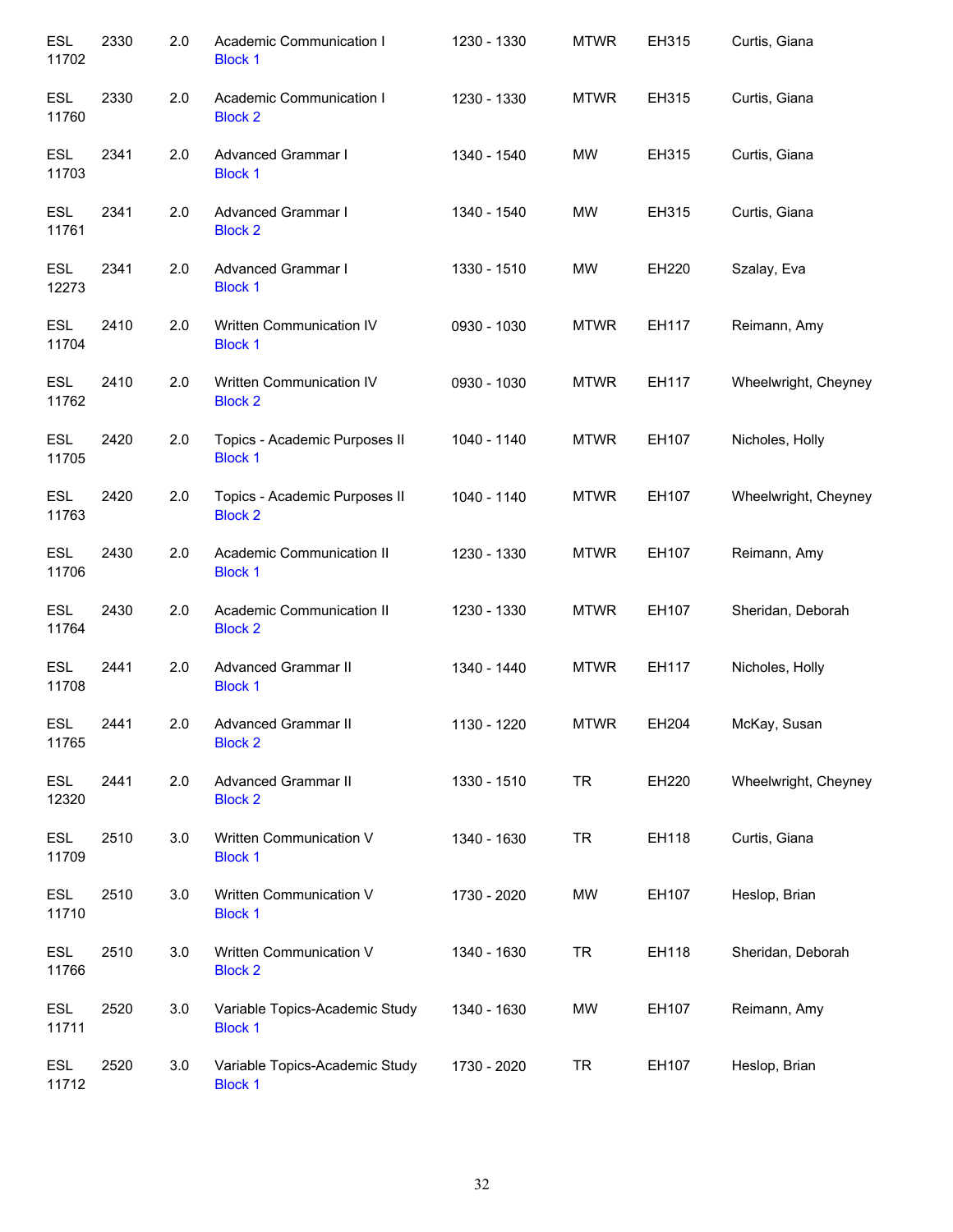| | | | | | | | |
|---|---|---|---|---|---|---|---|
| ESL 11702 | 2330 | 2.0 | Academic Communication I<br>Block 1 | 1230 - 1330 | MTWR | EH315 | Curtis, Giana |
| ESL 11760 | 2330 | 2.0 | Academic Communication I<br>Block 2 | 1230 - 1330 | MTWR | EH315 | Curtis, Giana |
| ESL 11703 | 2341 | 2.0 | Advanced Grammar I<br>Block 1 | 1340 - 1540 | MW | EH315 | Curtis, Giana |
| ESL 11761 | 2341 | 2.0 | Advanced Grammar I<br>Block 2 | 1340 - 1540 | MW | EH315 | Curtis, Giana |
| ESL 12273 | 2341 | 2.0 | Advanced Grammar I<br>Block 1 | 1330 - 1510 | MW | EH220 | Szalay, Eva |
| ESL 11704 | 2410 | 2.0 | Written Communication IV<br>Block 1 | 0930 - 1030 | MTWR | EH117 | Reimann, Amy |
| ESL 11762 | 2410 | 2.0 | Written Communication IV<br>Block 2 | 0930 - 1030 | MTWR | EH117 | Wheelwright, Cheyney |
| ESL 11705 | 2420 | 2.0 | Topics - Academic Purposes II<br>Block 1 | 1040 - 1140 | MTWR | EH107 | Nicholes, Holly |
| ESL 11763 | 2420 | 2.0 | Topics - Academic Purposes II<br>Block 2 | 1040 - 1140 | MTWR | EH107 | Wheelwright, Cheyney |
| ESL 11706 | 2430 | 2.0 | Academic Communication II<br>Block 1 | 1230 - 1330 | MTWR | EH107 | Reimann, Amy |
| ESL 11764 | 2430 | 2.0 | Academic Communication II<br>Block 2 | 1230 - 1330 | MTWR | EH107 | Sheridan, Deborah |
| ESL 11708 | 2441 | 2.0 | Advanced Grammar II<br>Block 1 | 1340 - 1440 | MTWR | EH117 | Nicholes, Holly |
| ESL 11765 | 2441 | 2.0 | Advanced Grammar II<br>Block 2 | 1130 - 1220 | MTWR | EH204 | McKay, Susan |
| ESL 12320 | 2441 | 2.0 | Advanced Grammar II<br>Block 2 | 1330 - 1510 | TR | EH220 | Wheelwright, Cheyney |
| ESL 11709 | 2510 | 3.0 | Written Communication V<br>Block 1 | 1340 - 1630 | TR | EH118 | Curtis, Giana |
| ESL 11710 | 2510 | 3.0 | Written Communication V<br>Block 1 | 1730 - 2020 | MW | EH107 | Heslop, Brian |
| ESL 11766 | 2510 | 3.0 | Written Communication V<br>Block 2 | 1340 - 1630 | TR | EH118 | Sheridan, Deborah |
| ESL 11711 | 2520 | 3.0 | Variable Topics-Academic Study<br>Block 1 | 1340 - 1630 | MW | EH107 | Reimann, Amy |
| ESL 11712 | 2520 | 3.0 | Variable Topics-Academic Study<br>Block 1 | 1730 - 2020 | TR | EH107 | Heslop, Brian |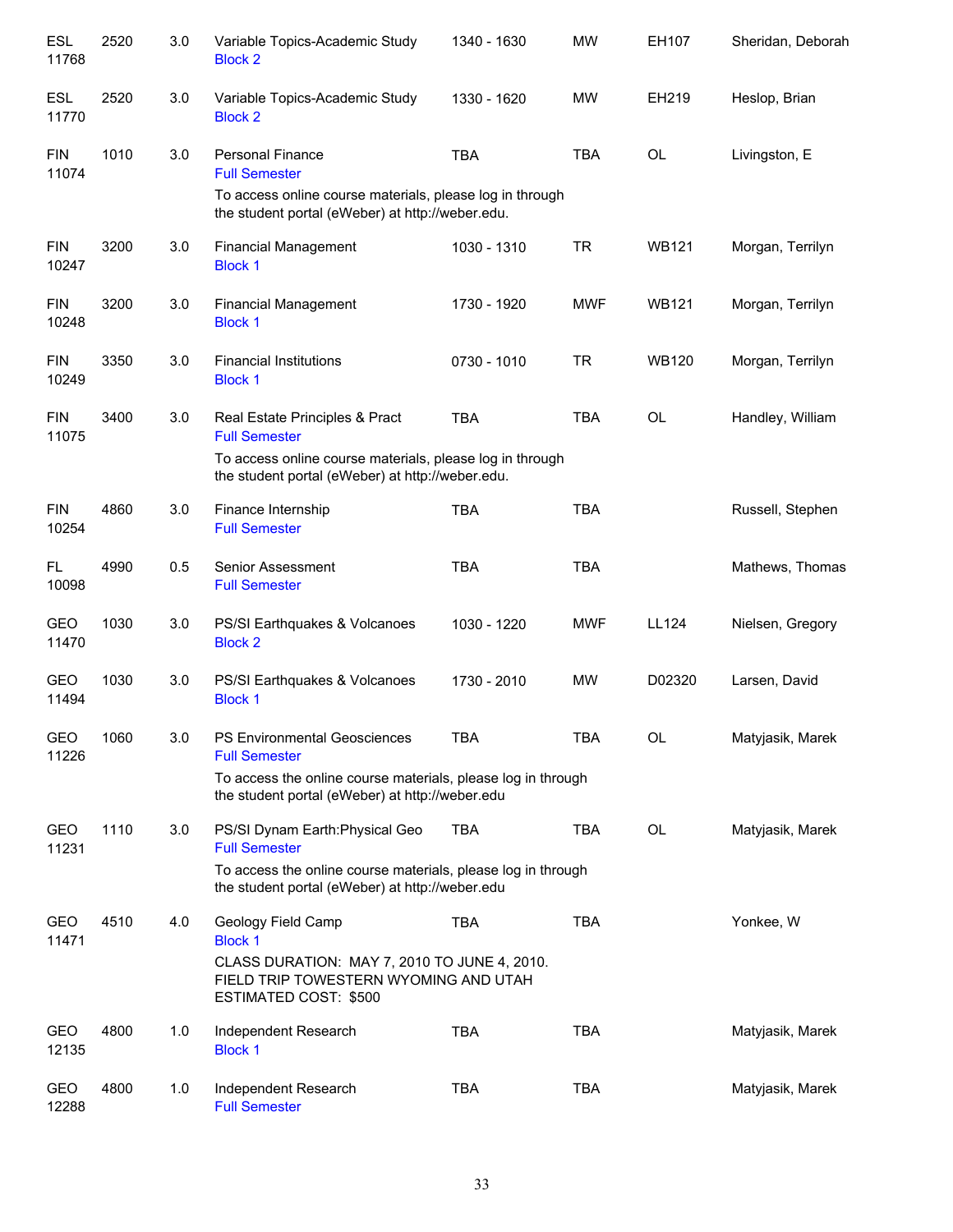| | | | | | | | |
|---|---|---|---|---|---|---|---|
| ESL 11768 | 2520 | 3.0 | Variable Topics-Academic Study<br>Block 2 | 1340 - 1630 | MW | EH107 | Sheridan, Deborah |
| ESL 11770 | 2520 | 3.0 | Variable Topics-Academic Study<br>Block 2 | 1330 - 1620 | MW | EH219 | Heslop, Brian |
| FIN 11074 | 1010 | 3.0 | Personal Finance<br>Full Semester<br>To access online course materials, please log in through the student portal (eWeber) at http://weber.edu. | TBA | TBA | OL | Livingston, E |
| FIN 10247 | 3200 | 3.0 | Financial Management<br>Block 1 | 1030 - 1310 | TR | WB121 | Morgan, Terrilyn |
| FIN 10248 | 3200 | 3.0 | Financial Management<br>Block 1 | 1730 - 1920 | MWF | WB121 | Morgan, Terrilyn |
| FIN 10249 | 3350 | 3.0 | Financial Institutions<br>Block 1 | 0730 - 1010 | TR | WB120 | Morgan, Terrilyn |
| FIN 11075 | 3400 | 3.0 | Real Estate Principles & Pract<br>Full Semester<br>To access online course materials, please log in through the student portal (eWeber) at http://weber.edu. | TBA | TBA | OL | Handley, William |
| FIN 10254 | 4860 | 3.0 | Finance Internship<br>Full Semester | TBA | TBA | | Russell, Stephen |
| FL 10098 | 4990 | 0.5 | Senior Assessment<br>Full Semester | TBA | TBA | | Mathews, Thomas |
| GEO 11470 | 1030 | 3.0 | PS/SI Earthquakes & Volcanoes<br>Block 2 | 1030 - 1220 | MWF | LL124 | Nielsen, Gregory |
| GEO 11494 | 1030 | 3.0 | PS/SI Earthquakes & Volcanoes<br>Block 1 | 1730 - 2010 | MW | D02320 | Larsen, David |
| GEO 11226 | 1060 | 3.0 | PS Environmental Geosciences<br>Full Semester<br>To access the online course materials, please log in through the student portal (eWeber) at http://weber.edu | TBA | TBA | OL | Matyjasik, Marek |
| GEO 11231 | 1110 | 3.0 | PS/SI Dynam Earth:Physical Geo<br>Full Semester<br>To access the online course materials, please log in through the student portal (eWeber) at http://weber.edu | TBA | TBA | OL | Matyjasik, Marek |
| GEO 11471 | 4510 | 4.0 | Geology Field Camp<br>Block 1<br>CLASS DURATION: MAY 7, 2010 TO JUNE 4, 2010. FIELD TRIP TOWESTERN WYOMING AND UTAH ESTIMATED COST: $500 | TBA | TBA | | Yonkee, W |
| GEO 12135 | 4800 | 1.0 | Independent Research<br>Block 1 | TBA | TBA | | Matyjasik, Marek |
| GEO 12288 | 4800 | 1.0 | Independent Research<br>Full Semester | TBA | TBA | | Matyjasik, Marek |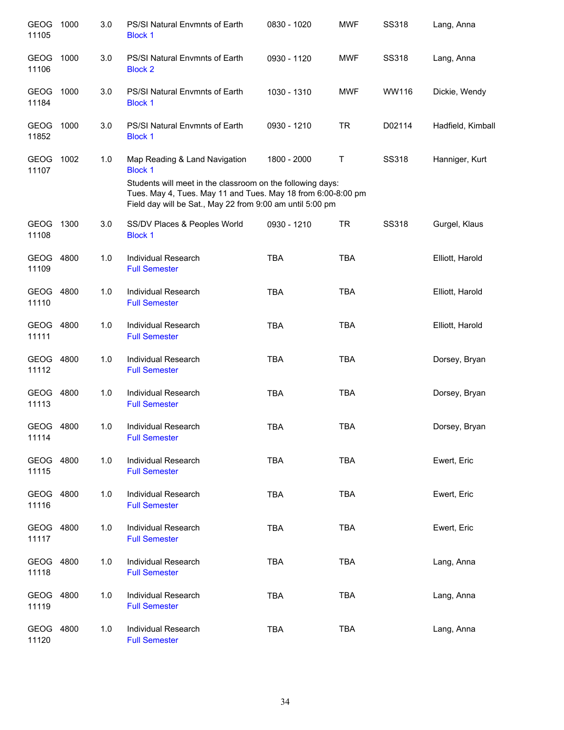| | | | | | | | |
|---|---|---|---|---|---|---|---|
| GEOG 11105 | 1000 | 3.0 | PS/SI Natural Envmnts of Earth<br>Block 1 | 0830 - 1020 | MWF | SS318 | Lang, Anna |
| GEOG 11106 | 1000 | 3.0 | PS/SI Natural Envmnts of Earth<br>Block 2 | 0930 - 1120 | MWF | SS318 | Lang, Anna |
| GEOG 11184 | 1000 | 3.0 | PS/SI Natural Envmnts of Earth<br>Block 1 | 1030 - 1310 | MWF | WW116 | Dickie, Wendy |
| GEOG 11852 | 1000 | 3.0 | PS/SI Natural Envmnts of Earth<br>Block 1 | 0930 - 1210 | TR | D02114 | Hadfield, Kimball |
| GEOG 11107 | 1002 | 1.0 | Map Reading & Land Navigation<br>Block 1<br>Students will meet in the classroom on the following days: Tues. May 4, Tues. May 11 and Tues. May 18 from 6:00-8:00 pm Field day will be Sat., May 22 from 9:00 am until 5:00 pm | 1800 - 2000 | T | SS318 | Hanniger, Kurt |
| GEOG 11108 | 1300 | 3.0 | SS/DV Places & Peoples World<br>Block 1 | 0930 - 1210 | TR | SS318 | Gurgel, Klaus |
| GEOG 11109 | 4800 | 1.0 | Individual Research<br>Full Semester | TBA | TBA | | Elliott, Harold |
| GEOG 11110 | 4800 | 1.0 | Individual Research<br>Full Semester | TBA | TBA | | Elliott, Harold |
| GEOG 11111 | 4800 | 1.0 | Individual Research<br>Full Semester | TBA | TBA | | Elliott, Harold |
| GEOG 11112 | 4800 | 1.0 | Individual Research<br>Full Semester | TBA | TBA | | Dorsey, Bryan |
| GEOG 11113 | 4800 | 1.0 | Individual Research<br>Full Semester | TBA | TBA | | Dorsey, Bryan |
| GEOG 11114 | 4800 | 1.0 | Individual Research<br>Full Semester | TBA | TBA | | Dorsey, Bryan |
| GEOG 11115 | 4800 | 1.0 | Individual Research<br>Full Semester | TBA | TBA | | Ewert, Eric |
| GEOG 11116 | 4800 | 1.0 | Individual Research<br>Full Semester | TBA | TBA | | Ewert, Eric |
| GEOG 11117 | 4800 | 1.0 | Individual Research<br>Full Semester | TBA | TBA | | Ewert, Eric |
| GEOG 11118 | 4800 | 1.0 | Individual Research<br>Full Semester | TBA | TBA | | Lang, Anna |
| GEOG 11119 | 4800 | 1.0 | Individual Research<br>Full Semester | TBA | TBA | | Lang, Anna |
| GEOG 11120 | 4800 | 1.0 | Individual Research<br>Full Semester | TBA | TBA | | Lang, Anna |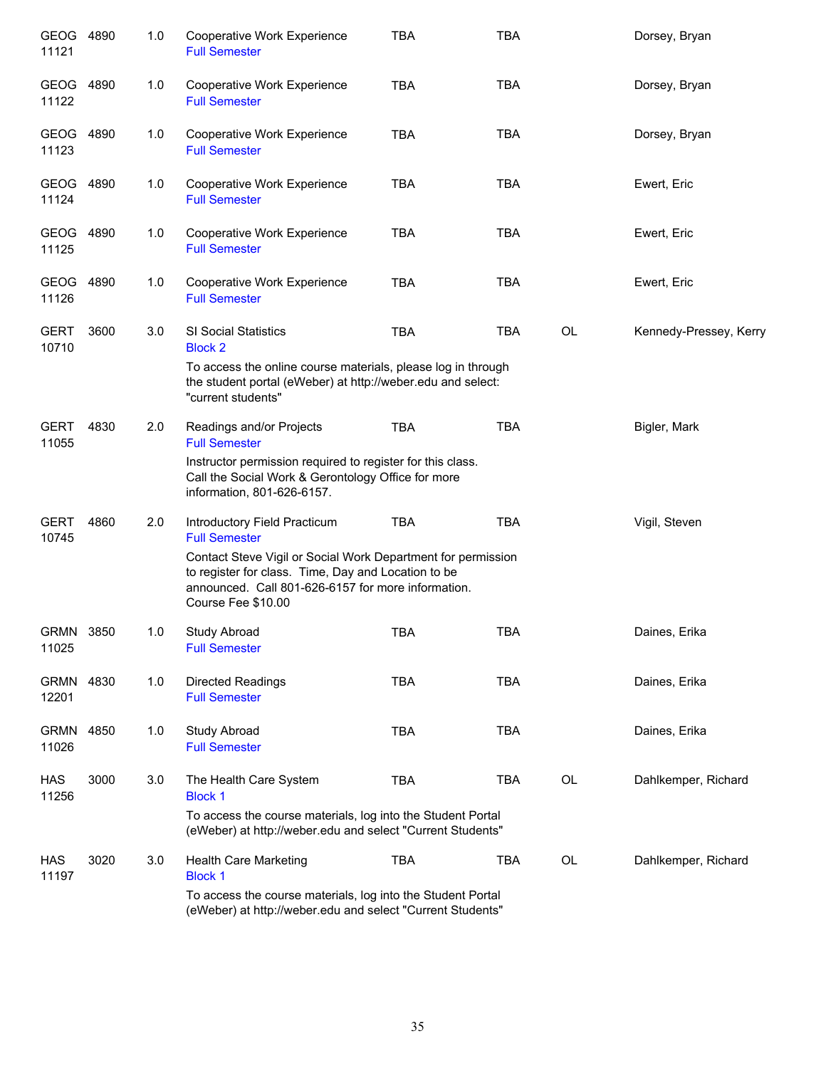| Course | Number | Credits | Title | Days | Time | Location | Instructor |
|---|---|---|---|---|---|---|---|
| GEOG 11121 | 4890 | 1.0 | Cooperative Work Experience<br>Full Semester | TBA | TBA | | Dorsey, Bryan |
| GEOG 11122 | 4890 | 1.0 | Cooperative Work Experience<br>Full Semester | TBA | TBA | | Dorsey, Bryan |
| GEOG 11123 | 4890 | 1.0 | Cooperative Work Experience<br>Full Semester | TBA | TBA | | Dorsey, Bryan |
| GEOG 11124 | 4890 | 1.0 | Cooperative Work Experience<br>Full Semester | TBA | TBA | | Ewert, Eric |
| GEOG 11125 | 4890 | 1.0 | Cooperative Work Experience<br>Full Semester | TBA | TBA | | Ewert, Eric |
| GEOG 11126 | 4890 | 1.0 | Cooperative Work Experience<br>Full Semester | TBA | TBA | | Ewert, Eric |
| GERT 10710 | 3600 | 3.0 | SI Social Statistics<br>Block 2<br>To access the online course materials, please log in through the student portal (eWeber) at http://weber.edu and select: "current students" | TBA | TBA | OL | Kennedy-Pressey, Kerry |
| GERT 11055 | 4830 | 2.0 | Readings and/or Projects<br>Full Semester<br>Instructor permission required to register for this class. Call the Social Work & Gerontology Office for more information, 801-626-6157. | TBA | TBA | | Bigler, Mark |
| GERT 10745 | 4860 | 2.0 | Introductory Field Practicum<br>Full Semester<br>Contact Steve Vigil or Social Work Department for permission to register for class. Time, Day and Location to be announced. Call 801-626-6157 for more information. Course Fee $10.00 | TBA | TBA | | Vigil, Steven |
| GRMN 11025 | 3850 | 1.0 | Study Abroad<br>Full Semester | TBA | TBA | | Daines, Erika |
| GRMN 12201 | 4830 | 1.0 | Directed Readings<br>Full Semester | TBA | TBA | | Daines, Erika |
| GRMN 11026 | 4850 | 1.0 | Study Abroad<br>Full Semester | TBA | TBA | | Daines, Erika |
| HAS 11256 | 3000 | 3.0 | The Health Care System<br>Block 1<br>To access the course materials, log into the Student Portal (eWeber) at http://weber.edu and select "Current Students" | TBA | TBA | OL | Dahlkemper, Richard |
| HAS 11197 | 3020 | 3.0 | Health Care Marketing<br>Block 1<br>To access the course materials, log into the Student Portal (eWeber) at http://weber.edu and select "Current Students" | TBA | TBA | OL | Dahlkemper, Richard |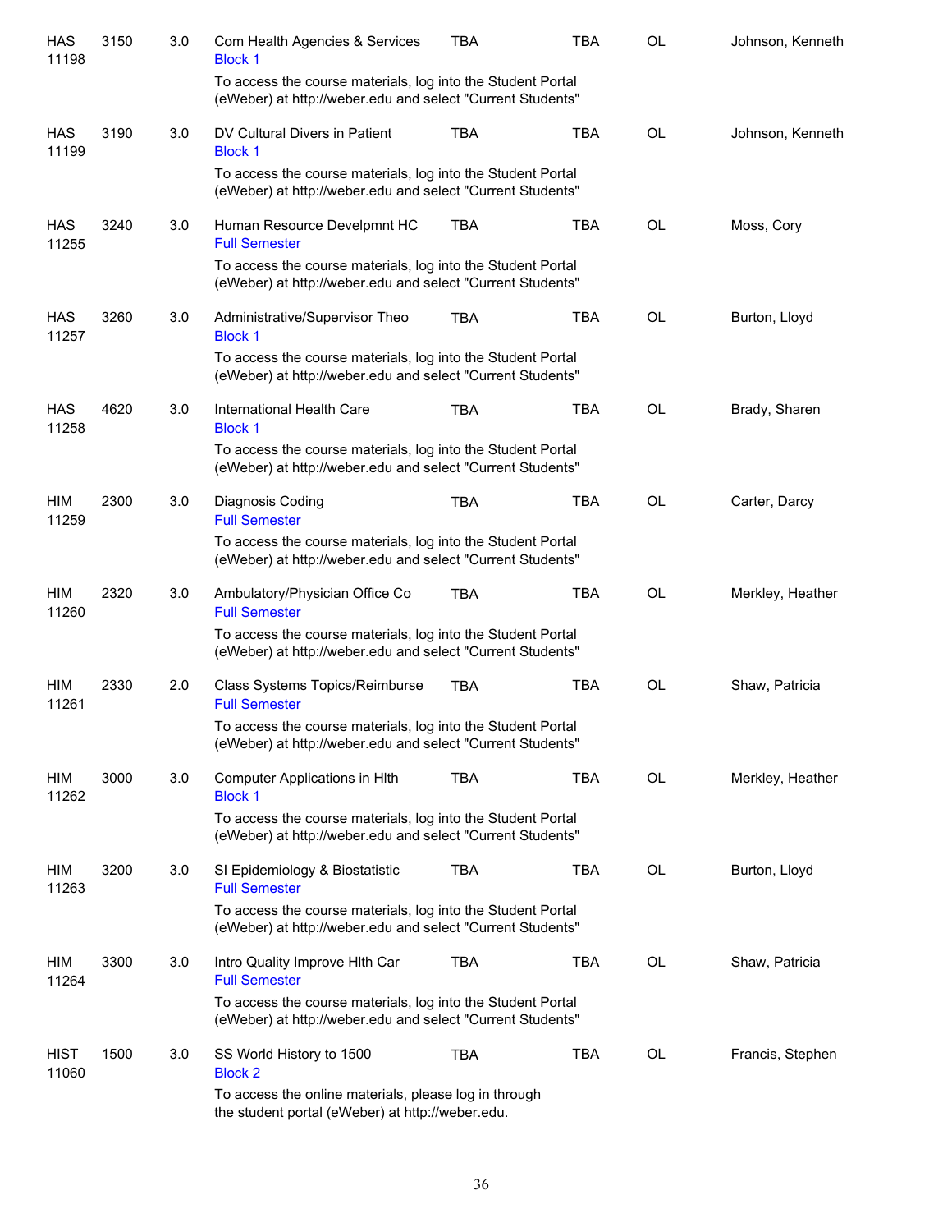| | | | | | | | |
|---|---|---|---|---|---|---|---|
| HAS 11198 | 3150 | 3.0 | Com Health Agencies & Services<br>Block 1 | TBA | TBA | OL | Johnson, Kenneth |
| | | | To access the course materials, log into the Student Portal (eWeber) at http://weber.edu and select "Current Students" | | | | |
| HAS 11199 | 3190 | 3.0 | DV Cultural Divers in Patient<br>Block 1 | TBA | TBA | OL | Johnson, Kenneth |
| | | | To access the course materials, log into the Student Portal (eWeber) at http://weber.edu and select "Current Students" | | | | |
| HAS 11255 | 3240 | 3.0 | Human Resource Develpmnt HC<br>Full Semester | TBA | TBA | OL | Moss, Cory |
| | | | To access the course materials, log into the Student Portal (eWeber) at http://weber.edu and select "Current Students" | | | | |
| HAS 11257 | 3260 | 3.0 | Administrative/Supervisor Theo<br>Block 1 | TBA | TBA | OL | Burton, Lloyd |
| | | | To access the course materials, log into the Student Portal (eWeber) at http://weber.edu and select "Current Students" | | | | |
| HAS 11258 | 4620 | 3.0 | International Health Care<br>Block 1 | TBA | TBA | OL | Brady, Sharen |
| | | | To access the course materials, log into the Student Portal (eWeber) at http://weber.edu and select "Current Students" | | | | |
| HIM 11259 | 2300 | 3.0 | Diagnosis Coding<br>Full Semester | TBA | TBA | OL | Carter, Darcy |
| | | | To access the course materials, log into the Student Portal (eWeber) at http://weber.edu and select "Current Students" | | | | |
| HIM 11260 | 2320 | 3.0 | Ambulatory/Physician Office Co<br>Full Semester | TBA | TBA | OL | Merkley, Heather |
| | | | To access the course materials, log into the Student Portal (eWeber) at http://weber.edu and select "Current Students" | | | | |
| HIM 11261 | 2330 | 2.0 | Class Systems Topics/Reimburse<br>Full Semester | TBA | TBA | OL | Shaw, Patricia |
| | | | To access the course materials, log into the Student Portal (eWeber) at http://weber.edu and select "Current Students" | | | | |
| HIM 11262 | 3000 | 3.0 | Computer Applications in Hlth<br>Block 1 | TBA | TBA | OL | Merkley, Heather |
| | | | To access the course materials, log into the Student Portal (eWeber) at http://weber.edu and select "Current Students" | | | | |
| HIM 11263 | 3200 | 3.0 | SI Epidemiology & Biostatistic<br>Full Semester | TBA | TBA | OL | Burton, Lloyd |
| | | | To access the course materials, log into the Student Portal (eWeber) at http://weber.edu and select "Current Students" | | | | |
| HIM 11264 | 3300 | 3.0 | Intro Quality Improve Hlth Car<br>Full Semester | TBA | TBA | OL | Shaw, Patricia |
| | | | To access the course materials, log into the Student Portal (eWeber) at http://weber.edu and select "Current Students" | | | | |
| HIST 11060 | 1500 | 3.0 | SS World History to 1500<br>Block 2 | TBA | TBA | OL | Francis, Stephen |
| | | | To access the online materials, please log in through the student portal (eWeber) at http://weber.edu. | | | | |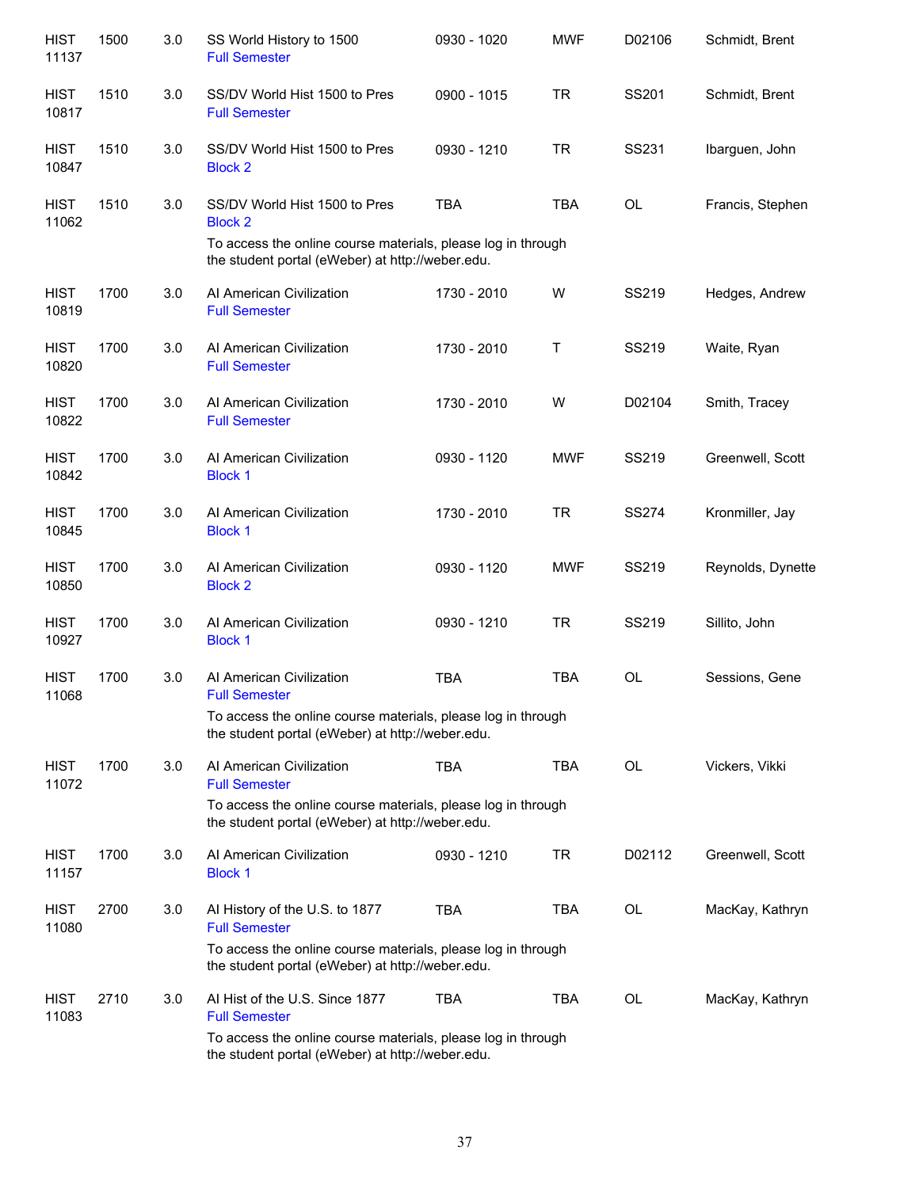| | | | | | | | |
|---|---|---|---|---|---|---|---|
| HIST 11137 | 1500 | 3.0 | SS World History to 1500<br>Full Semester | 0930 - 1020 | MWF | D02106 | Schmidt, Brent |
| HIST 10817 | 1510 | 3.0 | SS/DV World Hist 1500 to Pres<br>Full Semester | 0900 - 1015 | TR | SS201 | Schmidt, Brent |
| HIST 10847 | 1510 | 3.0 | SS/DV World Hist 1500 to Pres<br>Block 2 | 0930 - 1210 | TR | SS231 | Ibarguen, John |
| HIST 11062 | 1510 | 3.0 | SS/DV World Hist 1500 to Pres<br>Block 2<br>To access the online course materials, please log in through the student portal (eWeber) at http://weber.edu. | TBA | TBA | OL | Francis, Stephen |
| HIST 10819 | 1700 | 3.0 | AI American Civilization<br>Full Semester | 1730 - 2010 | W | SS219 | Hedges, Andrew |
| HIST 10820 | 1700 | 3.0 | AI American Civilization<br>Full Semester | 1730 - 2010 | T | SS219 | Waite, Ryan |
| HIST 10822 | 1700 | 3.0 | AI American Civilization<br>Full Semester | 1730 - 2010 | W | D02104 | Smith, Tracey |
| HIST 10842 | 1700 | 3.0 | AI American Civilization<br>Block 1 | 0930 - 1120 | MWF | SS219 | Greenwell, Scott |
| HIST 10845 | 1700 | 3.0 | AI American Civilization<br>Block 1 | 1730 - 2010 | TR | SS274 | Kronmiller, Jay |
| HIST 10850 | 1700 | 3.0 | AI American Civilization<br>Block 2 | 0930 - 1120 | MWF | SS219 | Reynolds, Dynette |
| HIST 10927 | 1700 | 3.0 | AI American Civilization<br>Block 1 | 0930 - 1210 | TR | SS219 | Sillito, John |
| HIST 11068 | 1700 | 3.0 | AI American Civilization<br>Full Semester<br>To access the online course materials, please log in through the student portal (eWeber) at http://weber.edu. | TBA | TBA | OL | Sessions, Gene |
| HIST 11072 | 1700 | 3.0 | AI American Civilization<br>Full Semester<br>To access the online course materials, please log in through the student portal (eWeber) at http://weber.edu. | TBA | TBA | OL | Vickers, Vikki |
| HIST 11157 | 1700 | 3.0 | AI American Civilization<br>Block 1 | 0930 - 1210 | TR | D02112 | Greenwell, Scott |
| HIST 11080 | 2700 | 3.0 | AI History of the U.S. to 1877<br>Full Semester<br>To access the online course materials, please log in through the student portal (eWeber) at http://weber.edu. | TBA | TBA | OL | MacKay, Kathryn |
| HIST 11083 | 2710 | 3.0 | AI Hist of the U.S. Since 1877<br>Full Semester<br>To access the online course materials, please log in through the student portal (eWeber) at http://weber.edu. | TBA | TBA | OL | MacKay, Kathryn |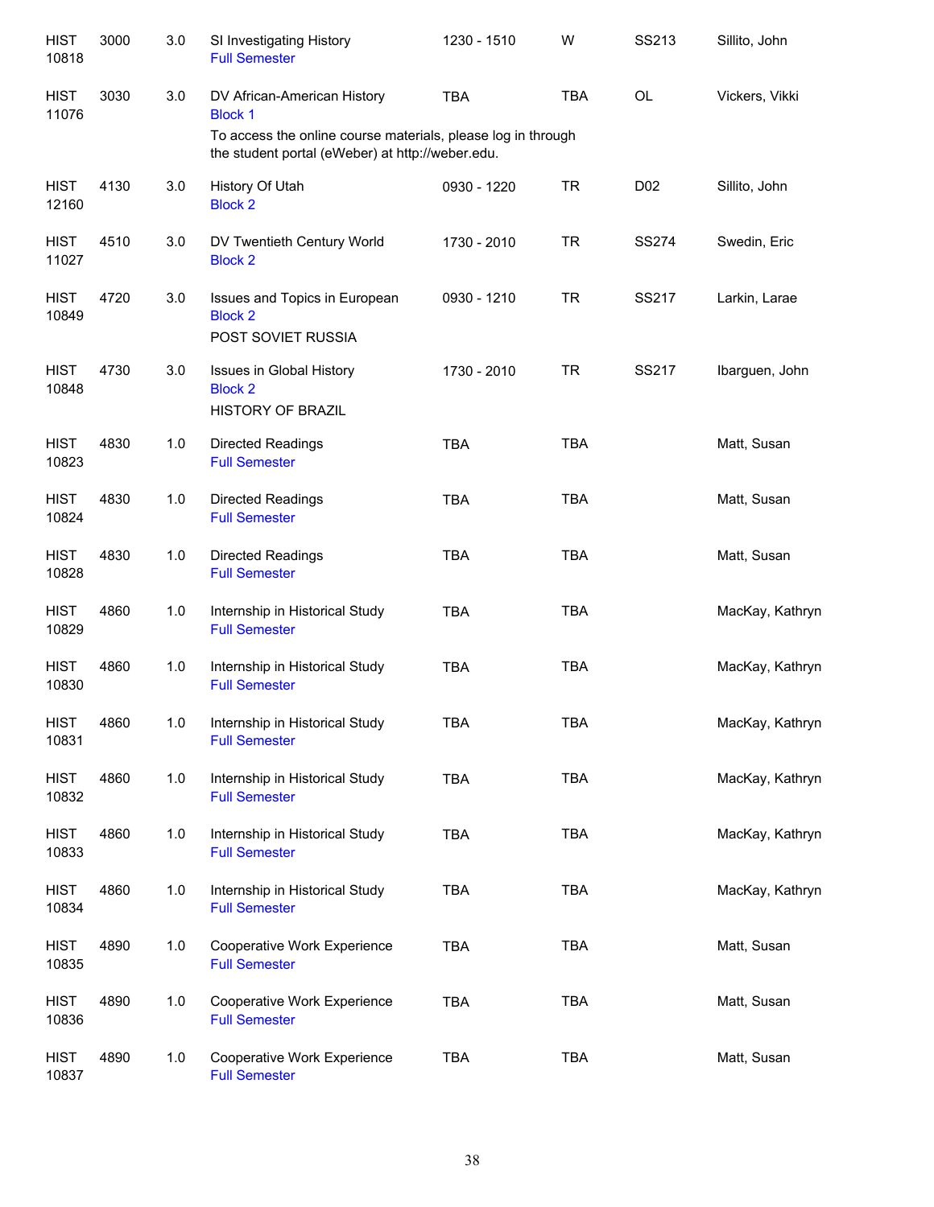| | | | | | | | |
|---|---|---|---|---|---|---|---|
| HIST 10818 | 3000 | 3.0 | SI Investigating History<br>Full Semester | 1230 - 1510 | W | SS213 | Sillito, John |
| HIST 11076 | 3030 | 3.0 | DV African-American History<br>Block 1<br>To access the online course materials, please log in through the student portal (eWeber) at http://weber.edu. | TBA | TBA | OL | Vickers, Vikki |
| HIST 12160 | 4130 | 3.0 | History Of Utah<br>Block 2 | 0930 - 1220 | TR | D02 | Sillito, John |
| HIST 11027 | 4510 | 3.0 | DV Twentieth Century World<br>Block 2 | 1730 - 2010 | TR | SS274 | Swedin, Eric |
| HIST 10849 | 4720 | 3.0 | Issues and Topics in European<br>Block 2<br>POST SOVIET RUSSIA | 0930 - 1210 | TR | SS217 | Larkin, Larae |
| HIST 10848 | 4730 | 3.0 | Issues in Global History<br>Block 2<br>HISTORY OF BRAZIL | 1730 - 2010 | TR | SS217 | Ibarguen, John |
| HIST 10823 | 4830 | 1.0 | Directed Readings<br>Full Semester | TBA | TBA | | Matt, Susan |
| HIST 10824 | 4830 | 1.0 | Directed Readings<br>Full Semester | TBA | TBA | | Matt, Susan |
| HIST 10828 | 4830 | 1.0 | Directed Readings<br>Full Semester | TBA | TBA | | Matt, Susan |
| HIST 10829 | 4860 | 1.0 | Internship in Historical Study<br>Full Semester | TBA | TBA | | MacKay, Kathryn |
| HIST 10830 | 4860 | 1.0 | Internship in Historical Study<br>Full Semester | TBA | TBA | | MacKay, Kathryn |
| HIST 10831 | 4860 | 1.0 | Internship in Historical Study<br>Full Semester | TBA | TBA | | MacKay, Kathryn |
| HIST 10832 | 4860 | 1.0 | Internship in Historical Study<br>Full Semester | TBA | TBA | | MacKay, Kathryn |
| HIST 10833 | 4860 | 1.0 | Internship in Historical Study<br>Full Semester | TBA | TBA | | MacKay, Kathryn |
| HIST 10834 | 4860 | 1.0 | Internship in Historical Study<br>Full Semester | TBA | TBA | | MacKay, Kathryn |
| HIST 10835 | 4890 | 1.0 | Cooperative Work Experience<br>Full Semester | TBA | TBA | | Matt, Susan |
| HIST 10836 | 4890 | 1.0 | Cooperative Work Experience<br>Full Semester | TBA | TBA | | Matt, Susan |
| HIST 10837 | 4890 | 1.0 | Cooperative Work Experience<br>Full Semester | TBA | TBA | | Matt, Susan |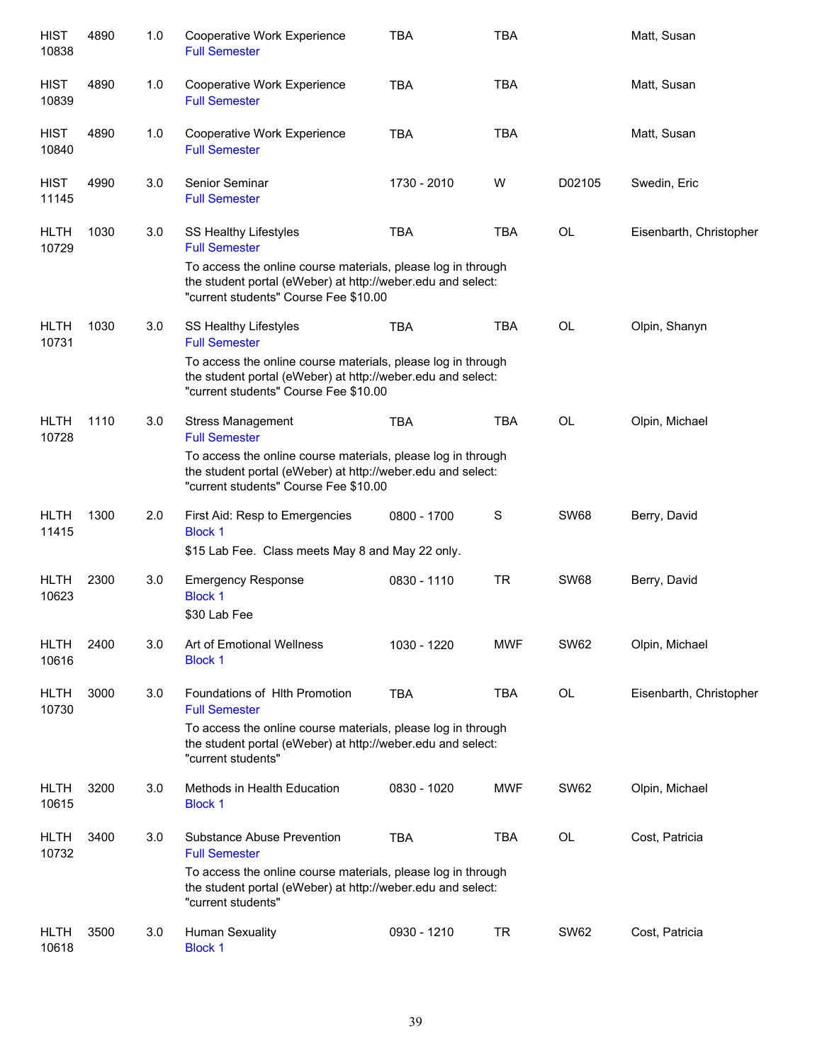| | | | | | | | |
|---|---|---|---|---|---|---|---|
| HIST 10838 | 4890 | 1.0 | Cooperative Work Experience<br>Full Semester | TBA | TBA | | Matt, Susan |
| HIST 10839 | 4890 | 1.0 | Cooperative Work Experience<br>Full Semester | TBA | TBA | | Matt, Susan |
| HIST 10840 | 4890 | 1.0 | Cooperative Work Experience<br>Full Semester | TBA | TBA | | Matt, Susan |
| HIST 11145 | 4990 | 3.0 | Senior Seminar<br>Full Semester | 1730 - 2010 | W | D02105 | Swedin, Eric |
| HLTH 10729 | 1030 | 3.0 | SS Healthy Lifestyles<br>Full Semester<br>To access the online course materials, please log in through the student portal (eWeber) at http://weber.edu and select: "current students" Course Fee $10.00 | TBA | TBA | OL | Eisenbarth, Christopher |
| HLTH 10731 | 1030 | 3.0 | SS Healthy Lifestyles<br>Full Semester<br>To access the online course materials, please log in through the student portal (eWeber) at http://weber.edu and select: "current students" Course Fee $10.00 | TBA | TBA | OL | Olpin, Shanyn |
| HLTH 10728 | 1110 | 3.0 | Stress Management<br>Full Semester<br>To access the online course materials, please log in through the student portal (eWeber) at http://weber.edu and select: "current students" Course Fee $10.00 | TBA | TBA | OL | Olpin, Michael |
| HLTH 11415 | 1300 | 2.0 | First Aid: Resp to Emergencies<br>Block 1<br>$15 Lab Fee. Class meets May 8 and May 22 only. | 0800 - 1700 | S | SW68 | Berry, David |
| HLTH 10623 | 2300 | 3.0 | Emergency Response<br>Block 1<br>$30 Lab Fee | 0830 - 1110 | TR | SW68 | Berry, David |
| HLTH 10616 | 2400 | 3.0 | Art of Emotional Wellness<br>Block 1 | 1030 - 1220 | MWF | SW62 | Olpin, Michael |
| HLTH 10730 | 3000 | 3.0 | Foundations of Hlth Promotion<br>Full Semester<br>To access the online course materials, please log in through the student portal (eWeber) at http://weber.edu and select: "current students" | TBA | TBA | OL | Eisenbarth, Christopher |
| HLTH 10615 | 3200 | 3.0 | Methods in Health Education<br>Block 1 | 0830 - 1020 | MWF | SW62 | Olpin, Michael |
| HLTH 10732 | 3400 | 3.0 | Substance Abuse Prevention<br>Full Semester<br>To access the online course materials, please log in through the student portal (eWeber) at http://weber.edu and select: "current students" | TBA | TBA | OL | Cost, Patricia |
| HLTH 10618 | 3500 | 3.0 | Human Sexuality<br>Block 1 | 0930 - 1210 | TR | SW62 | Cost, Patricia |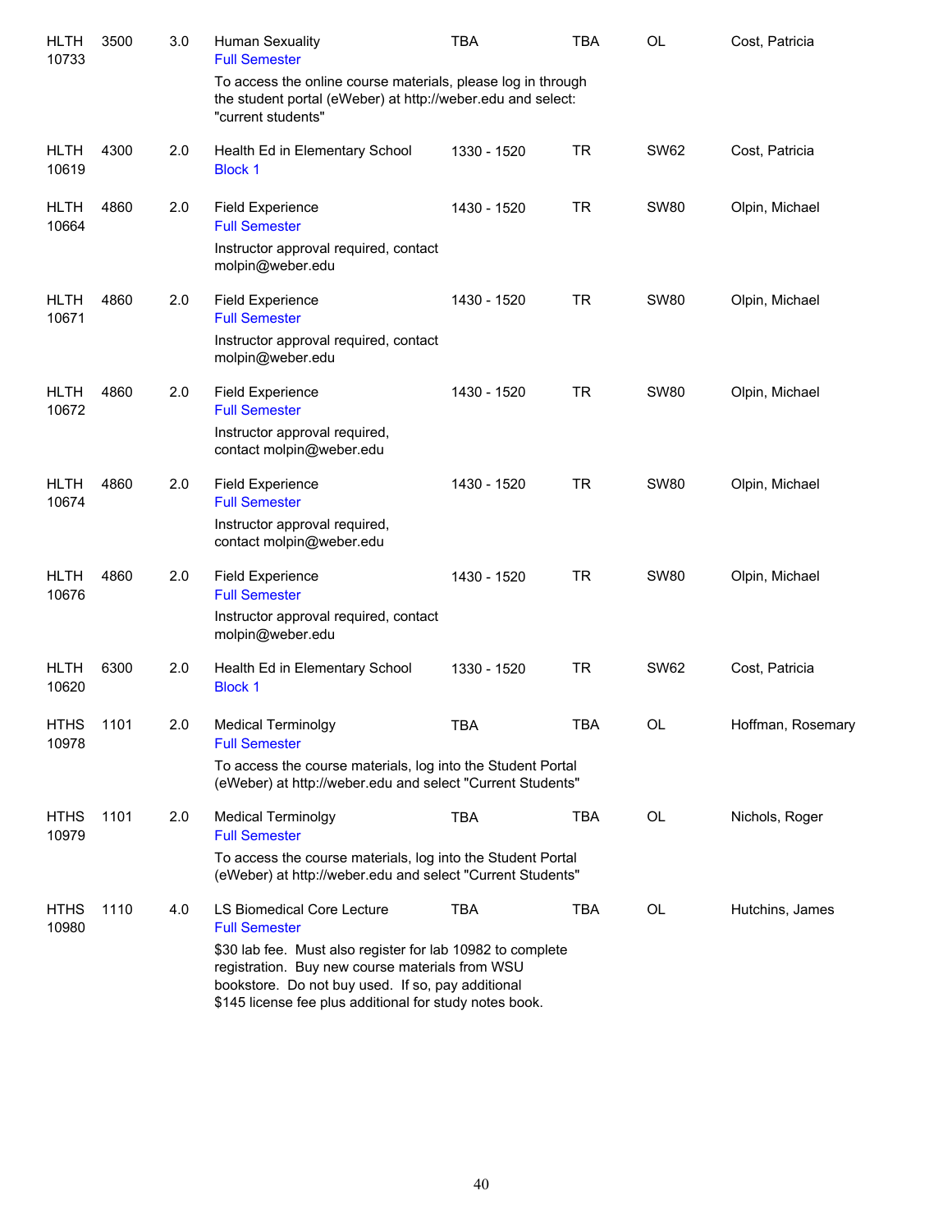| Course | | Credits | Title | Time | Days | Room | Instructor |
|---|---|---|---|---|---|---|---|
| HLTH 10733 | 3500 | 3.0 | Human Sexuality<br>Full Semester<br>To access the online course materials, please log in through the student portal (eWeber) at http://weber.edu and select: "current students" | TBA | TBA | OL | Cost, Patricia |
| HLTH 10619 | 4300 | 2.0 | Health Ed in Elementary School<br>Block 1 | 1330 - 1520 | TR | SW62 | Cost, Patricia |
| HLTH 10664 | 4860 | 2.0 | Field Experience<br>Full Semester<br>Instructor approval required, contact molpin@weber.edu | 1430 - 1520 | TR | SW80 | Olpin, Michael |
| HLTH 10671 | 4860 | 2.0 | Field Experience<br>Full Semester<br>Instructor approval required, contact molpin@weber.edu | 1430 - 1520 | TR | SW80 | Olpin, Michael |
| HLTH 10672 | 4860 | 2.0 | Field Experience<br>Full Semester<br>Instructor approval required, contact molpin@weber.edu | 1430 - 1520 | TR | SW80 | Olpin, Michael |
| HLTH 10674 | 4860 | 2.0 | Field Experience<br>Full Semester<br>Instructor approval required, contact molpin@weber.edu | 1430 - 1520 | TR | SW80 | Olpin, Michael |
| HLTH 10676 | 4860 | 2.0 | Field Experience<br>Full Semester<br>Instructor approval required, contact molpin@weber.edu | 1430 - 1520 | TR | SW80 | Olpin, Michael |
| HLTH 10620 | 6300 | 2.0 | Health Ed in Elementary School<br>Block 1 | 1330 - 1520 | TR | SW62 | Cost, Patricia |
| HTHS 10978 | 1101 | 2.0 | Medical Terminolgy<br>Full Semester<br>To access the course materials, log into the Student Portal (eWeber) at http://weber.edu and select "Current Students" | TBA | TBA | OL | Hoffman, Rosemary |
| HTHS 10979 | 1101 | 2.0 | Medical Terminolgy<br>Full Semester<br>To access the course materials, log into the Student Portal (eWeber) at http://weber.edu and select "Current Students" | TBA | TBA | OL | Nichols, Roger |
| HTHS 10980 | 1110 | 4.0 | LS Biomedical Core Lecture<br>Full Semester<br>$30 lab fee. Must also register for lab 10982 to complete registration. Buy new course materials from WSU bookstore. Do not buy used. If so, pay additional $145 license fee plus additional for study notes book. | TBA | TBA | OL | Hutchins, James |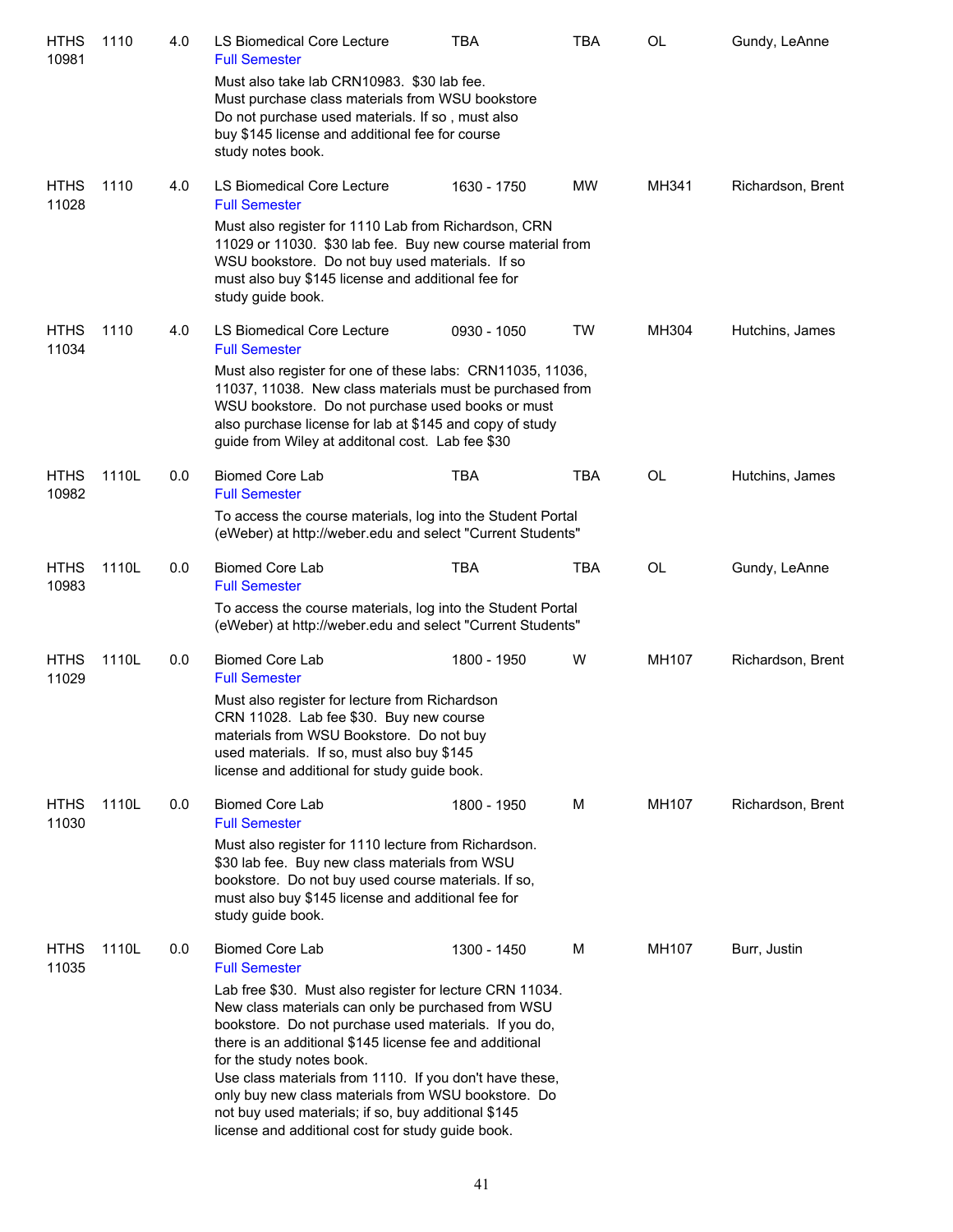| Subject/CRN | Course | Credits | Title | Time | Days | Room | Instructor |
|---|---|---|---|---|---|---|---|
| HTHS 10981 | 1110 | 4.0 | LS Biomedical Core Lecture<br>Full Semester<br>Must also take lab CRN10983. $30 lab fee. Must purchase class materials from WSU bookstore Do not purchase used materials. If so , must also buy $145 license and additional fee for course study notes book. | TBA | TBA | OL | Gundy, LeAnne |
| HTHS 11028 | 1110 | 4.0 | LS Biomedical Core Lecture<br>Full Semester<br>Must also register for 1110 Lab from Richardson, CRN 11029 or 11030. $30 lab fee. Buy new course material from WSU bookstore. Do not buy used materials. If so must also buy $145 license and additional fee for study guide book. | 1630 - 1750 | MW | MH341 | Richardson, Brent |
| HTHS 11034 | 1110 | 4.0 | LS Biomedical Core Lecture<br>Full Semester<br>Must also register for one of these labs: CRN11035, 11036, 11037, 11038. New class materials must be purchased from WSU bookstore. Do not purchase used books or must also purchase license for lab at $145 and copy of study guide from Wiley at additonal cost. Lab fee $30 | 0930 - 1050 | TW | MH304 | Hutchins, James |
| HTHS 10982 | 1110L | 0.0 | Biomed Core Lab<br>Full Semester<br>To access the course materials, log into the Student Portal (eWeber) at http://weber.edu and select "Current Students" | TBA | TBA | OL | Hutchins, James |
| HTHS 10983 | 1110L | 0.0 | Biomed Core Lab<br>Full Semester<br>To access the course materials, log into the Student Portal (eWeber) at http://weber.edu and select "Current Students" | TBA | TBA | OL | Gundy, LeAnne |
| HTHS 11029 | 1110L | 0.0 | Biomed Core Lab<br>Full Semester<br>Must also register for lecture from Richardson CRN 11028. Lab fee $30. Buy new course materials from WSU Bookstore. Do not buy used materials. If so, must also buy $145 license and additional for study guide book. | 1800 - 1950 | W | MH107 | Richardson, Brent |
| HTHS 11030 | 1110L | 0.0 | Biomed Core Lab<br>Full Semester<br>Must also register for 1110 lecture from Richardson. $30 lab fee. Buy new class materials from WSU bookstore. Do not buy used course materials. If so, must also buy $145 license and additional fee for study guide book. | 1800 - 1950 | M | MH107 | Richardson, Brent |
| HTHS 11035 | 1110L | 0.0 | Biomed Core Lab<br>Full Semester<br>Lab free $30. Must also register for lecture CRN 11034. New class materials can only be purchased from WSU bookstore. Do not purchase used materials. If you do, there is an additional $145 license fee and additional for the study notes book.<br>Use class materials from 1110. If you don't have these, only buy new class materials from WSU bookstore. Do not buy used materials; if so, buy additional $145 license and additional cost for study guide book. | 1300 - 1450 | M | MH107 | Burr, Justin |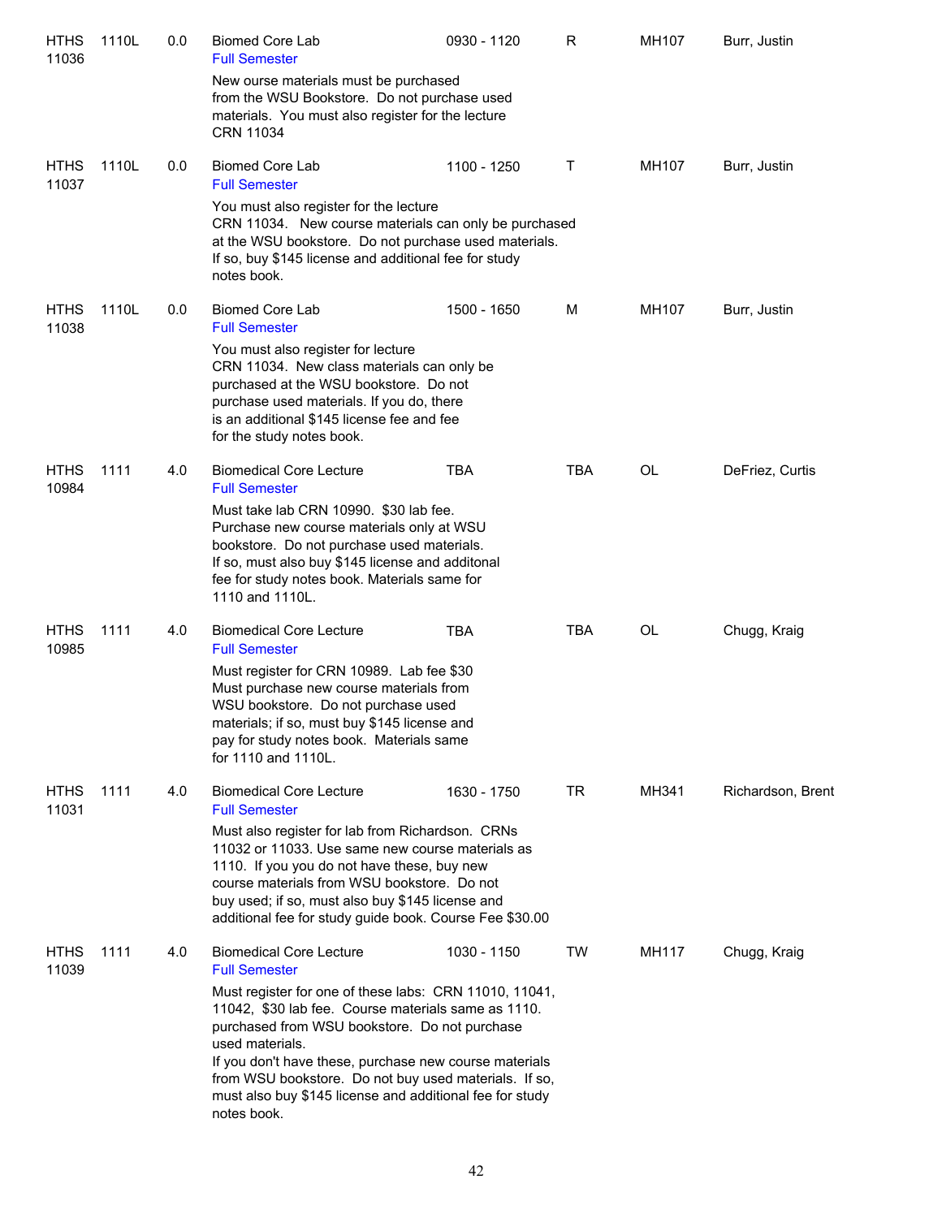| Subj/CRN | Course | Credits | Title | Time | Days | Room | Instructor |
|---|---|---|---|---|---|---|---|
| HTHS 11036 | 1110L | 0.0 | Biomed Core Lab<br>Full Semester<br>New ourse materials must be purchased from the WSU Bookstore. Do not purchase used materials. You must also register for the lecture CRN 11034 | 0930 - 1120 | R | MH107 | Burr, Justin |
| HTHS 11037 | 1110L | 0.0 | Biomed Core Lab<br>Full Semester<br>You must also register for the lecture CRN 11034. New course materials can only be purchased at the WSU bookstore. Do not purchase used materials. If so, buy $145 license and additional fee for study notes book. | 1100 - 1250 | T | MH107 | Burr, Justin |
| HTHS 11038 | 1110L | 0.0 | Biomed Core Lab<br>Full Semester<br>You must also register for lecture CRN 11034. New class materials can only be purchased at the WSU bookstore. Do not purchase used materials. If you do, there is an additional $145 license fee and fee for the study notes book. | 1500 - 1650 | M | MH107 | Burr, Justin |
| HTHS 10984 | 1111 | 4.0 | Biomedical Core Lecture<br>Full Semester<br>Must take lab CRN 10990. $30 lab fee. Purchase new course materials only at WSU bookstore. Do not purchase used materials. If so, must also buy $145 license and additonal fee for study notes book. Materials same for 1110 and 1110L. | TBA | TBA | OL | DeFriez, Curtis |
| HTHS 10985 | 1111 | 4.0 | Biomedical Core Lecture<br>Full Semester<br>Must register for CRN 10989. Lab fee $30 Must purchase new course materials from WSU bookstore. Do not purchase used materials; if so, must buy $145 license and pay for study notes book. Materials same for 1110 and 1110L. | TBA | TBA | OL | Chugg, Kraig |
| HTHS 11031 | 1111 | 4.0 | Biomedical Core Lecture<br>Full Semester<br>Must also register for lab from Richardson. CRNs 11032 or 11033. Use same new course materials as 1110. If you you do not have these, buy new course materials from WSU bookstore. Do not buy used; if so, must also buy $145 license and additional fee for study guide book. Course Fee $30.00 | 1630 - 1750 | TR | MH341 | Richardson, Brent |
| HTHS 11039 | 1111 | 4.0 | Biomedical Core Lecture<br>Full Semester<br>Must register for one of these labs: CRN 11010, 11041, 11042, $30 lab fee. Course materials same as 1110. purchased from WSU bookstore. Do not purchase used materials. If you don't have these, purchase new course materials from WSU bookstore. Do not buy used materials. If so, must also buy $145 license and additional fee for study notes book. | 1030 - 1150 | TW | MH117 | Chugg, Kraig |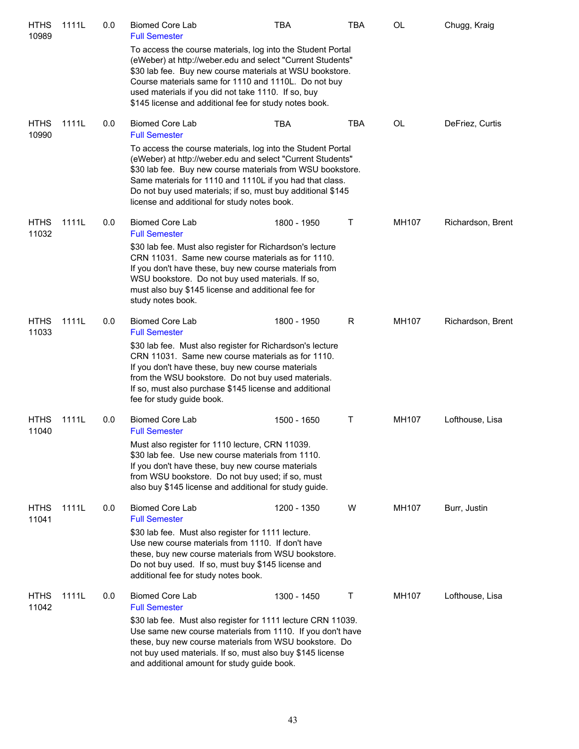| Subject / CRN | Course | Credits | Title / Notes | Time | Days | Room | Instructor |
|---|---|---|---|---|---|---|---|
| HTHS 10989 | 1111L | 0.0 | Biomed Core Lab<br>Full Semester<br>To access the course materials, log into the Student Portal (eWeber) at http://weber.edu and select "Current Students" $30 lab fee. Buy new course materials at WSU bookstore. Course materials same for 1110 and 1110L. Do not buy used materials if you did not take 1110. If so, buy $145 license and additional fee for study notes book. | TBA | TBA | OL | Chugg, Kraig |
| HTHS 10990 | 1111L | 0.0 | Biomed Core Lab<br>Full Semester<br>To access the course materials, log into the Student Portal (eWeber) at http://weber.edu and select "Current Students" $30 lab fee. Buy new course materials from WSU bookstore. Same materials for 1110 and 1110L if you had that class. Do not buy used materials; if so, must buy additional $145 license and additional for study notes book. | TBA | TBA | OL | DeFriez, Curtis |
| HTHS 11032 | 1111L | 0.0 | Biomed Core Lab<br>Full Semester<br>$30 lab fee. Must also register for Richardson's lecture CRN 11031. Same new course materials as for 1110. If you don't have these, buy new course materials from WSU bookstore. Do not buy used materials. If so, must also buy $145 license and additional fee for study notes book. | 1800 - 1950 | T | MH107 | Richardson, Brent |
| HTHS 11033 | 1111L | 0.0 | Biomed Core Lab<br>Full Semester<br>$30 lab fee. Must also register for Richardson's lecture CRN 11031. Same new course materials as for 1110. If you don't have these, buy new course materials from the WSU bookstore. Do not buy used materials. If so, must also purchase $145 license and additional fee for study guide book. | 1800 - 1950 | R | MH107 | Richardson, Brent |
| HTHS 11040 | 1111L | 0.0 | Biomed Core Lab<br>Full Semester<br>Must also register for 1110 lecture, CRN 11039. $30 lab fee. Use new course materials from 1110. If you don't have these, buy new course materials from WSU bookstore. Do not buy used; if so, must also buy $145 license and additional for study guide. | 1500 - 1650 | T | MH107 | Lofthouse, Lisa |
| HTHS 11041 | 1111L | 0.0 | Biomed Core Lab<br>Full Semester<br>$30 lab fee. Must also register for 1111 lecture. Use new course materials from 1110. If don't have these, buy new course materials from WSU bookstore. Do not buy used. If so, must buy $145 license and additional fee for study notes book. | 1200 - 1350 | W | MH107 | Burr, Justin |
| HTHS 11042 | 1111L | 0.0 | Biomed Core Lab<br>Full Semester<br>$30 lab fee. Must also register for 1111 lecture CRN 11039. Use same new course materials from 1110. If you don't have these, buy new course materials from WSU bookstore. Do not buy used materials. If so, must also buy $145 license and additional amount for study guide book. | 1300 - 1450 | T | MH107 | Lofthouse, Lisa |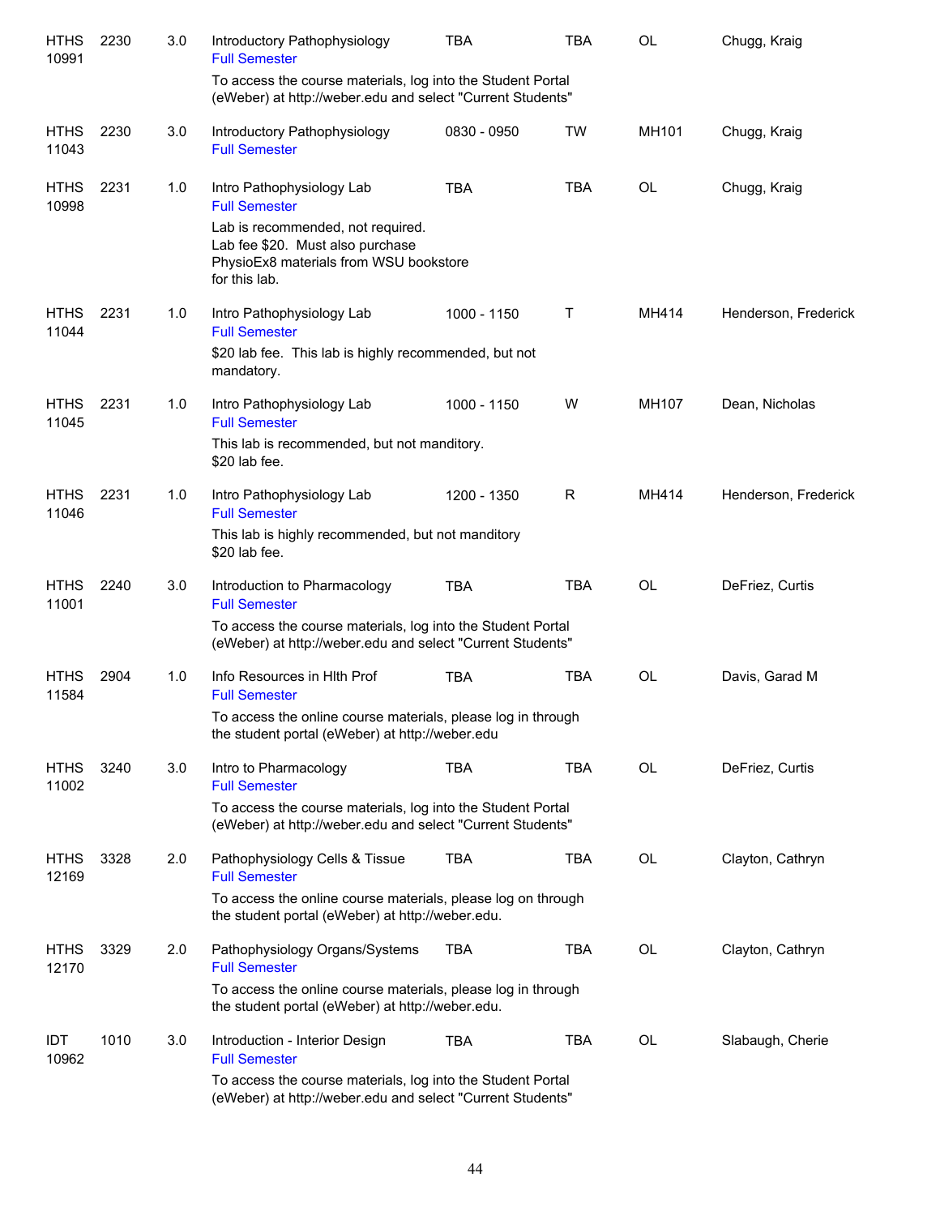| | | | | | | | |
|---|---|---|---|---|---|---|---|
| HTHS 10991 | 2230 | 3.0 | Introductory Pathophysiology<br>Full Semester<br>To access the course materials, log into the Student Portal (eWeber) at http://weber.edu and select "Current Students" | TBA | TBA | OL | Chugg, Kraig |
| HTHS 11043 | 2230 | 3.0 | Introductory Pathophysiology<br>Full Semester | 0830 - 0950 | TW | MH101 | Chugg, Kraig |
| HTHS 10998 | 2231 | 1.0 | Intro Pathophysiology Lab<br>Full Semester<br>Lab is recommended, not required. Lab fee $20. Must also purchase PhysioEx8 materials from WSU bookstore for this lab. | TBA | TBA | OL | Chugg, Kraig |
| HTHS 11044 | 2231 | 1.0 | Intro Pathophysiology Lab<br>Full Semester<br>$20 lab fee. This lab is highly recommended, but not mandatory. | 1000 - 1150 | T | MH414 | Henderson, Frederick |
| HTHS 11045 | 2231 | 1.0 | Intro Pathophysiology Lab<br>Full Semester<br>This lab is recommended, but not manditory. $20 lab fee. | 1000 - 1150 | W | MH107 | Dean, Nicholas |
| HTHS 11046 | 2231 | 1.0 | Intro Pathophysiology Lab<br>Full Semester<br>This lab is highly recommended, but not manditory $20 lab fee. | 1200 - 1350 | R | MH414 | Henderson, Frederick |
| HTHS 11001 | 2240 | 3.0 | Introduction to Pharmacology<br>Full Semester<br>To access the course materials, log into the Student Portal (eWeber) at http://weber.edu and select "Current Students" | TBA | TBA | OL | DeFriez, Curtis |
| HTHS 11584 | 2904 | 1.0 | Info Resources in Hlth Prof<br>Full Semester<br>To access the online course materials, please log in through the student portal (eWeber) at http://weber.edu | TBA | TBA | OL | Davis, Garad M |
| HTHS 11002 | 3240 | 3.0 | Intro to Pharmacology<br>Full Semester<br>To access the course materials, log into the Student Portal (eWeber) at http://weber.edu and select "Current Students" | TBA | TBA | OL | DeFriez, Curtis |
| HTHS 12169 | 3328 | 2.0 | Pathophysiology Cells & Tissue<br>Full Semester<br>To access the online course materials, please log on through the student portal (eWeber) at http://weber.edu. | TBA | TBA | OL | Clayton, Cathryn |
| HTHS 12170 | 3329 | 2.0 | Pathophysiology Organs/Systems<br>Full Semester<br>To access the online course materials, please log in through the student portal (eWeber) at http://weber.edu. | TBA | TBA | OL | Clayton, Cathryn |
| IDT 10962 | 1010 | 3.0 | Introduction - Interior Design<br>Full Semester<br>To access the course materials, log into the Student Portal (eWeber) at http://weber.edu and select "Current Students" | TBA | TBA | OL | Slabaugh, Cherie |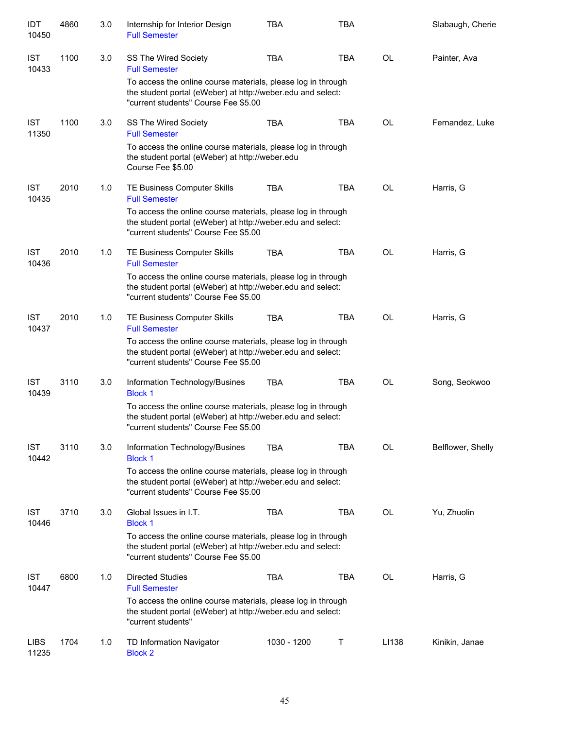| | | | | | | | |
|---|---|---|---|---|---|---|---|
| IDT 10450 | 4860 | 3.0 | Internship for Interior Design<br>Full Semester | TBA | TBA | | Slabaugh, Cherie |
| IST 10433 | 1100 | 3.0 | SS The Wired Society<br>Full Semester<br>To access the online course materials, please log in through the student portal (eWeber) at http://weber.edu and select: "current students" Course Fee $5.00 | TBA | TBA | OL | Painter, Ava |
| IST 11350 | 1100 | 3.0 | SS The Wired Society<br>Full Semester<br>To access the online course materials, please log in through the student portal (eWeber) at http://weber.edu Course Fee $5.00 | TBA | TBA | OL | Fernandez, Luke |
| IST 10435 | 2010 | 1.0 | TE Business Computer Skills<br>Full Semester<br>To access the online course materials, please log in through the student portal (eWeber) at http://weber.edu and select: "current students" Course Fee $5.00 | TBA | TBA | OL | Harris, G |
| IST 10436 | 2010 | 1.0 | TE Business Computer Skills<br>Full Semester<br>To access the online course materials, please log in through the student portal (eWeber) at http://weber.edu and select: "current students" Course Fee $5.00 | TBA | TBA | OL | Harris, G |
| IST 10437 | 2010 | 1.0 | TE Business Computer Skills<br>Full Semester<br>To access the online course materials, please log in through the student portal (eWeber) at http://weber.edu and select: "current students" Course Fee $5.00 | TBA | TBA | OL | Harris, G |
| IST 10439 | 3110 | 3.0 | Information Technology/Busines<br>Block 1<br>To access the online course materials, please log in through the student portal (eWeber) at http://weber.edu and select: "current students" Course Fee $5.00 | TBA | TBA | OL | Song, Seokwoo |
| IST 10442 | 3110 | 3.0 | Information Technology/Busines<br>Block 1<br>To access the online course materials, please log in through the student portal (eWeber) at http://weber.edu and select: "current students" Course Fee $5.00 | TBA | TBA | OL | Belflower, Shelly |
| IST 10446 | 3710 | 3.0 | Global Issues in I.T.<br>Block 1<br>To access the online course materials, please log in through the student portal (eWeber) at http://weber.edu and select: "current students" Course Fee $5.00 | TBA | TBA | OL | Yu, Zhuolin |
| IST 10447 | 6800 | 1.0 | Directed Studies<br>Full Semester<br>To access the online course materials, please log in through the student portal (eWeber) at http://weber.edu and select: "current students" | TBA | TBA | OL | Harris, G |
| LIBS 11235 | 1704 | 1.0 | TD Information Navigator<br>Block 2 | 1030 - 1200 | T | LI138 | Kinikin, Janae |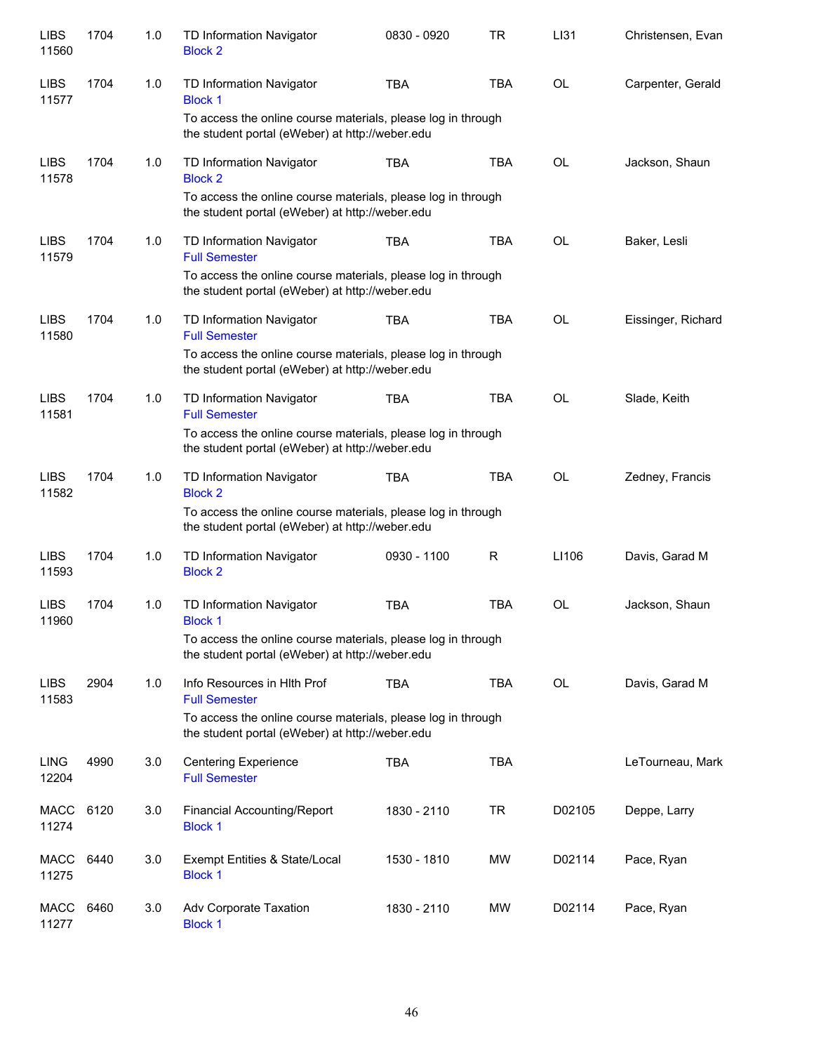| Course | Number | Credits | Title | Time | Days | Room | Instructor |
|---|---|---|---|---|---|---|---|
| LIBS 11560 | 1704 | 1.0 | TD Information Navigator<br>Block 2 | 0830 - 0920 | TR | LI31 | Christensen, Evan |
| LIBS 11577 | 1704 | 1.0 | TD Information Navigator<br>Block 1<br>To access the online course materials, please log in through the student portal (eWeber) at http://weber.edu | TBA | TBA | OL | Carpenter, Gerald |
| LIBS 11578 | 1704 | 1.0 | TD Information Navigator<br>Block 2<br>To access the online course materials, please log in through the student portal (eWeber) at http://weber.edu | TBA | TBA | OL | Jackson, Shaun |
| LIBS 11579 | 1704 | 1.0 | TD Information Navigator<br>Full Semester<br>To access the online course materials, please log in through the student portal (eWeber) at http://weber.edu | TBA | TBA | OL | Baker, Lesli |
| LIBS 11580 | 1704 | 1.0 | TD Information Navigator<br>Full Semester<br>To access the online course materials, please log in through the student portal (eWeber) at http://weber.edu | TBA | TBA | OL | Eissinger, Richard |
| LIBS 11581 | 1704 | 1.0 | TD Information Navigator<br>Full Semester<br>To access the online course materials, please log in through the student portal (eWeber) at http://weber.edu | TBA | TBA | OL | Slade, Keith |
| LIBS 11582 | 1704 | 1.0 | TD Information Navigator<br>Block 2<br>To access the online course materials, please log in through the student portal (eWeber) at http://weber.edu | TBA | TBA | OL | Zedney, Francis |
| LIBS 11593 | 1704 | 1.0 | TD Information Navigator<br>Block 2 | 0930 - 1100 | R | LI106 | Davis, Garad M |
| LIBS 11960 | 1704 | 1.0 | TD Information Navigator<br>Block 1<br>To access the online course materials, please log in through the student portal (eWeber) at http://weber.edu | TBA | TBA | OL | Jackson, Shaun |
| LIBS 11583 | 2904 | 1.0 | Info Resources in Hlth Prof<br>Full Semester<br>To access the online course materials, please log in through the student portal (eWeber) at http://weber.edu | TBA | TBA | OL | Davis, Garad M |
| LING 12204 | 4990 | 3.0 | Centering Experience<br>Full Semester | TBA | TBA | | LeTourneau, Mark |
| MACC 11274 | 6120 | 3.0 | Financial Accounting/Report<br>Block 1 | 1830 - 2110 | TR | D02105 | Deppe, Larry |
| MACC 11275 | 6440 | 3.0 | Exempt Entities & State/Local<br>Block 1 | 1530 - 1810 | MW | D02114 | Pace, Ryan |
| MACC 11277 | 6460 | 3.0 | Adv Corporate Taxation<br>Block 1 | 1830 - 2110 | MW | D02114 | Pace, Ryan |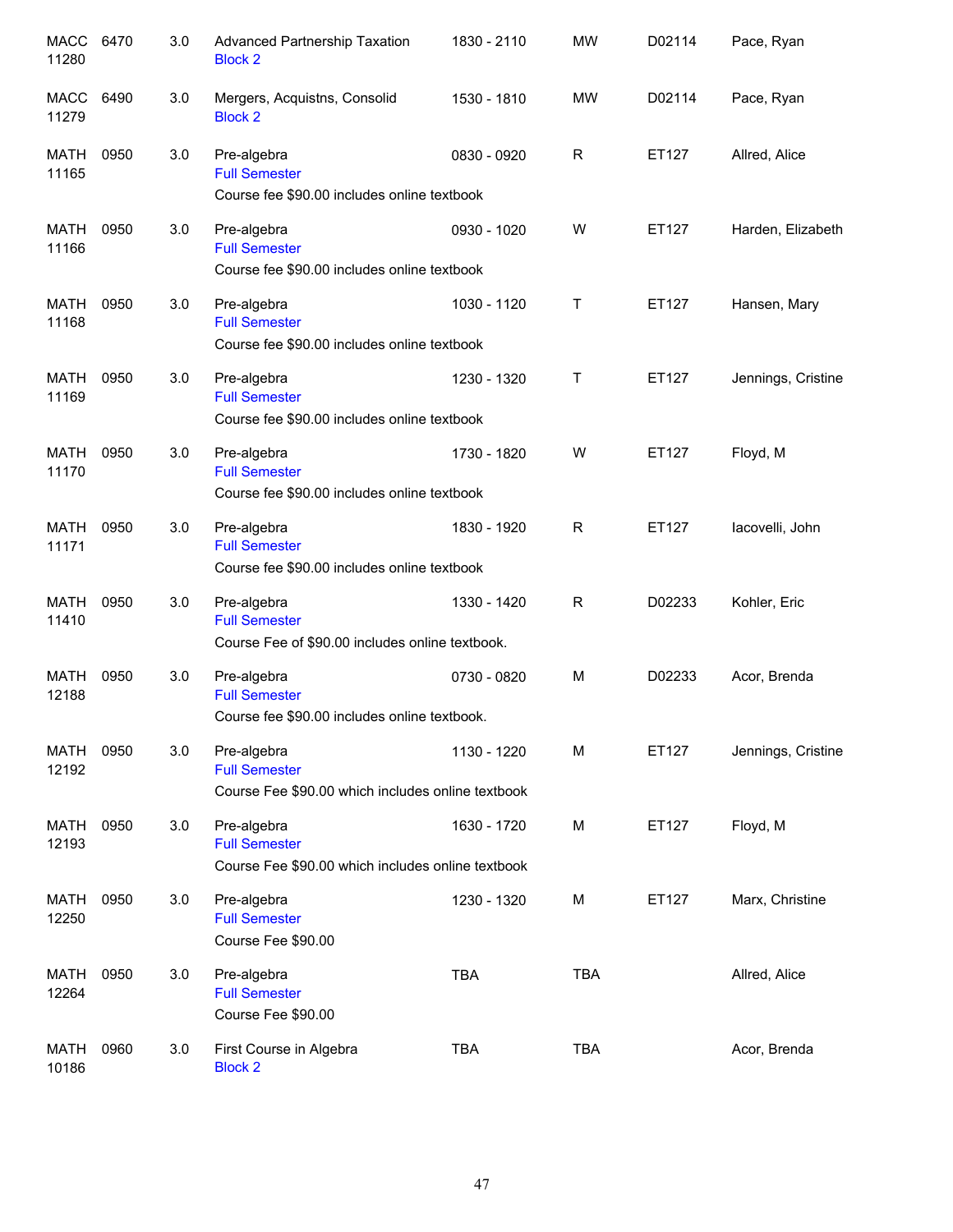| | | | | | | | |
|---|---|---|---|---|---|---|---|
| MACC 11280 | 6470 | 3.0 | Advanced Partnership Taxation<br>Block 2 | 1830 - 2110 | MW | D02114 | Pace, Ryan |
| MACC 11279 | 6490 | 3.0 | Mergers, Acquistns, Consolid<br>Block 2 | 1530 - 1810 | MW | D02114 | Pace, Ryan |
| MATH 11165 | 0950 | 3.0 | Pre-algebra<br>Full Semester<br>Course fee $90.00 includes online textbook | 0830 - 0920 | R | ET127 | Allred, Alice |
| MATH 11166 | 0950 | 3.0 | Pre-algebra<br>Full Semester<br>Course fee $90.00 includes online textbook | 0930 - 1020 | W | ET127 | Harden, Elizabeth |
| MATH 11168 | 0950 | 3.0 | Pre-algebra<br>Full Semester<br>Course fee $90.00 includes online textbook | 1030 - 1120 | T | ET127 | Hansen, Mary |
| MATH 11169 | 0950 | 3.0 | Pre-algebra<br>Full Semester<br>Course fee $90.00 includes online textbook | 1230 - 1320 | T | ET127 | Jennings, Cristine |
| MATH 11170 | 0950 | 3.0 | Pre-algebra<br>Full Semester<br>Course fee $90.00 includes online textbook | 1730 - 1820 | W | ET127 | Floyd, M |
| MATH 11171 | 0950 | 3.0 | Pre-algebra<br>Full Semester<br>Course fee $90.00 includes online textbook | 1830 - 1920 | R | ET127 | Iacovelli, John |
| MATH 11410 | 0950 | 3.0 | Pre-algebra<br>Full Semester<br>Course Fee of $90.00 includes online textbook. | 1330 - 1420 | R | D02233 | Kohler, Eric |
| MATH 12188 | 0950 | 3.0 | Pre-algebra<br>Full Semester<br>Course fee $90.00 includes online textbook. | 0730 - 0820 | M | D02233 | Acor, Brenda |
| MATH 12192 | 0950 | 3.0 | Pre-algebra<br>Full Semester<br>Course Fee $90.00 which includes online textbook | 1130 - 1220 | M | ET127 | Jennings, Cristine |
| MATH 12193 | 0950 | 3.0 | Pre-algebra<br>Full Semester<br>Course Fee $90.00 which includes online textbook | 1630 - 1720 | M | ET127 | Floyd, M |
| MATH 12250 | 0950 | 3.0 | Pre-algebra<br>Full Semester<br>Course Fee $90.00 | 1230 - 1320 | M | ET127 | Marx, Christine |
| MATH 12264 | 0950 | 3.0 | Pre-algebra<br>Full Semester<br>Course Fee $90.00 | TBA | TBA | | Allred, Alice |
| MATH 10186 | 0960 | 3.0 | First Course in Algebra<br>Block 2 | TBA | TBA | | Acor, Brenda |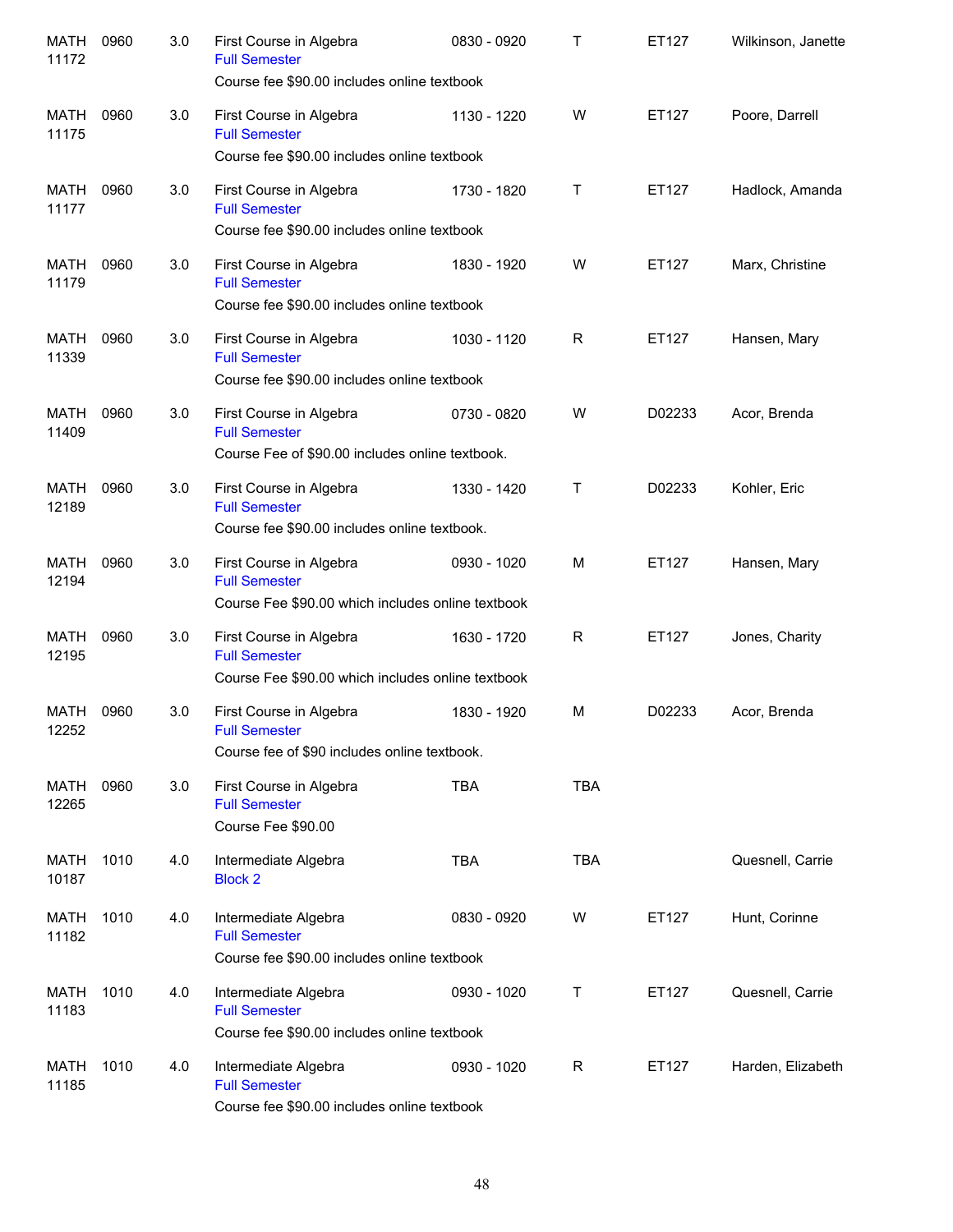| | | | | | | | |
|---|---|---|---|---|---|---|---|
| MATH 11172 | 0960 | 3.0 | First Course in Algebra<br>Full Semester<br>Course fee $90.00 includes online textbook | 0830 - 0920 | T | ET127 | Wilkinson, Janette |
| MATH 11175 | 0960 | 3.0 | First Course in Algebra<br>Full Semester<br>Course fee $90.00 includes online textbook | 1130 - 1220 | W | ET127 | Poore, Darrell |
| MATH 11177 | 0960 | 3.0 | First Course in Algebra<br>Full Semester<br>Course fee $90.00 includes online textbook | 1730 - 1820 | T | ET127 | Hadlock, Amanda |
| MATH 11179 | 0960 | 3.0 | First Course in Algebra<br>Full Semester<br>Course fee $90.00 includes online textbook | 1830 - 1920 | W | ET127 | Marx, Christine |
| MATH 11339 | 0960 | 3.0 | First Course in Algebra<br>Full Semester<br>Course fee $90.00 includes online textbook | 1030 - 1120 | R | ET127 | Hansen, Mary |
| MATH 11409 | 0960 | 3.0 | First Course in Algebra<br>Full Semester<br>Course Fee of $90.00 includes online textbook. | 0730 - 0820 | W | D02233 | Acor, Brenda |
| MATH 12189 | 0960 | 3.0 | First Course in Algebra<br>Full Semester<br>Course fee $90.00 includes online textbook. | 1330 - 1420 | T | D02233 | Kohler, Eric |
| MATH 12194 | 0960 | 3.0 | First Course in Algebra<br>Full Semester<br>Course Fee $90.00 which includes online textbook | 0930 - 1020 | M | ET127 | Hansen, Mary |
| MATH 12195 | 0960 | 3.0 | First Course in Algebra<br>Full Semester<br>Course Fee $90.00 which includes online textbook | 1630 - 1720 | R | ET127 | Jones, Charity |
| MATH 12252 | 0960 | 3.0 | First Course in Algebra<br>Full Semester<br>Course fee of $90 includes online textbook. | 1830 - 1920 | M | D02233 | Acor, Brenda |
| MATH 12265 | 0960 | 3.0 | First Course in Algebra<br>Full Semester<br>Course Fee $90.00 | TBA | TBA | | |
| MATH 10187 | 1010 | 4.0 | Intermediate Algebra<br>Block 2 | TBA | TBA | | Quesnell, Carrie |
| MATH 11182 | 1010 | 4.0 | Intermediate Algebra<br>Full Semester<br>Course fee $90.00 includes online textbook | 0830 - 0920 | W | ET127 | Hunt, Corinne |
| MATH 11183 | 1010 | 4.0 | Intermediate Algebra<br>Full Semester<br>Course fee $90.00 includes online textbook | 0930 - 1020 | T | ET127 | Quesnell, Carrie |
| MATH 11185 | 1010 | 4.0 | Intermediate Algebra<br>Full Semester<br>Course fee $90.00 includes online textbook | 0930 - 1020 | R | ET127 | Harden, Elizabeth |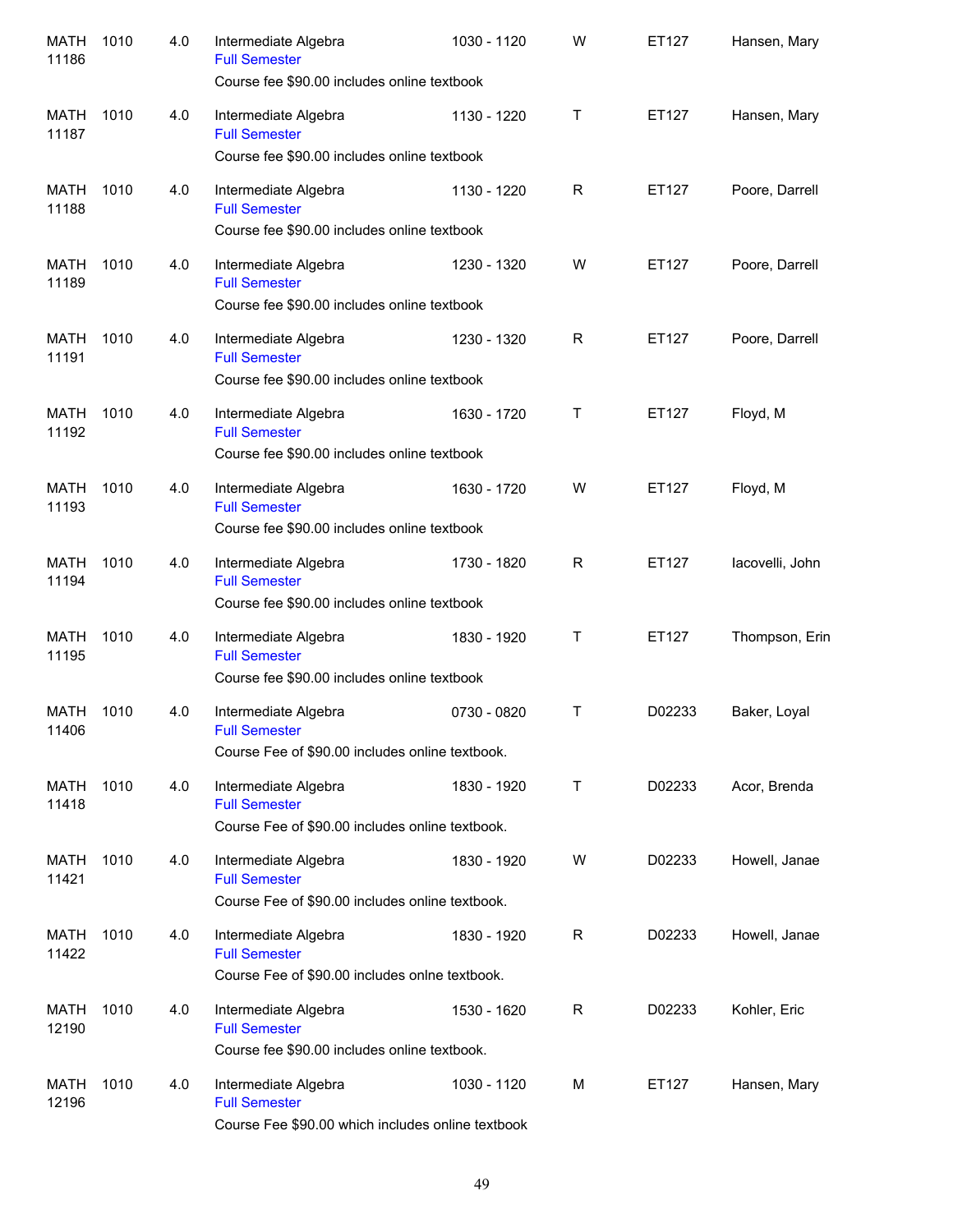| | | | | | | | |
|---|---|---|---|---|---|---|---|
| MATH 11186 | 1010 | 4.0 | Intermediate Algebra<br>Full Semester<br>Course fee $90.00 includes online textbook | 1030 - 1120 | W | ET127 | Hansen, Mary |
| MATH 11187 | 1010 | 4.0 | Intermediate Algebra<br>Full Semester<br>Course fee $90.00 includes online textbook | 1130 - 1220 | T | ET127 | Hansen, Mary |
| MATH 11188 | 1010 | 4.0 | Intermediate Algebra<br>Full Semester<br>Course fee $90.00 includes online textbook | 1130 - 1220 | R | ET127 | Poore, Darrell |
| MATH 11189 | 1010 | 4.0 | Intermediate Algebra<br>Full Semester<br>Course fee $90.00 includes online textbook | 1230 - 1320 | W | ET127 | Poore, Darrell |
| MATH 11191 | 1010 | 4.0 | Intermediate Algebra<br>Full Semester<br>Course fee $90.00 includes online textbook | 1230 - 1320 | R | ET127 | Poore, Darrell |
| MATH 11192 | 1010 | 4.0 | Intermediate Algebra<br>Full Semester<br>Course fee $90.00 includes online textbook | 1630 - 1720 | T | ET127 | Floyd, M |
| MATH 11193 | 1010 | 4.0 | Intermediate Algebra<br>Full Semester<br>Course fee $90.00 includes online textbook | 1630 - 1720 | W | ET127 | Floyd, M |
| MATH 11194 | 1010 | 4.0 | Intermediate Algebra<br>Full Semester<br>Course fee $90.00 includes online textbook | 1730 - 1820 | R | ET127 | Iacovelli, John |
| MATH 11195 | 1010 | 4.0 | Intermediate Algebra<br>Full Semester<br>Course fee $90.00 includes online textbook | 1830 - 1920 | T | ET127 | Thompson, Erin |
| MATH 11406 | 1010 | 4.0 | Intermediate Algebra<br>Full Semester<br>Course Fee of $90.00 includes online textbook. | 0730 - 0820 | T | D02233 | Baker, Loyal |
| MATH 11418 | 1010 | 4.0 | Intermediate Algebra<br>Full Semester<br>Course Fee of $90.00 includes online textbook. | 1830 - 1920 | T | D02233 | Acor, Brenda |
| MATH 11421 | 1010 | 4.0 | Intermediate Algebra<br>Full Semester<br>Course Fee of $90.00 includes online textbook. | 1830 - 1920 | W | D02233 | Howell, Janae |
| MATH 11422 | 1010 | 4.0 | Intermediate Algebra<br>Full Semester<br>Course Fee of $90.00 includes onlne textbook. | 1830 - 1920 | R | D02233 | Howell, Janae |
| MATH 12190 | 1010 | 4.0 | Intermediate Algebra<br>Full Semester<br>Course fee $90.00 includes online textbook. | 1530 - 1620 | R | D02233 | Kohler, Eric |
| MATH 12196 | 1010 | 4.0 | Intermediate Algebra<br>Full Semester<br>Course Fee $90.00 which includes online textbook | 1030 - 1120 | M | ET127 | Hansen, Mary |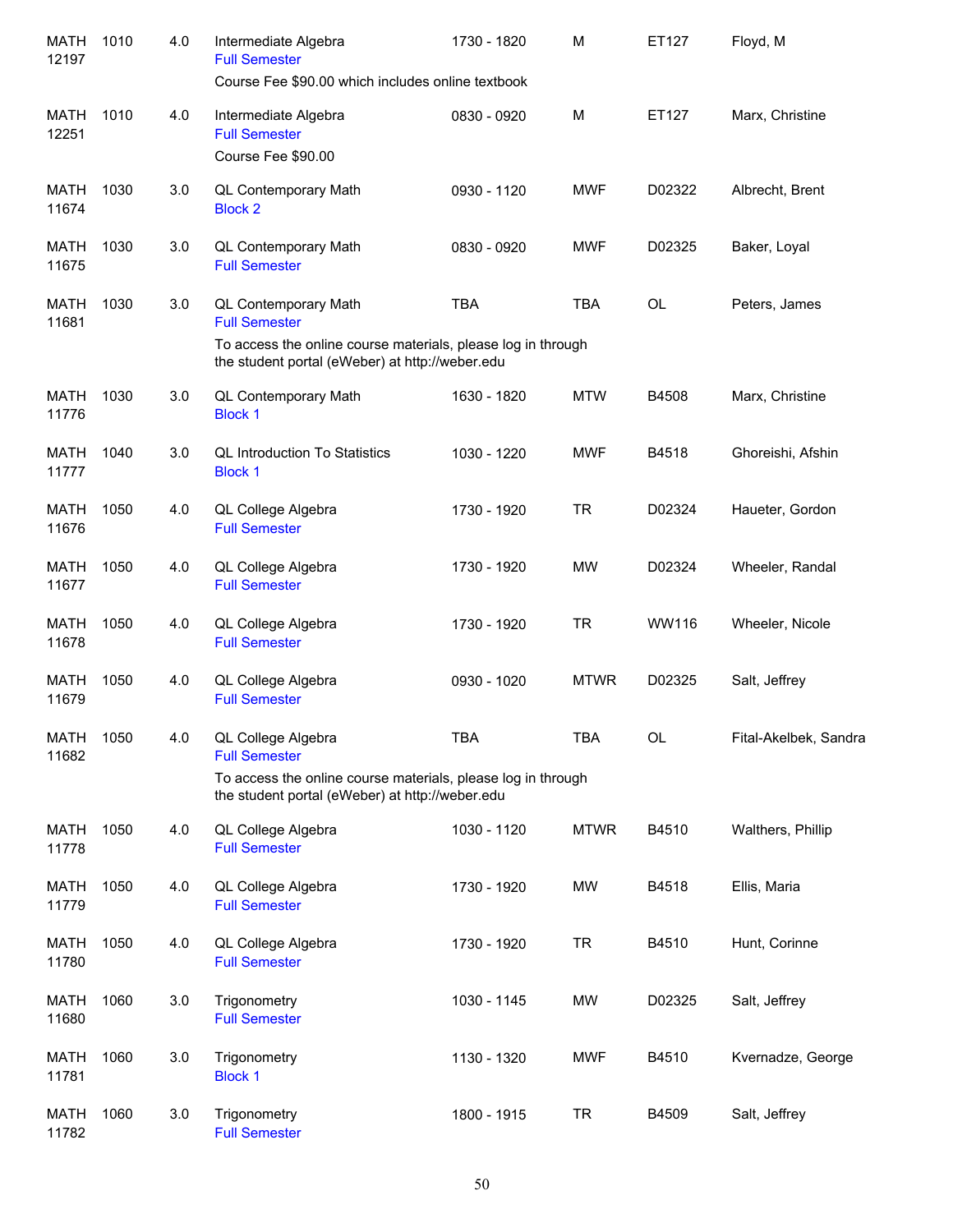| Subject | Course | Credits | Title | Time | Days | Room | Instructor |
|---|---|---|---|---|---|---|---|
| MATH 12197 | 1010 | 4.0 | Intermediate Algebra<br>Full Semester<br>Course Fee $90.00 which includes online textbook | 1730 - 1820 | M | ET127 | Floyd, M |
| MATH 12251 | 1010 | 4.0 | Intermediate Algebra<br>Full Semester<br>Course Fee $90.00 | 0830 - 0920 | M | ET127 | Marx, Christine |
| MATH 11674 | 1030 | 3.0 | QL Contemporary Math<br>Block 2 | 0930 - 1120 | MWF | D02322 | Albrecht, Brent |
| MATH 11675 | 1030 | 3.0 | QL Contemporary Math<br>Full Semester | 0830 - 0920 | MWF | D02325 | Baker, Loyal |
| MATH 11681 | 1030 | 3.0 | QL Contemporary Math<br>Full Semester<br>To access the online course materials, please log in through the student portal (eWeber) at http://weber.edu | TBA | TBA | OL | Peters, James |
| MATH 11776 | 1030 | 3.0 | QL Contemporary Math<br>Block 1 | 1630 - 1820 | MTW | B4508 | Marx, Christine |
| MATH 11777 | 1040 | 3.0 | QL Introduction To Statistics<br>Block 1 | 1030 - 1220 | MWF | B4518 | Ghoreishi, Afshin |
| MATH 11676 | 1050 | 4.0 | QL College Algebra<br>Full Semester | 1730 - 1920 | TR | D02324 | Haueter, Gordon |
| MATH 11677 | 1050 | 4.0 | QL College Algebra<br>Full Semester | 1730 - 1920 | MW | D02324 | Wheeler, Randal |
| MATH 11678 | 1050 | 4.0 | QL College Algebra<br>Full Semester | 1730 - 1920 | TR | WW116 | Wheeler, Nicole |
| MATH 11679 | 1050 | 4.0 | QL College Algebra<br>Full Semester | 0930 - 1020 | MTWR | D02325 | Salt, Jeffrey |
| MATH 11682 | 1050 | 4.0 | QL College Algebra<br>Full Semester<br>To access the online course materials, please log in through the student portal (eWeber) at http://weber.edu | TBA | TBA | OL | Fital-Akelbek, Sandra |
| MATH 11778 | 1050 | 4.0 | QL College Algebra<br>Full Semester | 1030 - 1120 | MTWR | B4510 | Walthers, Phillip |
| MATH 11779 | 1050 | 4.0 | QL College Algebra<br>Full Semester | 1730 - 1920 | MW | B4518 | Ellis, Maria |
| MATH 11780 | 1050 | 4.0 | QL College Algebra<br>Full Semester | 1730 - 1920 | TR | B4510 | Hunt, Corinne |
| MATH 11680 | 1060 | 3.0 | Trigonometry<br>Full Semester | 1030 - 1145 | MW | D02325 | Salt, Jeffrey |
| MATH 11781 | 1060 | 3.0 | Trigonometry<br>Block 1 | 1130 - 1320 | MWF | B4510 | Kvernadze, George |
| MATH 11782 | 1060 | 3.0 | Trigonometry<br>Full Semester | 1800 - 1915 | TR | B4509 | Salt, Jeffrey |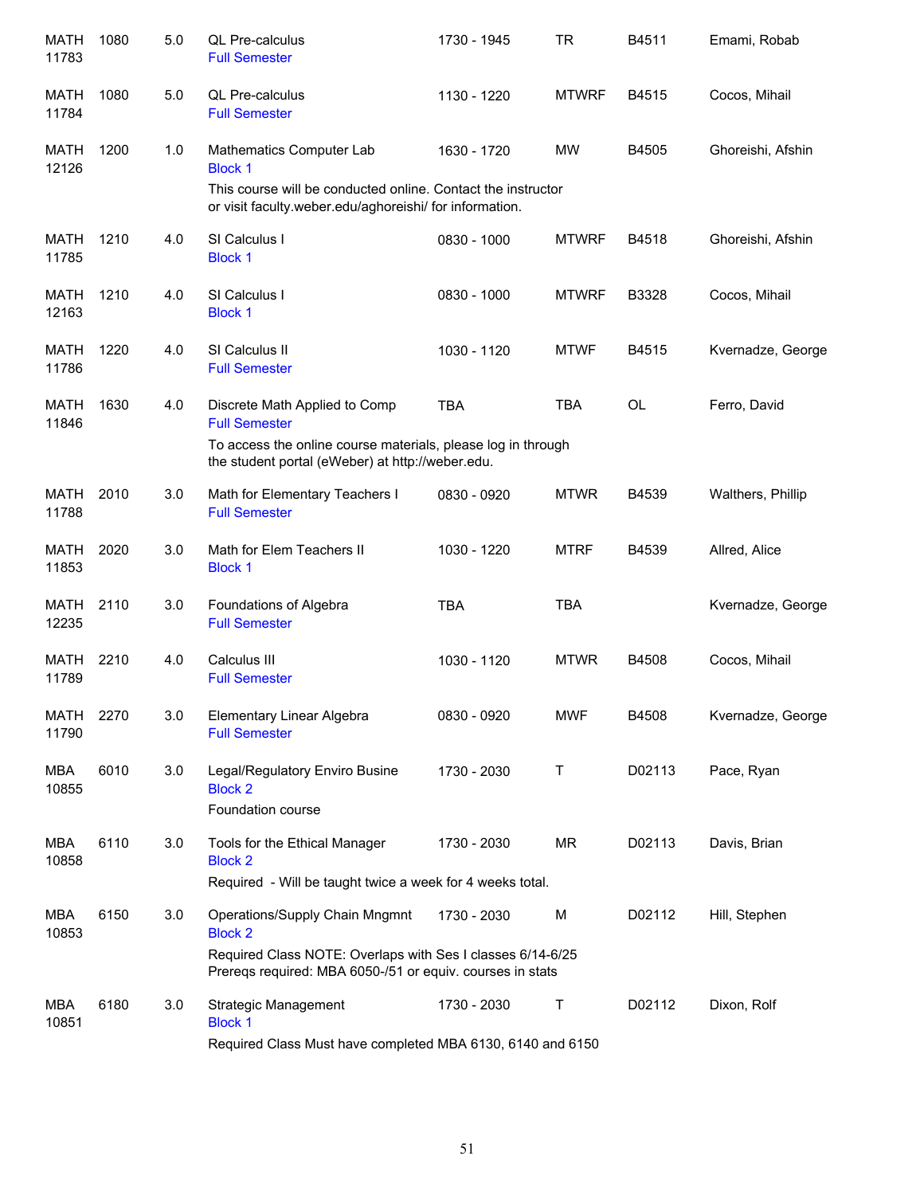| Subject / CRN | Course | Credits | Title / Session | Time | Days | Room | Instructor |
|---|---|---|---|---|---|---|---|
| MATH 11783 | 1080 | 5.0 | QL Pre-calculus<br>Full Semester | 1730 - 1945 | TR | B4511 | Emami, Robab |
| MATH 11784 | 1080 | 5.0 | QL Pre-calculus<br>Full Semester | 1130 - 1220 | MTWRF | B4515 | Cocos, Mihail |
| MATH 12126 | 1200 | 1.0 | Mathematics Computer Lab<br>Block 1<br>This course will be conducted online. Contact the instructor or visit faculty.weber.edu/aghoreishi/ for information. | 1630 - 1720 | MW | B4505 | Ghoreishi, Afshin |
| MATH 11785 | 1210 | 4.0 | SI Calculus I<br>Block 1 | 0830 - 1000 | MTWRF | B4518 | Ghoreishi, Afshin |
| MATH 12163 | 1210 | 4.0 | SI Calculus I<br>Block 1 | 0830 - 1000 | MTWRF | B3328 | Cocos, Mihail |
| MATH 11786 | 1220 | 4.0 | SI Calculus II<br>Full Semester | 1030 - 1120 | MTWF | B4515 | Kvernadze, George |
| MATH 11846 | 1630 | 4.0 | Discrete Math Applied to Comp<br>Full Semester<br>To access the online course materials, please log in through the student portal (eWeber) at http://weber.edu. | TBA | TBA | OL | Ferro, David |
| MATH 11788 | 2010 | 3.0 | Math for Elementary Teachers I<br>Full Semester | 0830 - 0920 | MTWR | B4539 | Walthers, Phillip |
| MATH 11853 | 2020 | 3.0 | Math for Elem Teachers II<br>Block 1 | 1030 - 1220 | MTRF | B4539 | Allred, Alice |
| MATH 12235 | 2110 | 3.0 | Foundations of Algebra<br>Full Semester | TBA | TBA | | Kvernadze, George |
| MATH 11789 | 2210 | 4.0 | Calculus III<br>Full Semester | 1030 - 1120 | MTWR | B4508 | Cocos, Mihail |
| MATH 11790 | 2270 | 3.0 | Elementary Linear Algebra<br>Full Semester | 0830 - 0920 | MWF | B4508 | Kvernadze, George |
| MBA 10855 | 6010 | 3.0 | Legal/Regulatory Enviro Busine<br>Block 2<br>Foundation course | 1730 - 2030 | T | D02113 | Pace, Ryan |
| MBA 10858 | 6110 | 3.0 | Tools for the Ethical Manager<br>Block 2<br>Required - Will be taught twice a week for 4 weeks total. | 1730 - 2030 | MR | D02113 | Davis, Brian |
| MBA 10853 | 6150 | 3.0 | Operations/Supply Chain Mngmnt<br>Block 2<br>Required Class NOTE: Overlaps with Ses I classes 6/14-6/25 Prereqs required: MBA 6050-/51 or equiv. courses in stats | 1730 - 2030 | M | D02112 | Hill, Stephen |
| MBA 10851 | 6180 | 3.0 | Strategic Management<br>Block 1<br>Required Class Must have completed MBA 6130, 6140 and 6150 | 1730 - 2030 | T | D02112 | Dixon, Rolf |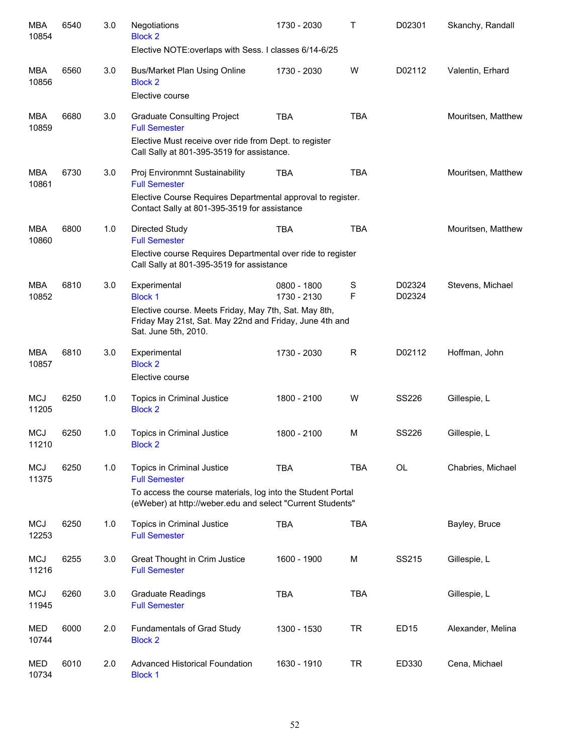| Subject / CRN | Course | Credits | Title / Session / Notes | Time | Days | Room | Instructor |
|---|---|---|---|---|---|---|---|
| MBA 10854 | 6540 | 3.0 | Negotiations<br>Block 2<br>Elective NOTE:overlaps with Sess. I classes 6/14-6/25 | 1730 - 2030 | T | D02301 | Skanchy, Randall |
| MBA 10856 | 6560 | 3.0 | Bus/Market Plan Using Online<br>Block 2<br>Elective course | 1730 - 2030 | W | D02112 | Valentin, Erhard |
| MBA 10859 | 6680 | 3.0 | Graduate Consulting Project<br>Full Semester<br>Elective Must receive over ride from Dept. to register Call Sally at 801-395-3519 for assistance. | TBA | TBA | | Mouritsen, Matthew |
| MBA 10861 | 6730 | 3.0 | Proj Environmnt Sustainability<br>Full Semester<br>Elective Course Requires Departmental approval to register. Contact Sally at 801-395-3519 for assistance | TBA | TBA | | Mouritsen, Matthew |
| MBA 10860 | 6800 | 1.0 | Directed Study<br>Full Semester<br>Elective course Requires Departmental over ride to register Call Sally at 801-395-3519 for assistance | TBA | TBA | | Mouritsen, Matthew |
| MBA 10852 | 6810 | 3.0 | Experimental<br>Block 1<br>Elective course. Meets Friday, May 7th, Sat. May 8th, Friday May 21st, Sat. May 22nd and Friday, June 4th and Sat. June 5th, 2010. | 0800 - 1800<br>1730 - 2130 | S<br>F | D02324<br>D02324 | Stevens, Michael |
| MBA 10857 | 6810 | 3.0 | Experimental<br>Block 2<br>Elective course | 1730 - 2030 | R | D02112 | Hoffman, John |
| MCJ 11205 | 6250 | 1.0 | Topics in Criminal Justice<br>Block 2 | 1800 - 2100 | W | SS226 | Gillespie, L |
| MCJ 11210 | 6250 | 1.0 | Topics in Criminal Justice<br>Block 2 | 1800 - 2100 | M | SS226 | Gillespie, L |
| MCJ 11375 | 6250 | 1.0 | Topics in Criminal Justice<br>Full Semester<br>To access the course materials, log into the Student Portal (eWeber) at http://weber.edu and select "Current Students" | TBA | TBA | OL | Chabries, Michael |
| MCJ 12253 | 6250 | 1.0 | Topics in Criminal Justice<br>Full Semester | TBA | TBA | | Bayley, Bruce |
| MCJ 11216 | 6255 | 3.0 | Great Thought in Crim Justice<br>Full Semester | 1600 - 1900 | M | SS215 | Gillespie, L |
| MCJ 11945 | 6260 | 3.0 | Graduate Readings<br>Full Semester | TBA | TBA | | Gillespie, L |
| MED 10744 | 6000 | 2.0 | Fundamentals of Grad Study<br>Block 2 | 1300 - 1530 | TR | ED15 | Alexander, Melina |
| MED 10734 | 6010 | 2.0 | Advanced Historical Foundation<br>Block 1 | 1630 - 1910 | TR | ED330 | Cena, Michael |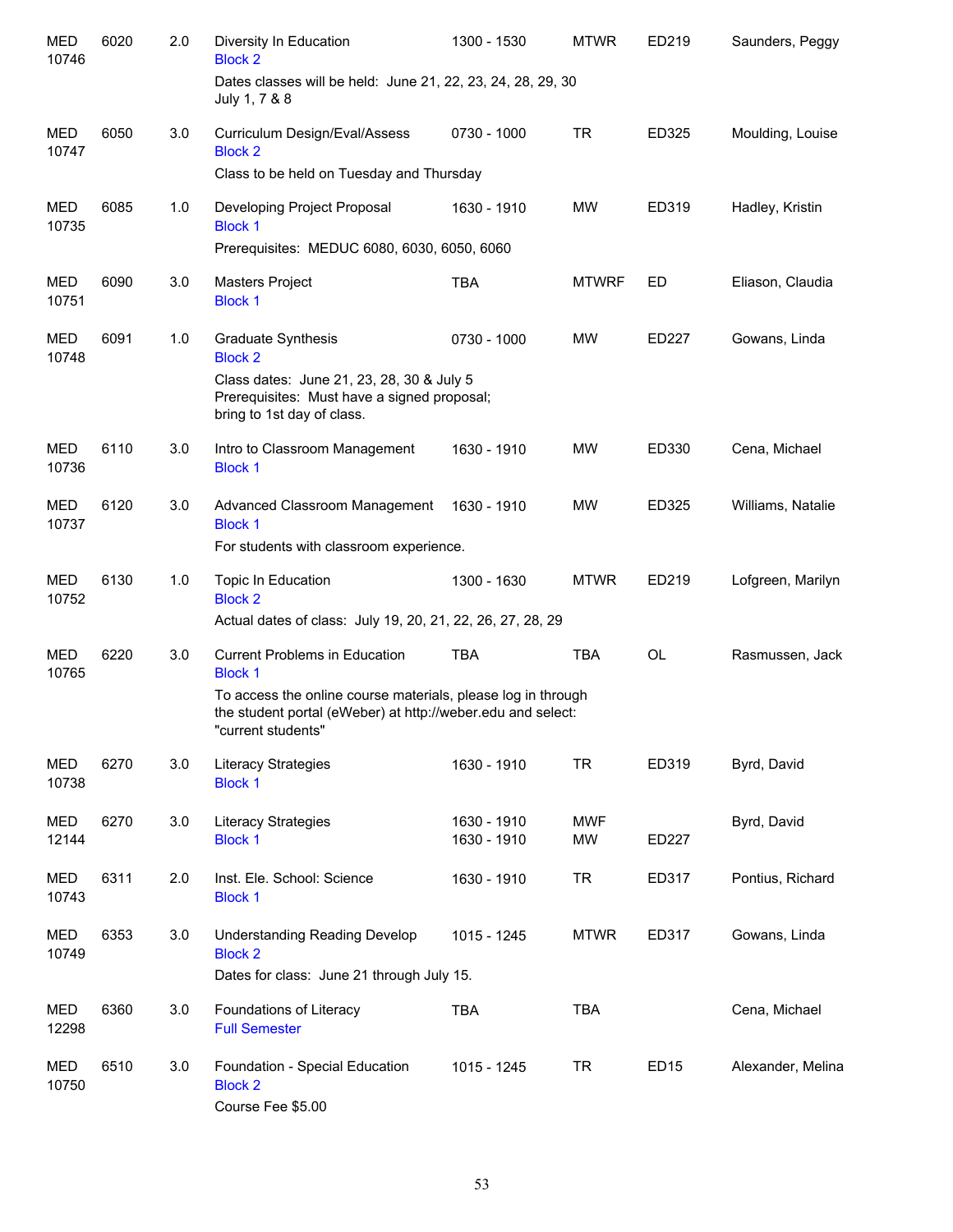| Dept/CRN | Course | Credits | Title | Time | Days | Room | Instructor |
|---|---|---|---|---|---|---|---|
| MED 10746 | 6020 | 2.0 | Diversity In Education<br>Block 2<br>Dates classes will be held: June 21, 22, 23, 24, 28, 29, 30 July 1, 7 & 8 | 1300 - 1530 | MTWR | ED219 | Saunders, Peggy |
| MED 10747 | 6050 | 3.0 | Curriculum Design/Eval/Assess<br>Block 2<br>Class to be held on Tuesday and Thursday | 0730 - 1000 | TR | ED325 | Moulding, Louise |
| MED 10735 | 6085 | 1.0 | Developing Project Proposal<br>Block 1<br>Prerequisites: MEDUC 6080, 6030, 6050, 6060 | 1630 - 1910 | MW | ED319 | Hadley, Kristin |
| MED 10751 | 6090 | 3.0 | Masters Project<br>Block 1 | TBA | MTWRF | ED | Eliason, Claudia |
| MED 10748 | 6091 | 1.0 | Graduate Synthesis<br>Block 2<br>Class dates: June 21, 23, 28, 30 & July 5<br>Prerequisites: Must have a signed proposal; bring to 1st day of class. | 0730 - 1000 | MW | ED227 | Gowans, Linda |
| MED 10736 | 6110 | 3.0 | Intro to Classroom Management<br>Block 1 | 1630 - 1910 | MW | ED330 | Cena, Michael |
| MED 10737 | 6120 | 3.0 | Advanced Classroom Management<br>Block 1<br>For students with classroom experience. | 1630 - 1910 | MW | ED325 | Williams, Natalie |
| MED 10752 | 6130 | 1.0 | Topic In Education<br>Block 2<br>Actual dates of class: July 19, 20, 21, 22, 26, 27, 28, 29 | 1300 - 1630 | MTWR | ED219 | Lofgreen, Marilyn |
| MED 10765 | 6220 | 3.0 | Current Problems in Education<br>Block 1<br>To access the online course materials, please log in through the student portal (eWeber) at http://weber.edu and select: "current students" | TBA | TBA | OL | Rasmussen, Jack |
| MED 10738 | 6270 | 3.0 | Literacy Strategies<br>Block 1 | 1630 - 1910 | TR | ED319 | Byrd, David |
| MED 12144 | 6270 | 3.0 | Literacy Strategies<br>Block 1 | 1630 - 1910<br>1630 - 1910 | MWF<br>MW | <br>ED227 | Byrd, David |
| MED 10743 | 6311 | 2.0 | Inst. Ele. School: Science<br>Block 1 | 1630 - 1910 | TR | ED317 | Pontius, Richard |
| MED 10749 | 6353 | 3.0 | Understanding Reading Develop<br>Block 2<br>Dates for class: June 21 through July 15. | 1015 - 1245 | MTWR | ED317 | Gowans, Linda |
| MED 12298 | 6360 | 3.0 | Foundations of Literacy<br>Full Semester | TBA | TBA | | Cena, Michael |
| MED 10750 | 6510 | 3.0 | Foundation - Special Education<br>Block 2<br>Course Fee $5.00 | 1015 - 1245 | TR | ED15 | Alexander, Melina |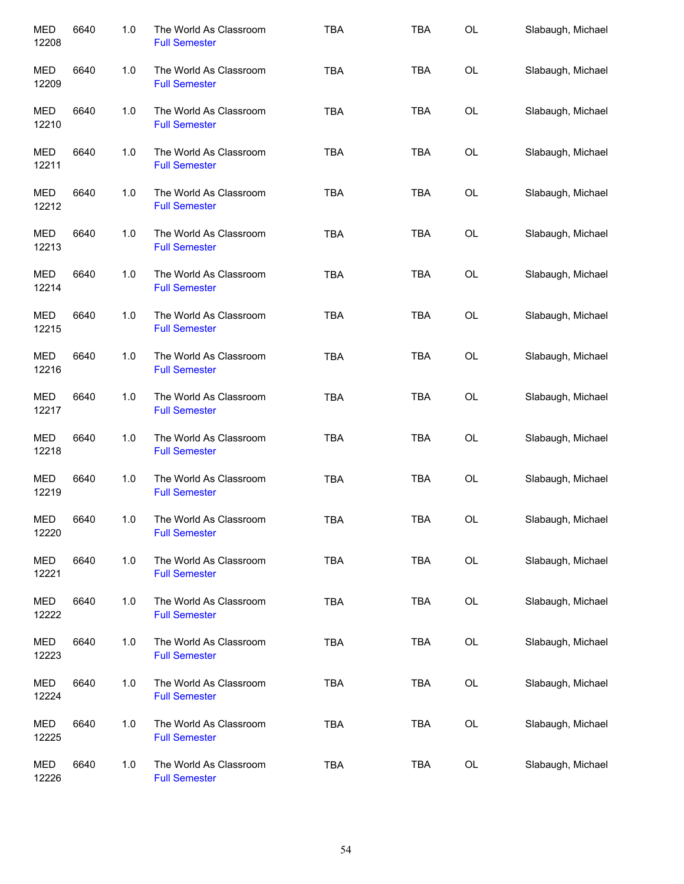| | | | | | | | |
|---|---|---|---|---|---|---|---|
| MED 12208 | 6640 | 1.0 | The World As Classroom Full Semester | TBA | TBA | OL | Slabaugh, Michael |
| MED 12209 | 6640 | 1.0 | The World As Classroom Full Semester | TBA | TBA | OL | Slabaugh, Michael |
| MED 12210 | 6640 | 1.0 | The World As Classroom Full Semester | TBA | TBA | OL | Slabaugh, Michael |
| MED 12211 | 6640 | 1.0 | The World As Classroom Full Semester | TBA | TBA | OL | Slabaugh, Michael |
| MED 12212 | 6640 | 1.0 | The World As Classroom Full Semester | TBA | TBA | OL | Slabaugh, Michael |
| MED 12213 | 6640 | 1.0 | The World As Classroom Full Semester | TBA | TBA | OL | Slabaugh, Michael |
| MED 12214 | 6640 | 1.0 | The World As Classroom Full Semester | TBA | TBA | OL | Slabaugh, Michael |
| MED 12215 | 6640 | 1.0 | The World As Classroom Full Semester | TBA | TBA | OL | Slabaugh, Michael |
| MED 12216 | 6640 | 1.0 | The World As Classroom Full Semester | TBA | TBA | OL | Slabaugh, Michael |
| MED 12217 | 6640 | 1.0 | The World As Classroom Full Semester | TBA | TBA | OL | Slabaugh, Michael |
| MED 12218 | 6640 | 1.0 | The World As Classroom Full Semester | TBA | TBA | OL | Slabaugh, Michael |
| MED 12219 | 6640 | 1.0 | The World As Classroom Full Semester | TBA | TBA | OL | Slabaugh, Michael |
| MED 12220 | 6640 | 1.0 | The World As Classroom Full Semester | TBA | TBA | OL | Slabaugh, Michael |
| MED 12221 | 6640 | 1.0 | The World As Classroom Full Semester | TBA | TBA | OL | Slabaugh, Michael |
| MED 12222 | 6640 | 1.0 | The World As Classroom Full Semester | TBA | TBA | OL | Slabaugh, Michael |
| MED 12223 | 6640 | 1.0 | The World As Classroom Full Semester | TBA | TBA | OL | Slabaugh, Michael |
| MED 12224 | 6640 | 1.0 | The World As Classroom Full Semester | TBA | TBA | OL | Slabaugh, Michael |
| MED 12225 | 6640 | 1.0 | The World As Classroom Full Semester | TBA | TBA | OL | Slabaugh, Michael |
| MED 12226 | 6640 | 1.0 | The World As Classroom Full Semester | TBA | TBA | OL | Slabaugh, Michael |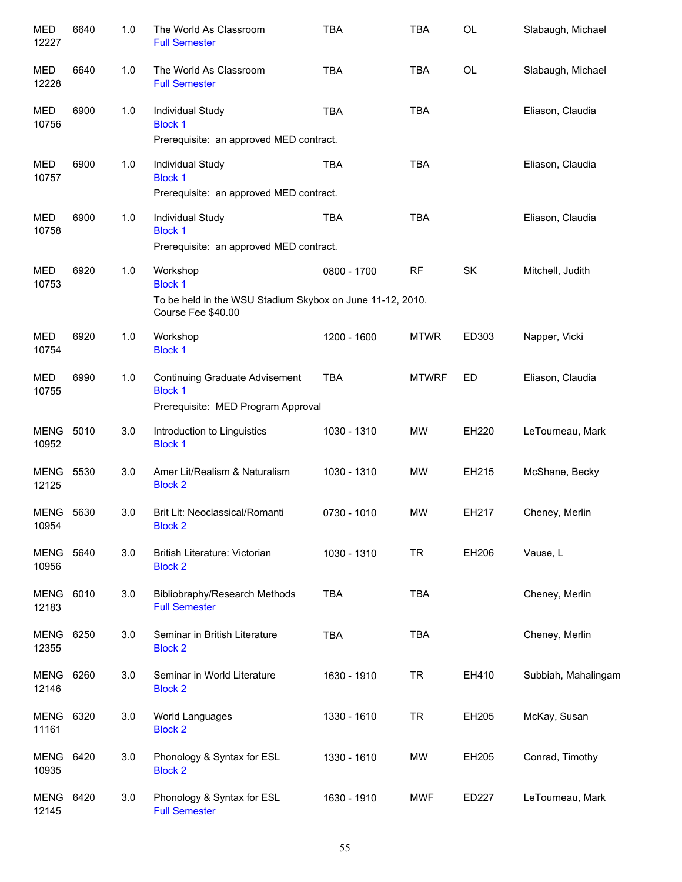| | | | | | | | |
|---|---|---|---|---|---|---|---|
| MED 12227 | 6640 | 1.0 | The World As Classroom<br>Full Semester | TBA | TBA | OL | Slabaugh, Michael |
| MED 12228 | 6640 | 1.0 | The World As Classroom<br>Full Semester | TBA | TBA | OL | Slabaugh, Michael |
| MED 10756 | 6900 | 1.0 | Individual Study<br>Block 1<br>Prerequisite: an approved MED contract. | TBA | TBA | | Eliason, Claudia |
| MED 10757 | 6900 | 1.0 | Individual Study<br>Block 1<br>Prerequisite: an approved MED contract. | TBA | TBA | | Eliason, Claudia |
| MED 10758 | 6900 | 1.0 | Individual Study<br>Block 1<br>Prerequisite: an approved MED contract. | TBA | TBA | | Eliason, Claudia |
| MED 10753 | 6920 | 1.0 | Workshop<br>Block 1<br>To be held in the WSU Stadium Skybox on June 11-12, 2010. Course Fee $40.00 | 0800 - 1700 | RF | SK | Mitchell, Judith |
| MED 10754 | 6920 | 1.0 | Workshop<br>Block 1 | 1200 - 1600 | MTWR | ED303 | Napper, Vicki |
| MED 10755 | 6990 | 1.0 | Continuing Graduate Advisement<br>Block 1<br>Prerequisite: MED Program Approval | TBA | MTWRF | ED | Eliason, Claudia |
| MENG 10952 | 5010 | 3.0 | Introduction to Linguistics<br>Block 1 | 1030 - 1310 | MW | EH220 | LeTourneau, Mark |
| MENG 12125 | 5530 | 3.0 | Amer Lit/Realism & Naturalism<br>Block 2 | 1030 - 1310 | MW | EH215 | McShane, Becky |
| MENG 10954 | 5630 | 3.0 | Brit Lit: Neoclassical/Romanti<br>Block 2 | 0730 - 1010 | MW | EH217 | Cheney, Merlin |
| MENG 10956 | 5640 | 3.0 | British Literature: Victorian<br>Block 2 | 1030 - 1310 | TR | EH206 | Vause, L |
| MENG 12183 | 6010 | 3.0 | Bibliobraphy/Research Methods<br>Full Semester | TBA | TBA | | Cheney, Merlin |
| MENG 12355 | 6250 | 3.0 | Seminar in British Literature<br>Block 2 | TBA | TBA | | Cheney, Merlin |
| MENG 12146 | 6260 | 3.0 | Seminar in World Literature<br>Block 2 | 1630 - 1910 | TR | EH410 | Subbiah, Mahalingam |
| MENG 11161 | 6320 | 3.0 | World Languages<br>Block 2 | 1330 - 1610 | TR | EH205 | McKay, Susan |
| MENG 10935 | 6420 | 3.0 | Phonology & Syntax for ESL<br>Block 2 | 1330 - 1610 | MW | EH205 | Conrad, Timothy |
| MENG 12145 | 6420 | 3.0 | Phonology & Syntax for ESL<br>Full Semester | 1630 - 1910 | MWF | ED227 | LeTourneau, Mark |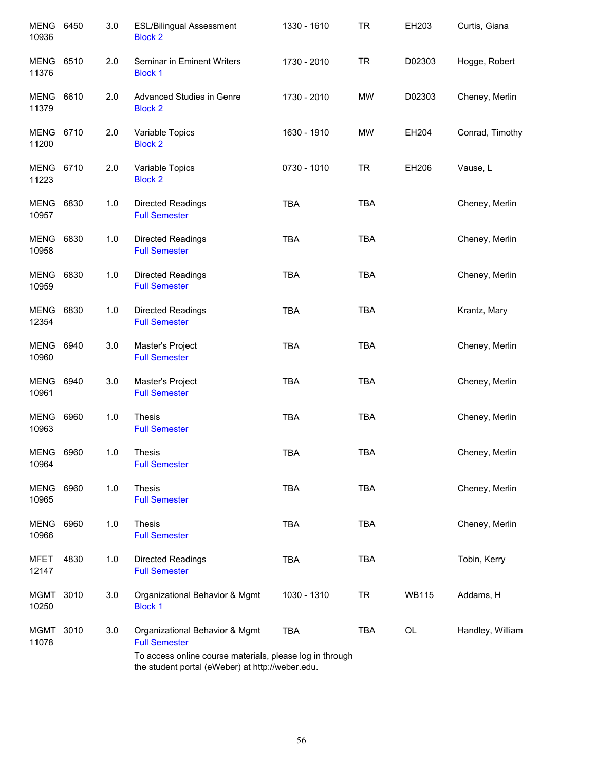| | | | | | | | |
|---|---|---|---|---|---|---|---|
| MENG 10936 | 6450 | 3.0 | ESL/Bilingual Assessment<br>Block 2 | 1330 - 1610 | TR | EH203 | Curtis, Giana |
| MENG 11376 | 6510 | 2.0 | Seminar in Eminent Writers<br>Block 1 | 1730 - 2010 | TR | D02303 | Hogge, Robert |
| MENG 11379 | 6610 | 2.0 | Advanced Studies in Genre<br>Block 2 | 1730 - 2010 | MW | D02303 | Cheney, Merlin |
| MENG 11200 | 6710 | 2.0 | Variable Topics<br>Block 2 | 1630 - 1910 | MW | EH204 | Conrad, Timothy |
| MENG 11223 | 6710 | 2.0 | Variable Topics<br>Block 2 | 0730 - 1010 | TR | EH206 | Vause, L |
| MENG 10957 | 6830 | 1.0 | Directed Readings<br>Full Semester | TBA | TBA | | Cheney, Merlin |
| MENG 10958 | 6830 | 1.0 | Directed Readings<br>Full Semester | TBA | TBA | | Cheney, Merlin |
| MENG 10959 | 6830 | 1.0 | Directed Readings<br>Full Semester | TBA | TBA | | Cheney, Merlin |
| MENG 12354 | 6830 | 1.0 | Directed Readings<br>Full Semester | TBA | TBA | | Krantz, Mary |
| MENG 10960 | 6940 | 3.0 | Master's Project<br>Full Semester | TBA | TBA | | Cheney, Merlin |
| MENG 10961 | 6940 | 3.0 | Master's Project<br>Full Semester | TBA | TBA | | Cheney, Merlin |
| MENG 10963 | 6960 | 1.0 | Thesis<br>Full Semester | TBA | TBA | | Cheney, Merlin |
| MENG 10964 | 6960 | 1.0 | Thesis<br>Full Semester | TBA | TBA | | Cheney, Merlin |
| MENG 10965 | 6960 | 1.0 | Thesis<br>Full Semester | TBA | TBA | | Cheney, Merlin |
| MENG 10966 | 6960 | 1.0 | Thesis<br>Full Semester | TBA | TBA | | Cheney, Merlin |
| MFET 12147 | 4830 | 1.0 | Directed Readings<br>Full Semester | TBA | TBA | | Tobin, Kerry |
| MGMT 10250 | 3010 | 3.0 | Organizational Behavior & Mgmt<br>Block 1 | 1030 - 1310 | TR | WB115 | Addams, H |
| MGMT 11078 | 3010 | 3.0 | Organizational Behavior & Mgmt<br>Full Semester<br>To access online course materials, please log in through the student portal (eWeber) at http://weber.edu. | TBA | TBA | OL | Handley, William |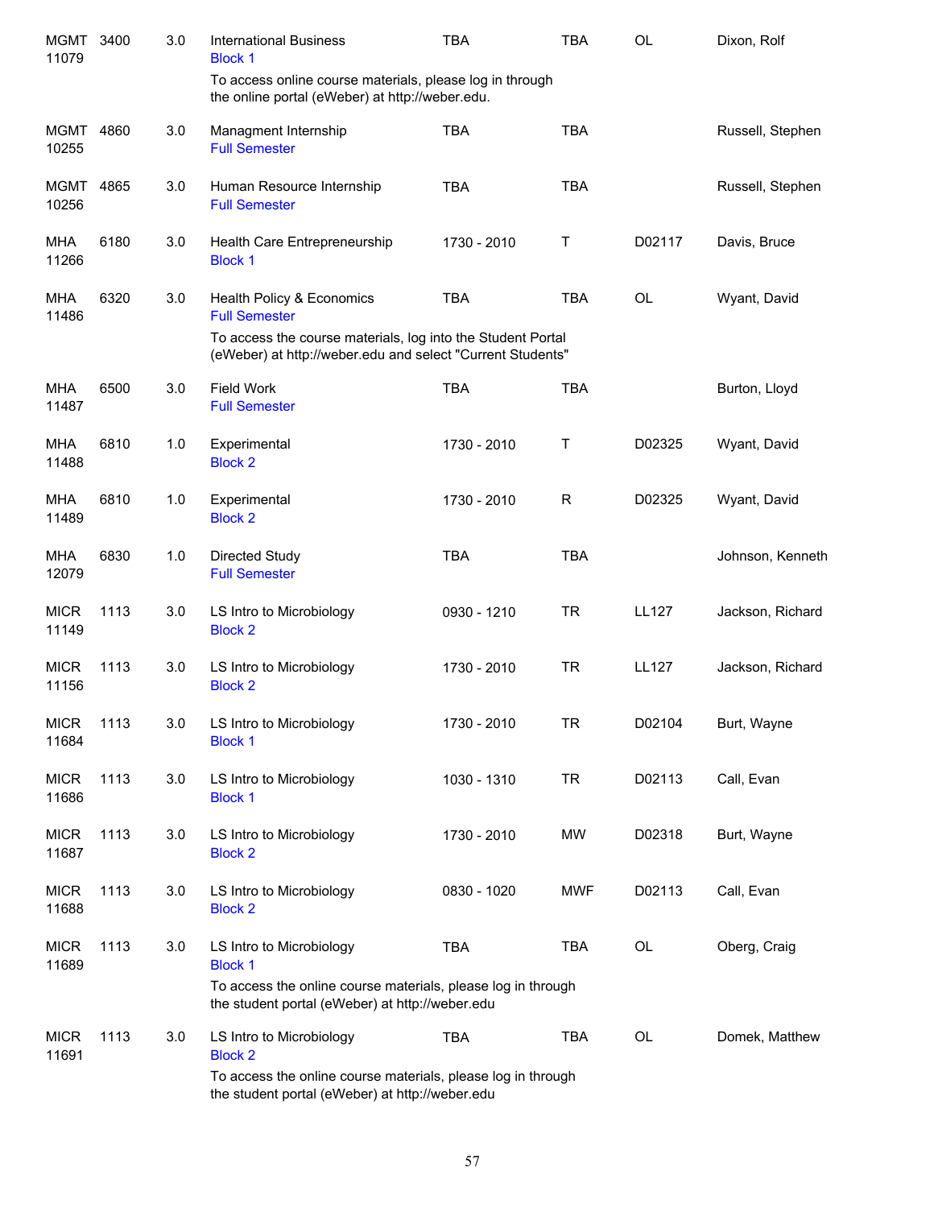| Course | Number | Credits | Title | Time | Days | Room | Instructor |
|---|---|---|---|---|---|---|---|
| MGMT 11079 | 3400 | 3.0 | International Business<br>Block 1<br>To access online course materials, please log in through the online portal (eWeber) at http://weber.edu. | TBA | TBA | OL | Dixon, Rolf |
| MGMT 10255 | 4860 | 3.0 | Managment Internship<br>Full Semester | TBA | TBA | | Russell, Stephen |
| MGMT 10256 | 4865 | 3.0 | Human Resource Internship<br>Full Semester | TBA | TBA | | Russell, Stephen |
| MHA 11266 | 6180 | 3.0 | Health Care Entrepreneurship<br>Block 1 | 1730 - 2010 | T | D02117 | Davis, Bruce |
| MHA 11486 | 6320 | 3.0 | Health Policy & Economics<br>Full Semester<br>To access the course materials, log into the Student Portal (eWeber) at http://weber.edu and select "Current Students" | TBA | TBA | OL | Wyant, David |
| MHA 11487 | 6500 | 3.0 | Field Work<br>Full Semester | TBA | TBA | | Burton, Lloyd |
| MHA 11488 | 6810 | 1.0 | Experimental<br>Block 2 | 1730 - 2010 | T | D02325 | Wyant, David |
| MHA 11489 | 6810 | 1.0 | Experimental<br>Block 2 | 1730 - 2010 | R | D02325 | Wyant, David |
| MHA 12079 | 6830 | 1.0 | Directed Study<br>Full Semester | TBA | TBA | | Johnson, Kenneth |
| MICR 11149 | 1113 | 3.0 | LS Intro to Microbiology<br>Block 2 | 0930 - 1210 | TR | LL127 | Jackson, Richard |
| MICR 11156 | 1113 | 3.0 | LS Intro to Microbiology<br>Block 2 | 1730 - 2010 | TR | LL127 | Jackson, Richard |
| MICR 11684 | 1113 | 3.0 | LS Intro to Microbiology<br>Block 1 | 1730 - 2010 | TR | D02104 | Burt, Wayne |
| MICR 11686 | 1113 | 3.0 | LS Intro to Microbiology<br>Block 1 | 1030 - 1310 | TR | D02113 | Call, Evan |
| MICR 11687 | 1113 | 3.0 | LS Intro to Microbiology<br>Block 2 | 1730 - 2010 | MW | D02318 | Burt, Wayne |
| MICR 11688 | 1113 | 3.0 | LS Intro to Microbiology<br>Block 2 | 0830 - 1020 | MWF | D02113 | Call, Evan |
| MICR 11689 | 1113 | 3.0 | LS Intro to Microbiology<br>Block 1<br>To access the online course materials, please log in through the student portal (eWeber) at http://weber.edu | TBA | TBA | OL | Oberg, Craig |
| MICR 11691 | 1113 | 3.0 | LS Intro to Microbiology<br>Block 2<br>To access the online course materials, please log in through the student portal (eWeber) at http://weber.edu | TBA | TBA | OL | Domek, Matthew |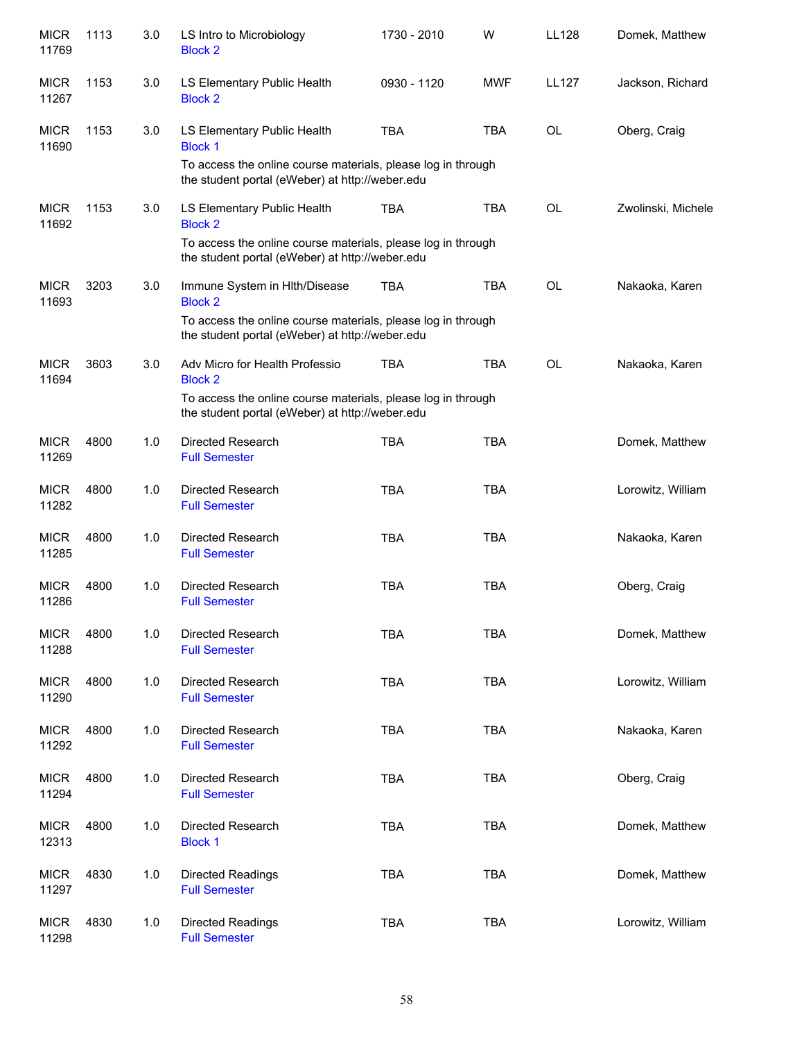| | | | | | | | |
|---|---|---|---|---|---|---|---|
| MICR 11769 | 1113 | 3.0 | LS Intro to Microbiology<br>Block 2 | 1730 - 2010 | W | LL128 | Domek, Matthew |
| MICR 11267 | 1153 | 3.0 | LS Elementary Public Health<br>Block 2 | 0930 - 1120 | MWF | LL127 | Jackson, Richard |
| MICR 11690 | 1153 | 3.0 | LS Elementary Public Health<br>Block 1<br>To access the online course materials, please log in through the student portal (eWeber) at http://weber.edu | TBA | TBA | OL | Oberg, Craig |
| MICR 11692 | 1153 | 3.0 | LS Elementary Public Health<br>Block 2<br>To access the online course materials, please log in through the student portal (eWeber) at http://weber.edu | TBA | TBA | OL | Zwolinski, Michele |
| MICR 11693 | 3203 | 3.0 | Immune System in Hlth/Disease<br>Block 2<br>To access the online course materials, please log in through the student portal (eWeber) at http://weber.edu | TBA | TBA | OL | Nakaoka, Karen |
| MICR 11694 | 3603 | 3.0 | Adv Micro for Health Professio<br>Block 2<br>To access the online course materials, please log in through the student portal (eWeber) at http://weber.edu | TBA | TBA | OL | Nakaoka, Karen |
| MICR 11269 | 4800 | 1.0 | Directed Research<br>Full Semester | TBA | TBA | | Domek, Matthew |
| MICR 11282 | 4800 | 1.0 | Directed Research<br>Full Semester | TBA | TBA | | Lorowitz, William |
| MICR 11285 | 4800 | 1.0 | Directed Research<br>Full Semester | TBA | TBA | | Nakaoka, Karen |
| MICR 11286 | 4800 | 1.0 | Directed Research<br>Full Semester | TBA | TBA | | Oberg, Craig |
| MICR 11288 | 4800 | 1.0 | Directed Research<br>Full Semester | TBA | TBA | | Domek, Matthew |
| MICR 11290 | 4800 | 1.0 | Directed Research<br>Full Semester | TBA | TBA | | Lorowitz, William |
| MICR 11292 | 4800 | 1.0 | Directed Research<br>Full Semester | TBA | TBA | | Nakaoka, Karen |
| MICR 11294 | 4800 | 1.0 | Directed Research<br>Full Semester | TBA | TBA | | Oberg, Craig |
| MICR 12313 | 4800 | 1.0 | Directed Research<br>Block 1 | TBA | TBA | | Domek, Matthew |
| MICR 11297 | 4830 | 1.0 | Directed Readings<br>Full Semester | TBA | TBA | | Domek, Matthew |
| MICR 11298 | 4830 | 1.0 | Directed Readings<br>Full Semester | TBA | TBA | | Lorowitz, William |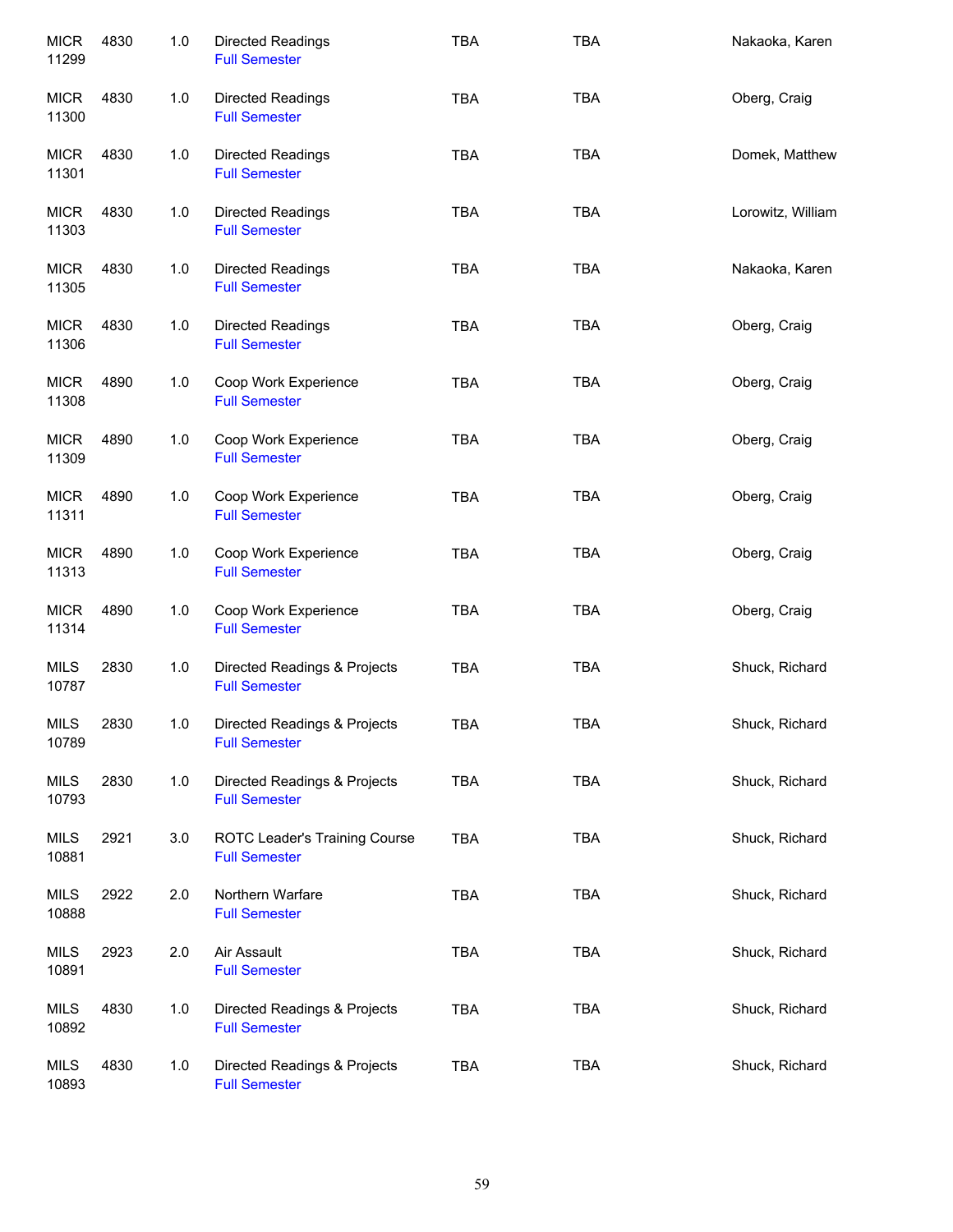| | | | | | | |
|---|---|---|---|---|---|---|
| MICR 11299 | 4830 | 1.0 | Directed Readings<br>Full Semester | TBA | TBA | Nakaoka, Karen |
| MICR 11300 | 4830 | 1.0 | Directed Readings<br>Full Semester | TBA | TBA | Oberg, Craig |
| MICR 11301 | 4830 | 1.0 | Directed Readings<br>Full Semester | TBA | TBA | Domek, Matthew |
| MICR 11303 | 4830 | 1.0 | Directed Readings<br>Full Semester | TBA | TBA | Lorowitz, William |
| MICR 11305 | 4830 | 1.0 | Directed Readings<br>Full Semester | TBA | TBA | Nakaoka, Karen |
| MICR 11306 | 4830 | 1.0 | Directed Readings<br>Full Semester | TBA | TBA | Oberg, Craig |
| MICR 11308 | 4890 | 1.0 | Coop Work Experience<br>Full Semester | TBA | TBA | Oberg, Craig |
| MICR 11309 | 4890 | 1.0 | Coop Work Experience<br>Full Semester | TBA | TBA | Oberg, Craig |
| MICR 11311 | 4890 | 1.0 | Coop Work Experience<br>Full Semester | TBA | TBA | Oberg, Craig |
| MICR 11313 | 4890 | 1.0 | Coop Work Experience<br>Full Semester | TBA | TBA | Oberg, Craig |
| MICR 11314 | 4890 | 1.0 | Coop Work Experience<br>Full Semester | TBA | TBA | Oberg, Craig |
| MILS 10787 | 2830 | 1.0 | Directed Readings & Projects<br>Full Semester | TBA | TBA | Shuck, Richard |
| MILS 10789 | 2830 | 1.0 | Directed Readings & Projects<br>Full Semester | TBA | TBA | Shuck, Richard |
| MILS 10793 | 2830 | 1.0 | Directed Readings & Projects<br>Full Semester | TBA | TBA | Shuck, Richard |
| MILS 10881 | 2921 | 3.0 | ROTC Leader's Training Course<br>Full Semester | TBA | TBA | Shuck, Richard |
| MILS 10888 | 2922 | 2.0 | Northern Warfare<br>Full Semester | TBA | TBA | Shuck, Richard |
| MILS 10891 | 2923 | 2.0 | Air Assault<br>Full Semester | TBA | TBA | Shuck, Richard |
| MILS 10892 | 4830 | 1.0 | Directed Readings & Projects<br>Full Semester | TBA | TBA | Shuck, Richard |
| MILS 10893 | 4830 | 1.0 | Directed Readings & Projects<br>Full Semester | TBA | TBA | Shuck, Richard |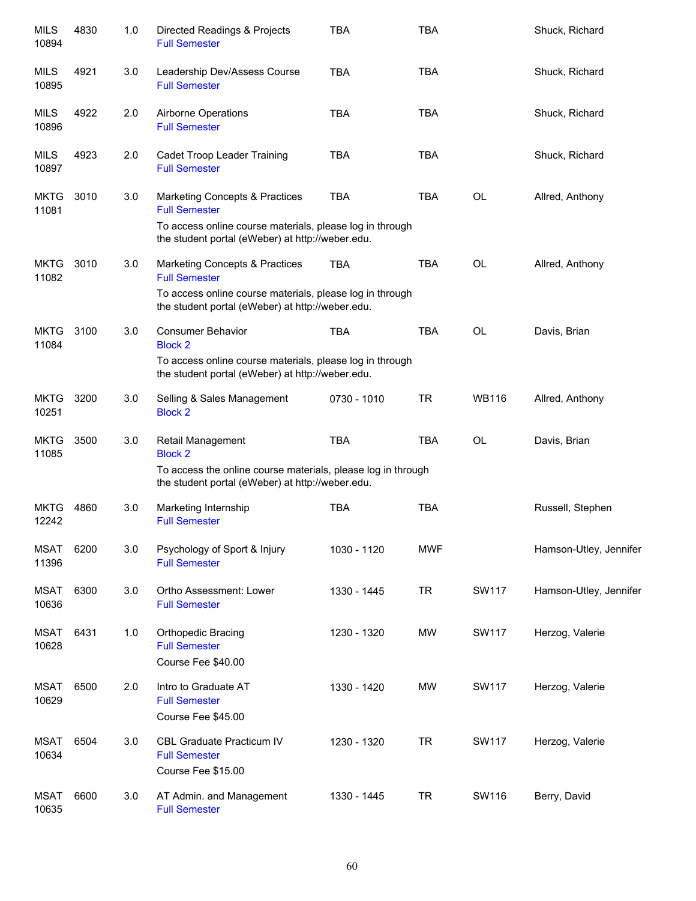| | | | | | | | |
|---|---|---|---|---|---|---|---|
| MILS 10894 | 4830 | 1.0 | Directed Readings & Projects<br>Full Semester | TBA | TBA | | Shuck, Richard |
| MILS 10895 | 4921 | 3.0 | Leadership Dev/Assess Course<br>Full Semester | TBA | TBA | | Shuck, Richard |
| MILS 10896 | 4922 | 2.0 | Airborne Operations<br>Full Semester | TBA | TBA | | Shuck, Richard |
| MILS 10897 | 4923 | 2.0 | Cadet Troop Leader Training<br>Full Semester | TBA | TBA | | Shuck, Richard |
| MKTG 11081 | 3010 | 3.0 | Marketing Concepts & Practices<br>Full Semester<br>To access online course materials, please log in through the student portal (eWeber) at http://weber.edu. | TBA | TBA | OL | Allred, Anthony |
| MKTG 11082 | 3010 | 3.0 | Marketing Concepts & Practices<br>Full Semester<br>To access online course materials, please log in through the student portal (eWeber) at http://weber.edu. | TBA | TBA | OL | Allred, Anthony |
| MKTG 11084 | 3100 | 3.0 | Consumer Behavior<br>Block 2<br>To access online course materials, please log in through the student portal (eWeber) at http://weber.edu. | TBA | TBA | OL | Davis, Brian |
| MKTG 10251 | 3200 | 3.0 | Selling & Sales Management<br>Block 2 | 0730 - 1010 | TR | WB116 | Allred, Anthony |
| MKTG 11085 | 3500 | 3.0 | Retail Management<br>Block 2<br>To access the online course materials, please log in through the student portal (eWeber) at http://weber.edu. | TBA | TBA | OL | Davis, Brian |
| MKTG 12242 | 4860 | 3.0 | Marketing Internship<br>Full Semester | TBA | TBA | | Russell, Stephen |
| MSAT 11396 | 6200 | 3.0 | Psychology of Sport & Injury<br>Full Semester | 1030 - 1120 | MWF | | Hamson-Utley, Jennifer |
| MSAT 10636 | 6300 | 3.0 | Ortho Assessment: Lower<br>Full Semester | 1330 - 1445 | TR | SW117 | Hamson-Utley, Jennifer |
| MSAT 10628 | 6431 | 1.0 | Orthopedic Bracing<br>Full Semester<br>Course Fee $40.00 | 1230 - 1320 | MW | SW117 | Herzog, Valerie |
| MSAT 10629 | 6500 | 2.0 | Intro to Graduate AT<br>Full Semester<br>Course Fee $45.00 | 1330 - 1420 | MW | SW117 | Herzog, Valerie |
| MSAT 10634 | 6504 | 3.0 | CBL Graduate Practicum IV<br>Full Semester<br>Course Fee $15.00 | 1230 - 1320 | TR | SW117 | Herzog, Valerie |
| MSAT 10635 | 6600 | 3.0 | AT Admin. and Management<br>Full Semester | 1330 - 1445 | TR | SW116 | Berry, David |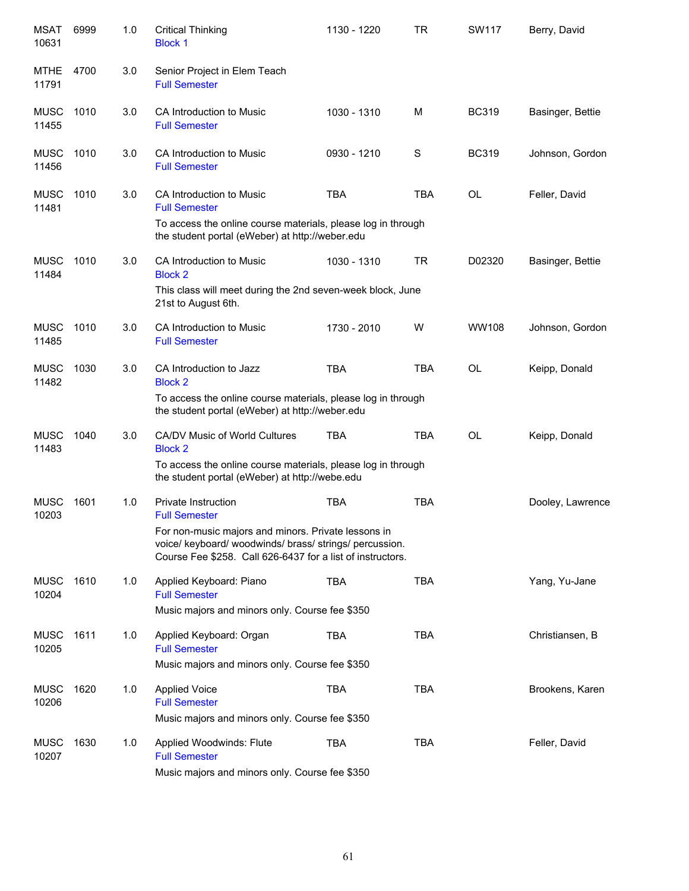| | | | | | | | |
|---|---|---|---|---|---|---|---|
| MSAT 10631 | 6999 | 1.0 | Critical Thinking<br>Block 1 | 1130 - 1220 | TR | SW117 | Berry, David |
| MTHE 11791 | 4700 | 3.0 | Senior Project in Elem Teach<br>Full Semester | | | | |
| MUSC 11455 | 1010 | 3.0 | CA Introduction to Music<br>Full Semester | 1030 - 1310 | M | BC319 | Basinger, Bettie |
| MUSC 11456 | 1010 | 3.0 | CA Introduction to Music<br>Full Semester | 0930 - 1210 | S | BC319 | Johnson, Gordon |
| MUSC 11481 | 1010 | 3.0 | CA Introduction to Music<br>Full Semester<br>To access the online course materials, please log in through the student portal (eWeber) at http://weber.edu | TBA | TBA | OL | Feller, David |
| MUSC 11484 | 1010 | 3.0 | CA Introduction to Music<br>Block 2<br>This class will meet during the 2nd seven-week block, June 21st to August 6th. | 1030 - 1310 | TR | D02320 | Basinger, Bettie |
| MUSC 11485 | 1010 | 3.0 | CA Introduction to Music<br>Full Semester | 1730 - 2010 | W | WW108 | Johnson, Gordon |
| MUSC 11482 | 1030 | 3.0 | CA Introduction to Jazz<br>Block 2<br>To access the online course materials, please log in through the student portal (eWeber) at http://weber.edu | TBA | TBA | OL | Keipp, Donald |
| MUSC 11483 | 1040 | 3.0 | CA/DV Music of World Cultures<br>Block 2<br>To access the online course materials, please log in through the student portal (eWeber) at http://webe.edu | TBA | TBA | OL | Keipp, Donald |
| MUSC 10203 | 1601 | 1.0 | Private Instruction<br>Full Semester<br>For non-music majors and minors. Private lessons in voice/ keyboard/ woodwinds/ brass/ strings/ percussion. Course Fee $258. Call 626-6437 for a list of instructors. | TBA | TBA | | Dooley, Lawrence |
| MUSC 10204 | 1610 | 1.0 | Applied Keyboard: Piano<br>Full Semester<br>Music majors and minors only. Course fee $350 | TBA | TBA | | Yang, Yu-Jane |
| MUSC 10205 | 1611 | 1.0 | Applied Keyboard: Organ<br>Full Semester<br>Music majors and minors only. Course fee $350 | TBA | TBA | | Christiansen, B |
| MUSC 10206 | 1620 | 1.0 | Applied Voice<br>Full Semester<br>Music majors and minors only. Course fee $350 | TBA | TBA | | Brookens, Karen |
| MUSC 10207 | 1630 | 1.0 | Applied Woodwinds: Flute<br>Full Semester<br>Music majors and minors only. Course fee $350 | TBA | TBA | | Feller, David |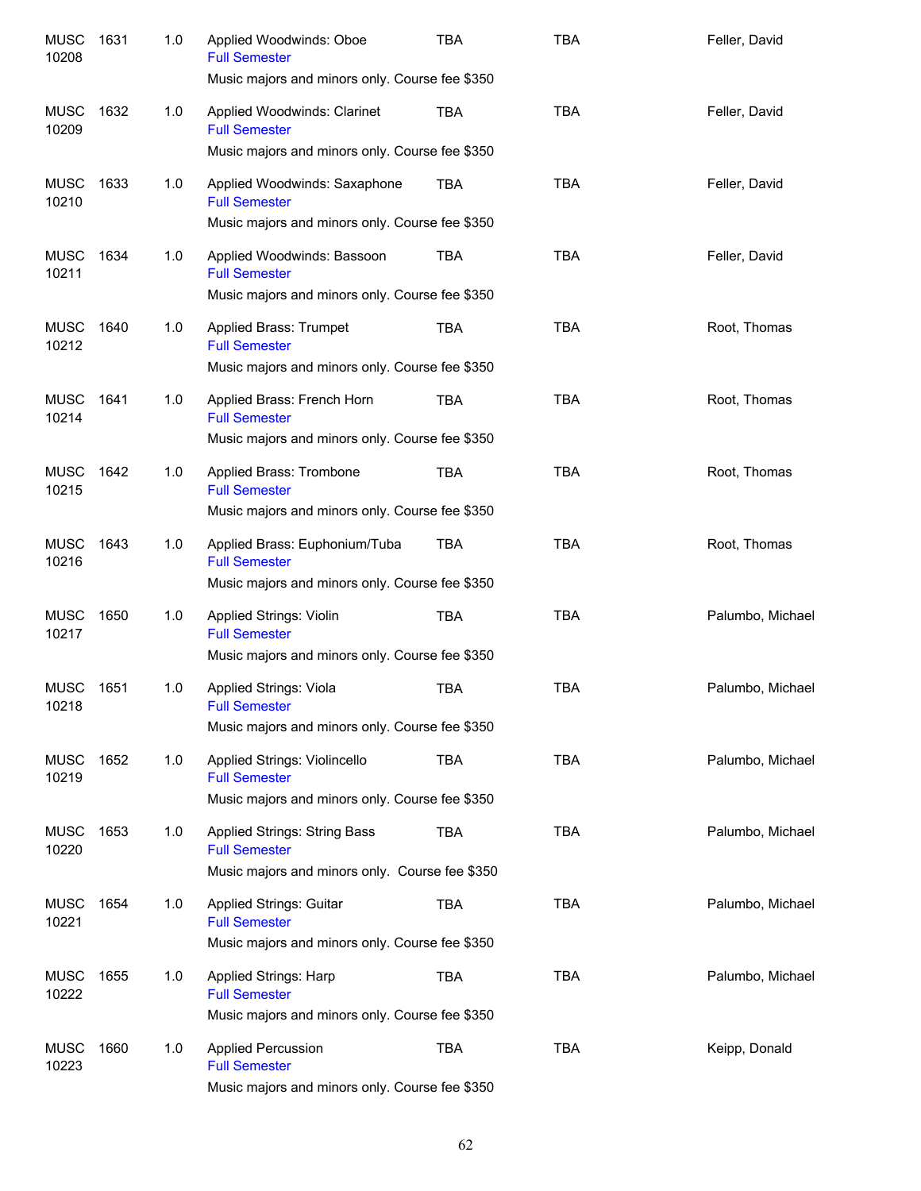| | | | | | | |
|---|---|---|---|---|---|---|
| MUSC 10208 | 1631 | 1.0 | Applied Woodwinds: Oboe<br>Full Semester<br>Music majors and minors only. Course fee $350 | TBA | TBA | Feller, David |
| MUSC 10209 | 1632 | 1.0 | Applied Woodwinds: Clarinet<br>Full Semester<br>Music majors and minors only. Course fee $350 | TBA | TBA | Feller, David |
| MUSC 10210 | 1633 | 1.0 | Applied Woodwinds: Saxaphone<br>Full Semester<br>Music majors and minors only. Course fee $350 | TBA | TBA | Feller, David |
| MUSC 10211 | 1634 | 1.0 | Applied Woodwinds: Bassoon<br>Full Semester<br>Music majors and minors only. Course fee $350 | TBA | TBA | Feller, David |
| MUSC 10212 | 1640 | 1.0 | Applied Brass: Trumpet<br>Full Semester<br>Music majors and minors only. Course fee $350 | TBA | TBA | Root, Thomas |
| MUSC 10214 | 1641 | 1.0 | Applied Brass: French Horn<br>Full Semester<br>Music majors and minors only. Course fee $350 | TBA | TBA | Root, Thomas |
| MUSC 10215 | 1642 | 1.0 | Applied Brass: Trombone<br>Full Semester<br>Music majors and minors only. Course fee $350 | TBA | TBA | Root, Thomas |
| MUSC 10216 | 1643 | 1.0 | Applied Brass: Euphonium/Tuba<br>Full Semester<br>Music majors and minors only. Course fee $350 | TBA | TBA | Root, Thomas |
| MUSC 10217 | 1650 | 1.0 | Applied Strings: Violin<br>Full Semester<br>Music majors and minors only. Course fee $350 | TBA | TBA | Palumbo, Michael |
| MUSC 10218 | 1651 | 1.0 | Applied Strings: Viola<br>Full Semester<br>Music majors and minors only. Course fee $350 | TBA | TBA | Palumbo, Michael |
| MUSC 10219 | 1652 | 1.0 | Applied Strings: Violincello<br>Full Semester<br>Music majors and minors only. Course fee $350 | TBA | TBA | Palumbo, Michael |
| MUSC 10220 | 1653 | 1.0 | Applied Strings: String Bass<br>Full Semester<br>Music majors and minors only. Course fee $350 | TBA | TBA | Palumbo, Michael |
| MUSC 10221 | 1654 | 1.0 | Applied Strings: Guitar<br>Full Semester<br>Music majors and minors only. Course fee $350 | TBA | TBA | Palumbo, Michael |
| MUSC 10222 | 1655 | 1.0 | Applied Strings: Harp<br>Full Semester<br>Music majors and minors only. Course fee $350 | TBA | TBA | Palumbo, Michael |
| MUSC 10223 | 1660 | 1.0 | Applied Percussion<br>Full Semester<br>Music majors and minors only. Course fee $350 | TBA | TBA | Keipp, Donald |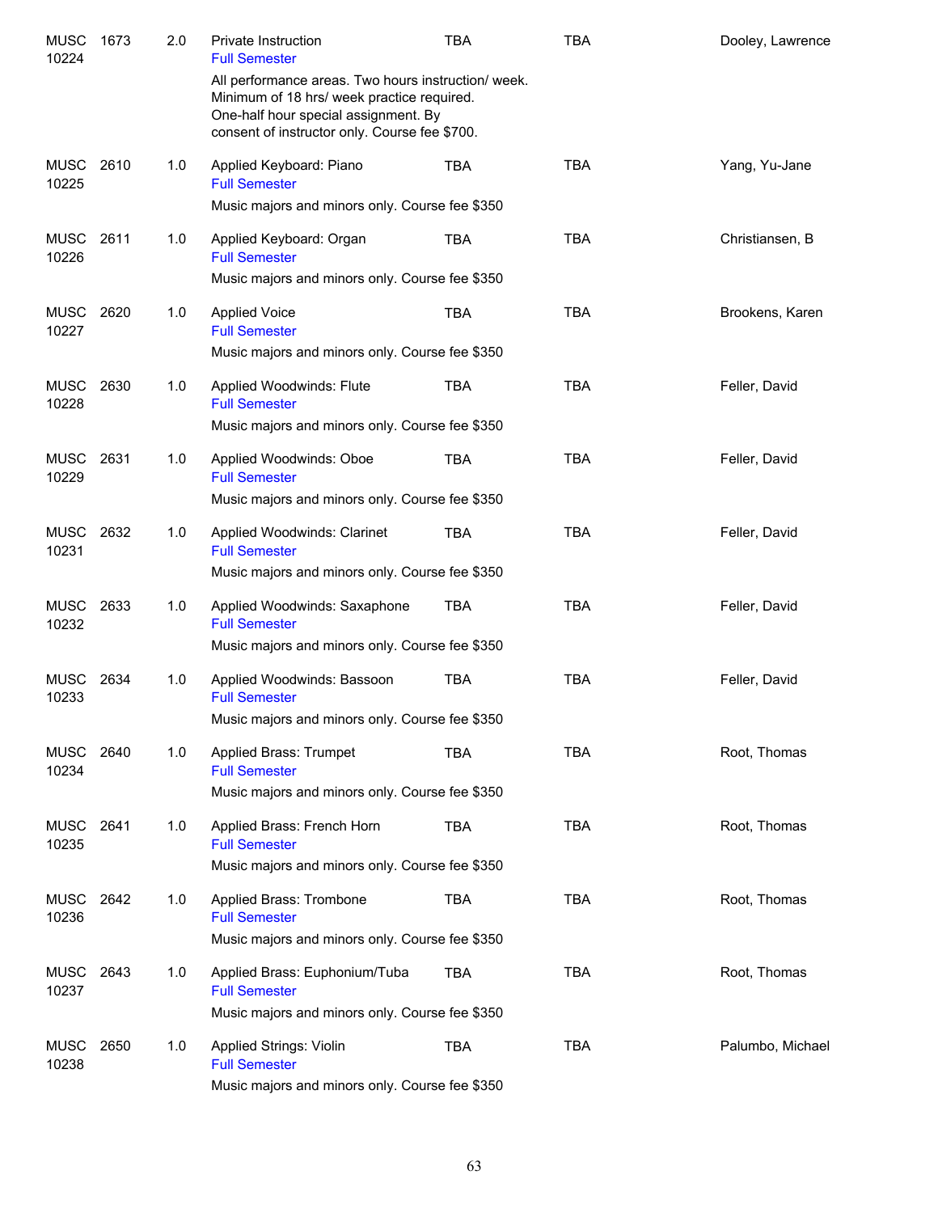| | | | | | | |
|---|---|---|---|---|---|---|
| MUSC 10224 | 1673 | 2.0 | Private Instruction<br>Full Semester<br>All performance areas. Two hours instruction/ week. Minimum of 18 hrs/ week practice required. One-half hour special assignment. By consent of instructor only. Course fee $700. | TBA | TBA | Dooley, Lawrence |
| MUSC 10225 | 2610 | 1.0 | Applied Keyboard: Piano<br>Full Semester<br>Music majors and minors only. Course fee $350 | TBA | TBA | Yang, Yu-Jane |
| MUSC 10226 | 2611 | 1.0 | Applied Keyboard: Organ<br>Full Semester<br>Music majors and minors only. Course fee $350 | TBA | TBA | Christiansen, B |
| MUSC 10227 | 2620 | 1.0 | Applied Voice<br>Full Semester<br>Music majors and minors only. Course fee $350 | TBA | TBA | Brookens, Karen |
| MUSC 10228 | 2630 | 1.0 | Applied Woodwinds: Flute<br>Full Semester<br>Music majors and minors only. Course fee $350 | TBA | TBA | Feller, David |
| MUSC 10229 | 2631 | 1.0 | Applied Woodwinds: Oboe<br>Full Semester<br>Music majors and minors only. Course fee $350 | TBA | TBA | Feller, David |
| MUSC 10231 | 2632 | 1.0 | Applied Woodwinds: Clarinet<br>Full Semester<br>Music majors and minors only. Course fee $350 | TBA | TBA | Feller, David |
| MUSC 10232 | 2633 | 1.0 | Applied Woodwinds: Saxaphone<br>Full Semester<br>Music majors and minors only. Course fee $350 | TBA | TBA | Feller, David |
| MUSC 10233 | 2634 | 1.0 | Applied Woodwinds: Bassoon<br>Full Semester<br>Music majors and minors only. Course fee $350 | TBA | TBA | Feller, David |
| MUSC 10234 | 2640 | 1.0 | Applied Brass: Trumpet<br>Full Semester<br>Music majors and minors only. Course fee $350 | TBA | TBA | Root, Thomas |
| MUSC 10235 | 2641 | 1.0 | Applied Brass: French Horn<br>Full Semester<br>Music majors and minors only. Course fee $350 | TBA | TBA | Root, Thomas |
| MUSC 10236 | 2642 | 1.0 | Applied Brass: Trombone<br>Full Semester<br>Music majors and minors only. Course fee $350 | TBA | TBA | Root, Thomas |
| MUSC 10237 | 2643 | 1.0 | Applied Brass: Euphonium/Tuba<br>Full Semester<br>Music majors and minors only. Course fee $350 | TBA | TBA | Root, Thomas |
| MUSC 10238 | 2650 | 1.0 | Applied Strings: Violin<br>Full Semester<br>Music majors and minors only. Course fee $350 | TBA | TBA | Palumbo, Michael |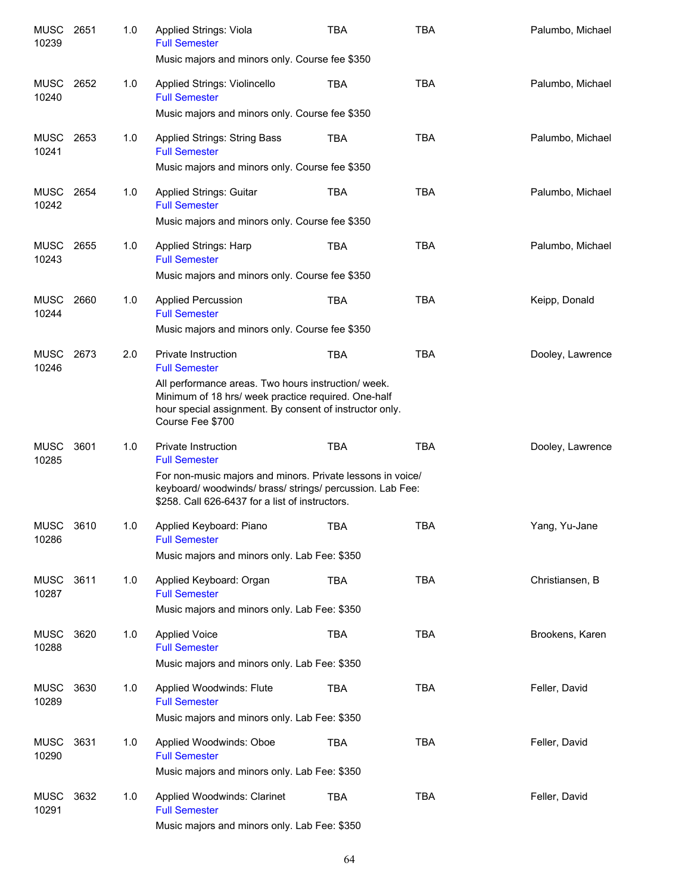| | | | | | | |
|---|---|---|---|---|---|---|
| MUSC 10239 | 2651 | 1.0 | Applied Strings: Viola<br>Full Semester<br>Music majors and minors only. Course fee $350 | TBA | TBA | Palumbo, Michael |
| MUSC 10240 | 2652 | 1.0 | Applied Strings: Violincello<br>Full Semester<br>Music majors and minors only. Course fee $350 | TBA | TBA | Palumbo, Michael |
| MUSC 10241 | 2653 | 1.0 | Applied Strings: String Bass<br>Full Semester<br>Music majors and minors only. Course fee $350 | TBA | TBA | Palumbo, Michael |
| MUSC 10242 | 2654 | 1.0 | Applied Strings: Guitar<br>Full Semester<br>Music majors and minors only. Course fee $350 | TBA | TBA | Palumbo, Michael |
| MUSC 10243 | 2655 | 1.0 | Applied Strings: Harp<br>Full Semester<br>Music majors and minors only. Course fee $350 | TBA | TBA | Palumbo, Michael |
| MUSC 10244 | 2660 | 1.0 | Applied Percussion<br>Full Semester<br>Music majors and minors only. Course fee $350 | TBA | TBA | Keipp, Donald |
| MUSC 10246 | 2673 | 2.0 | Private Instruction<br>Full Semester<br>All performance areas. Two hours instruction/ week. Minimum of 18 hrs/ week practice required. One-half hour special assignment. By consent of instructor only. Course Fee $700 | TBA | TBA | Dooley, Lawrence |
| MUSC 10285 | 3601 | 1.0 | Private Instruction<br>Full Semester<br>For non-music majors and minors. Private lessons in voice/ keyboard/ woodwinds/ brass/ strings/ percussion. Lab Fee: $258. Call 626-6437 for a list of instructors. | TBA | TBA | Dooley, Lawrence |
| MUSC 10286 | 3610 | 1.0 | Applied Keyboard: Piano<br>Full Semester<br>Music majors and minors only. Lab Fee: $350 | TBA | TBA | Yang, Yu-Jane |
| MUSC 10287 | 3611 | 1.0 | Applied Keyboard: Organ<br>Full Semester<br>Music majors and minors only. Lab Fee: $350 | TBA | TBA | Christiansen, B |
| MUSC 10288 | 3620 | 1.0 | Applied Voice<br>Full Semester<br>Music majors and minors only. Lab Fee: $350 | TBA | TBA | Brookens, Karen |
| MUSC 10289 | 3630 | 1.0 | Applied Woodwinds: Flute<br>Full Semester<br>Music majors and minors only. Lab Fee: $350 | TBA | TBA | Feller, David |
| MUSC 10290 | 3631 | 1.0 | Applied Woodwinds: Oboe<br>Full Semester<br>Music majors and minors only. Lab Fee: $350 | TBA | TBA | Feller, David |
| MUSC 10291 | 3632 | 1.0 | Applied Woodwinds: Clarinet<br>Full Semester<br>Music majors and minors only. Lab Fee: $350 | TBA | TBA | Feller, David |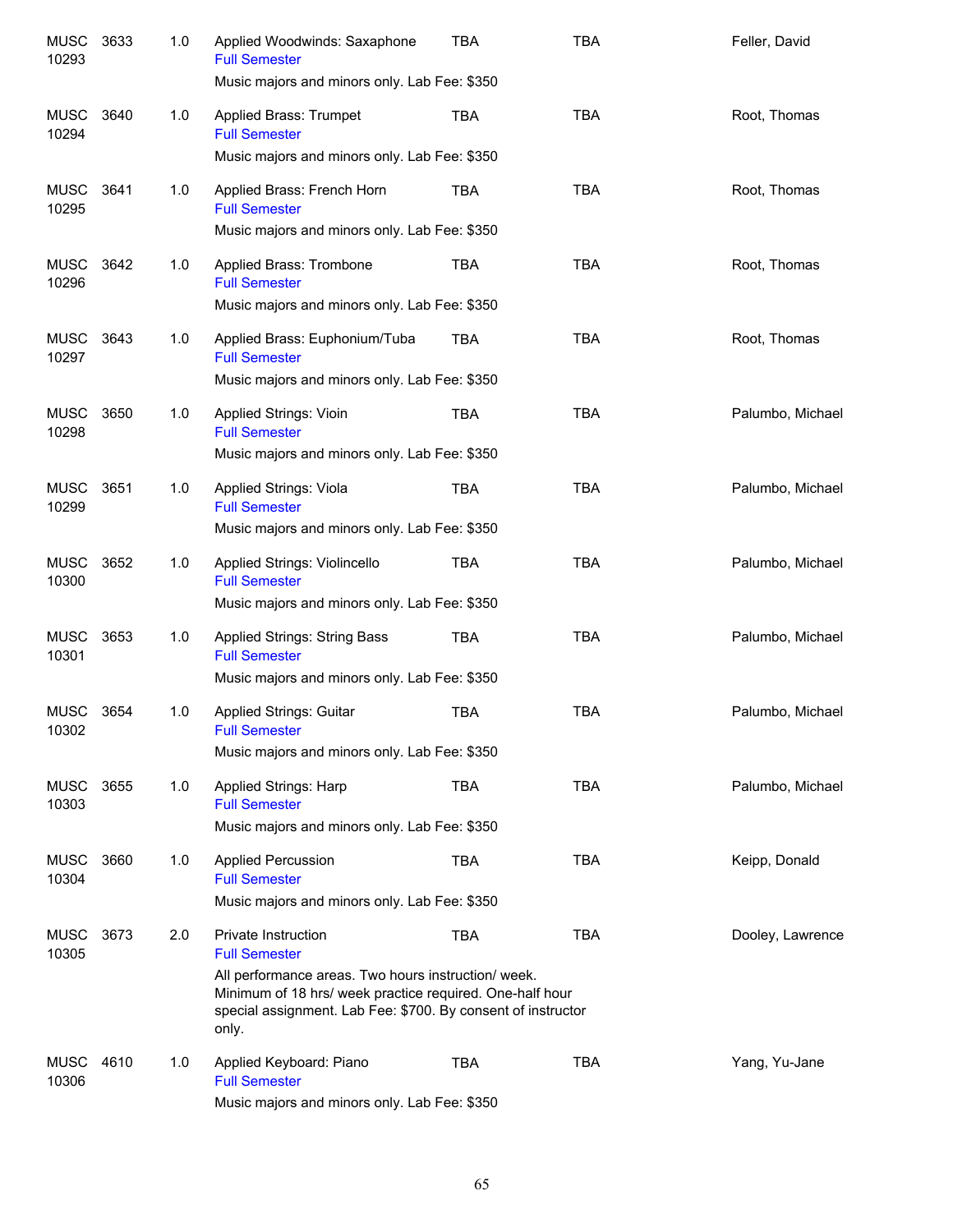| | | | | | | |
|---|---|---|---|---|---|---|
| MUSC 10293 | 3633 | 1.0 | Applied Woodwinds: Saxaphone<br>Full Semester<br>Music majors and minors only. Lab Fee: $350 | TBA | TBA | Feller, David |
| MUSC 10294 | 3640 | 1.0 | Applied Brass: Trumpet<br>Full Semester<br>Music majors and minors only. Lab Fee: $350 | TBA | TBA | Root, Thomas |
| MUSC 10295 | 3641 | 1.0 | Applied Brass: French Horn<br>Full Semester<br>Music majors and minors only. Lab Fee: $350 | TBA | TBA | Root, Thomas |
| MUSC 10296 | 3642 | 1.0 | Applied Brass: Trombone<br>Full Semester<br>Music majors and minors only. Lab Fee: $350 | TBA | TBA | Root, Thomas |
| MUSC 10297 | 3643 | 1.0 | Applied Brass: Euphonium/Tuba<br>Full Semester<br>Music majors and minors only. Lab Fee: $350 | TBA | TBA | Root, Thomas |
| MUSC 10298 | 3650 | 1.0 | Applied Strings: Vioin<br>Full Semester<br>Music majors and minors only. Lab Fee: $350 | TBA | TBA | Palumbo, Michael |
| MUSC 10299 | 3651 | 1.0 | Applied Strings: Viola<br>Full Semester<br>Music majors and minors only. Lab Fee: $350 | TBA | TBA | Palumbo, Michael |
| MUSC 10300 | 3652 | 1.0 | Applied Strings: Violincello<br>Full Semester<br>Music majors and minors only. Lab Fee: $350 | TBA | TBA | Palumbo, Michael |
| MUSC 10301 | 3653 | 1.0 | Applied Strings: String Bass<br>Full Semester<br>Music majors and minors only. Lab Fee: $350 | TBA | TBA | Palumbo, Michael |
| MUSC 10302 | 3654 | 1.0 | Applied Strings: Guitar<br>Full Semester<br>Music majors and minors only. Lab Fee: $350 | TBA | TBA | Palumbo, Michael |
| MUSC 10303 | 3655 | 1.0 | Applied Strings: Harp<br>Full Semester<br>Music majors and minors only. Lab Fee: $350 | TBA | TBA | Palumbo, Michael |
| MUSC 10304 | 3660 | 1.0 | Applied Percussion<br>Full Semester<br>Music majors and minors only. Lab Fee: $350 | TBA | TBA | Keipp, Donald |
| MUSC 10305 | 3673 | 2.0 | Private Instruction<br>Full Semester<br>All performance areas. Two hours instruction/ week. Minimum of 18 hrs/ week practice required. One-half hour special assignment. Lab Fee: $700. By consent of instructor only. | TBA | TBA | Dooley, Lawrence |
| MUSC 10306 | 4610 | 1.0 | Applied Keyboard: Piano<br>Full Semester<br>Music majors and minors only. Lab Fee: $350 | TBA | TBA | Yang, Yu-Jane |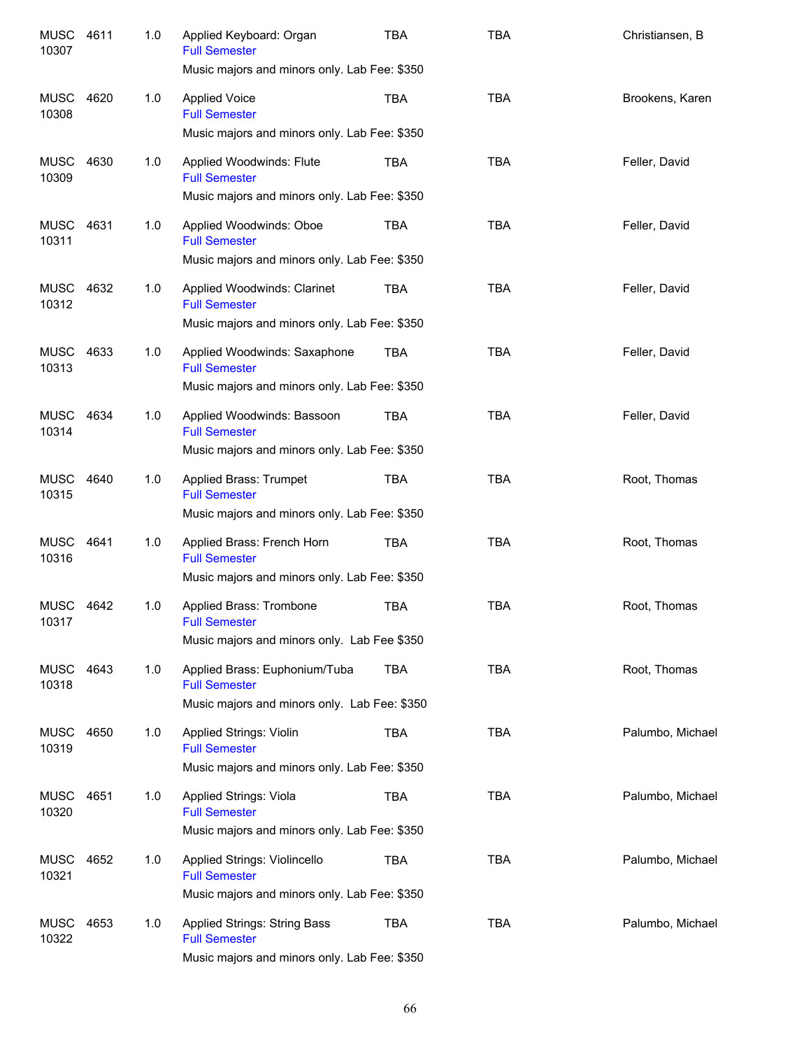| | | | | | | |
|---|---|---|---|---|---|---|
| MUSC 10307 | 4611 | 1.0 | Applied Keyboard: Organ<br>Full Semester<br>Music majors and minors only. Lab Fee: $350 | TBA | TBA | Christiansen, B |
| MUSC 10308 | 4620 | 1.0 | Applied Voice<br>Full Semester<br>Music majors and minors only. Lab Fee: $350 | TBA | TBA | Brookens, Karen |
| MUSC 10309 | 4630 | 1.0 | Applied Woodwinds: Flute<br>Full Semester<br>Music majors and minors only. Lab Fee: $350 | TBA | TBA | Feller, David |
| MUSC 10311 | 4631 | 1.0 | Applied Woodwinds: Oboe<br>Full Semester<br>Music majors and minors only. Lab Fee: $350 | TBA | TBA | Feller, David |
| MUSC 10312 | 4632 | 1.0 | Applied Woodwinds: Clarinet<br>Full Semester<br>Music majors and minors only. Lab Fee: $350 | TBA | TBA | Feller, David |
| MUSC 10313 | 4633 | 1.0 | Applied Woodwinds: Saxaphone<br>Full Semester<br>Music majors and minors only. Lab Fee: $350 | TBA | TBA | Feller, David |
| MUSC 10314 | 4634 | 1.0 | Applied Woodwinds: Bassoon<br>Full Semester<br>Music majors and minors only. Lab Fee: $350 | TBA | TBA | Feller, David |
| MUSC 10315 | 4640 | 1.0 | Applied Brass: Trumpet<br>Full Semester<br>Music majors and minors only. Lab Fee: $350 | TBA | TBA | Root, Thomas |
| MUSC 10316 | 4641 | 1.0 | Applied Brass: French Horn<br>Full Semester<br>Music majors and minors only. Lab Fee: $350 | TBA | TBA | Root, Thomas |
| MUSC 10317 | 4642 | 1.0 | Applied Brass: Trombone<br>Full Semester<br>Music majors and minors only. Lab Fee $350 | TBA | TBA | Root, Thomas |
| MUSC 10318 | 4643 | 1.0 | Applied Brass: Euphonium/Tuba<br>Full Semester<br>Music majors and minors only. Lab Fee: $350 | TBA | TBA | Root, Thomas |
| MUSC 10319 | 4650 | 1.0 | Applied Strings: Violin<br>Full Semester<br>Music majors and minors only. Lab Fee: $350 | TBA | TBA | Palumbo, Michael |
| MUSC 10320 | 4651 | 1.0 | Applied Strings: Viola<br>Full Semester<br>Music majors and minors only. Lab Fee: $350 | TBA | TBA | Palumbo, Michael |
| MUSC 10321 | 4652 | 1.0 | Applied Strings: Violincello<br>Full Semester<br>Music majors and minors only. Lab Fee: $350 | TBA | TBA | Palumbo, Michael |
| MUSC 10322 | 4653 | 1.0 | Applied Strings: String Bass<br>Full Semester<br>Music majors and minors only. Lab Fee: $350 | TBA | TBA | Palumbo, Michael |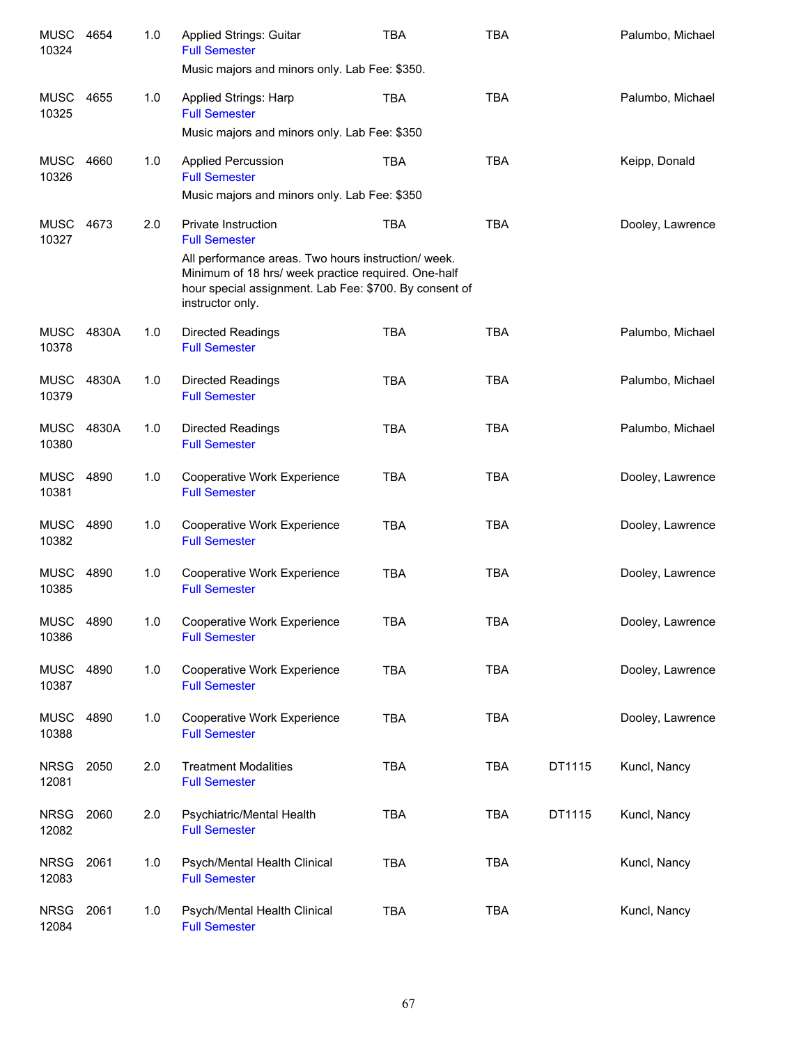| | | | | | | | |
|---|---|---|---|---|---|---|---|
| MUSC 10324 | 4654 | 1.0 | Applied Strings: Guitar<br>Full Semester<br>Music majors and minors only. Lab Fee: $350. | TBA | TBA | | Palumbo, Michael |
| MUSC 10325 | 4655 | 1.0 | Applied Strings: Harp<br>Full Semester<br>Music majors and minors only. Lab Fee: $350 | TBA | TBA | | Palumbo, Michael |
| MUSC 10326 | 4660 | 1.0 | Applied Percussion<br>Full Semester<br>Music majors and minors only. Lab Fee: $350 | TBA | TBA | | Keipp, Donald |
| MUSC 10327 | 4673 | 2.0 | Private Instruction<br>Full Semester<br>All performance areas. Two hours instruction/ week. Minimum of 18 hrs/ week practice required. One-half hour special assignment. Lab Fee: $700. By consent of instructor only. | TBA | TBA | | Dooley, Lawrence |
| MUSC 10378 | 4830A | 1.0 | Directed Readings<br>Full Semester | TBA | TBA | | Palumbo, Michael |
| MUSC 10379 | 4830A | 1.0 | Directed Readings<br>Full Semester | TBA | TBA | | Palumbo, Michael |
| MUSC 10380 | 4830A | 1.0 | Directed Readings<br>Full Semester | TBA | TBA | | Palumbo, Michael |
| MUSC 10381 | 4890 | 1.0 | Cooperative Work Experience<br>Full Semester | TBA | TBA | | Dooley, Lawrence |
| MUSC 10382 | 4890 | 1.0 | Cooperative Work Experience<br>Full Semester | TBA | TBA | | Dooley, Lawrence |
| MUSC 10385 | 4890 | 1.0 | Cooperative Work Experience<br>Full Semester | TBA | TBA | | Dooley, Lawrence |
| MUSC 10386 | 4890 | 1.0 | Cooperative Work Experience<br>Full Semester | TBA | TBA | | Dooley, Lawrence |
| MUSC 10387 | 4890 | 1.0 | Cooperative Work Experience<br>Full Semester | TBA | TBA | | Dooley, Lawrence |
| MUSC 10388 | 4890 | 1.0 | Cooperative Work Experience<br>Full Semester | TBA | TBA | | Dooley, Lawrence |
| NRSG 12081 | 2050 | 2.0 | Treatment Modalities<br>Full Semester | TBA | TBA | DT1115 | Kuncl, Nancy |
| NRSG 12082 | 2060 | 2.0 | Psychiatric/Mental Health<br>Full Semester | TBA | TBA | DT1115 | Kuncl, Nancy |
| NRSG 12083 | 2061 | 1.0 | Psych/Mental Health Clinical<br>Full Semester | TBA | TBA | | Kuncl, Nancy |
| NRSG 12084 | 2061 | 1.0 | Psych/Mental Health Clinical<br>Full Semester | TBA | TBA | | Kuncl, Nancy |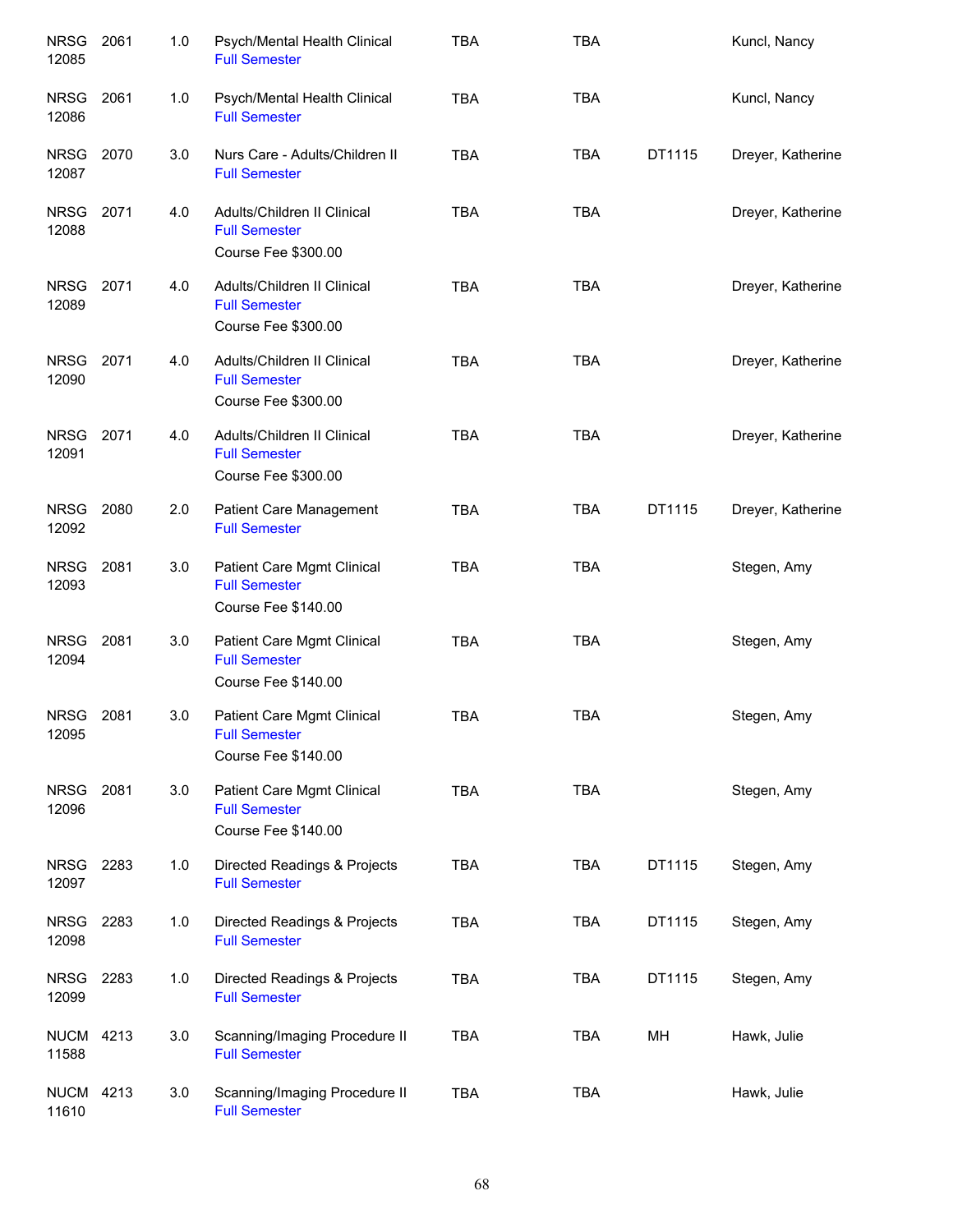| | | | | | | | |
|---|---|---|---|---|---|---|---|
| NRSG 12085 | 2061 | 1.0 | Psych/Mental Health Clinical<br>Full Semester | TBA | TBA | | Kuncl, Nancy |
| NRSG 12086 | 2061 | 1.0 | Psych/Mental Health Clinical<br>Full Semester | TBA | TBA | | Kuncl, Nancy |
| NRSG 12087 | 2070 | 3.0 | Nurs Care - Adults/Children II<br>Full Semester | TBA | TBA | DT1115 | Dreyer, Katherine |
| NRSG 12088 | 2071 | 4.0 | Adults/Children II Clinical<br>Full Semester<br>Course Fee $300.00 | TBA | TBA | | Dreyer, Katherine |
| NRSG 12089 | 2071 | 4.0 | Adults/Children II Clinical<br>Full Semester<br>Course Fee $300.00 | TBA | TBA | | Dreyer, Katherine |
| NRSG 12090 | 2071 | 4.0 | Adults/Children II Clinical<br>Full Semester<br>Course Fee $300.00 | TBA | TBA | | Dreyer, Katherine |
| NRSG 12091 | 2071 | 4.0 | Adults/Children II Clinical<br>Full Semester<br>Course Fee $300.00 | TBA | TBA | | Dreyer, Katherine |
| NRSG 12092 | 2080 | 2.0 | Patient Care Management<br>Full Semester | TBA | TBA | DT1115 | Dreyer, Katherine |
| NRSG 12093 | 2081 | 3.0 | Patient Care Mgmt Clinical<br>Full Semester<br>Course Fee $140.00 | TBA | TBA | | Stegen, Amy |
| NRSG 12094 | 2081 | 3.0 | Patient Care Mgmt Clinical<br>Full Semester<br>Course Fee $140.00 | TBA | TBA | | Stegen, Amy |
| NRSG 12095 | 2081 | 3.0 | Patient Care Mgmt Clinical<br>Full Semester<br>Course Fee $140.00 | TBA | TBA | | Stegen, Amy |
| NRSG 12096 | 2081 | 3.0 | Patient Care Mgmt Clinical<br>Full Semester<br>Course Fee $140.00 | TBA | TBA | | Stegen, Amy |
| NRSG 12097 | 2283 | 1.0 | Directed Readings & Projects<br>Full Semester | TBA | TBA | DT1115 | Stegen, Amy |
| NRSG 12098 | 2283 | 1.0 | Directed Readings & Projects<br>Full Semester | TBA | TBA | DT1115 | Stegen, Amy |
| NRSG 12099 | 2283 | 1.0 | Directed Readings & Projects<br>Full Semester | TBA | TBA | DT1115 | Stegen, Amy |
| NUCM 11588 | 4213 | 3.0 | Scanning/Imaging Procedure II<br>Full Semester | TBA | TBA | MH | Hawk, Julie |
| NUCM 11610 | 4213 | 3.0 | Scanning/Imaging Procedure II<br>Full Semester | TBA | TBA | | Hawk, Julie |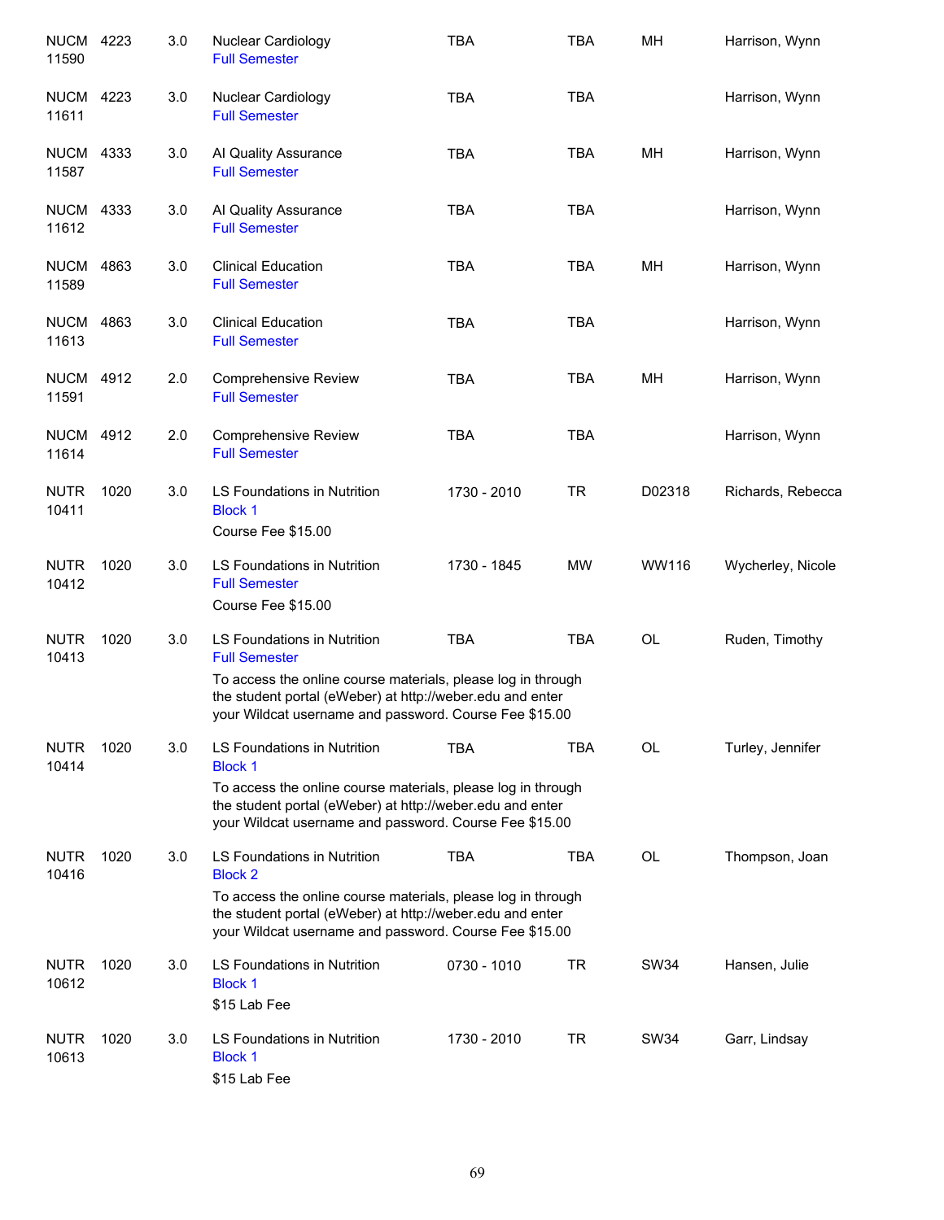| | | | | | | | |
|---|---|---|---|---|---|---|---|
| NUCM 11590 | 4223 | 3.0 | Nuclear Cardiology<br>Full Semester | TBA | TBA | MH | Harrison, Wynn |
| NUCM 11611 | 4223 | 3.0 | Nuclear Cardiology<br>Full Semester | TBA | TBA | | Harrison, Wynn |
| NUCM 11587 | 4333 | 3.0 | AI Quality Assurance<br>Full Semester | TBA | TBA | MH | Harrison, Wynn |
| NUCM 11612 | 4333 | 3.0 | AI Quality Assurance<br>Full Semester | TBA | TBA | | Harrison, Wynn |
| NUCM 11589 | 4863 | 3.0 | Clinical Education<br>Full Semester | TBA | TBA | MH | Harrison, Wynn |
| NUCM 11613 | 4863 | 3.0 | Clinical Education<br>Full Semester | TBA | TBA | | Harrison, Wynn |
| NUCM 11591 | 4912 | 2.0 | Comprehensive Review<br>Full Semester | TBA | TBA | MH | Harrison, Wynn |
| NUCM 11614 | 4912 | 2.0 | Comprehensive Review<br>Full Semester | TBA | TBA | | Harrison, Wynn |
| NUTR 10411 | 1020 | 3.0 | LS Foundations in Nutrition<br>Block 1<br>Course Fee $15.00 | 1730 - 2010 | TR | D02318 | Richards, Rebecca |
| NUTR 10412 | 1020 | 3.0 | LS Foundations in Nutrition<br>Full Semester<br>Course Fee $15.00 | 1730 - 1845 | MW | WW116 | Wycherley, Nicole |
| NUTR 10413 | 1020 | 3.0 | LS Foundations in Nutrition<br>Full Semester<br>To access the online course materials, please log in through the student portal (eWeber) at http://weber.edu and enter your Wildcat username and password. Course Fee $15.00 | TBA | TBA | OL | Ruden, Timothy |
| NUTR 10414 | 1020 | 3.0 | LS Foundations in Nutrition<br>Block 1<br>To access the online course materials, please log in through the student portal (eWeber) at http://weber.edu and enter your Wildcat username and password. Course Fee $15.00 | TBA | TBA | OL | Turley, Jennifer |
| NUTR 10416 | 1020 | 3.0 | LS Foundations in Nutrition<br>Block 2<br>To access the online course materials, please log in through the student portal (eWeber) at http://weber.edu and enter your Wildcat username and password. Course Fee $15.00 | TBA | TBA | OL | Thompson, Joan |
| NUTR 10612 | 1020 | 3.0 | LS Foundations in Nutrition<br>Block 1<br>$15 Lab Fee | 0730 - 1010 | TR | SW34 | Hansen, Julie |
| NUTR 10613 | 1020 | 3.0 | LS Foundations in Nutrition<br>Block 1<br>$15 Lab Fee | 1730 - 2010 | TR | SW34 | Garr, Lindsay |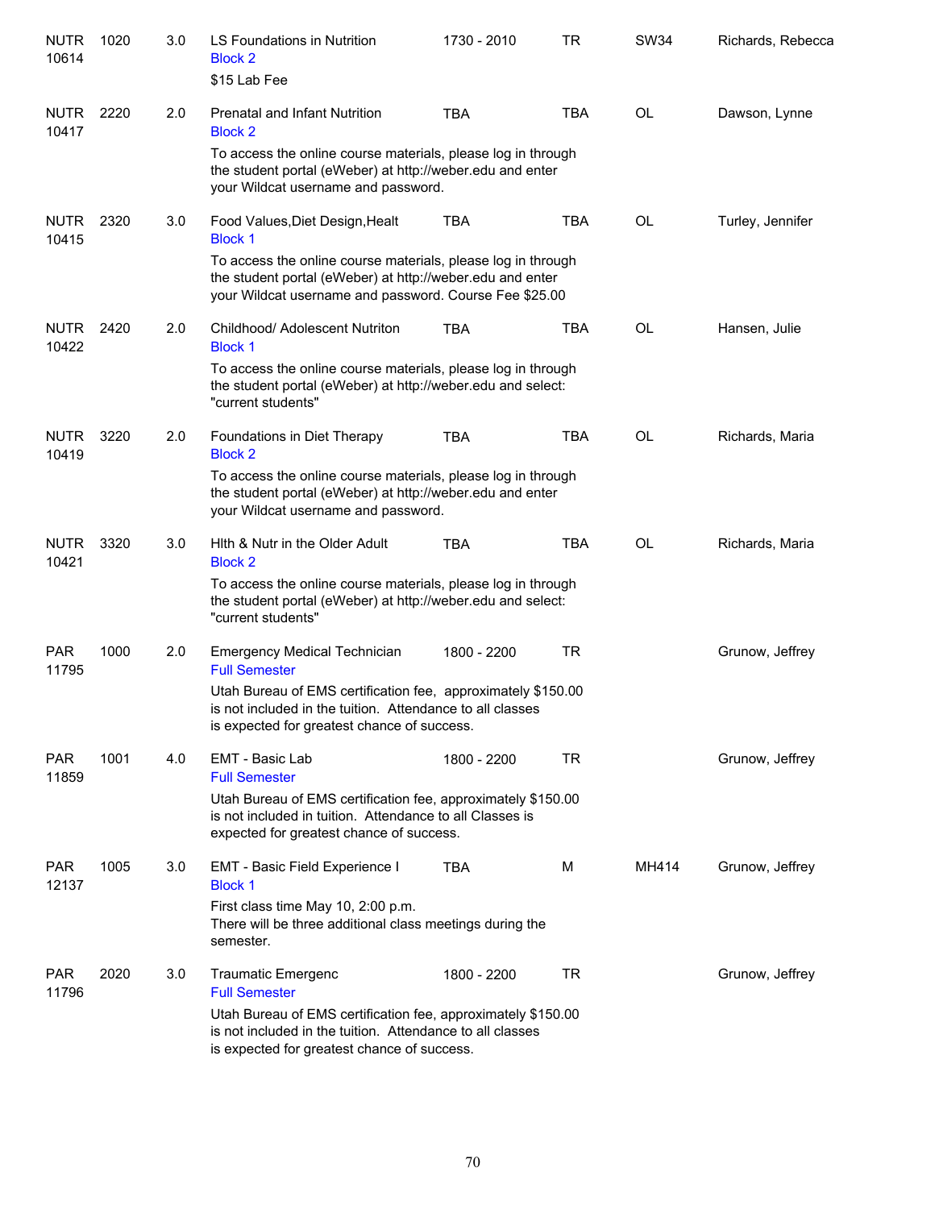| Subject/CRN | Course | Credits | Title | Time | Days | Room | Instructor |
|---|---|---|---|---|---|---|---|
| NUTR 10614 | 1020 | 3.0 | LS Foundations in Nutrition<br>Block 2<br>$15 Lab Fee | 1730 - 2010 | TR | SW34 | Richards, Rebecca |
| NUTR 10417 | 2220 | 2.0 | Prenatal and Infant Nutrition<br>Block 2<br>To access the online course materials, please log in through the student portal (eWeber) at http://weber.edu and enter your Wildcat username and password. | TBA | TBA | OL | Dawson, Lynne |
| NUTR 10415 | 2320 | 3.0 | Food Values,Diet Design,Healt<br>Block 1<br>To access the online course materials, please log in through the student portal (eWeber) at http://weber.edu and enter your Wildcat username and password. Course Fee $25.00 | TBA | TBA | OL | Turley, Jennifer |
| NUTR 10422 | 2420 | 2.0 | Childhood/ Adolescent Nutriton<br>Block 1<br>To access the online course materials, please log in through the student portal (eWeber) at http://weber.edu and select: "current students" | TBA | TBA | OL | Hansen, Julie |
| NUTR 10419 | 3220 | 2.0 | Foundations in Diet Therapy<br>Block 2<br>To access the online course materials, please log in through the student portal (eWeber) at http://weber.edu and enter your Wildcat username and password. | TBA | TBA | OL | Richards, Maria |
| NUTR 10421 | 3320 | 3.0 | Hlth & Nutr in the Older Adult<br>Block 2<br>To access the online course materials, please log in through the student portal (eWeber) at http://weber.edu and select: "current students" | TBA | TBA | OL | Richards, Maria |
| PAR 11795 | 1000 | 2.0 | Emergency Medical Technician<br>Full Semester<br>Utah Bureau of EMS certification fee, approximately $150.00 is not included in the tuition. Attendance to all classes is expected for greatest chance of success. | 1800 - 2200 | TR | | Grunow, Jeffrey |
| PAR 11859 | 1001 | 4.0 | EMT - Basic Lab<br>Full Semester<br>Utah Bureau of EMS certification fee, approximately $150.00 is not included in tuition. Attendance to all Classes is expected for greatest chance of success. | 1800 - 2200 | TR | | Grunow, Jeffrey |
| PAR 12137 | 1005 | 3.0 | EMT - Basic Field Experience I<br>Block 1<br>First class time May 10, 2:00 p.m. There will be three additional class meetings during the semester. | TBA | M | MH414 | Grunow, Jeffrey |
| PAR 11796 | 2020 | 3.0 | Traumatic Emergenc<br>Full Semester<br>Utah Bureau of EMS certification fee, approximately $150.00 is not included in the tuition. Attendance to all classes is expected for greatest chance of success. | 1800 - 2200 | TR | | Grunow, Jeffrey |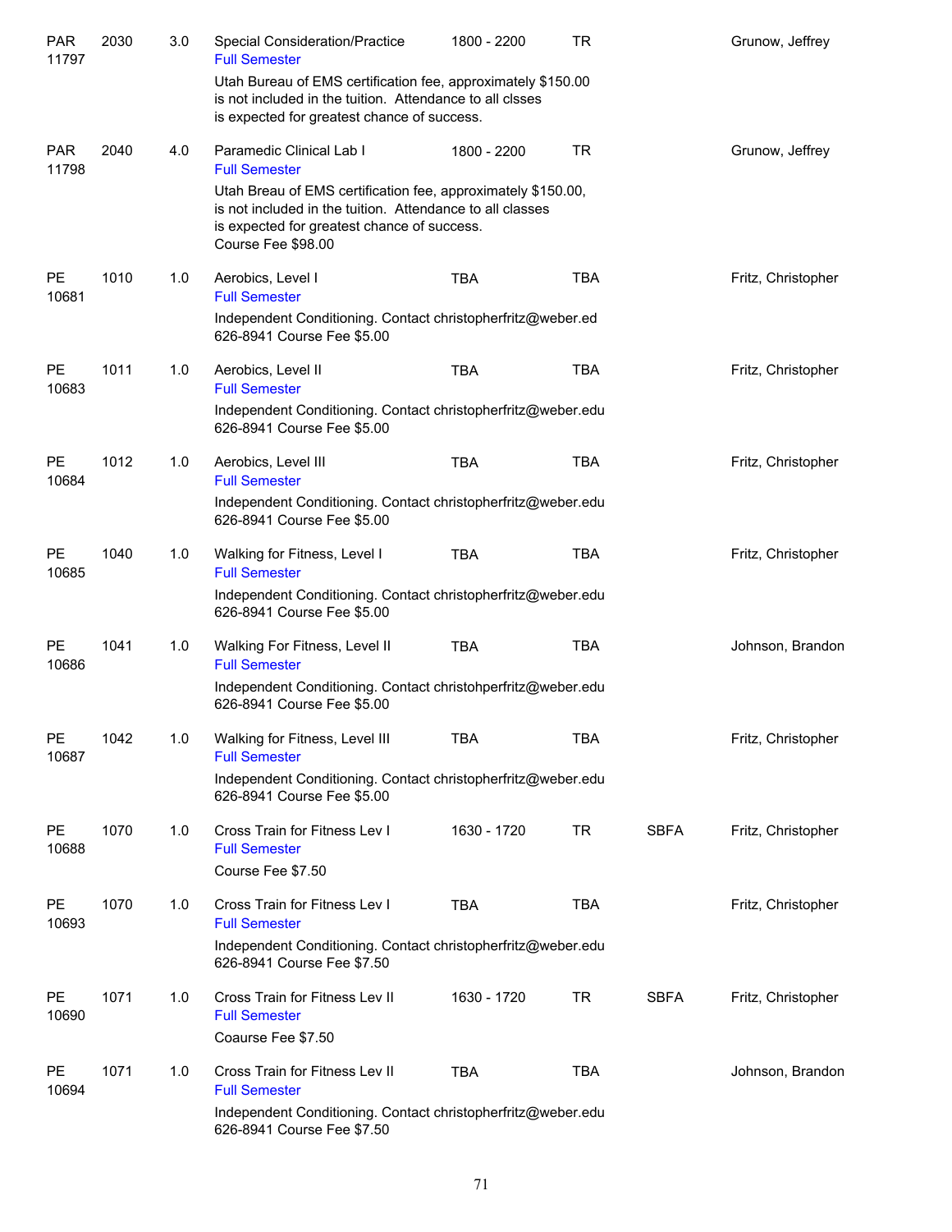| Subject | Course | Credits | Title | Time | Days | Location | Instructor |
|---|---|---|---|---|---|---|---|
| PAR 11797 | 2030 | 3.0 | Special Consideration/Practice<br>Full Semester<br>Utah Bureau of EMS certification fee, approximately $150.00 is not included in the tuition. Attendance to all clsses is expected for greatest chance of success. | 1800 - 2200 | TR | | Grunow, Jeffrey |
| PAR 11798 | 2040 | 4.0 | Paramedic Clinical Lab I<br>Full Semester<br>Utah Breau of EMS certification fee, approximately $150.00, is not included in the tuition. Attendance to all classes is expected for greatest chance of success.<br>Course Fee $98.00 | 1800 - 2200 | TR | | Grunow, Jeffrey |
| PE 10681 | 1010 | 1.0 | Aerobics, Level I<br>Full Semester<br>Independent Conditioning. Contact christopherfritz@weber.ed 626-8941 Course Fee $5.00 | TBA | TBA | | Fritz, Christopher |
| PE 10683 | 1011 | 1.0 | Aerobics, Level II<br>Full Semester<br>Independent Conditioning. Contact christopherfritz@weber.edu 626-8941 Course Fee $5.00 | TBA | TBA | | Fritz, Christopher |
| PE 10684 | 1012 | 1.0 | Aerobics, Level III<br>Full Semester<br>Independent Conditioning. Contact christopherfritz@weber.edu 626-8941 Course Fee $5.00 | TBA | TBA | | Fritz, Christopher |
| PE 10685 | 1040 | 1.0 | Walking for Fitness, Level I<br>Full Semester<br>Independent Conditioning. Contact christopherfritz@weber.edu 626-8941 Course Fee $5.00 | TBA | TBA | | Fritz, Christopher |
| PE 10686 | 1041 | 1.0 | Walking For Fitness, Level II<br>Full Semester<br>Independent Conditioning. Contact christohperfritz@weber.edu 626-8941 Course Fee $5.00 | TBA | TBA | | Johnson, Brandon |
| PE 10687 | 1042 | 1.0 | Walking for Fitness, Level III<br>Full Semester<br>Independent Conditioning. Contact christopherfritz@weber.edu 626-8941 Course Fee $5.00 | TBA | TBA | | Fritz, Christopher |
| PE 10688 | 1070 | 1.0 | Cross Train for Fitness Lev I<br>Full Semester<br>Course Fee $7.50 | 1630 - 1720 | TR | SBFA | Fritz, Christopher |
| PE 10693 | 1070 | 1.0 | Cross Train for Fitness Lev I<br>Full Semester<br>Independent Conditioning. Contact christopherfritz@weber.edu 626-8941 Course Fee $7.50 | TBA | TBA | | Fritz, Christopher |
| PE 10690 | 1071 | 1.0 | Cross Train for Fitness Lev II<br>Full Semester<br>Coaurse Fee $7.50 | 1630 - 1720 | TR | SBFA | Fritz, Christopher |
| PE 10694 | 1071 | 1.0 | Cross Train for Fitness Lev II<br>Full Semester<br>Independent Conditioning. Contact christopherfritz@weber.edu 626-8941 Course Fee $7.50 | TBA | TBA | | Johnson, Brandon |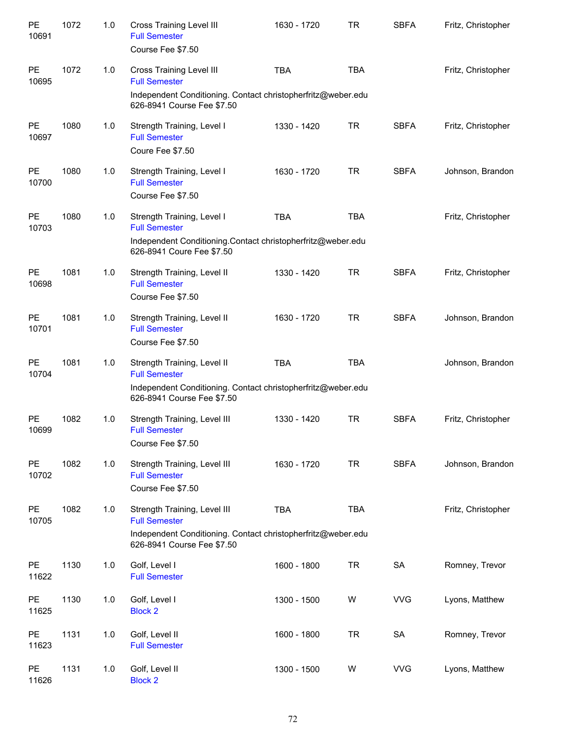| | | | | | | | |
|---|---|---|---|---|---|---|---|
| PE 10691 | 1072 | 1.0 | Cross Training Level III<br>Full Semester<br>Course Fee $7.50 | 1630 - 1720 | TR | SBFA | Fritz, Christopher |
| PE 10695 | 1072 | 1.0 | Cross Training Level III<br>Full Semester<br>Independent Conditioning. Contact christopherfritz@weber.edu 626-8941 Course Fee $7.50 | TBA | TBA | | Fritz, Christopher |
| PE 10697 | 1080 | 1.0 | Strength Training, Level I<br>Full Semester<br>Coure Fee $7.50 | 1330 - 1420 | TR | SBFA | Fritz, Christopher |
| PE 10700 | 1080 | 1.0 | Strength Training, Level I<br>Full Semester<br>Course Fee $7.50 | 1630 - 1720 | TR | SBFA | Johnson, Brandon |
| PE 10703 | 1080 | 1.0 | Strength Training, Level I<br>Full Semester<br>Independent Conditioning.Contact christopherfritz@weber.edu 626-8941 Coure Fee $7.50 | TBA | TBA | | Fritz, Christopher |
| PE 10698 | 1081 | 1.0 | Strength Training, Level II<br>Full Semester<br>Course Fee $7.50 | 1330 - 1420 | TR | SBFA | Fritz, Christopher |
| PE 10701 | 1081 | 1.0 | Strength Training, Level II<br>Full Semester<br>Course Fee $7.50 | 1630 - 1720 | TR | SBFA | Johnson, Brandon |
| PE 10704 | 1081 | 1.0 | Strength Training, Level II<br>Full Semester<br>Independent Conditioning. Contact christopherfritz@weber.edu 626-8941 Course Fee $7.50 | TBA | TBA | | Johnson, Brandon |
| PE 10699 | 1082 | 1.0 | Strength Training, Level III<br>Full Semester<br>Course Fee $7.50 | 1330 - 1420 | TR | SBFA | Fritz, Christopher |
| PE 10702 | 1082 | 1.0 | Strength Training, Level III<br>Full Semester<br>Course Fee $7.50 | 1630 - 1720 | TR | SBFA | Johnson, Brandon |
| PE 10705 | 1082 | 1.0 | Strength Training, Level III<br>Full Semester<br>Independent Conditioning. Contact christopherfritz@weber.edu 626-8941 Course Fee $7.50 | TBA | TBA | | Fritz, Christopher |
| PE 11622 | 1130 | 1.0 | Golf, Level I<br>Full Semester | 1600 - 1800 | TR | SA | Romney, Trevor |
| PE 11625 | 1130 | 1.0 | Golf, Level I<br>Block 2 | 1300 - 1500 | W | VVG | Lyons, Matthew |
| PE 11623 | 1131 | 1.0 | Golf, Level II<br>Full Semester | 1600 - 1800 | TR | SA | Romney, Trevor |
| PE 11626 | 1131 | 1.0 | Golf, Level II<br>Block 2 | 1300 - 1500 | W | VVG | Lyons, Matthew |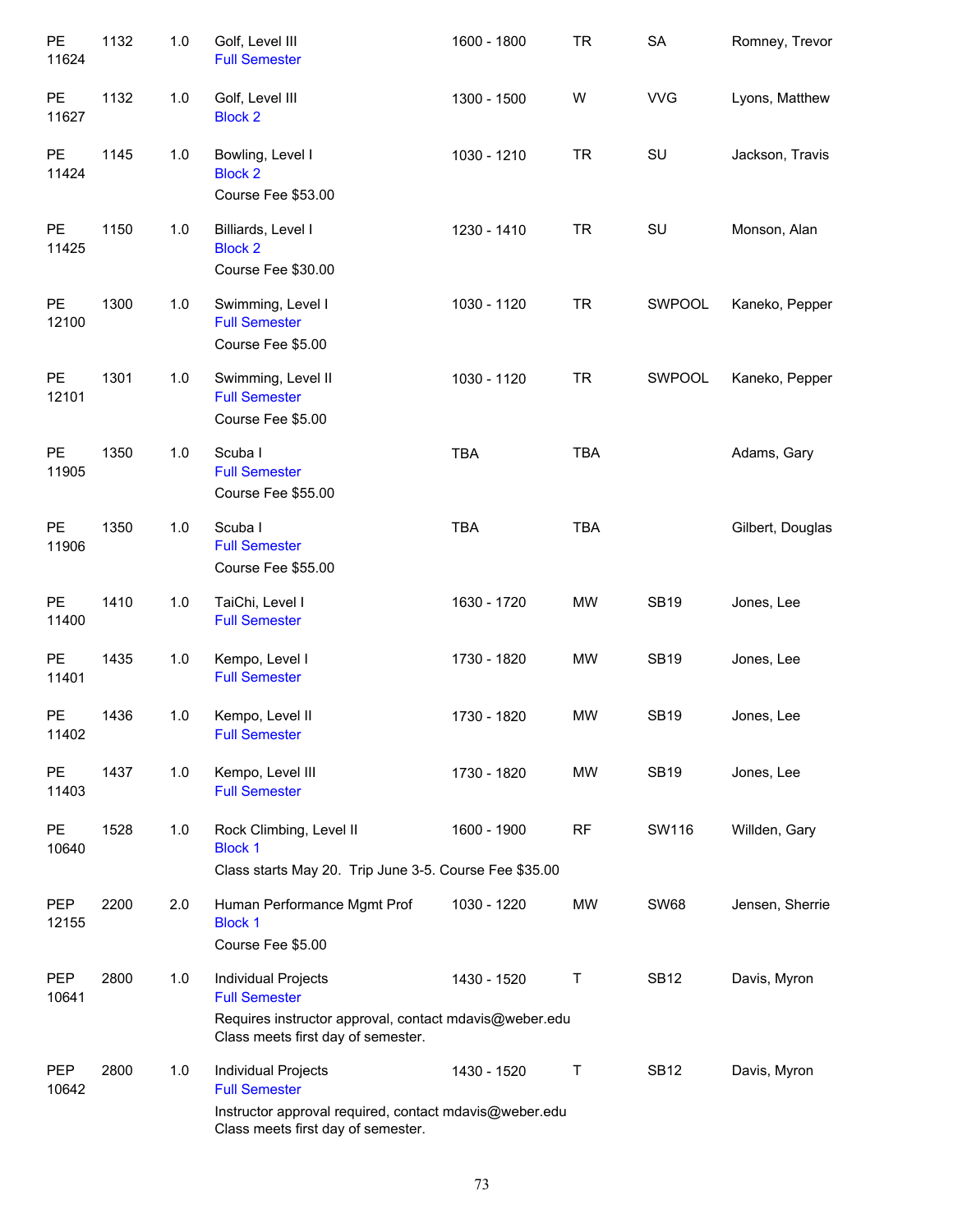| | | | | | | | |
|---|---|---|---|---|---|---|---|
| PE 11624 | 1132 | 1.0 | Golf, Level III<br>Full Semester | 1600 - 1800 | TR | SA | Romney, Trevor |
| PE 11627 | 1132 | 1.0 | Golf, Level III<br>Block 2 | 1300 - 1500 | W | VVG | Lyons, Matthew |
| PE 11424 | 1145 | 1.0 | Bowling, Level I<br>Block 2<br>Course Fee $53.00 | 1030 - 1210 | TR | SU | Jackson, Travis |
| PE 11425 | 1150 | 1.0 | Billiards, Level I<br>Block 2<br>Course Fee $30.00 | 1230 - 1410 | TR | SU | Monson, Alan |
| PE 12100 | 1300 | 1.0 | Swimming, Level I<br>Full Semester<br>Course Fee $5.00 | 1030 - 1120 | TR | SWPOOL | Kaneko, Pepper |
| PE 12101 | 1301 | 1.0 | Swimming, Level II<br>Full Semester<br>Course Fee $5.00 | 1030 - 1120 | TR | SWPOOL | Kaneko, Pepper |
| PE 11905 | 1350 | 1.0 | Scuba I<br>Full Semester<br>Course Fee $55.00 | TBA | TBA | | Adams, Gary |
| PE 11906 | 1350 | 1.0 | Scuba I<br>Full Semester<br>Course Fee $55.00 | TBA | TBA | | Gilbert, Douglas |
| PE 11400 | 1410 | 1.0 | TaiChi, Level I<br>Full Semester | 1630 - 1720 | MW | SB19 | Jones, Lee |
| PE 11401 | 1435 | 1.0 | Kempo, Level I<br>Full Semester | 1730 - 1820 | MW | SB19 | Jones, Lee |
| PE 11402 | 1436 | 1.0 | Kempo, Level II<br>Full Semester | 1730 - 1820 | MW | SB19 | Jones, Lee |
| PE 11403 | 1437 | 1.0 | Kempo, Level III<br>Full Semester | 1730 - 1820 | MW | SB19 | Jones, Lee |
| PE 10640 | 1528 | 1.0 | Rock Climbing, Level II<br>Block 1<br>Class starts May 20. Trip June 3-5. Course Fee $35.00 | 1600 - 1900 | RF | SW116 | Willden, Gary |
| PEP 12155 | 2200 | 2.0 | Human Performance Mgmt Prof<br>Block 1<br>Course Fee $5.00 | 1030 - 1220 | MW | SW68 | Jensen, Sherrie |
| PEP 10641 | 2800 | 1.0 | Individual Projects<br>Full Semester<br>Requires instructor approval, contact mdavis@weber.edu Class meets first day of semester. | 1430 - 1520 | T | SB12 | Davis, Myron |
| PEP 10642 | 2800 | 1.0 | Individual Projects<br>Full Semester<br>Instructor approval required, contact mdavis@weber.edu Class meets first day of semester. | 1430 - 1520 | T | SB12 | Davis, Myron |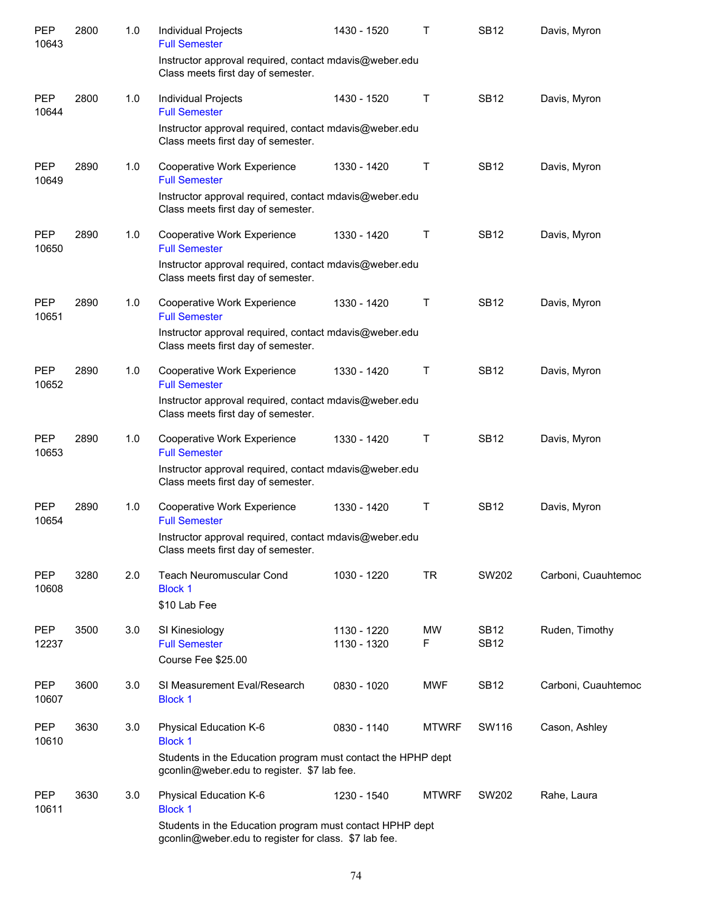| | | | | | | | |
|---|---|---|---|---|---|---|---|
| PEP 10643 | 2800 | 1.0 | Individual Projects<br>Full Semester<br>Instructor approval required, contact mdavis@weber.edu<br>Class meets first day of semester. | 1430 - 1520 | T | SB12 | Davis, Myron |
| PEP 10644 | 2800 | 1.0 | Individual Projects<br>Full Semester<br>Instructor approval required, contact mdavis@weber.edu<br>Class meets first day of semester. | 1430 - 1520 | T | SB12 | Davis, Myron |
| PEP 10649 | 2890 | 1.0 | Cooperative Work Experience<br>Full Semester<br>Instructor approval required, contact mdavis@weber.edu<br>Class meets first day of semester. | 1330 - 1420 | T | SB12 | Davis, Myron |
| PEP 10650 | 2890 | 1.0 | Cooperative Work Experience<br>Full Semester<br>Instructor approval required, contact mdavis@weber.edu<br>Class meets first day of semester. | 1330 - 1420 | T | SB12 | Davis, Myron |
| PEP 10651 | 2890 | 1.0 | Cooperative Work Experience<br>Full Semester<br>Instructor approval required, contact mdavis@weber.edu<br>Class meets first day of semester. | 1330 - 1420 | T | SB12 | Davis, Myron |
| PEP 10652 | 2890 | 1.0 | Cooperative Work Experience<br>Full Semester<br>Instructor approval required, contact mdavis@weber.edu<br>Class meets first day of semester. | 1330 - 1420 | T | SB12 | Davis, Myron |
| PEP 10653 | 2890 | 1.0 | Cooperative Work Experience<br>Full Semester<br>Instructor approval required, contact mdavis@weber.edu<br>Class meets first day of semester. | 1330 - 1420 | T | SB12 | Davis, Myron |
| PEP 10654 | 2890 | 1.0 | Cooperative Work Experience<br>Full Semester<br>Instructor approval required, contact mdavis@weber.edu<br>Class meets first day of semester. | 1330 - 1420 | T | SB12 | Davis, Myron |
| PEP 10608 | 3280 | 2.0 | Teach Neuromuscular Cond<br>Block 1<br>$10 Lab Fee | 1030 - 1220 | TR | SW202 | Carboni, Cuauhtemoc |
| PEP 12237 | 3500 | 3.0 | SI Kinesiology<br>Full Semester<br>Course Fee $25.00 | 1130 - 1220<br>1130 - 1320 | MW<br>F | SB12<br>SB12 | Ruden, Timothy |
| PEP 10607 | 3600 | 3.0 | SI Measurement Eval/Research<br>Block 1 | 0830 - 1020 | MWF | SB12 | Carboni, Cuauhtemoc |
| PEP 10610 | 3630 | 3.0 | Physical Education K-6<br>Block 1<br>Students in the Education program must contact the HPHP dept gconlin@weber.edu to register. $7 lab fee. | 0830 - 1140 | MTWRF | SW116 | Cason, Ashley |
| PEP 10611 | 3630 | 3.0 | Physical Education K-6<br>Block 1<br>Students in the Education program must contact HPHP dept gconlin@weber.edu to register for class. $7 lab fee. | 1230 - 1540 | MTWRF | SW202 | Rahe, Laura |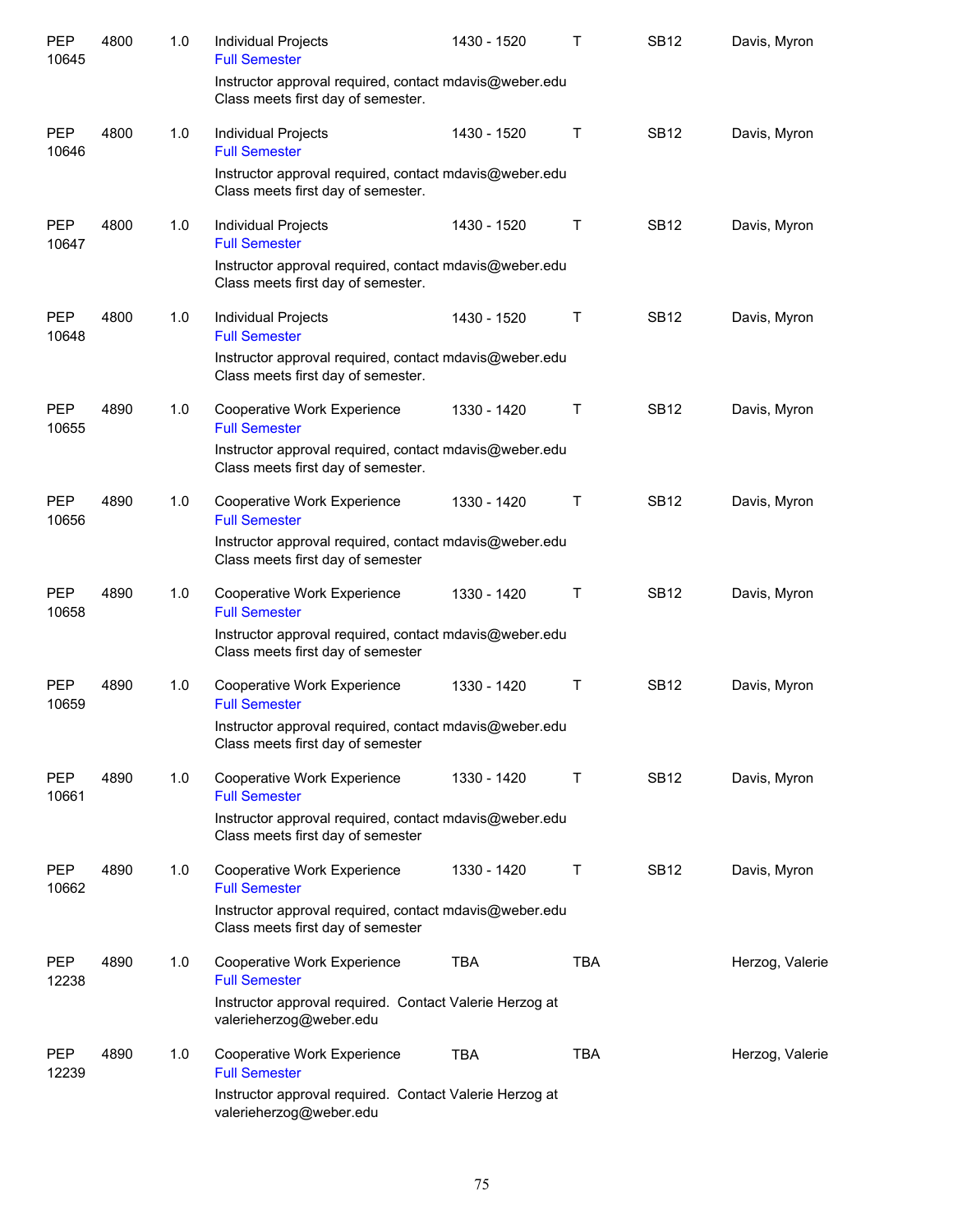| | | | | | | | |
|---|---|---|---|---|---|---|---|
| PEP 10645 | 4800 | 1.0 | Individual Projects<br>Full Semester<br>Instructor approval required, contact mdavis@weber.edu Class meets first day of semester. | 1430 - 1520 | T | SB12 | Davis, Myron |
| PEP 10646 | 4800 | 1.0 | Individual Projects<br>Full Semester<br>Instructor approval required, contact mdavis@weber.edu Class meets first day of semester. | 1430 - 1520 | T | SB12 | Davis, Myron |
| PEP 10647 | 4800 | 1.0 | Individual Projects<br>Full Semester<br>Instructor approval required, contact mdavis@weber.edu Class meets first day of semester. | 1430 - 1520 | T | SB12 | Davis, Myron |
| PEP 10648 | 4800 | 1.0 | Individual Projects<br>Full Semester<br>Instructor approval required, contact mdavis@weber.edu Class meets first day of semester. | 1430 - 1520 | T | SB12 | Davis, Myron |
| PEP 10655 | 4890 | 1.0 | Cooperative Work Experience<br>Full Semester<br>Instructor approval required, contact mdavis@weber.edu Class meets first day of semester. | 1330 - 1420 | T | SB12 | Davis, Myron |
| PEP 10656 | 4890 | 1.0 | Cooperative Work Experience<br>Full Semester<br>Instructor approval required, contact mdavis@weber.edu Class meets first day of semester | 1330 - 1420 | T | SB12 | Davis, Myron |
| PEP 10658 | 4890 | 1.0 | Cooperative Work Experience<br>Full Semester<br>Instructor approval required, contact mdavis@weber.edu Class meets first day of semester | 1330 - 1420 | T | SB12 | Davis, Myron |
| PEP 10659 | 4890 | 1.0 | Cooperative Work Experience<br>Full Semester<br>Instructor approval required, contact mdavis@weber.edu Class meets first day of semester | 1330 - 1420 | T | SB12 | Davis, Myron |
| PEP 10661 | 4890 | 1.0 | Cooperative Work Experience<br>Full Semester<br>Instructor approval required, contact mdavis@weber.edu Class meets first day of semester | 1330 - 1420 | T | SB12 | Davis, Myron |
| PEP 10662 | 4890 | 1.0 | Cooperative Work Experience<br>Full Semester<br>Instructor approval required, contact mdavis@weber.edu Class meets first day of semester | 1330 - 1420 | T | SB12 | Davis, Myron |
| PEP 12238 | 4890 | 1.0 | Cooperative Work Experience<br>Full Semester<br>Instructor approval required. Contact Valerie Herzog at valerieherzog@weber.edu | TBA | TBA | | Herzog, Valerie |
| PEP 12239 | 4890 | 1.0 | Cooperative Work Experience<br>Full Semester<br>Instructor approval required. Contact Valerie Herzog at valerieherzog@weber.edu | TBA | TBA | | Herzog, Valerie |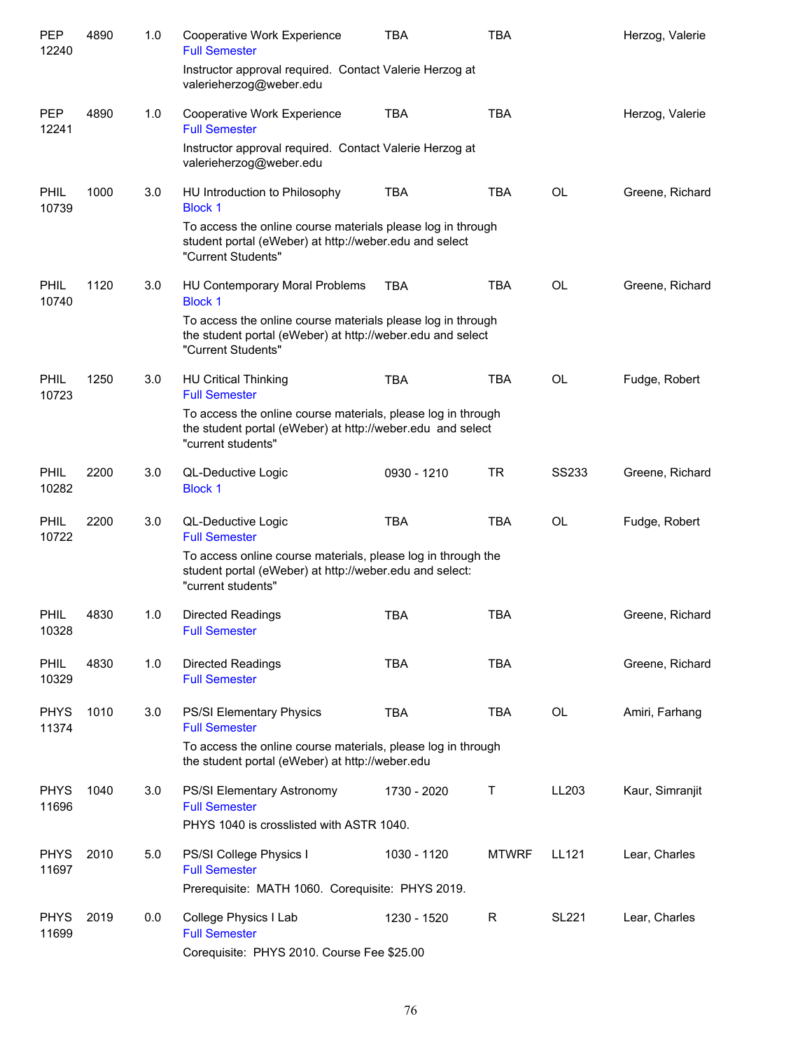| | | | | | | | |
|---|---|---|---|---|---|---|---|
| PEP 12240 | 4890 | 1.0 | Cooperative Work Experience<br>Full Semester<br>Instructor approval required.  Contact Valerie Herzog at valerieherzog@weber.edu | TBA | TBA | | Herzog, Valerie |
| PEP 12241 | 4890 | 1.0 | Cooperative Work Experience<br>Full Semester<br>Instructor approval required.  Contact Valerie Herzog at valerieherzog@weber.edu | TBA | TBA | | Herzog, Valerie |
| PHIL 10739 | 1000 | 3.0 | HU Introduction to Philosophy<br>Block 1<br>To access the online course materials please log in through student portal (eWeber) at http://weber.edu and select "Current Students" | TBA | TBA | OL | Greene, Richard |
| PHIL 10740 | 1120 | 3.0 | HU Contemporary Moral Problems<br>Block 1<br>To access the online course materials please log in through the student portal (eWeber) at http://weber.edu and select "Current Students" | TBA | TBA | OL | Greene, Richard |
| PHIL 10723 | 1250 | 3.0 | HU Critical Thinking<br>Full Semester<br>To access the online course materials, please log in through the student portal (eWeber) at http://weber.edu  and select "current students" | TBA | TBA | OL | Fudge, Robert |
| PHIL 10282 | 2200 | 3.0 | QL-Deductive Logic<br>Block 1 | 0930 - 1210 | TR | SS233 | Greene, Richard |
| PHIL 10722 | 2200 | 3.0 | QL-Deductive Logic<br>Full Semester<br>To access online course materials, please log in through the student portal (eWeber) at http://weber.edu and select: "current students" | TBA | TBA | OL | Fudge, Robert |
| PHIL 10328 | 4830 | 1.0 | Directed Readings<br>Full Semester | TBA | TBA | | Greene, Richard |
| PHIL 10329 | 4830 | 1.0 | Directed Readings<br>Full Semester | TBA | TBA | | Greene, Richard |
| PHYS 11374 | 1010 | 3.0 | PS/SI Elementary Physics<br>Full Semester<br>To access the online course materials, please log in through the student portal (eWeber) at http://weber.edu | TBA | TBA | OL | Amiri, Farhang |
| PHYS 11696 | 1040 | 3.0 | PS/SI Elementary Astronomy<br>Full Semester<br>PHYS 1040 is crosslisted with ASTR 1040. | 1730 - 2020 | T | LL203 | Kaur, Simranjit |
| PHYS 11697 | 2010 | 5.0 | PS/SI College Physics I<br>Full Semester<br>Prerequisite:  MATH 1060.  Corequisite:  PHYS 2019. | 1030 - 1120 | MTWRF | LL121 | Lear, Charles |
| PHYS 11699 | 2019 | 0.0 | College Physics I Lab<br>Full Semester<br>Corequisite:  PHYS 2010. Course Fee $25.00 | 1230 - 1520 | R | SL221 | Lear, Charles |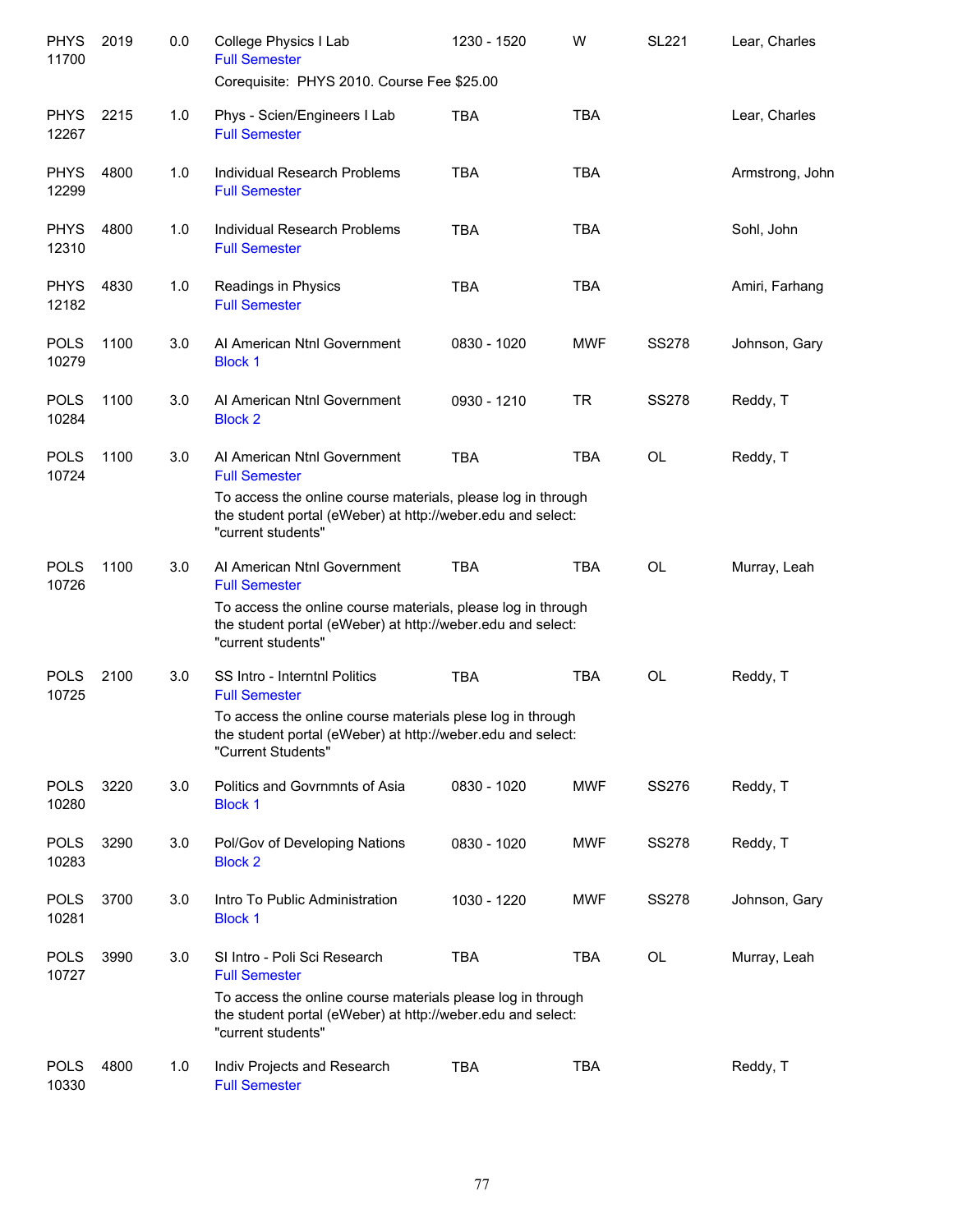| | | | | | | | |
|---|---|---|---|---|---|---|---|
| PHYS 11700 | 2019 | 0.0 | College Physics I Lab<br>Full Semester<br>Corequisite: PHYS 2010. Course Fee $25.00 | 1230 - 1520 | W | SL221 | Lear, Charles |
| PHYS 12267 | 2215 | 1.0 | Phys - Scien/Engineers I Lab<br>Full Semester | TBA | TBA | | Lear, Charles |
| PHYS 12299 | 4800 | 1.0 | Individual Research Problems<br>Full Semester | TBA | TBA | | Armstrong, John |
| PHYS 12310 | 4800 | 1.0 | Individual Research Problems<br>Full Semester | TBA | TBA | | Sohl, John |
| PHYS 12182 | 4830 | 1.0 | Readings in Physics<br>Full Semester | TBA | TBA | | Amiri, Farhang |
| POLS 10279 | 1100 | 3.0 | AI American Ntnl Government<br>Block 1 | 0830 - 1020 | MWF | SS278 | Johnson, Gary |
| POLS 10284 | 1100 | 3.0 | AI American Ntnl Government<br>Block 2 | 0930 - 1210 | TR | SS278 | Reddy, T |
| POLS 10724 | 1100 | 3.0 | AI American Ntnl Government<br>Full Semester<br>To access the online course materials, please log in through the student portal (eWeber) at http://weber.edu and select: "current students" | TBA | TBA | OL | Reddy, T |
| POLS 10726 | 1100 | 3.0 | AI American Ntnl Government<br>Full Semester<br>To access the online course materials, please log in through the student portal (eWeber) at http://weber.edu and select: "current students" | TBA | TBA | OL | Murray, Leah |
| POLS 10725 | 2100 | 3.0 | SS Intro - Interntnl Politics<br>Full Semester<br>To access the online course materials plese log in through the student portal (eWeber) at http://weber.edu and select: "Current Students" | TBA | TBA | OL | Reddy, T |
| POLS 10280 | 3220 | 3.0 | Politics and Govrnmnts of Asia<br>Block 1 | 0830 - 1020 | MWF | SS276 | Reddy, T |
| POLS 10283 | 3290 | 3.0 | Pol/Gov of Developing Nations<br>Block 2 | 0830 - 1020 | MWF | SS278 | Reddy, T |
| POLS 10281 | 3700 | 3.0 | Intro To Public Administration<br>Block 1 | 1030 - 1220 | MWF | SS278 | Johnson, Gary |
| POLS 10727 | 3990 | 3.0 | SI Intro - Poli Sci Research<br>Full Semester<br>To access the online course materials please log in through the student portal (eWeber) at http://weber.edu and select: "current students" | TBA | TBA | OL | Murray, Leah |
| POLS 10330 | 4800 | 1.0 | Indiv Projects and Research<br>Full Semester | TBA | TBA | | Reddy, T |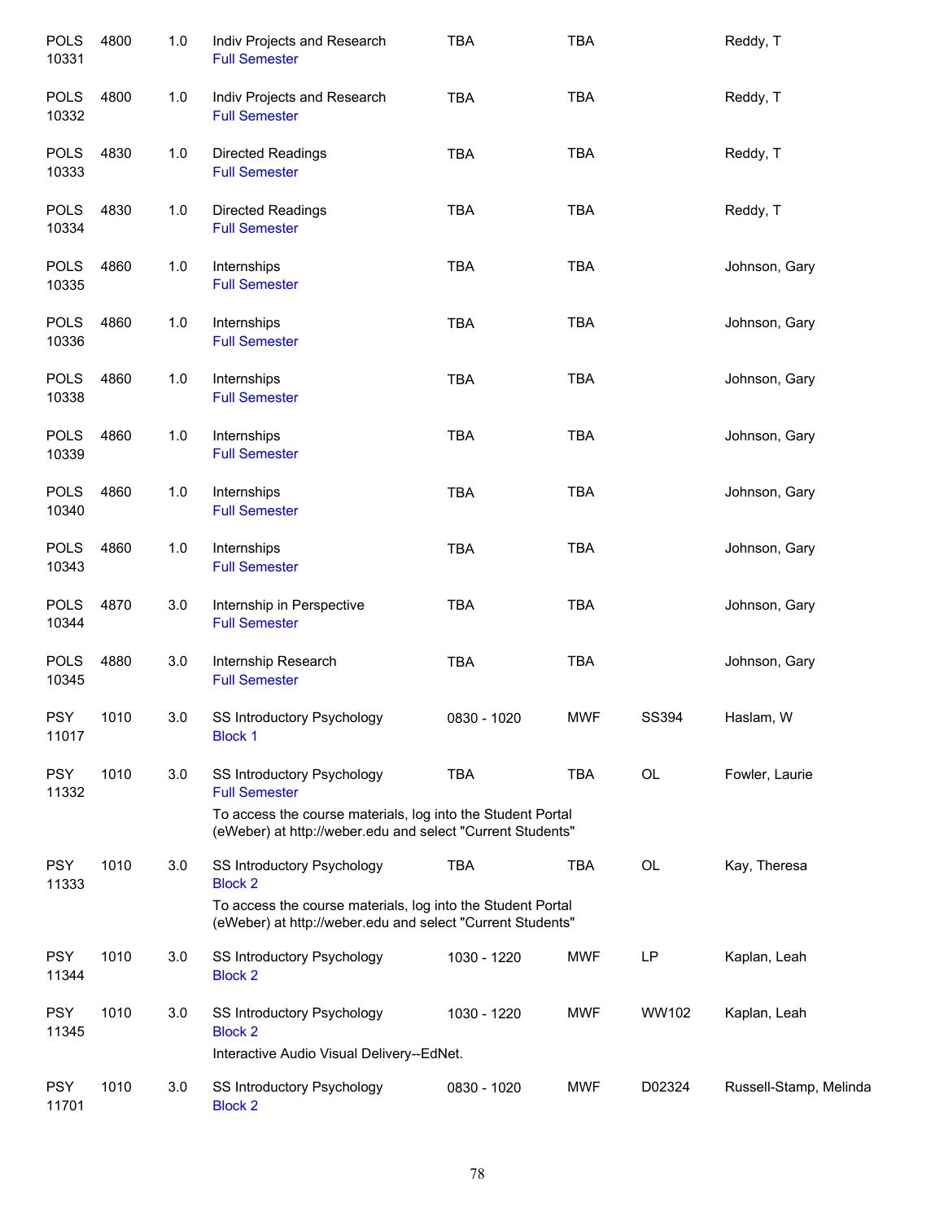| | | | | | | | |
|---|---|---|---|---|---|---|---|
| POLS 10331 | 4800 | 1.0 | Indiv Projects and Research<br>Full Semester | TBA | TBA | | Reddy, T |
| POLS 10332 | 4800 | 1.0 | Indiv Projects and Research<br>Full Semester | TBA | TBA | | Reddy, T |
| POLS 10333 | 4830 | 1.0 | Directed Readings<br>Full Semester | TBA | TBA | | Reddy, T |
| POLS 10334 | 4830 | 1.0 | Directed Readings<br>Full Semester | TBA | TBA | | Reddy, T |
| POLS 10335 | 4860 | 1.0 | Internships<br>Full Semester | TBA | TBA | | Johnson, Gary |
| POLS 10336 | 4860 | 1.0 | Internships<br>Full Semester | TBA | TBA | | Johnson, Gary |
| POLS 10338 | 4860 | 1.0 | Internships<br>Full Semester | TBA | TBA | | Johnson, Gary |
| POLS 10339 | 4860 | 1.0 | Internships<br>Full Semester | TBA | TBA | | Johnson, Gary |
| POLS 10340 | 4860 | 1.0 | Internships<br>Full Semester | TBA | TBA | | Johnson, Gary |
| POLS 10343 | 4860 | 1.0 | Internships<br>Full Semester | TBA | TBA | | Johnson, Gary |
| POLS 10344 | 4870 | 3.0 | Internship in Perspective<br>Full Semester | TBA | TBA | | Johnson, Gary |
| POLS 10345 | 4880 | 3.0 | Internship Research<br>Full Semester | TBA | TBA | | Johnson, Gary |
| PSY 11017 | 1010 | 3.0 | SS Introductory Psychology<br>Block 1 | 0830 - 1020 | MWF | SS394 | Haslam, W |
| PSY 11332 | 1010 | 3.0 | SS Introductory Psychology<br>Full Semester<br>To access the course materials, log into the Student Portal (eWeber) at http://weber.edu and select "Current Students" | TBA | TBA | OL | Fowler, Laurie |
| PSY 11333 | 1010 | 3.0 | SS Introductory Psychology<br>Block 2<br>To access the course materials, log into the Student Portal (eWeber) at http://weber.edu and select "Current Students" | TBA | TBA | OL | Kay, Theresa |
| PSY 11344 | 1010 | 3.0 | SS Introductory Psychology<br>Block 2 | 1030 - 1220 | MWF | LP | Kaplan, Leah |
| PSY 11345 | 1010 | 3.0 | SS Introductory Psychology<br>Block 2<br>Interactive Audio Visual Delivery--EdNet. | 1030 - 1220 | MWF | WW102 | Kaplan, Leah |
| PSY 11701 | 1010 | 3.0 | SS Introductory Psychology<br>Block 2 | 0830 - 1020 | MWF | D02324 | Russell-Stamp, Melinda |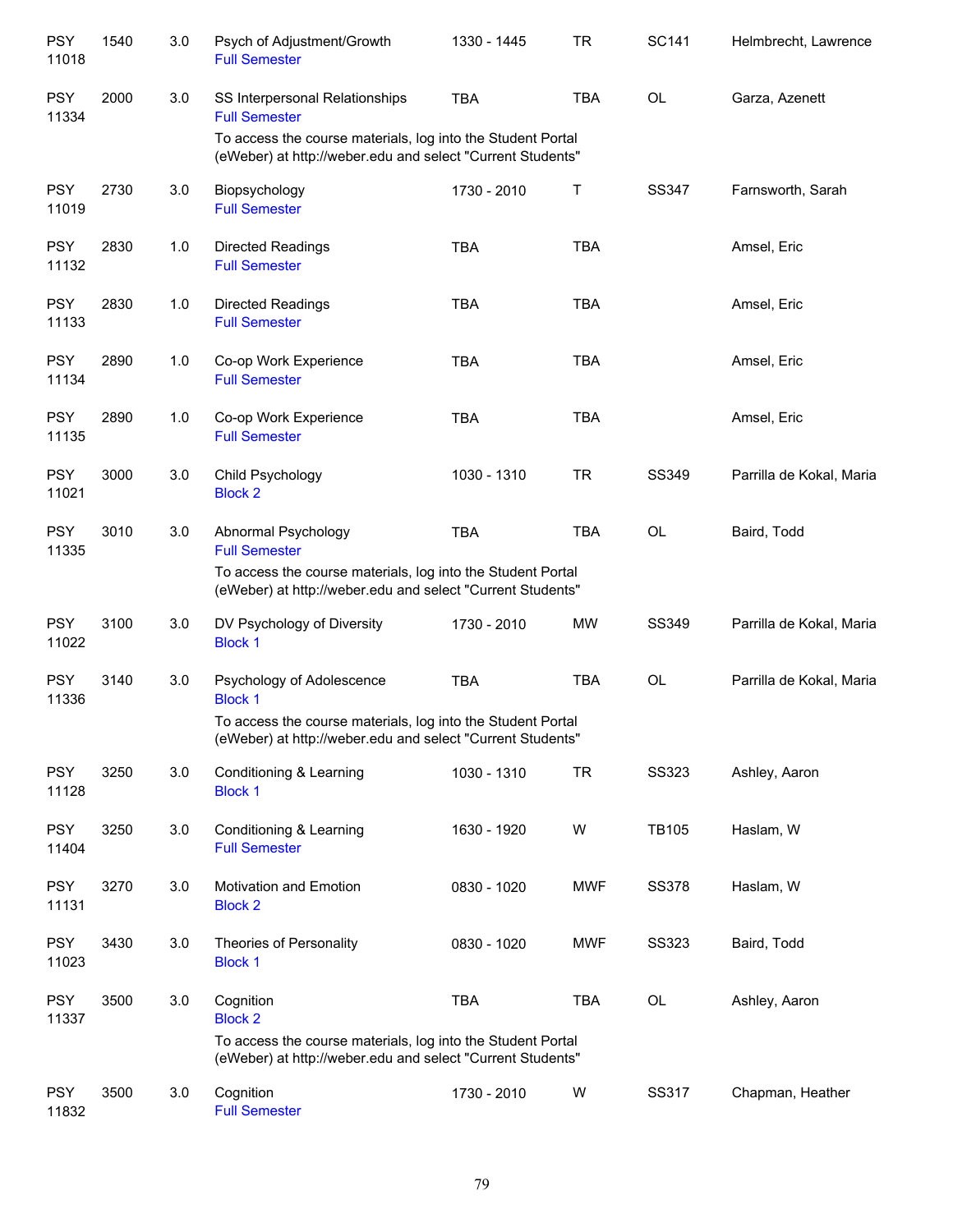| | | | | | | | |
|---|---|---|---|---|---|---|---|
| PSY 11018 | 1540 | 3.0 | Psych of Adjustment/Growth<br>Full Semester | 1330 - 1445 | TR | SC141 | Helmbrecht, Lawrence |
| PSY 11334 | 2000 | 3.0 | SS Interpersonal Relationships<br>Full Semester<br>To access the course materials, log into the Student Portal (eWeber) at http://weber.edu and select "Current Students" | TBA | TBA | OL | Garza, Azenett |
| PSY 11019 | 2730 | 3.0 | Biopsychology<br>Full Semester | 1730 - 2010 | T | SS347 | Farnsworth, Sarah |
| PSY 11132 | 2830 | 1.0 | Directed Readings<br>Full Semester | TBA | TBA | | Amsel, Eric |
| PSY 11133 | 2830 | 1.0 | Directed Readings<br>Full Semester | TBA | TBA | | Amsel, Eric |
| PSY 11134 | 2890 | 1.0 | Co-op Work Experience<br>Full Semester | TBA | TBA | | Amsel, Eric |
| PSY 11135 | 2890 | 1.0 | Co-op Work Experience<br>Full Semester | TBA | TBA | | Amsel, Eric |
| PSY 11021 | 3000 | 3.0 | Child Psychology<br>Block 2 | 1030 - 1310 | TR | SS349 | Parrilla de Kokal, Maria |
| PSY 11335 | 3010 | 3.0 | Abnormal Psychology<br>Full Semester<br>To access the course materials, log into the Student Portal (eWeber) at http://weber.edu and select "Current Students" | TBA | TBA | OL | Baird, Todd |
| PSY 11022 | 3100 | 3.0 | DV Psychology of Diversity<br>Block 1 | 1730 - 2010 | MW | SS349 | Parrilla de Kokal, Maria |
| PSY 11336 | 3140 | 3.0 | Psychology of Adolescence<br>Block 1<br>To access the course materials, log into the Student Portal (eWeber) at http://weber.edu and select "Current Students" | TBA | TBA | OL | Parrilla de Kokal, Maria |
| PSY 11128 | 3250 | 3.0 | Conditioning & Learning<br>Block 1 | 1030 - 1310 | TR | SS323 | Ashley, Aaron |
| PSY 11404 | 3250 | 3.0 | Conditioning & Learning<br>Full Semester | 1630 - 1920 | W | TB105 | Haslam, W |
| PSY 11131 | 3270 | 3.0 | Motivation and Emotion<br>Block 2 | 0830 - 1020 | MWF | SS378 | Haslam, W |
| PSY 11023 | 3430 | 3.0 | Theories of Personality<br>Block 1 | 0830 - 1020 | MWF | SS323 | Baird, Todd |
| PSY 11337 | 3500 | 3.0 | Cognition<br>Block 2<br>To access the course materials, log into the Student Portal (eWeber) at http://weber.edu and select "Current Students" | TBA | TBA | OL | Ashley, Aaron |
| PSY 11832 | 3500 | 3.0 | Cognition<br>Full Semester | 1730 - 2010 | W | SS317 | Chapman, Heather |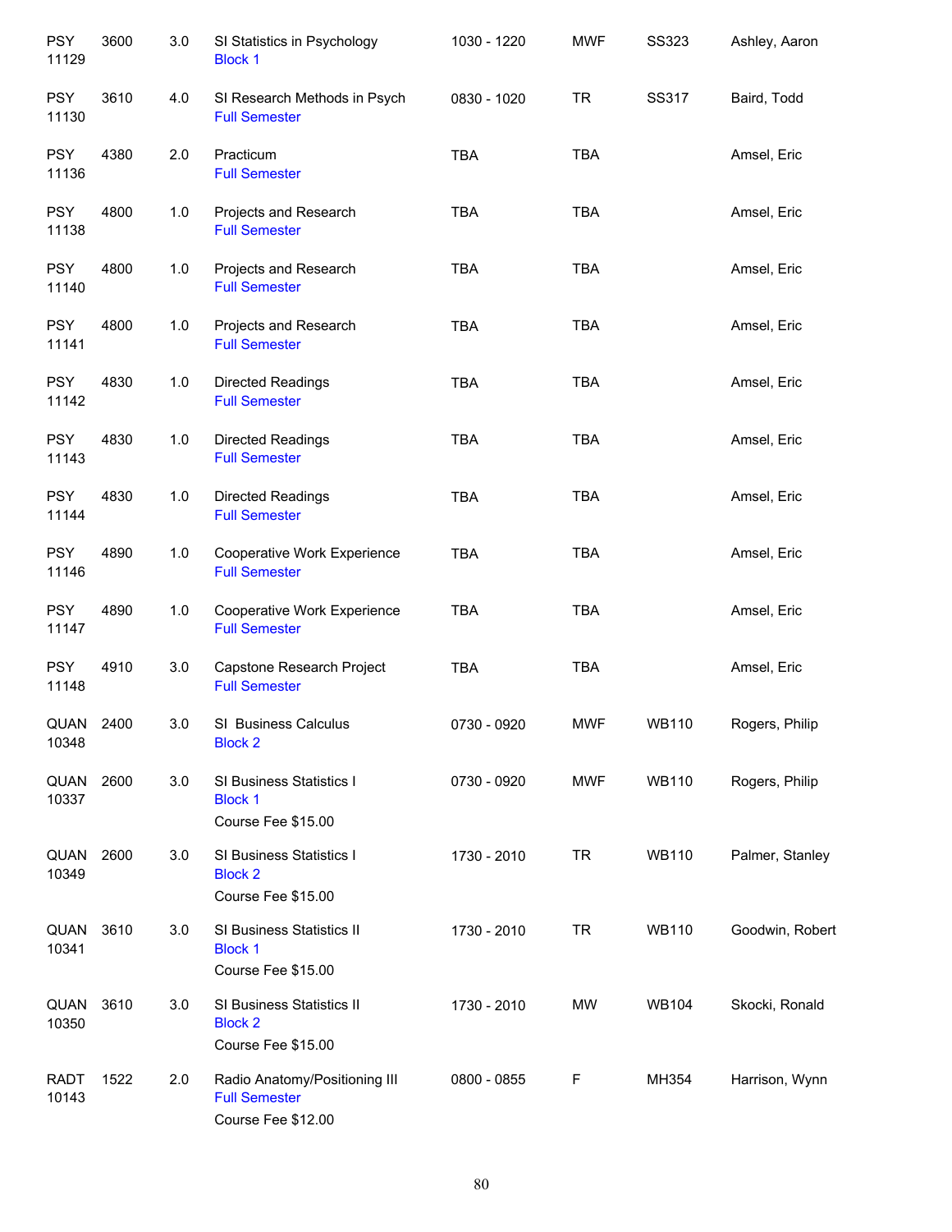| | | | | | | | |
|---|---|---|---|---|---|---|---|
| PSY 11129 | 3600 | 3.0 | SI Statistics in Psychology<br>Block 1 | 1030 - 1220 | MWF | SS323 | Ashley, Aaron |
| PSY 11130 | 3610 | 4.0 | SI Research Methods in Psych<br>Full Semester | 0830 - 1020 | TR | SS317 | Baird, Todd |
| PSY 11136 | 4380 | 2.0 | Practicum<br>Full Semester | TBA | TBA | | Amsel, Eric |
| PSY 11138 | 4800 | 1.0 | Projects and Research<br>Full Semester | TBA | TBA | | Amsel, Eric |
| PSY 11140 | 4800 | 1.0 | Projects and Research<br>Full Semester | TBA | TBA | | Amsel, Eric |
| PSY 11141 | 4800 | 1.0 | Projects and Research<br>Full Semester | TBA | TBA | | Amsel, Eric |
| PSY 11142 | 4830 | 1.0 | Directed Readings<br>Full Semester | TBA | TBA | | Amsel, Eric |
| PSY 11143 | 4830 | 1.0 | Directed Readings<br>Full Semester | TBA | TBA | | Amsel, Eric |
| PSY 11144 | 4830 | 1.0 | Directed Readings<br>Full Semester | TBA | TBA | | Amsel, Eric |
| PSY 11146 | 4890 | 1.0 | Cooperative Work Experience<br>Full Semester | TBA | TBA | | Amsel, Eric |
| PSY 11147 | 4890 | 1.0 | Cooperative Work Experience<br>Full Semester | TBA | TBA | | Amsel, Eric |
| PSY 11148 | 4910 | 3.0 | Capstone Research Project<br>Full Semester | TBA | TBA | | Amsel, Eric |
| QUAN 10348 | 2400 | 3.0 | SI Business Calculus<br>Block 2 | 0730 - 0920 | MWF | WB110 | Rogers, Philip |
| QUAN 10337 | 2600 | 3.0 | SI Business Statistics I<br>Block 1<br>Course Fee $15.00 | 0730 - 0920 | MWF | WB110 | Rogers, Philip |
| QUAN 10349 | 2600 | 3.0 | SI Business Statistics I<br>Block 2<br>Course Fee $15.00 | 1730 - 2010 | TR | WB110 | Palmer, Stanley |
| QUAN 10341 | 3610 | 3.0 | SI Business Statistics II<br>Block 1<br>Course Fee $15.00 | 1730 - 2010 | TR | WB110 | Goodwin, Robert |
| QUAN 10350 | 3610 | 3.0 | SI Business Statistics II<br>Block 2<br>Course Fee $15.00 | 1730 - 2010 | MW | WB104 | Skocki, Ronald |
| RADT 10143 | 1522 | 2.0 | Radio Anatomy/Positioning III<br>Full Semester<br>Course Fee $12.00 | 0800 - 0855 | F | MH354 | Harrison, Wynn |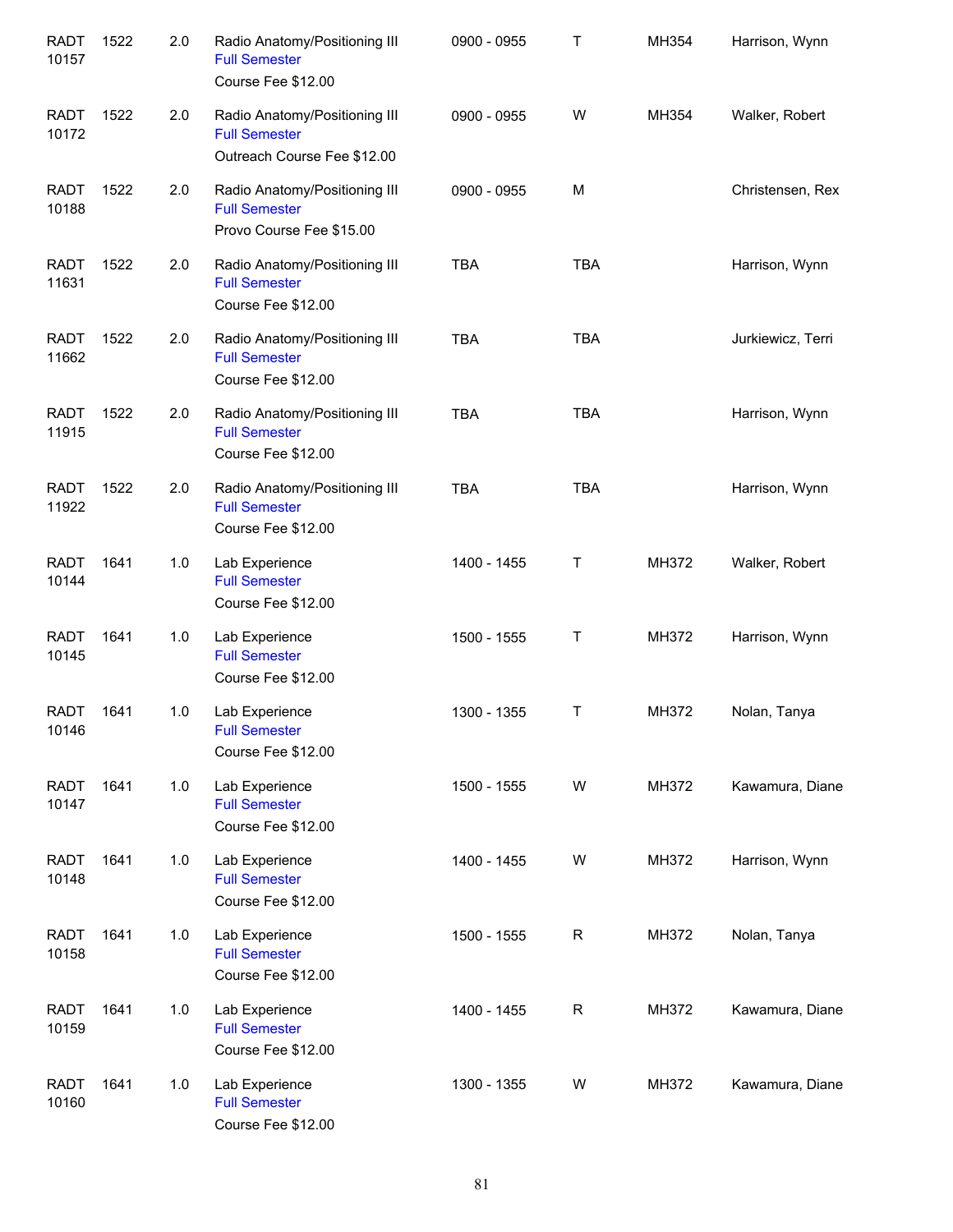| | | | | | | | |
|---|---|---|---|---|---|---|---|
| RADT 10157 | 1522 | 2.0 | Radio Anatomy/Positioning III<br>Full Semester<br>Course Fee $12.00 | 0900 - 0955 | T | MH354 | Harrison, Wynn |
| RADT 10172 | 1522 | 2.0 | Radio Anatomy/Positioning III<br>Full Semester<br>Outreach Course Fee $12.00 | 0900 - 0955 | W | MH354 | Walker, Robert |
| RADT 10188 | 1522 | 2.0 | Radio Anatomy/Positioning III<br>Full Semester<br>Provo Course Fee $15.00 | 0900 - 0955 | M | | Christensen, Rex |
| RADT 11631 | 1522 | 2.0 | Radio Anatomy/Positioning III<br>Full Semester<br>Course Fee $12.00 | TBA | TBA | | Harrison, Wynn |
| RADT 11662 | 1522 | 2.0 | Radio Anatomy/Positioning III<br>Full Semester<br>Course Fee $12.00 | TBA | TBA | | Jurkiewicz, Terri |
| RADT 11915 | 1522 | 2.0 | Radio Anatomy/Positioning III<br>Full Semester<br>Course Fee $12.00 | TBA | TBA | | Harrison, Wynn |
| RADT 11922 | 1522 | 2.0 | Radio Anatomy/Positioning III<br>Full Semester<br>Course Fee $12.00 | TBA | TBA | | Harrison, Wynn |
| RADT 10144 | 1641 | 1.0 | Lab Experience<br>Full Semester<br>Course Fee $12.00 | 1400 - 1455 | T | MH372 | Walker, Robert |
| RADT 10145 | 1641 | 1.0 | Lab Experience<br>Full Semester<br>Course Fee $12.00 | 1500 - 1555 | T | MH372 | Harrison, Wynn |
| RADT 10146 | 1641 | 1.0 | Lab Experience<br>Full Semester<br>Course Fee $12.00 | 1300 - 1355 | T | MH372 | Nolan, Tanya |
| RADT 10147 | 1641 | 1.0 | Lab Experience<br>Full Semester<br>Course Fee $12.00 | 1500 - 1555 | W | MH372 | Kawamura, Diane |
| RADT 10148 | 1641 | 1.0 | Lab Experience<br>Full Semester<br>Course Fee $12.00 | 1400 - 1455 | W | MH372 | Harrison, Wynn |
| RADT 10158 | 1641 | 1.0 | Lab Experience<br>Full Semester<br>Course Fee $12.00 | 1500 - 1555 | R | MH372 | Nolan, Tanya |
| RADT 10159 | 1641 | 1.0 | Lab Experience<br>Full Semester<br>Course Fee $12.00 | 1400 - 1455 | R | MH372 | Kawamura, Diane |
| RADT 10160 | 1641 | 1.0 | Lab Experience<br>Full Semester<br>Course Fee $12.00 | 1300 - 1355 | W | MH372 | Kawamura, Diane |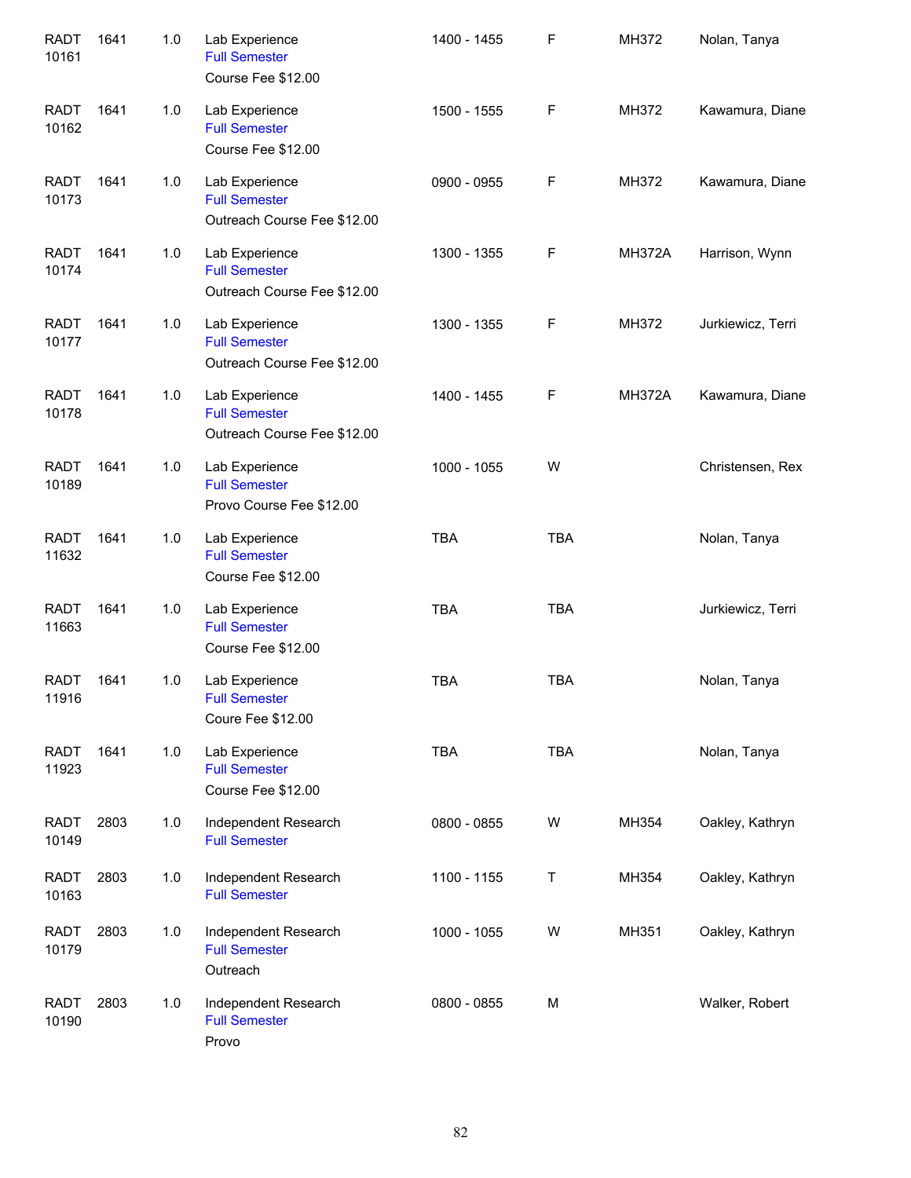| | | | | | | | |
|---|---|---|---|---|---|---|---|
| RADT 10161 | 1641 | 1.0 | Lab Experience<br>Full Semester<br>Course Fee $12.00 | 1400 - 1455 | F | MH372 | Nolan, Tanya |
| RADT 10162 | 1641 | 1.0 | Lab Experience<br>Full Semester<br>Course Fee $12.00 | 1500 - 1555 | F | MH372 | Kawamura, Diane |
| RADT 10173 | 1641 | 1.0 | Lab Experience<br>Full Semester<br>Outreach Course Fee $12.00 | 0900 - 0955 | F | MH372 | Kawamura, Diane |
| RADT 10174 | 1641 | 1.0 | Lab Experience<br>Full Semester<br>Outreach Course Fee $12.00 | 1300 - 1355 | F | MH372A | Harrison, Wynn |
| RADT 10177 | 1641 | 1.0 | Lab Experience<br>Full Semester<br>Outreach Course Fee $12.00 | 1300 - 1355 | F | MH372 | Jurkiewicz, Terri |
| RADT 10178 | 1641 | 1.0 | Lab Experience<br>Full Semester<br>Outreach Course Fee $12.00 | 1400 - 1455 | F | MH372A | Kawamura, Diane |
| RADT 10189 | 1641 | 1.0 | Lab Experience<br>Full Semester<br>Provo Course Fee $12.00 | 1000 - 1055 | W | | Christensen, Rex |
| RADT 11632 | 1641 | 1.0 | Lab Experience<br>Full Semester<br>Course Fee $12.00 | TBA | TBA | | Nolan, Tanya |
| RADT 11663 | 1641 | 1.0 | Lab Experience<br>Full Semester<br>Course Fee $12.00 | TBA | TBA | | Jurkiewicz, Terri |
| RADT 11916 | 1641 | 1.0 | Lab Experience<br>Full Semester<br>Coure Fee $12.00 | TBA | TBA | | Nolan, Tanya |
| RADT 11923 | 1641 | 1.0 | Lab Experience<br>Full Semester<br>Course Fee $12.00 | TBA | TBA | | Nolan, Tanya |
| RADT 10149 | 2803 | 1.0 | Independent Research<br>Full Semester | 0800 - 0855 | W | MH354 | Oakley, Kathryn |
| RADT 10163 | 2803 | 1.0 | Independent Research<br>Full Semester | 1100 - 1155 | T | MH354 | Oakley, Kathryn |
| RADT 10179 | 2803 | 1.0 | Independent Research<br>Full Semester<br>Outreach | 1000 - 1055 | W | MH351 | Oakley, Kathryn |
| RADT 10190 | 2803 | 1.0 | Independent Research<br>Full Semester<br>Provo | 0800 - 0855 | M | | Walker, Robert |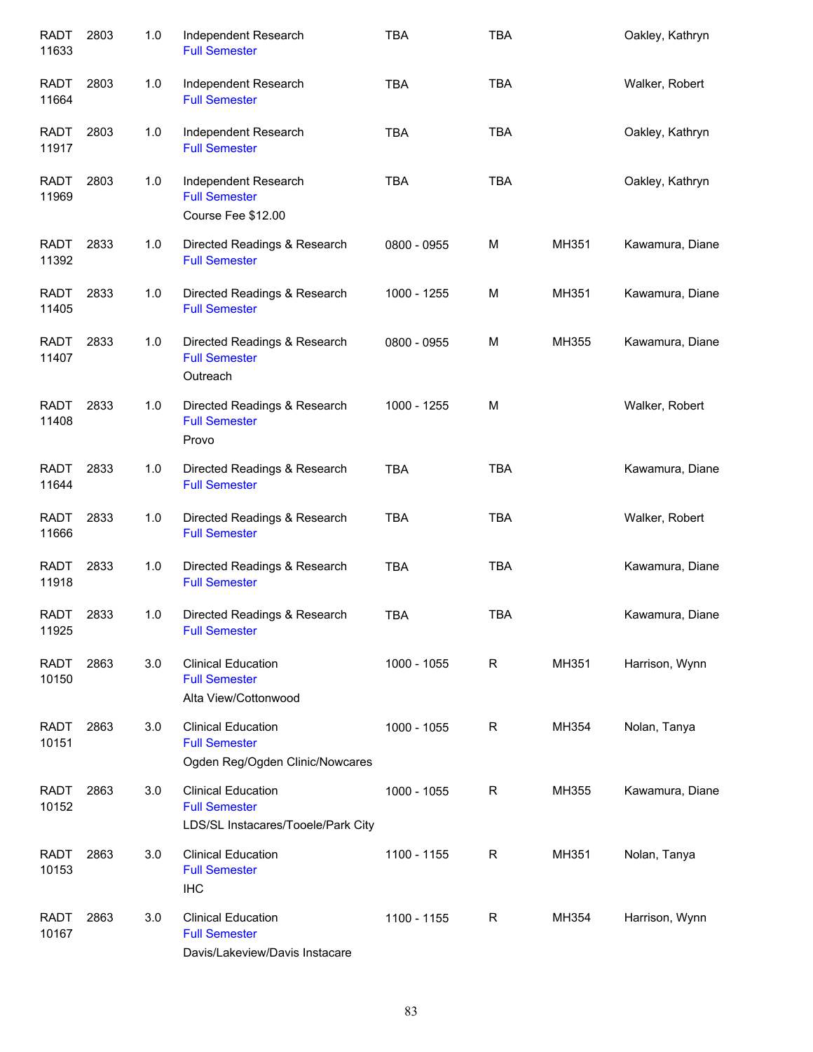| | | | | | | | |
|---|---|---|---|---|---|---|---|
| RADT 11633 | 2803 | 1.0 | Independent Research<br>Full Semester | TBA | TBA | | Oakley, Kathryn |
| RADT 11664 | 2803 | 1.0 | Independent Research<br>Full Semester | TBA | TBA | | Walker, Robert |
| RADT 11917 | 2803 | 1.0 | Independent Research<br>Full Semester | TBA | TBA | | Oakley, Kathryn |
| RADT 11969 | 2803 | 1.0 | Independent Research<br>Full Semester<br>Course Fee $12.00 | TBA | TBA | | Oakley, Kathryn |
| RADT 11392 | 2833 | 1.0 | Directed Readings & Research<br>Full Semester | 0800 - 0955 | M | MH351 | Kawamura, Diane |
| RADT 11405 | 2833 | 1.0 | Directed Readings & Research<br>Full Semester | 1000 - 1255 | M | MH351 | Kawamura, Diane |
| RADT 11407 | 2833 | 1.0 | Directed Readings & Research<br>Full Semester<br>Outreach | 0800 - 0955 | M | MH355 | Kawamura, Diane |
| RADT 11408 | 2833 | 1.0 | Directed Readings & Research<br>Full Semester<br>Provo | 1000 - 1255 | M | | Walker, Robert |
| RADT 11644 | 2833 | 1.0 | Directed Readings & Research<br>Full Semester | TBA | TBA | | Kawamura, Diane |
| RADT 11666 | 2833 | 1.0 | Directed Readings & Research<br>Full Semester | TBA | TBA | | Walker, Robert |
| RADT 11918 | 2833 | 1.0 | Directed Readings & Research<br>Full Semester | TBA | TBA | | Kawamura, Diane |
| RADT 11925 | 2833 | 1.0 | Directed Readings & Research<br>Full Semester | TBA | TBA | | Kawamura, Diane |
| RADT 10150 | 2863 | 3.0 | Clinical Education<br>Full Semester<br>Alta View/Cottonwood | 1000 - 1055 | R | MH351 | Harrison, Wynn |
| RADT 10151 | 2863 | 3.0 | Clinical Education<br>Full Semester<br>Ogden Reg/Ogden Clinic/Nowcares | 1000 - 1055 | R | MH354 | Nolan, Tanya |
| RADT 10152 | 2863 | 3.0 | Clinical Education<br>Full Semester<br>LDS/SL Instacares/Tooele/Park City | 1000 - 1055 | R | MH355 | Kawamura, Diane |
| RADT 10153 | 2863 | 3.0 | Clinical Education<br>Full Semester<br>IHC | 1100 - 1155 | R | MH351 | Nolan, Tanya |
| RADT 10167 | 2863 | 3.0 | Clinical Education<br>Full Semester<br>Davis/Lakeview/Davis Instacare | 1100 - 1155 | R | MH354 | Harrison, Wynn |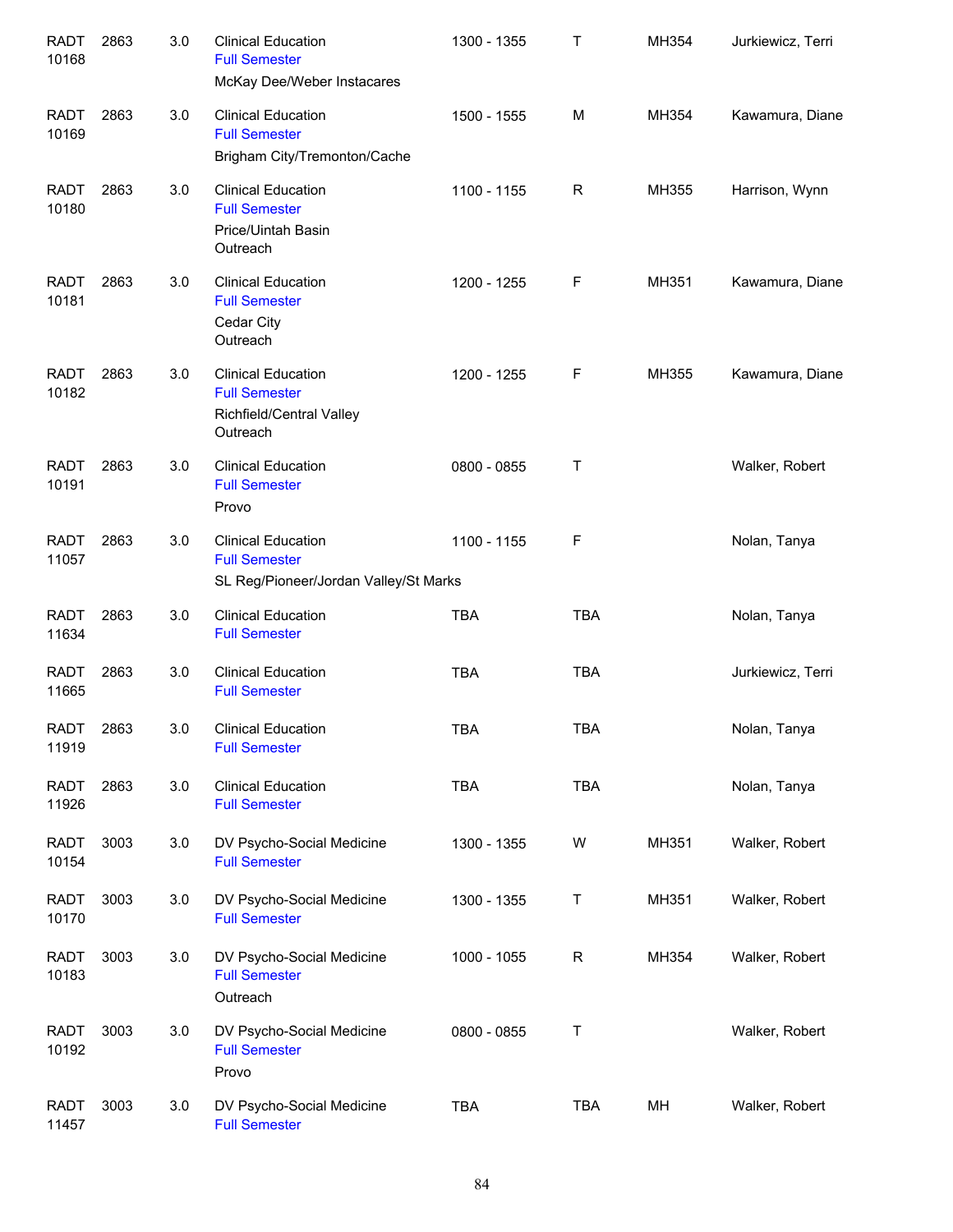| | | | | | | | |
|---|---|---|---|---|---|---|---|
| RADT 10168 | 2863 | 3.0 | Clinical Education<br>Full Semester<br>McKay Dee/Weber Instacares | 1300 - 1355 | T | MH354 | Jurkiewicz, Terri |
| RADT 10169 | 2863 | 3.0 | Clinical Education<br>Full Semester<br>Brigham City/Tremonton/Cache | 1500 - 1555 | M | MH354 | Kawamura, Diane |
| RADT 10180 | 2863 | 3.0 | Clinical Education<br>Full Semester<br>Price/Uintah Basin<br>Outreach | 1100 - 1155 | R | MH355 | Harrison, Wynn |
| RADT 10181 | 2863 | 3.0 | Clinical Education<br>Full Semester<br>Cedar City<br>Outreach | 1200 - 1255 | F | MH351 | Kawamura, Diane |
| RADT 10182 | 2863 | 3.0 | Clinical Education<br>Full Semester<br>Richfield/Central Valley<br>Outreach | 1200 - 1255 | F | MH355 | Kawamura, Diane |
| RADT 10191 | 2863 | 3.0 | Clinical Education<br>Full Semester<br>Provo | 0800 - 0855 | T | | Walker, Robert |
| RADT 11057 | 2863 | 3.0 | Clinical Education<br>Full Semester<br>SL Reg/Pioneer/Jordan Valley/St Marks | 1100 - 1155 | F | | Nolan, Tanya |
| RADT 11634 | 2863 | 3.0 | Clinical Education<br>Full Semester | TBA | TBA | | Nolan, Tanya |
| RADT 11665 | 2863 | 3.0 | Clinical Education<br>Full Semester | TBA | TBA | | Jurkiewicz, Terri |
| RADT 11919 | 2863 | 3.0 | Clinical Education<br>Full Semester | TBA | TBA | | Nolan, Tanya |
| RADT 11926 | 2863 | 3.0 | Clinical Education<br>Full Semester | TBA | TBA | | Nolan, Tanya |
| RADT 10154 | 3003 | 3.0 | DV Psycho-Social Medicine<br>Full Semester | 1300 - 1355 | W | MH351 | Walker, Robert |
| RADT 10170 | 3003 | 3.0 | DV Psycho-Social Medicine<br>Full Semester | 1300 - 1355 | T | MH351 | Walker, Robert |
| RADT 10183 | 3003 | 3.0 | DV Psycho-Social Medicine<br>Full Semester<br>Outreach | 1000 - 1055 | R | MH354 | Walker, Robert |
| RADT 10192 | 3003 | 3.0 | DV Psycho-Social Medicine<br>Full Semester<br>Provo | 0800 - 0855 | T | | Walker, Robert |
| RADT 11457 | 3003 | 3.0 | DV Psycho-Social Medicine<br>Full Semester | TBA | TBA | MH | Walker, Robert |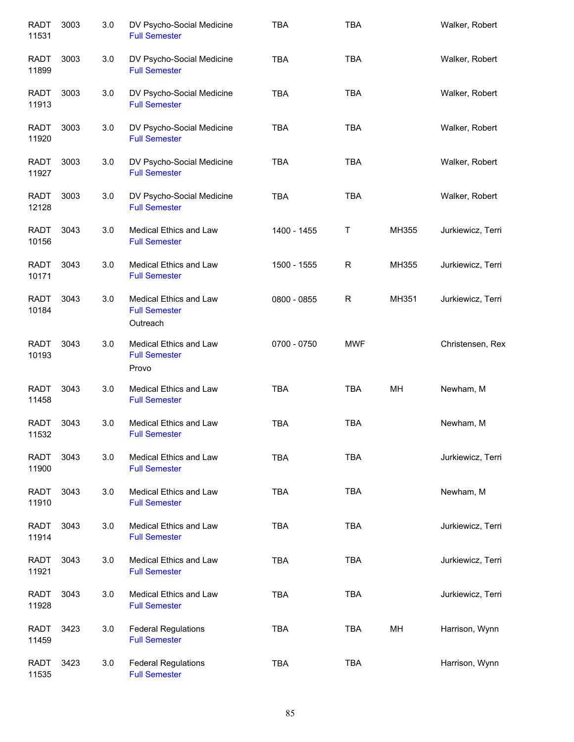| Course | CRN | Credits | Title | Time | Days | Room | Instructor |
|---|---|---|---|---|---|---|---|
| RADT 3003 | 11531 | 3.0 | DV Psycho-Social Medicine<br>Full Semester | TBA | TBA | | Walker, Robert |
| RADT 3003 | 11899 | 3.0 | DV Psycho-Social Medicine<br>Full Semester | TBA | TBA | | Walker, Robert |
| RADT 3003 | 11913 | 3.0 | DV Psycho-Social Medicine<br>Full Semester | TBA | TBA | | Walker, Robert |
| RADT 3003 | 11920 | 3.0 | DV Psycho-Social Medicine<br>Full Semester | TBA | TBA | | Walker, Robert |
| RADT 3003 | 11927 | 3.0 | DV Psycho-Social Medicine<br>Full Semester | TBA | TBA | | Walker, Robert |
| RADT 3003 | 12128 | 3.0 | DV Psycho-Social Medicine<br>Full Semester | TBA | TBA | | Walker, Robert |
| RADT 3043 | 10156 | 3.0 | Medical Ethics and Law<br>Full Semester | 1400 - 1455 | T | MH355 | Jurkiewicz, Terri |
| RADT 3043 | 10171 | 3.0 | Medical Ethics and Law<br>Full Semester | 1500 - 1555 | R | MH355 | Jurkiewicz, Terri |
| RADT 3043 | 10184 | 3.0 | Medical Ethics and Law<br>Full Semester<br>Outreach | 0800 - 0855 | R | MH351 | Jurkiewicz, Terri |
| RADT 3043 | 10193 | 3.0 | Medical Ethics and Law<br>Full Semester<br>Provo | 0700 - 0750 | MWF | | Christensen, Rex |
| RADT 3043 | 11458 | 3.0 | Medical Ethics and Law<br>Full Semester | TBA | TBA | MH | Newham, M |
| RADT 3043 | 11532 | 3.0 | Medical Ethics and Law<br>Full Semester | TBA | TBA | | Newham, M |
| RADT 3043 | 11900 | 3.0 | Medical Ethics and Law<br>Full Semester | TBA | TBA | | Jurkiewicz, Terri |
| RADT 3043 | 11910 | 3.0 | Medical Ethics and Law<br>Full Semester | TBA | TBA | | Newham, M |
| RADT 3043 | 11914 | 3.0 | Medical Ethics and Law<br>Full Semester | TBA | TBA | | Jurkiewicz, Terri |
| RADT 3043 | 11921 | 3.0 | Medical Ethics and Law<br>Full Semester | TBA | TBA | | Jurkiewicz, Terri |
| RADT 3043 | 11928 | 3.0 | Medical Ethics and Law<br>Full Semester | TBA | TBA | | Jurkiewicz, Terri |
| RADT 3423 | 11459 | 3.0 | Federal Regulations<br>Full Semester | TBA | TBA | MH | Harrison, Wynn |
| RADT 3423 | 11535 | 3.0 | Federal Regulations<br>Full Semester | TBA | TBA | | Harrison, Wynn |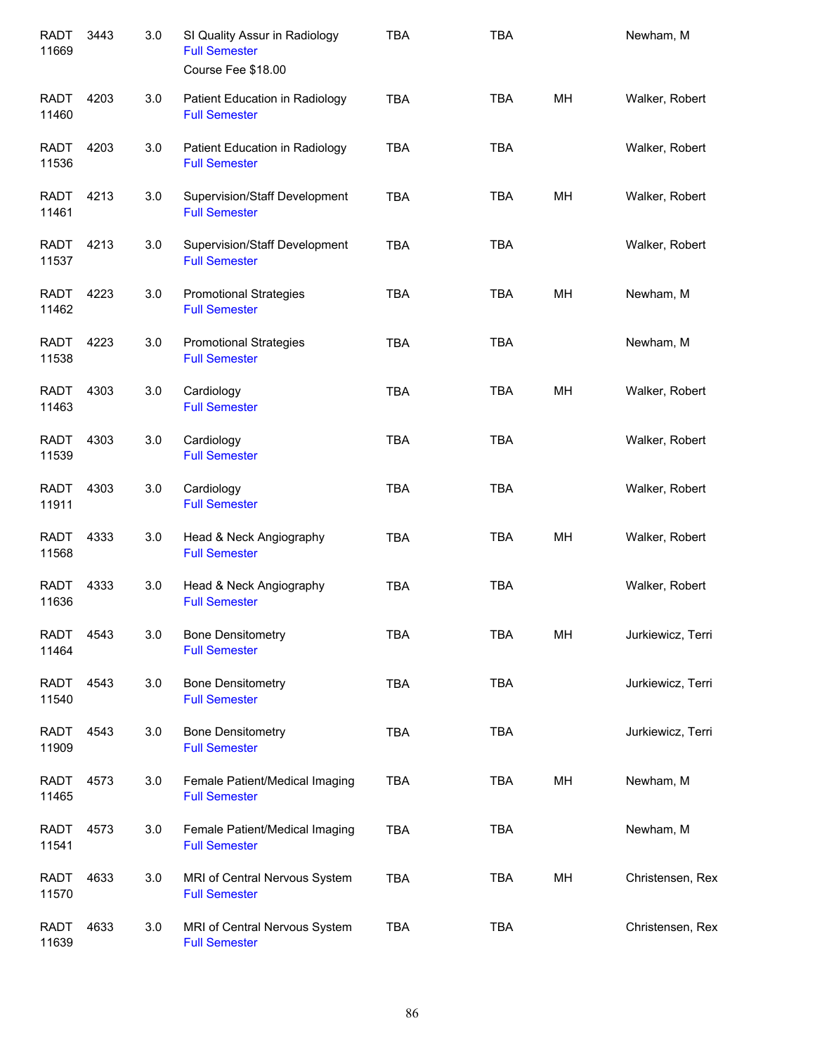| | | | | | | | |
|---|---|---|---|---|---|---|---|
| RADT 11669 | 3443 | 3.0 | SI Quality Assur in Radiology<br>Full Semester<br>Course Fee $18.00 | TBA | TBA | | Newham, M |
| RADT 11460 | 4203 | 3.0 | Patient Education in Radiology<br>Full Semester | TBA | TBA | MH | Walker, Robert |
| RADT 11536 | 4203 | 3.0 | Patient Education in Radiology<br>Full Semester | TBA | TBA | | Walker, Robert |
| RADT 11461 | 4213 | 3.0 | Supervision/Staff Development<br>Full Semester | TBA | TBA | MH | Walker, Robert |
| RADT 11537 | 4213 | 3.0 | Supervision/Staff Development<br>Full Semester | TBA | TBA | | Walker, Robert |
| RADT 11462 | 4223 | 3.0 | Promotional Strategies<br>Full Semester | TBA | TBA | MH | Newham, M |
| RADT 11538 | 4223 | 3.0 | Promotional Strategies<br>Full Semester | TBA | TBA | | Newham, M |
| RADT 11463 | 4303 | 3.0 | Cardiology<br>Full Semester | TBA | TBA | MH | Walker, Robert |
| RADT 11539 | 4303 | 3.0 | Cardiology<br>Full Semester | TBA | TBA | | Walker, Robert |
| RADT 11911 | 4303 | 3.0 | Cardiology<br>Full Semester | TBA | TBA | | Walker, Robert |
| RADT 11568 | 4333 | 3.0 | Head & Neck Angiography<br>Full Semester | TBA | TBA | MH | Walker, Robert |
| RADT 11636 | 4333 | 3.0 | Head & Neck Angiography<br>Full Semester | TBA | TBA | | Walker, Robert |
| RADT 11464 | 4543 | 3.0 | Bone Densitometry<br>Full Semester | TBA | TBA | MH | Jurkiewicz, Terri |
| RADT 11540 | 4543 | 3.0 | Bone Densitometry<br>Full Semester | TBA | TBA | | Jurkiewicz, Terri |
| RADT 11909 | 4543 | 3.0 | Bone Densitometry<br>Full Semester | TBA | TBA | | Jurkiewicz, Terri |
| RADT 11465 | 4573 | 3.0 | Female Patient/Medical Imaging<br>Full Semester | TBA | TBA | MH | Newham, M |
| RADT 11541 | 4573 | 3.0 | Female Patient/Medical Imaging<br>Full Semester | TBA | TBA | | Newham, M |
| RADT 11570 | 4633 | 3.0 | MRI of Central Nervous System<br>Full Semester | TBA | TBA | MH | Christensen, Rex |
| RADT 11639 | 4633 | 3.0 | MRI of Central Nervous System<br>Full Semester | TBA | TBA | | Christensen, Rex |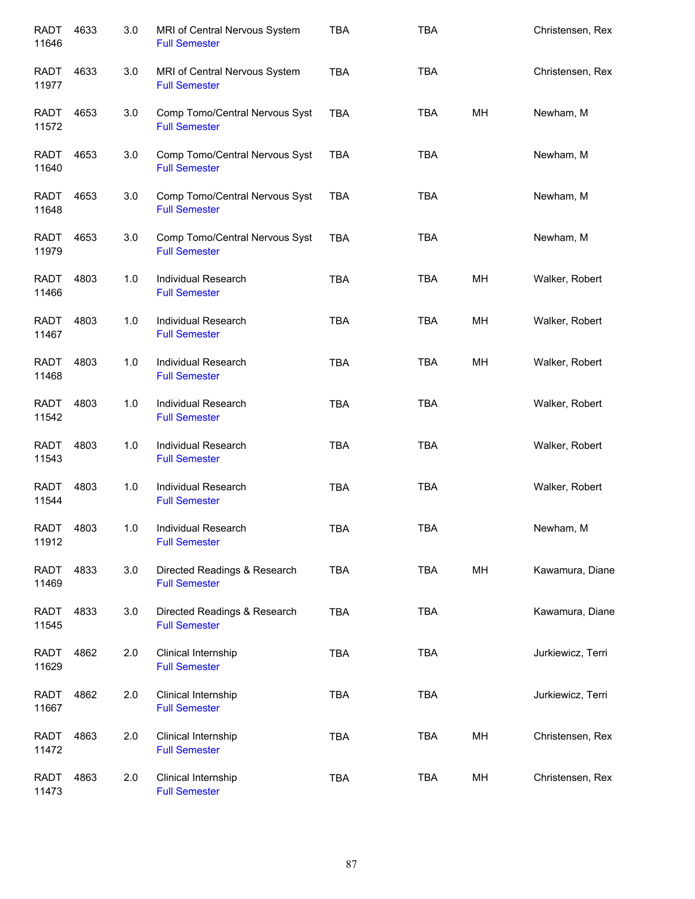| | | | | | | | |
|---|---|---|---|---|---|---|---|
| RADT 11646 | 4633 | 3.0 | MRI of Central Nervous System Full Semester | TBA | TBA | | Christensen, Rex |
| RADT 11977 | 4633 | 3.0 | MRI of Central Nervous System Full Semester | TBA | TBA | | Christensen, Rex |
| RADT 11572 | 4653 | 3.0 | Comp Tomo/Central Nervous Syst Full Semester | TBA | TBA | MH | Newham, M |
| RADT 11640 | 4653 | 3.0 | Comp Tomo/Central Nervous Syst Full Semester | TBA | TBA | | Newham, M |
| RADT 11648 | 4653 | 3.0 | Comp Tomo/Central Nervous Syst Full Semester | TBA | TBA | | Newham, M |
| RADT 11979 | 4653 | 3.0 | Comp Tomo/Central Nervous Syst Full Semester | TBA | TBA | | Newham, M |
| RADT 11466 | 4803 | 1.0 | Individual Research Full Semester | TBA | TBA | MH | Walker, Robert |
| RADT 11467 | 4803 | 1.0 | Individual Research Full Semester | TBA | TBA | MH | Walker, Robert |
| RADT 11468 | 4803 | 1.0 | Individual Research Full Semester | TBA | TBA | MH | Walker, Robert |
| RADT 11542 | 4803 | 1.0 | Individual Research Full Semester | TBA | TBA | | Walker, Robert |
| RADT 11543 | 4803 | 1.0 | Individual Research Full Semester | TBA | TBA | | Walker, Robert |
| RADT 11544 | 4803 | 1.0 | Individual Research Full Semester | TBA | TBA | | Walker, Robert |
| RADT 11912 | 4803 | 1.0 | Individual Research Full Semester | TBA | TBA | | Newham, M |
| RADT 11469 | 4833 | 3.0 | Directed Readings & Research Full Semester | TBA | TBA | MH | Kawamura, Diane |
| RADT 11545 | 4833 | 3.0 | Directed Readings & Research Full Semester | TBA | TBA | | Kawamura, Diane |
| RADT 11629 | 4862 | 2.0 | Clinical Internship Full Semester | TBA | TBA | | Jurkiewicz, Terri |
| RADT 11667 | 4862 | 2.0 | Clinical Internship Full Semester | TBA | TBA | | Jurkiewicz, Terri |
| RADT 11472 | 4863 | 2.0 | Clinical Internship Full Semester | TBA | TBA | MH | Christensen, Rex |
| RADT 11473 | 4863 | 2.0 | Clinical Internship Full Semester | TBA | TBA | MH | Christensen, Rex |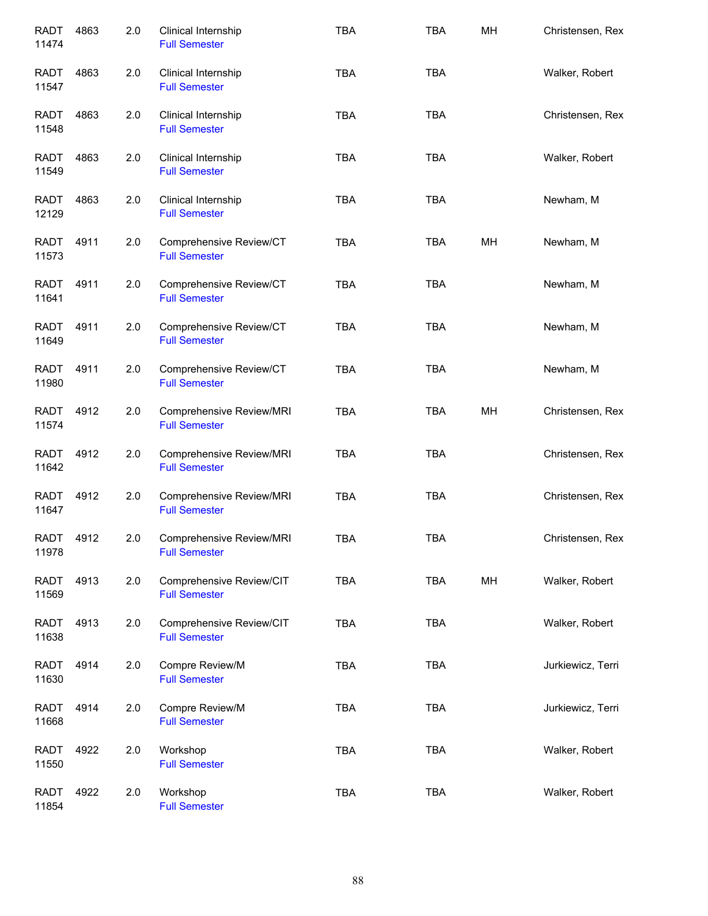| | | | | | | | |
|---|---|---|---|---|---|---|---|
| RADT 11474 | 4863 | 2.0 | Clinical Internship<br>Full Semester | TBA | TBA | MH | Christensen, Rex |
| RADT 11547 | 4863 | 2.0 | Clinical Internship<br>Full Semester | TBA | TBA | | Walker, Robert |
| RADT 11548 | 4863 | 2.0 | Clinical Internship<br>Full Semester | TBA | TBA | | Christensen, Rex |
| RADT 11549 | 4863 | 2.0 | Clinical Internship<br>Full Semester | TBA | TBA | | Walker, Robert |
| RADT 12129 | 4863 | 2.0 | Clinical Internship<br>Full Semester | TBA | TBA | | Newham, M |
| RADT 11573 | 4911 | 2.0 | Comprehensive Review/CT<br>Full Semester | TBA | TBA | MH | Newham, M |
| RADT 11641 | 4911 | 2.0 | Comprehensive Review/CT<br>Full Semester | TBA | TBA | | Newham, M |
| RADT 11649 | 4911 | 2.0 | Comprehensive Review/CT<br>Full Semester | TBA | TBA | | Newham, M |
| RADT 11980 | 4911 | 2.0 | Comprehensive Review/CT<br>Full Semester | TBA | TBA | | Newham, M |
| RADT 11574 | 4912 | 2.0 | Comprehensive Review/MRI<br>Full Semester | TBA | TBA | MH | Christensen, Rex |
| RADT 11642 | 4912 | 2.0 | Comprehensive Review/MRI<br>Full Semester | TBA | TBA | | Christensen, Rex |
| RADT 11647 | 4912 | 2.0 | Comprehensive Review/MRI<br>Full Semester | TBA | TBA | | Christensen, Rex |
| RADT 11978 | 4912 | 2.0 | Comprehensive Review/MRI<br>Full Semester | TBA | TBA | | Christensen, Rex |
| RADT 11569 | 4913 | 2.0 | Comprehensive Review/CIT<br>Full Semester | TBA | TBA | MH | Walker, Robert |
| RADT 11638 | 4913 | 2.0 | Comprehensive Review/CIT<br>Full Semester | TBA | TBA | | Walker, Robert |
| RADT 11630 | 4914 | 2.0 | Compre Review/M<br>Full Semester | TBA | TBA | | Jurkiewicz, Terri |
| RADT 11668 | 4914 | 2.0 | Compre Review/M<br>Full Semester | TBA | TBA | | Jurkiewicz, Terri |
| RADT 11550 | 4922 | 2.0 | Workshop<br>Full Semester | TBA | TBA | | Walker, Robert |
| RADT 11854 | 4922 | 2.0 | Workshop<br>Full Semester | TBA | TBA | | Walker, Robert |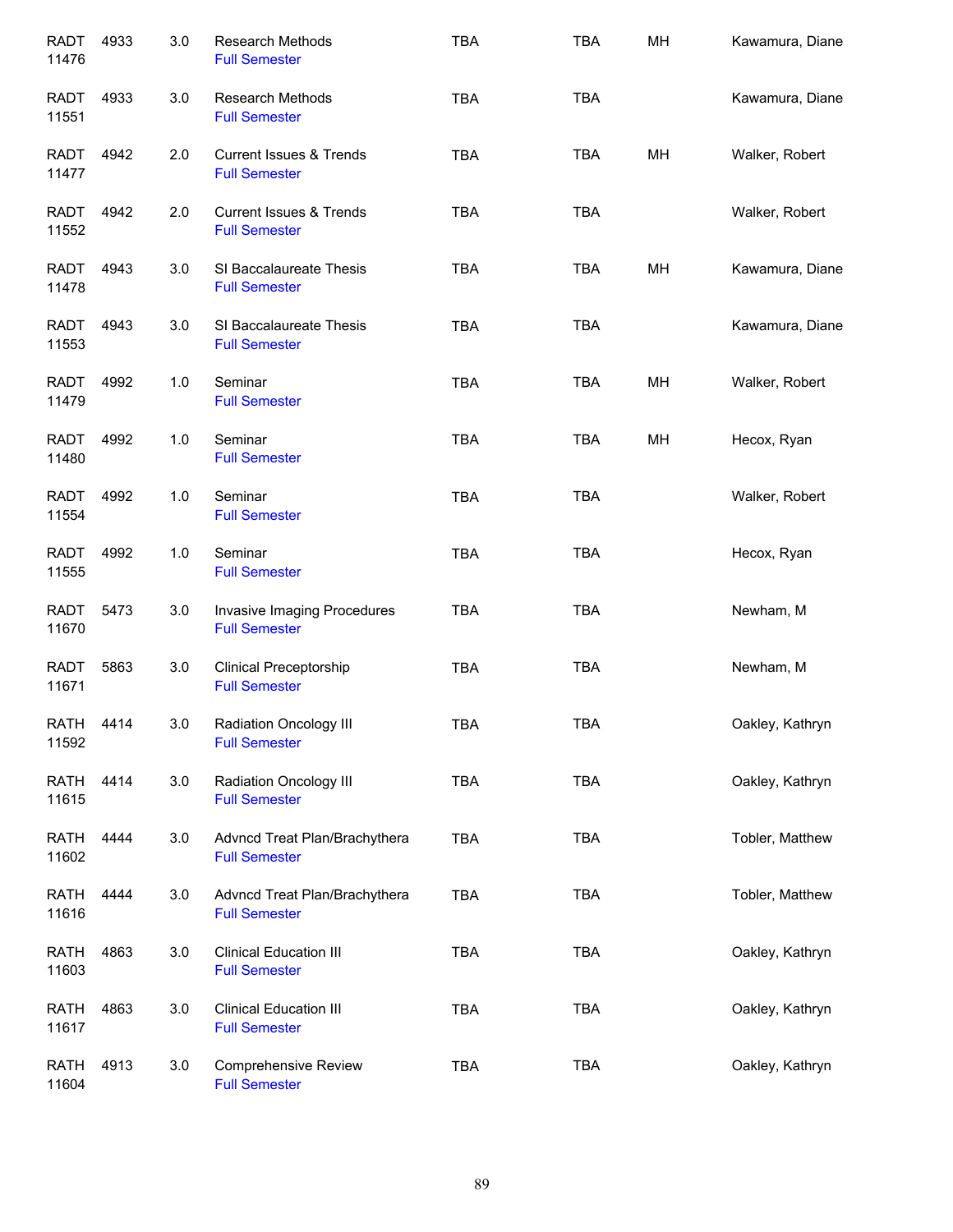| | | | | | | | |
|---|---|---|---|---|---|---|---|
| RADT 11476 | 4933 | 3.0 | Research Methods<br>Full Semester | TBA | TBA | MH | Kawamura, Diane |
| RADT 11551 | 4933 | 3.0 | Research Methods<br>Full Semester | TBA | TBA | | Kawamura, Diane |
| RADT 11477 | 4942 | 2.0 | Current Issues & Trends<br>Full Semester | TBA | TBA | MH | Walker, Robert |
| RADT 11552 | 4942 | 2.0 | Current Issues & Trends<br>Full Semester | TBA | TBA | | Walker, Robert |
| RADT 11478 | 4943 | 3.0 | SI Baccalaureate Thesis<br>Full Semester | TBA | TBA | MH | Kawamura, Diane |
| RADT 11553 | 4943 | 3.0 | SI Baccalaureate Thesis<br>Full Semester | TBA | TBA | | Kawamura, Diane |
| RADT 11479 | 4992 | 1.0 | Seminar<br>Full Semester | TBA | TBA | MH | Walker, Robert |
| RADT 11480 | 4992 | 1.0 | Seminar<br>Full Semester | TBA | TBA | MH | Hecox, Ryan |
| RADT 11554 | 4992 | 1.0 | Seminar<br>Full Semester | TBA | TBA | | Walker, Robert |
| RADT 11555 | 4992 | 1.0 | Seminar<br>Full Semester | TBA | TBA | | Hecox, Ryan |
| RADT 11670 | 5473 | 3.0 | Invasive Imaging Procedures<br>Full Semester | TBA | TBA | | Newham, M |
| RADT 11671 | 5863 | 3.0 | Clinical Preceptorship<br>Full Semester | TBA | TBA | | Newham, M |
| RATH 11592 | 4414 | 3.0 | Radiation Oncology III<br>Full Semester | TBA | TBA | | Oakley, Kathryn |
| RATH 11615 | 4414 | 3.0 | Radiation Oncology III<br>Full Semester | TBA | TBA | | Oakley, Kathryn |
| RATH 11602 | 4444 | 3.0 | Advncd Treat Plan/Brachythera<br>Full Semester | TBA | TBA | | Tobler, Matthew |
| RATH 11616 | 4444 | 3.0 | Advncd Treat Plan/Brachythera<br>Full Semester | TBA | TBA | | Tobler, Matthew |
| RATH 11603 | 4863 | 3.0 | Clinical Education III<br>Full Semester | TBA | TBA | | Oakley, Kathryn |
| RATH 11617 | 4863 | 3.0 | Clinical Education III<br>Full Semester | TBA | TBA | | Oakley, Kathryn |
| RATH 11604 | 4913 | 3.0 | Comprehensive Review<br>Full Semester | TBA | TBA | | Oakley, Kathryn |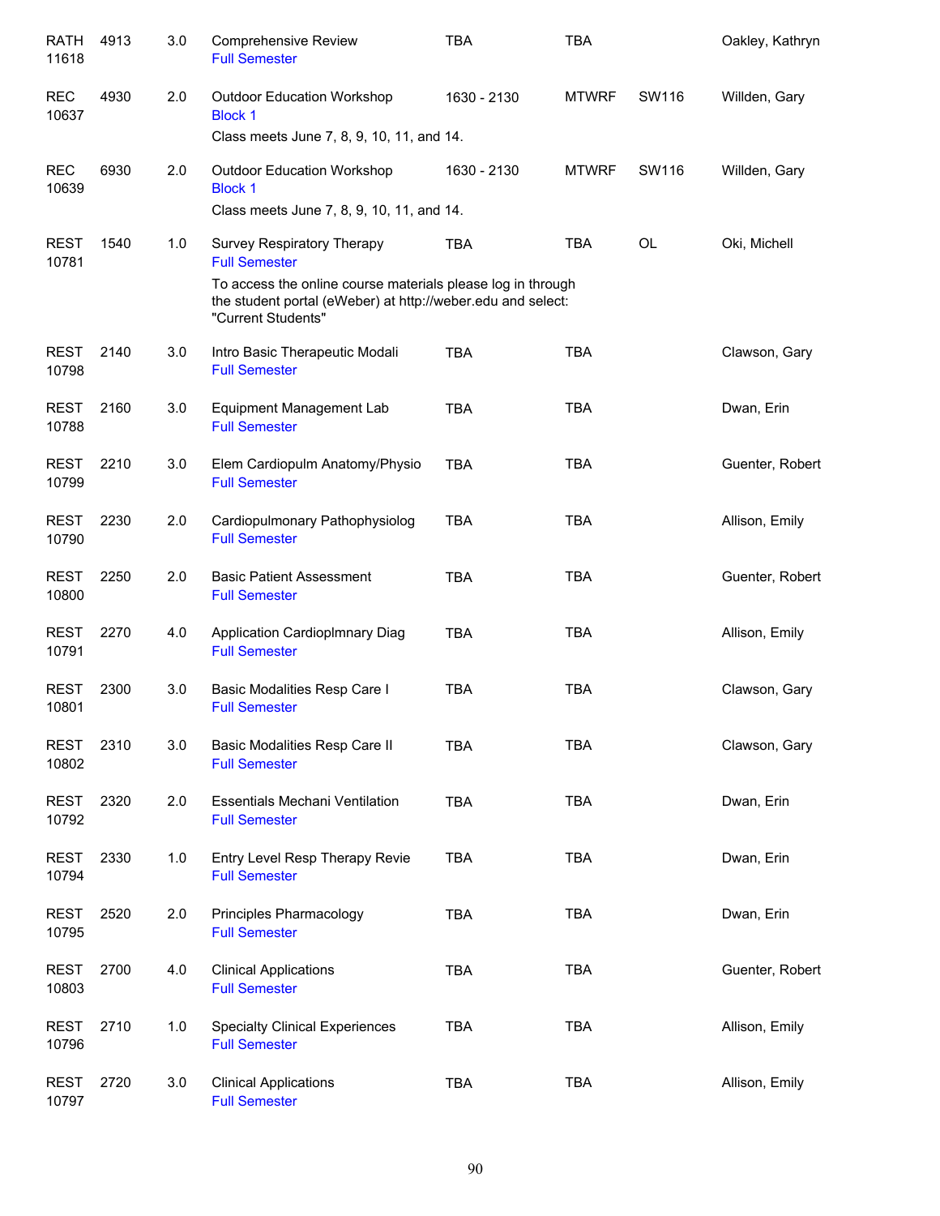| Subject / CRN | Course | Credits | Title / Session | Time | Days | Room | Instructor |
|---|---|---|---|---|---|---|---|
| RATH 11618 | 4913 | 3.0 | Comprehensive Review<br>Full Semester | TBA | TBA | | Oakley, Kathryn |
| REC 10637 | 4930 | 2.0 | Outdoor Education Workshop<br>Block 1<br>Class meets June 7, 8, 9, 10, 11, and 14. | 1630 - 2130 | MTWRF | SW116 | Willden, Gary |
| REC 10639 | 6930 | 2.0 | Outdoor Education Workshop<br>Block 1<br>Class meets June 7, 8, 9, 10, 11, and 14. | 1630 - 2130 | MTWRF | SW116 | Willden, Gary |
| REST 10781 | 1540 | 1.0 | Survey Respiratory Therapy<br>Full Semester<br>To access the online course materials please log in through the student portal (eWeber) at http://weber.edu and select: "Current Students" | TBA | TBA | OL | Oki, Michell |
| REST 10798 | 2140 | 3.0 | Intro Basic Therapeutic Modali<br>Full Semester | TBA | TBA | | Clawson, Gary |
| REST 10788 | 2160 | 3.0 | Equipment Management Lab<br>Full Semester | TBA | TBA | | Dwan, Erin |
| REST 10799 | 2210 | 3.0 | Elem Cardiopulm Anatomy/Physio<br>Full Semester | TBA | TBA | | Guenter, Robert |
| REST 10790 | 2230 | 2.0 | Cardiopulmonary Pathophysiolog<br>Full Semester | TBA | TBA | | Allison, Emily |
| REST 10800 | 2250 | 2.0 | Basic Patient Assessment<br>Full Semester | TBA | TBA | | Guenter, Robert |
| REST 10791 | 2270 | 4.0 | Application Cardioplmnary Diag<br>Full Semester | TBA | TBA | | Allison, Emily |
| REST 10801 | 2300 | 3.0 | Basic Modalities Resp Care I<br>Full Semester | TBA | TBA | | Clawson, Gary |
| REST 10802 | 2310 | 3.0 | Basic Modalities Resp Care II<br>Full Semester | TBA | TBA | | Clawson, Gary |
| REST 10792 | 2320 | 2.0 | Essentials Mechani Ventilation<br>Full Semester | TBA | TBA | | Dwan, Erin |
| REST 10794 | 2330 | 1.0 | Entry Level Resp Therapy Revie<br>Full Semester | TBA | TBA | | Dwan, Erin |
| REST 10795 | 2520 | 2.0 | Principles Pharmacology<br>Full Semester | TBA | TBA | | Dwan, Erin |
| REST 10803 | 2700 | 4.0 | Clinical Applications<br>Full Semester | TBA | TBA | | Guenter, Robert |
| REST 10796 | 2710 | 1.0 | Specialty Clinical Experiences<br>Full Semester | TBA | TBA | | Allison, Emily |
| REST 10797 | 2720 | 3.0 | Clinical Applications<br>Full Semester | TBA | TBA | | Allison, Emily |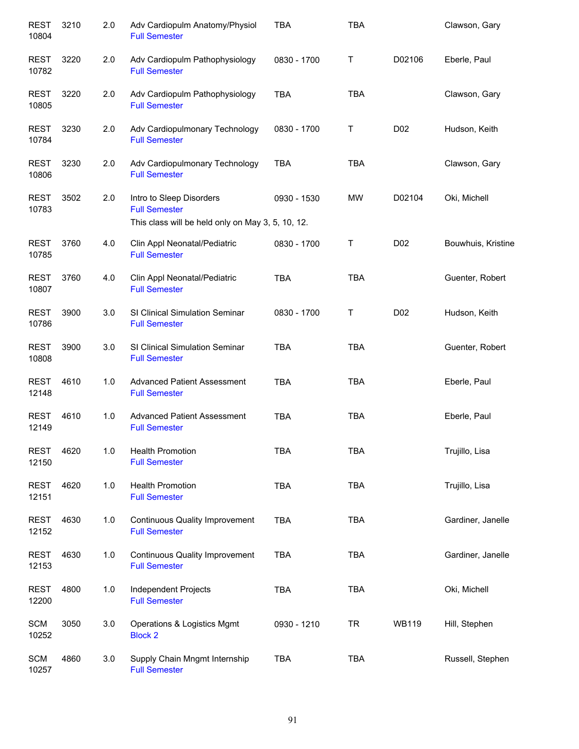| | | | | | | | |
|---|---|---|---|---|---|---|---|
| REST 10804 | 3210 | 2.0 | Adv Cardiopulm Anatomy/Physiol<br>Full Semester | TBA | TBA | | Clawson, Gary |
| REST 10782 | 3220 | 2.0 | Adv Cardiopulm Pathophysiology<br>Full Semester | 0830 - 1700 | T | D02106 | Eberle, Paul |
| REST 10805 | 3220 | 2.0 | Adv Cardiopulm Pathophysiology<br>Full Semester | TBA | TBA | | Clawson, Gary |
| REST 10784 | 3230 | 2.0 | Adv Cardiopulmonary Technology<br>Full Semester | 0830 - 1700 | T | D02 | Hudson, Keith |
| REST 10806 | 3230 | 2.0 | Adv Cardiopulmonary Technology<br>Full Semester | TBA | TBA | | Clawson, Gary |
| REST 10783 | 3502 | 2.0 | Intro to Sleep Disorders<br>Full Semester<br>This class will be held only on May 3, 5, 10, 12. | 0930 - 1530 | MW | D02104 | Oki, Michell |
| REST 10785 | 3760 | 4.0 | Clin Appl Neonatal/Pediatric<br>Full Semester | 0830 - 1700 | T | D02 | Bouwhuis, Kristine |
| REST 10807 | 3760 | 4.0 | Clin Appl Neonatal/Pediatric<br>Full Semester | TBA | TBA | | Guenter, Robert |
| REST 10786 | 3900 | 3.0 | SI Clinical Simulation Seminar<br>Full Semester | 0830 - 1700 | T | D02 | Hudson, Keith |
| REST 10808 | 3900 | 3.0 | SI Clinical Simulation Seminar<br>Full Semester | TBA | TBA | | Guenter, Robert |
| REST 12148 | 4610 | 1.0 | Advanced Patient Assessment<br>Full Semester | TBA | TBA | | Eberle, Paul |
| REST 12149 | 4610 | 1.0 | Advanced Patient Assessment<br>Full Semester | TBA | TBA | | Eberle, Paul |
| REST 12150 | 4620 | 1.0 | Health Promotion<br>Full Semester | TBA | TBA | | Trujillo, Lisa |
| REST 12151 | 4620 | 1.0 | Health Promotion<br>Full Semester | TBA | TBA | | Trujillo, Lisa |
| REST 12152 | 4630 | 1.0 | Continuous Quality Improvement<br>Full Semester | TBA | TBA | | Gardiner, Janelle |
| REST 12153 | 4630 | 1.0 | Continuous Quality Improvement<br>Full Semester | TBA | TBA | | Gardiner, Janelle |
| REST 12200 | 4800 | 1.0 | Independent Projects<br>Full Semester | TBA | TBA | | Oki, Michell |
| SCM 10252 | 3050 | 3.0 | Operations & Logistics Mgmt<br>Block 2 | 0930 - 1210 | TR | WB119 | Hill, Stephen |
| SCM 10257 | 4860 | 3.0 | Supply Chain Mngmt Internship<br>Full Semester | TBA | TBA | | Russell, Stephen |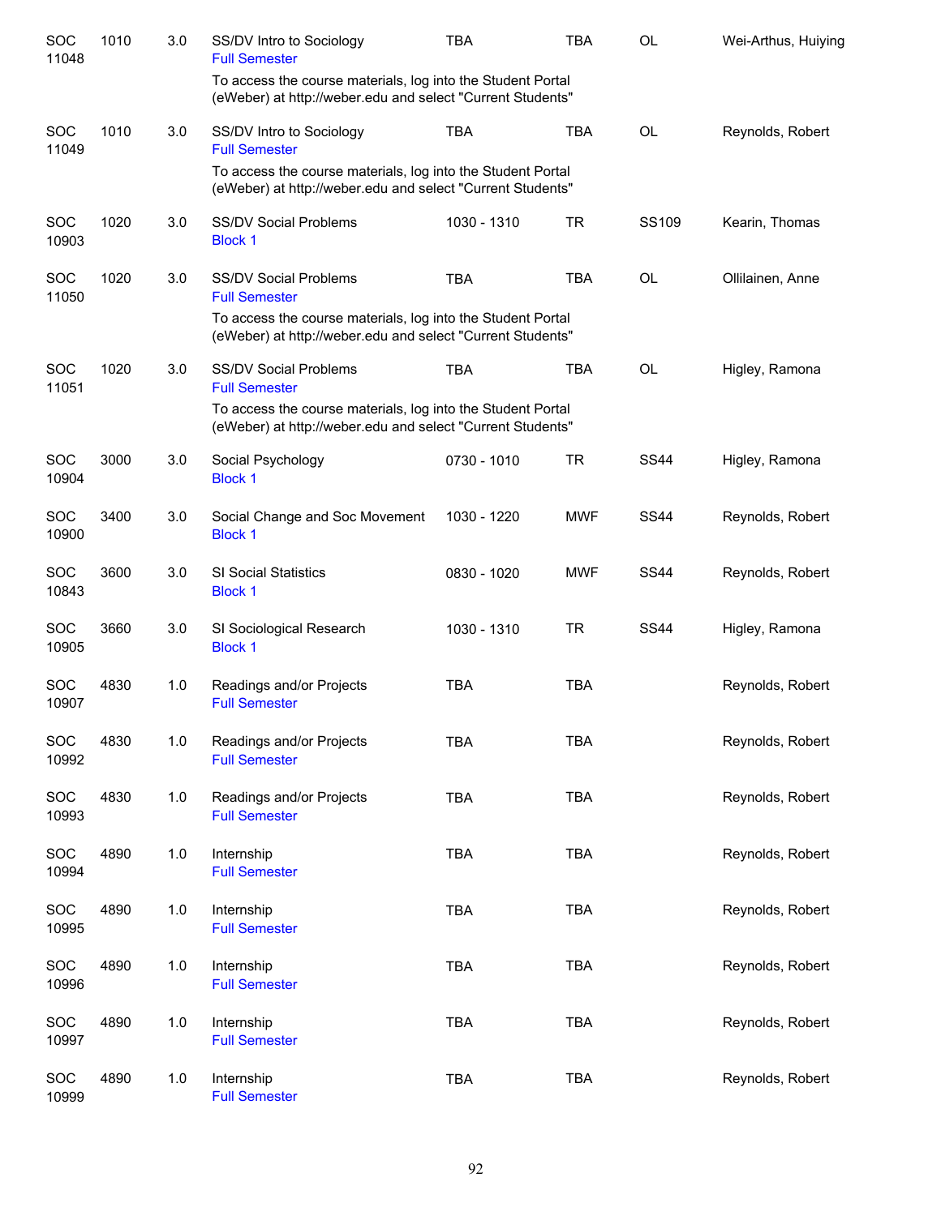| | | | | | | | |
|---|---|---|---|---|---|---|---|
| SOC 11048 | 1010 | 3.0 | SS/DV Intro to Sociology<br>Full Semester<br>To access the course materials, log into the Student Portal (eWeber) at http://weber.edu and select "Current Students" | TBA | TBA | OL | Wei-Arthus, Huiying |
| SOC 11049 | 1010 | 3.0 | SS/DV Intro to Sociology<br>Full Semester<br>To access the course materials, log into the Student Portal (eWeber) at http://weber.edu and select "Current Students" | TBA | TBA | OL | Reynolds, Robert |
| SOC 10903 | 1020 | 3.0 | SS/DV Social Problems<br>Block 1 | 1030 - 1310 | TR | SS109 | Kearin, Thomas |
| SOC 11050 | 1020 | 3.0 | SS/DV Social Problems<br>Full Semester<br>To access the course materials, log into the Student Portal (eWeber) at http://weber.edu and select "Current Students" | TBA | TBA | OL | Ollilainen, Anne |
| SOC 11051 | 1020 | 3.0 | SS/DV Social Problems<br>Full Semester<br>To access the course materials, log into the Student Portal (eWeber) at http://weber.edu and select "Current Students" | TBA | TBA | OL | Higley, Ramona |
| SOC 10904 | 3000 | 3.0 | Social Psychology<br>Block 1 | 0730 - 1010 | TR | SS44 | Higley, Ramona |
| SOC 10900 | 3400 | 3.0 | Social Change and Soc Movement<br>Block 1 | 1030 - 1220 | MWF | SS44 | Reynolds, Robert |
| SOC 10843 | 3600 | 3.0 | SI Social Statistics<br>Block 1 | 0830 - 1020 | MWF | SS44 | Reynolds, Robert |
| SOC 10905 | 3660 | 3.0 | SI Sociological Research<br>Block 1 | 1030 - 1310 | TR | SS44 | Higley, Ramona |
| SOC 10907 | 4830 | 1.0 | Readings and/or Projects<br>Full Semester | TBA | TBA | | Reynolds, Robert |
| SOC 10992 | 4830 | 1.0 | Readings and/or Projects<br>Full Semester | TBA | TBA | | Reynolds, Robert |
| SOC 10993 | 4830 | 1.0 | Readings and/or Projects<br>Full Semester | TBA | TBA | | Reynolds, Robert |
| SOC 10994 | 4890 | 1.0 | Internship<br>Full Semester | TBA | TBA | | Reynolds, Robert |
| SOC 10995 | 4890 | 1.0 | Internship<br>Full Semester | TBA | TBA | | Reynolds, Robert |
| SOC 10996 | 4890 | 1.0 | Internship<br>Full Semester | TBA | TBA | | Reynolds, Robert |
| SOC 10997 | 4890 | 1.0 | Internship<br>Full Semester | TBA | TBA | | Reynolds, Robert |
| SOC 10999 | 4890 | 1.0 | Internship<br>Full Semester | TBA | TBA | | Reynolds, Robert |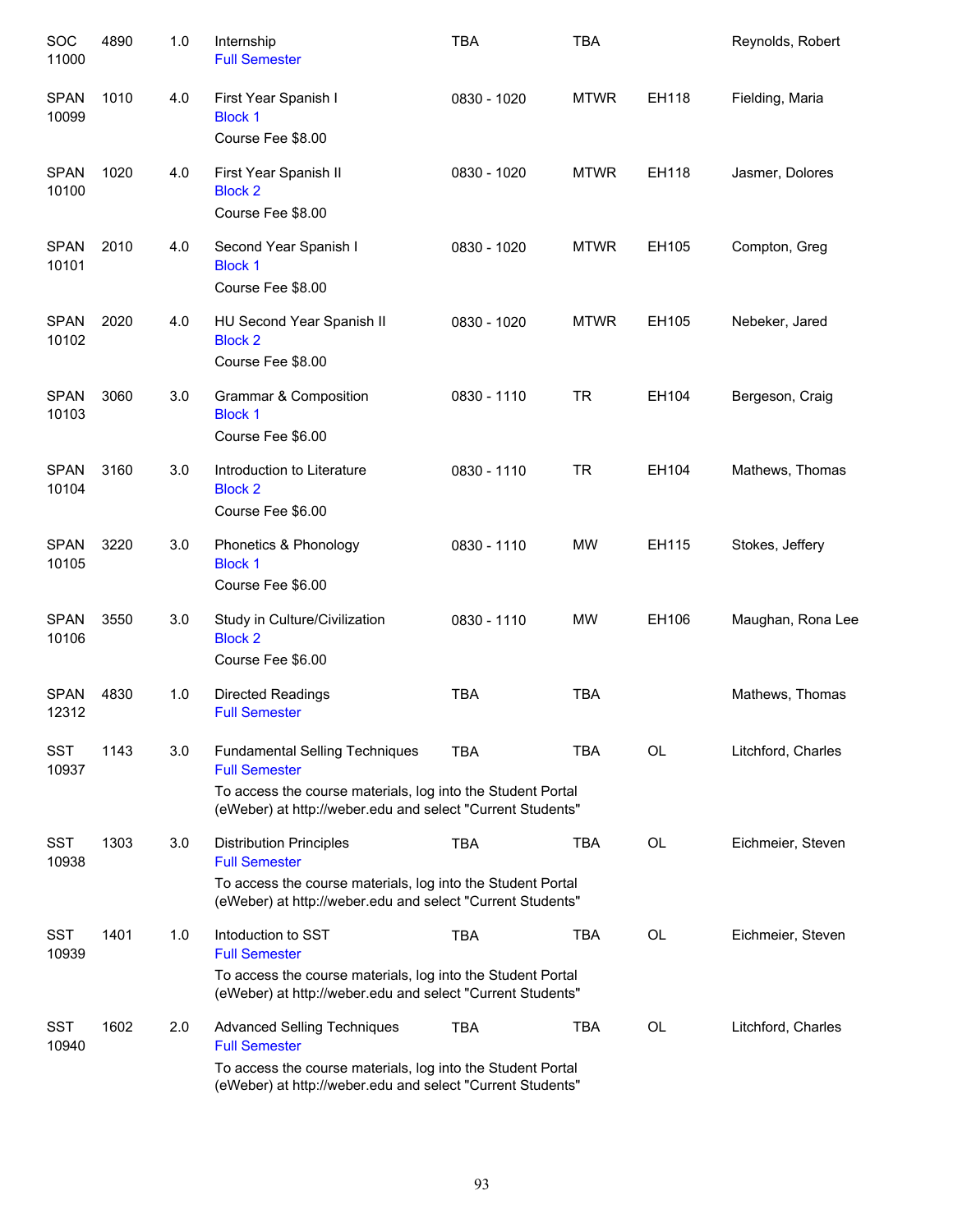| | | | | | | | |
|---|---|---|---|---|---|---|---|
| SOC 11000 | 4890 | 1.0 | Internship<br>Full Semester | TBA | TBA | | Reynolds, Robert |
| SPAN 10099 | 1010 | 4.0 | First Year Spanish I<br>Block 1<br>Course Fee $8.00 | 0830 - 1020 | MTWR | EH118 | Fielding, Maria |
| SPAN 10100 | 1020 | 4.0 | First Year Spanish II<br>Block 2<br>Course Fee $8.00 | 0830 - 1020 | MTWR | EH118 | Jasmer, Dolores |
| SPAN 10101 | 2010 | 4.0 | Second Year Spanish I<br>Block 1<br>Course Fee $8.00 | 0830 - 1020 | MTWR | EH105 | Compton, Greg |
| SPAN 10102 | 2020 | 4.0 | HU Second Year Spanish II<br>Block 2<br>Course Fee $8.00 | 0830 - 1020 | MTWR | EH105 | Nebeker, Jared |
| SPAN 10103 | 3060 | 3.0 | Grammar & Composition<br>Block 1<br>Course Fee $6.00 | 0830 - 1110 | TR | EH104 | Bergeson, Craig |
| SPAN 10104 | 3160 | 3.0 | Introduction to Literature<br>Block 2<br>Course Fee $6.00 | 0830 - 1110 | TR | EH104 | Mathews, Thomas |
| SPAN 10105 | 3220 | 3.0 | Phonetics & Phonology<br>Block 1<br>Course Fee $6.00 | 0830 - 1110 | MW | EH115 | Stokes, Jeffery |
| SPAN 10106 | 3550 | 3.0 | Study in Culture/Civilization<br>Block 2<br>Course Fee $6.00 | 0830 - 1110 | MW | EH106 | Maughan, Rona Lee |
| SPAN 12312 | 4830 | 1.0 | Directed Readings<br>Full Semester | TBA | TBA | | Mathews, Thomas |
| SST 10937 | 1143 | 3.0 | Fundamental Selling Techniques<br>Full Semester<br>To access the course materials, log into the Student Portal (eWeber) at http://weber.edu and select "Current Students" | TBA | TBA | OL | Litchford, Charles |
| SST 10938 | 1303 | 3.0 | Distribution Principles<br>Full Semester<br>To access the course materials, log into the Student Portal (eWeber) at http://weber.edu and select "Current Students" | TBA | TBA | OL | Eichmeier, Steven |
| SST 10939 | 1401 | 1.0 | Intoduction to SST<br>Full Semester<br>To access the course materials, log into the Student Portal (eWeber) at http://weber.edu and select "Current Students" | TBA | TBA | OL | Eichmeier, Steven |
| SST 10940 | 1602 | 2.0 | Advanced Selling Techniques<br>Full Semester<br>To access the course materials, log into the Student Portal (eWeber) at http://weber.edu and select "Current Students" | TBA | TBA | OL | Litchford, Charles |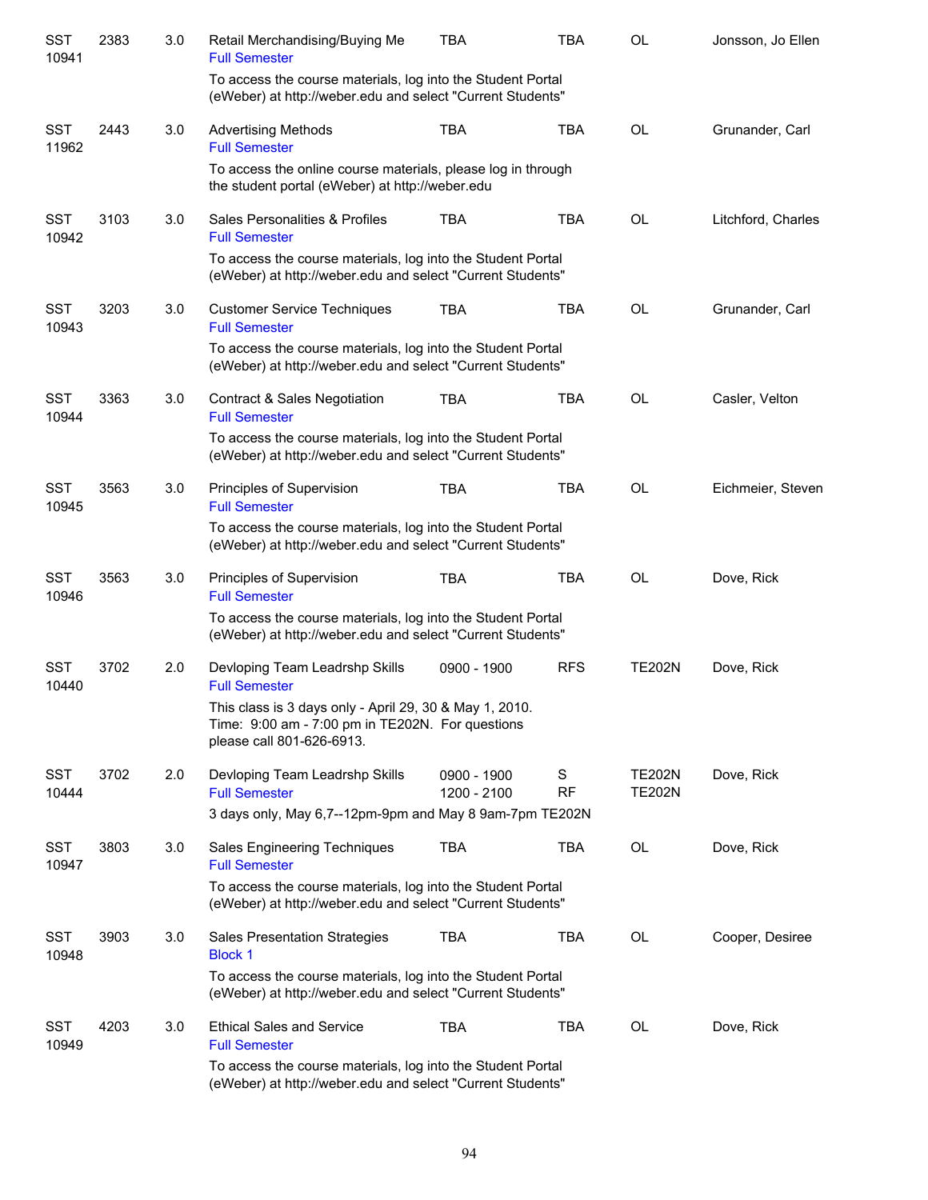| Subject / CRN | Course | Credits | Title | Time | Days | Room | Instructor |
|---|---|---|---|---|---|---|---|
| SST 10941 | 2383 | 3.0 | Retail Merchandising/Buying Me<br>Full Semester | TBA | TBA | OL | Jonsson, Jo Ellen |
| | | | To access the course materials, log into the Student Portal (eWeber) at http://weber.edu and select "Current Students" | | | | |
| SST 11962 | 2443 | 3.0 | Advertising Methods<br>Full Semester | TBA | TBA | OL | Grunander, Carl |
| | | | To access the online course materials, please log in through the student portal (eWeber) at http://weber.edu | | | | |
| SST 10942 | 3103 | 3.0 | Sales Personalities & Profiles<br>Full Semester | TBA | TBA | OL | Litchford, Charles |
| | | | To access the course materials, log into the Student Portal (eWeber) at http://weber.edu and select "Current Students" | | | | |
| SST 10943 | 3203 | 3.0 | Customer Service Techniques<br>Full Semester | TBA | TBA | OL | Grunander, Carl |
| | | | To access the course materials, log into the Student Portal (eWeber) at http://weber.edu and select "Current Students" | | | | |
| SST 10944 | 3363 | 3.0 | Contract & Sales Negotiation<br>Full Semester | TBA | TBA | OL | Casler, Velton |
| | | | To access the course materials, log into the Student Portal (eWeber) at http://weber.edu and select "Current Students" | | | | |
| SST 10945 | 3563 | 3.0 | Principles of Supervision<br>Full Semester | TBA | TBA | OL | Eichmeier, Steven |
| | | | To access the course materials, log into the Student Portal (eWeber) at http://weber.edu and select "Current Students" | | | | |
| SST 10946 | 3563 | 3.0 | Principles of Supervision<br>Full Semester | TBA | TBA | OL | Dove, Rick |
| | | | To access the course materials, log into the Student Portal (eWeber) at http://weber.edu and select "Current Students" | | | | |
| SST 10440 | 3702 | 2.0 | Devloping Team Leadrshp Skills<br>Full Semester | 0900 - 1900 | RFS | TE202N | Dove, Rick |
| | | | This class is 3 days only - April 29, 30 & May 1, 2010. Time: 9:00 am - 7:00 pm in TE202N. For questions please call 801-626-6913. | | | | |
| SST 10444 | 3702 | 2.0 | Devloping Team Leadrshp Skills<br>Full Semester | 0900 - 1900<br>1200 - 2100 | S<br>RF | TE202N<br>TE202N | Dove, Rick |
| | | | 3 days only, May 6,7--12pm-9pm and May 8 9am-7pm TE202N | | | | |
| SST 10947 | 3803 | 3.0 | Sales Engineering Techniques<br>Full Semester | TBA | TBA | OL | Dove, Rick |
| | | | To access the course materials, log into the Student Portal (eWeber) at http://weber.edu and select "Current Students" | | | | |
| SST 10948 | 3903 | 3.0 | Sales Presentation Strategies<br>Block 1 | TBA | TBA | OL | Cooper, Desiree |
| | | | To access the course materials, log into the Student Portal (eWeber) at http://weber.edu and select "Current Students" | | | | |
| SST 10949 | 4203 | 3.0 | Ethical Sales and Service<br>Full Semester | TBA | TBA | OL | Dove, Rick |
| | | | To access the course materials, log into the Student Portal (eWeber) at http://weber.edu and select "Current Students" | | | | |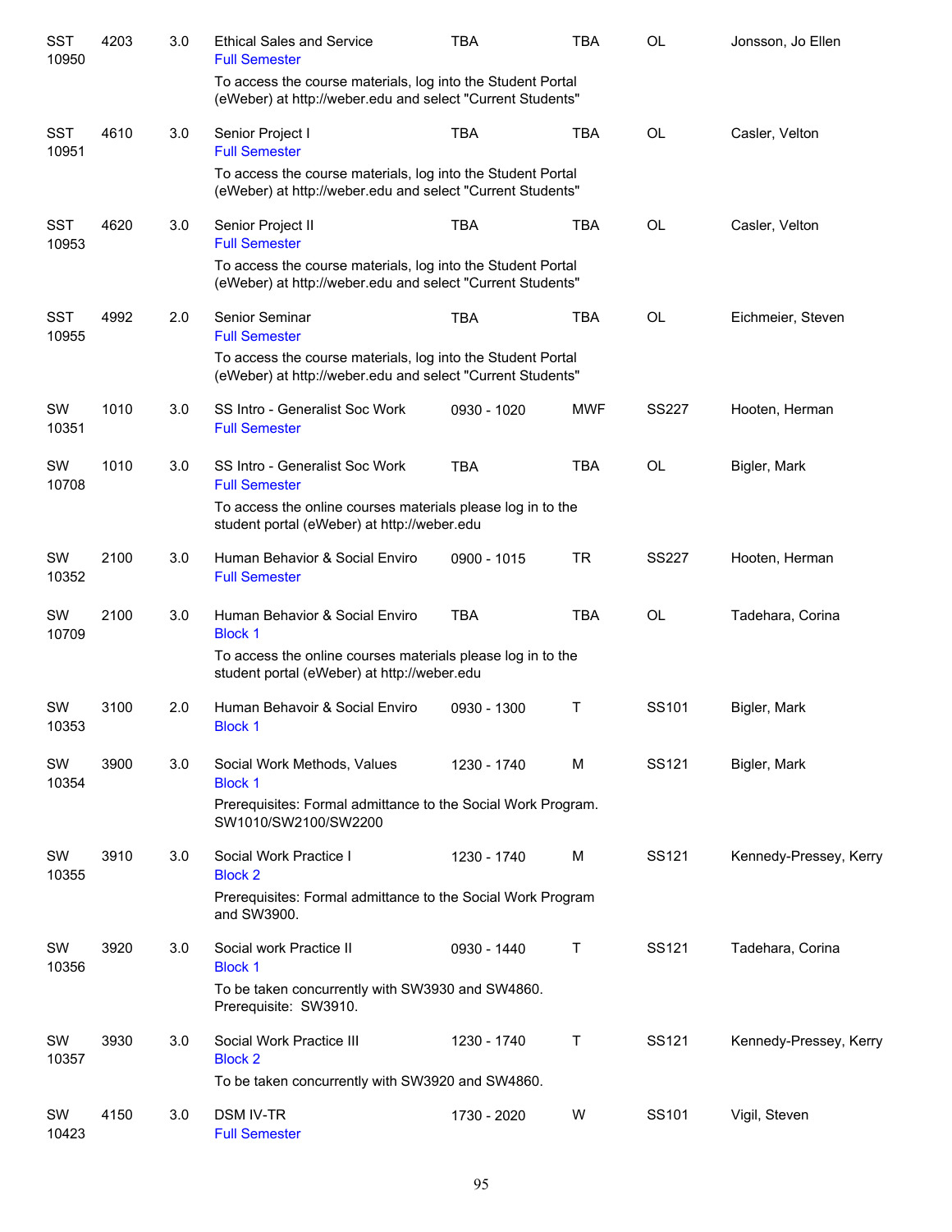| Subject / CRN | Course | Credits | Title | Time | Days | Room | Instructor |
|---|---|---|---|---|---|---|---|
| SST 10950 | 4203 | 3.0 | Ethical Sales and Service<br>Full Semester<br>To access the course materials, log into the Student Portal (eWeber) at http://weber.edu and select "Current Students" | TBA | TBA | OL | Jonsson, Jo Ellen |
| SST 10951 | 4610 | 3.0 | Senior Project I<br>Full Semester<br>To access the course materials, log into the Student Portal (eWeber) at http://weber.edu and select "Current Students" | TBA | TBA | OL | Casler, Velton |
| SST 10953 | 4620 | 3.0 | Senior Project II<br>Full Semester<br>To access the course materials, log into the Student Portal (eWeber) at http://weber.edu and select "Current Students" | TBA | TBA | OL | Casler, Velton |
| SST 10955 | 4992 | 2.0 | Senior Seminar<br>Full Semester<br>To access the course materials, log into the Student Portal (eWeber) at http://weber.edu and select "Current Students" | TBA | TBA | OL | Eichmeier, Steven |
| SW 10351 | 1010 | 3.0 | SS Intro - Generalist Soc Work<br>Full Semester | 0930 - 1020 | MWF | SS227 | Hooten, Herman |
| SW 10708 | 1010 | 3.0 | SS Intro - Generalist Soc Work<br>Full Semester<br>To access the online courses materials please log in to the student portal (eWeber) at http://weber.edu | TBA | TBA | OL | Bigler, Mark |
| SW 10352 | 2100 | 3.0 | Human Behavior & Social Enviro<br>Full Semester | 0900 - 1015 | TR | SS227 | Hooten, Herman |
| SW 10709 | 2100 | 3.0 | Human Behavior & Social Enviro<br>Block 1<br>To access the online courses materials please log in to the student portal (eWeber) at http://weber.edu | TBA | TBA | OL | Tadehara, Corina |
| SW 10353 | 3100 | 2.0 | Human Behavoir & Social Enviro<br>Block 1 | 0930 - 1300 | T | SS101 | Bigler, Mark |
| SW 10354 | 3900 | 3.0 | Social Work Methods, Values<br>Block 1<br>Prerequisites: Formal admittance to the Social Work Program. SW1010/SW2100/SW2200 | 1230 - 1740 | M | SS121 | Bigler, Mark |
| SW 10355 | 3910 | 3.0 | Social Work Practice I<br>Block 2<br>Prerequisites: Formal admittance to the Social Work Program and SW3900. | 1230 - 1740 | M | SS121 | Kennedy-Pressey, Kerry |
| SW 10356 | 3920 | 3.0 | Social work Practice II<br>Block 1<br>To be taken concurrently with SW3930 and SW4860. Prerequisite: SW3910. | 0930 - 1440 | T | SS121 | Tadehara, Corina |
| SW 10357 | 3930 | 3.0 | Social Work Practice III<br>Block 2<br>To be taken concurrently with SW3920 and SW4860. | 1230 - 1740 | T | SS121 | Kennedy-Pressey, Kerry |
| SW 10423 | 4150 | 3.0 | DSM IV-TR<br>Full Semester | 1730 - 2020 | W | SS101 | Vigil, Steven |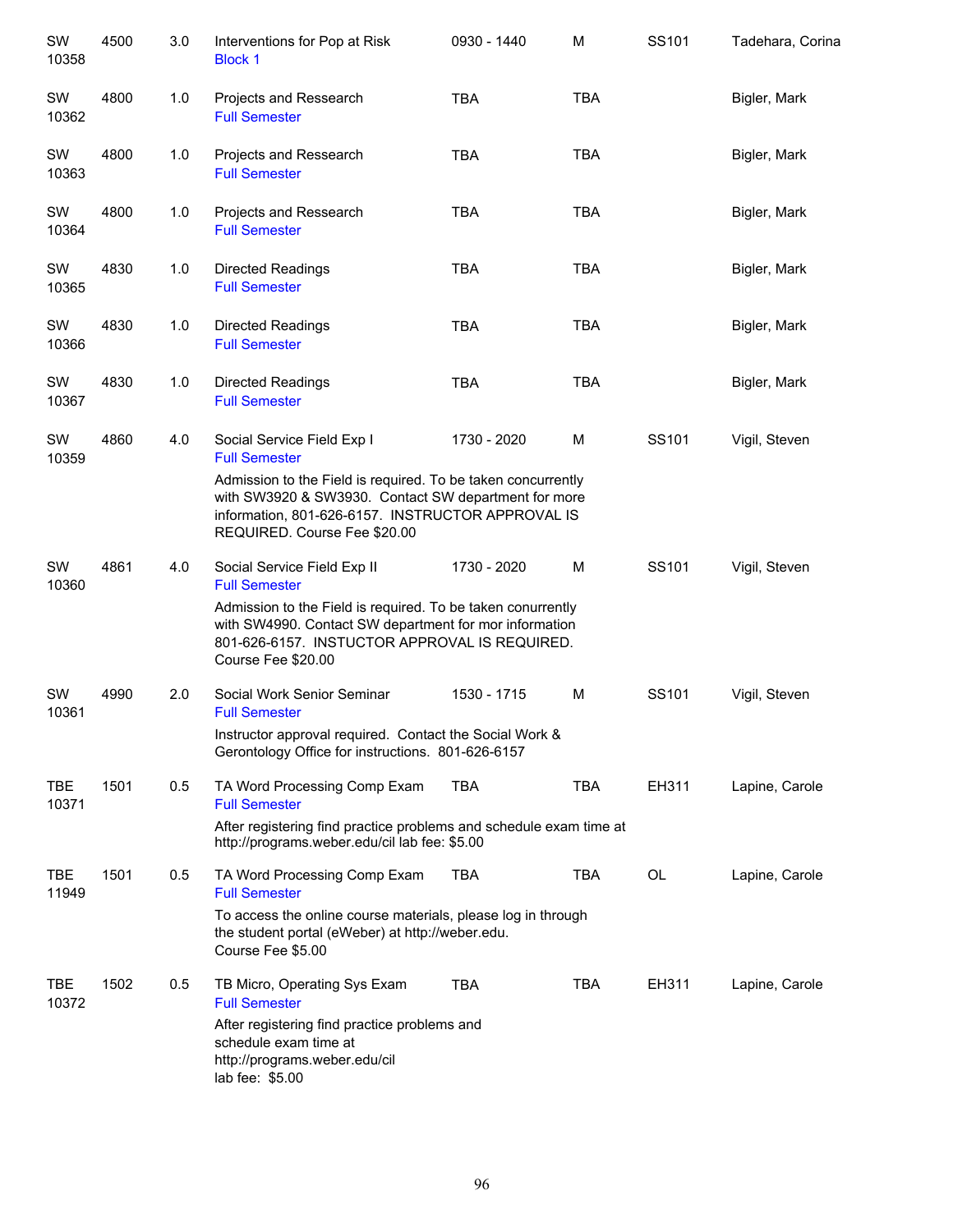| | | | | | | | |
|---|---|---|---|---|---|---|---|
| SW 10358 | 4500 | 3.0 | Interventions for Pop at Risk<br>Block 1 | 0930 - 1440 | M | SS101 | Tadehara, Corina |
| SW 10362 | 4800 | 1.0 | Projects and Ressearch<br>Full Semester | TBA | TBA | | Bigler, Mark |
| SW 10363 | 4800 | 1.0 | Projects and Ressearch<br>Full Semester | TBA | TBA | | Bigler, Mark |
| SW 10364 | 4800 | 1.0 | Projects and Ressearch<br>Full Semester | TBA | TBA | | Bigler, Mark |
| SW 10365 | 4830 | 1.0 | Directed Readings<br>Full Semester | TBA | TBA | | Bigler, Mark |
| SW 10366 | 4830 | 1.0 | Directed Readings<br>Full Semester | TBA | TBA | | Bigler, Mark |
| SW 10367 | 4830 | 1.0 | Directed Readings<br>Full Semester | TBA | TBA | | Bigler, Mark |
| SW 10359 | 4860 | 4.0 | Social Service Field Exp I<br>Full Semester<br>Admission to the Field is required. To be taken concurrently with SW3920 & SW3930. Contact SW department for more information, 801-626-6157. INSTRUCTOR APPROVAL IS REQUIRED. Course Fee $20.00 | 1730 - 2020 | M | SS101 | Vigil, Steven |
| SW 10360 | 4861 | 4.0 | Social Service Field Exp II<br>Full Semester<br>Admission to the Field is required. To be taken conurrently with SW4990. Contact SW department for mor information 801-626-6157. INSTUCTOR APPROVAL IS REQUIRED. Course Fee $20.00 | 1730 - 2020 | M | SS101 | Vigil, Steven |
| SW 10361 | 4990 | 2.0 | Social Work Senior Seminar<br>Full Semester<br>Instructor approval required. Contact the Social Work & Gerontology Office for instructions. 801-626-6157 | 1530 - 1715 | M | SS101 | Vigil, Steven |
| TBE 10371 | 1501 | 0.5 | TA Word Processing Comp Exam<br>Full Semester<br>After registering find practice problems and schedule exam time at http://programs.weber.edu/cil lab fee: $5.00 | TBA | TBA | EH311 | Lapine, Carole |
| TBE 11949 | 1501 | 0.5 | TA Word Processing Comp Exam<br>Full Semester<br>To access the online course materials, please log in through the student portal (eWeber) at http://weber.edu. Course Fee $5.00 | TBA | TBA | OL | Lapine, Carole |
| TBE 10372 | 1502 | 0.5 | TB Micro, Operating Sys Exam<br>Full Semester<br>After registering find practice problems and schedule exam time at http://programs.weber.edu/cil lab fee: $5.00 | TBA | TBA | EH311 | Lapine, Carole |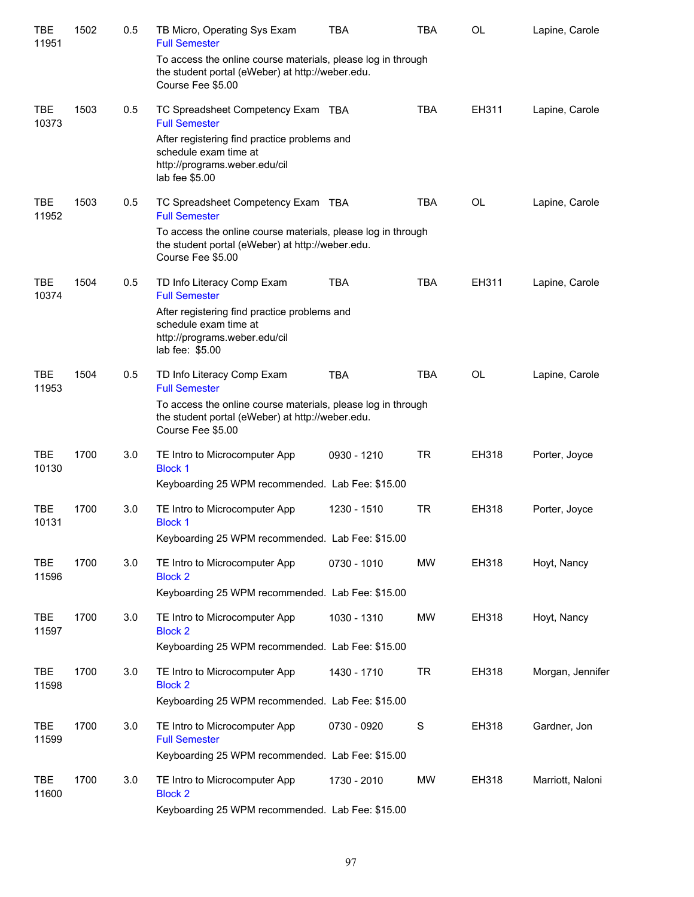| | | | | | | | |
|---|---|---|---|---|---|---|---|
| TBE 11951 | 1502 | 0.5 | TB Micro, Operating Sys Exam<br>Full Semester<br>To access the online course materials, please log in through the student portal (eWeber) at http://weber.edu.<br>Course Fee $5.00 | TBA | TBA | OL | Lapine, Carole |
| TBE 10373 | 1503 | 0.5 | TC Spreadsheet Competency Exam<br>Full Semester<br>After registering find practice problems and schedule exam time at http://programs.weber.edu/cil<br>lab fee $5.00 | TBA | TBA | EH311 | Lapine, Carole |
| TBE 11952 | 1503 | 0.5 | TC Spreadsheet Competency Exam<br>Full Semester<br>To access the online course materials, please log in through the student portal (eWeber) at http://weber.edu.<br>Course Fee $5.00 | TBA | TBA | OL | Lapine, Carole |
| TBE 10374 | 1504 | 0.5 | TD Info Literacy Comp Exam<br>Full Semester<br>After registering find practice problems and schedule exam time at http://programs.weber.edu/cil<br>lab fee: $5.00 | TBA | TBA | EH311 | Lapine, Carole |
| TBE 11953 | 1504 | 0.5 | TD Info Literacy Comp Exam<br>Full Semester<br>To access the online course materials, please log in through the student portal (eWeber) at http://weber.edu.<br>Course Fee $5.00 | TBA | TBA | OL | Lapine, Carole |
| TBE 10130 | 1700 | 3.0 | TE Intro to Microcomputer App<br>Block 1<br>Keyboarding 25 WPM recommended. Lab Fee: $15.00 | 0930 - 1210 | TR | EH318 | Porter, Joyce |
| TBE 10131 | 1700 | 3.0 | TE Intro to Microcomputer App<br>Block 1<br>Keyboarding 25 WPM recommended. Lab Fee: $15.00 | 1230 - 1510 | TR | EH318 | Porter, Joyce |
| TBE 11596 | 1700 | 3.0 | TE Intro to Microcomputer App<br>Block 2<br>Keyboarding 25 WPM recommended. Lab Fee: $15.00 | 0730 - 1010 | MW | EH318 | Hoyt, Nancy |
| TBE 11597 | 1700 | 3.0 | TE Intro to Microcomputer App<br>Block 2<br>Keyboarding 25 WPM recommended. Lab Fee: $15.00 | 1030 - 1310 | MW | EH318 | Hoyt, Nancy |
| TBE 11598 | 1700 | 3.0 | TE Intro to Microcomputer App<br>Block 2<br>Keyboarding 25 WPM recommended. Lab Fee: $15.00 | 1430 - 1710 | TR | EH318 | Morgan, Jennifer |
| TBE 11599 | 1700 | 3.0 | TE Intro to Microcomputer App<br>Full Semester<br>Keyboarding 25 WPM recommended. Lab Fee: $15.00 | 0730 - 0920 | S | EH318 | Gardner, Jon |
| TBE 11600 | 1700 | 3.0 | TE Intro to Microcomputer App<br>Block 2<br>Keyboarding 25 WPM recommended. Lab Fee: $15.00 | 1730 - 2010 | MW | EH318 | Marriott, Naloni |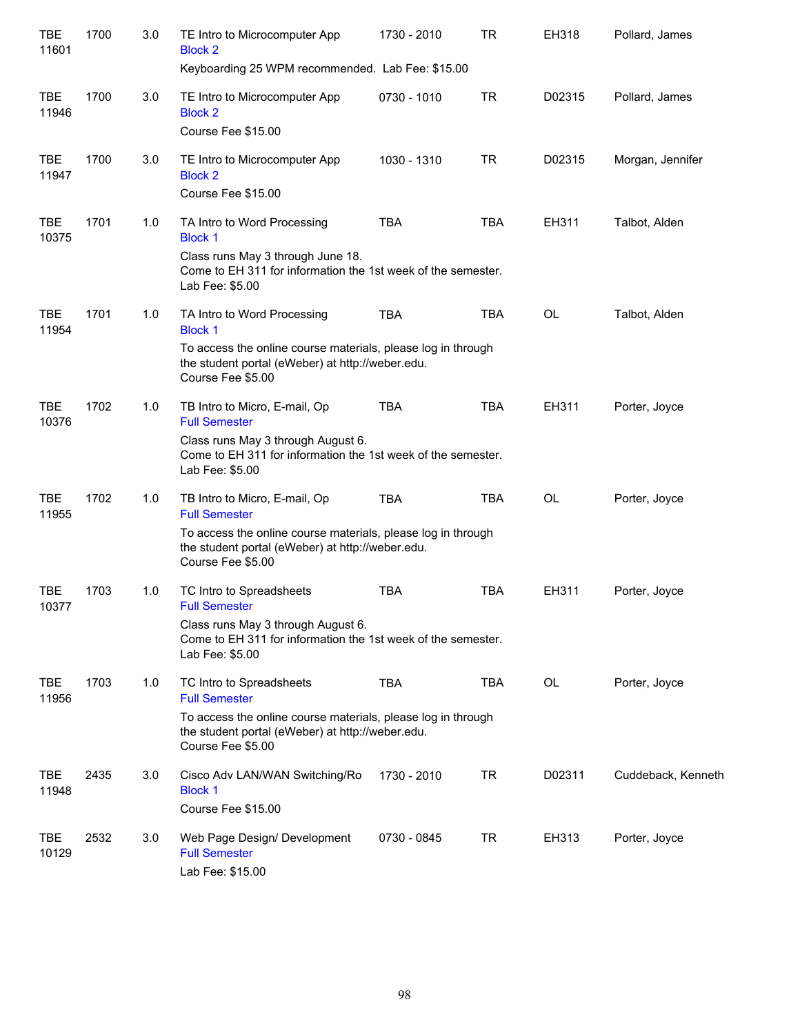| | | | | | | | |
|---|---|---|---|---|---|---|---|
| TBE 11601 | 1700 | 3.0 | TE Intro to Microcomputer App<br>Block 2<br>Keyboarding 25 WPM recommended.  Lab Fee: $15.00 | 1730 - 2010 | TR | EH318 | Pollard, James |
| TBE 11946 | 1700 | 3.0 | TE Intro to Microcomputer App<br>Block 2<br>Course Fee $15.00 | 0730 - 1010 | TR | D02315 | Pollard, James |
| TBE 11947 | 1700 | 3.0 | TE Intro to Microcomputer App<br>Block 2<br>Course Fee $15.00 | 1030 - 1310 | TR | D02315 | Morgan, Jennifer |
| TBE 10375 | 1701 | 1.0 | TA Intro to Word Processing<br>Block 1<br>Class runs May 3 through June 18.<br>Come to EH 311 for information the 1st week of the semester.<br>Lab Fee: $5.00 | TBA | TBA | EH311 | Talbot, Alden |
| TBE 11954 | 1701 | 1.0 | TA Intro to Word Processing<br>Block 1<br>To access the online course materials, please log in through the student portal (eWeber) at http://weber.edu.<br>Course Fee $5.00 | TBA | TBA | OL | Talbot, Alden |
| TBE 10376 | 1702 | 1.0 | TB Intro to Micro, E-mail, Op<br>Full Semester<br>Class runs May 3 through August 6.<br>Come to EH 311 for information the 1st week of the semester.<br>Lab Fee: $5.00 | TBA | TBA | EH311 | Porter, Joyce |
| TBE 11955 | 1702 | 1.0 | TB Intro to Micro, E-mail, Op<br>Full Semester<br>To access the online course materials, please log in through the student portal (eWeber) at http://weber.edu.<br>Course Fee $5.00 | TBA | TBA | OL | Porter, Joyce |
| TBE 10377 | 1703 | 1.0 | TC Intro to Spreadsheets<br>Full Semester<br>Class runs May 3 through August 6.<br>Come to EH 311 for information the 1st week of the semester.<br>Lab Fee: $5.00 | TBA | TBA | EH311 | Porter, Joyce |
| TBE 11956 | 1703 | 1.0 | TC Intro to Spreadsheets<br>Full Semester<br>To access the online course materials, please log in through the student portal (eWeber) at http://weber.edu.<br>Course Fee $5.00 | TBA | TBA | OL | Porter, Joyce |
| TBE 11948 | 2435 | 3.0 | Cisco Adv LAN/WAN Switching/Ro<br>Block 1<br>Course Fee $15.00 | 1730 - 2010 | TR | D02311 | Cuddeback, Kenneth |
| TBE 10129 | 2532 | 3.0 | Web Page Design/ Development<br>Full Semester<br>Lab Fee: $15.00 | 0730 - 0845 | TR | EH313 | Porter, Joyce |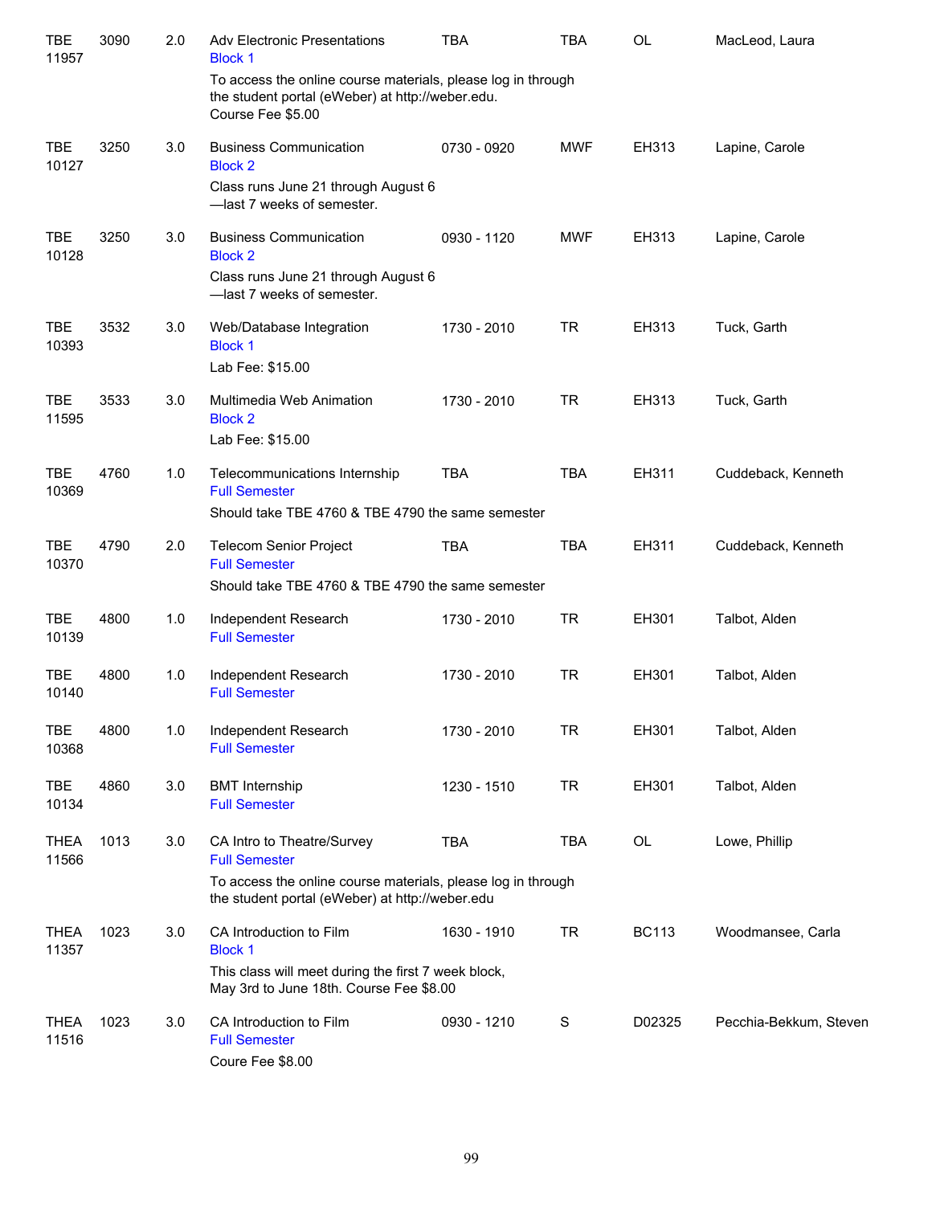| | | | | | | | |
|---|---|---|---|---|---|---|---|
| TBE 11957 | 3090 | 2.0 | Adv Electronic Presentations<br>Block 1<br>To access the online course materials, please log in through the student portal (eWeber) at http://weber.edu. Course Fee $5.00 | TBA | TBA | OL | MacLeod, Laura |
| TBE 10127 | 3250 | 3.0 | Business Communication<br>Block 2<br>Class runs June 21 through August 6 —last 7 weeks of semester. | 0730 - 0920 | MWF | EH313 | Lapine, Carole |
| TBE 10128 | 3250 | 3.0 | Business Communication<br>Block 2<br>Class runs June 21 through August 6 —last 7 weeks of semester. | 0930 - 1120 | MWF | EH313 | Lapine, Carole |
| TBE 10393 | 3532 | 3.0 | Web/Database Integration<br>Block 1<br>Lab Fee: $15.00 | 1730 - 2010 | TR | EH313 | Tuck, Garth |
| TBE 11595 | 3533 | 3.0 | Multimedia Web Animation<br>Block 2<br>Lab Fee: $15.00 | 1730 - 2010 | TR | EH313 | Tuck, Garth |
| TBE 10369 | 4760 | 1.0 | Telecommunications Internship<br>Full Semester<br>Should take TBE 4760 & TBE 4790 the same semester | TBA | TBA | EH311 | Cuddeback, Kenneth |
| TBE 10370 | 4790 | 2.0 | Telecom Senior Project<br>Full Semester<br>Should take TBE 4760 & TBE 4790 the same semester | TBA | TBA | EH311 | Cuddeback, Kenneth |
| TBE 10139 | 4800 | 1.0 | Independent Research<br>Full Semester | 1730 - 2010 | TR | EH301 | Talbot, Alden |
| TBE 10140 | 4800 | 1.0 | Independent Research<br>Full Semester | 1730 - 2010 | TR | EH301 | Talbot, Alden |
| TBE 10368 | 4800 | 1.0 | Independent Research<br>Full Semester | 1730 - 2010 | TR | EH301 | Talbot, Alden |
| TBE 10134 | 4860 | 3.0 | BMT Internship<br>Full Semester | 1230 - 1510 | TR | EH301 | Talbot, Alden |
| THEA 11566 | 1013 | 3.0 | CA Intro to Theatre/Survey<br>Full Semester<br>To access the online course materials, please log in through the student portal (eWeber) at http://weber.edu | TBA | TBA | OL | Lowe, Phillip |
| THEA 11357 | 1023 | 3.0 | CA Introduction to Film<br>Block 1<br>This class will meet during the first 7 week block, May 3rd to June 18th. Course Fee $8.00 | 1630 - 1910 | TR | BC113 | Woodmansee, Carla |
| THEA 11516 | 1023 | 3.0 | CA Introduction to Film<br>Full Semester<br>Coure Fee $8.00 | 0930 - 1210 | S | D02325 | Pecchia-Bekkum, Steven |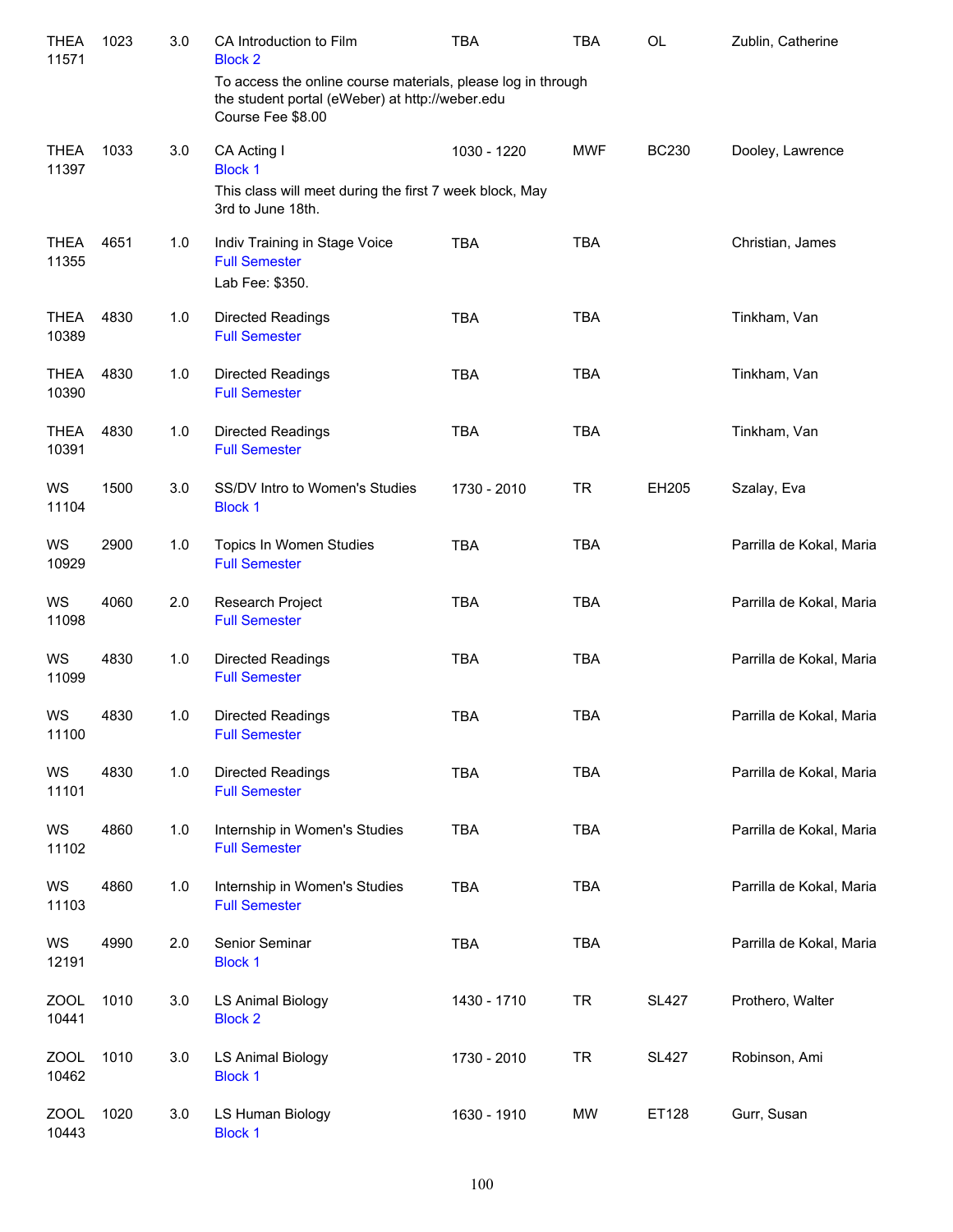| | | | | | | | |
|---|---|---|---|---|---|---|---|
| THEA 11571 | 1023 | 3.0 | CA Introduction to Film<br>Block 2<br>To access the online course materials, please log in through the student portal (eWeber) at http://weber.edu<br>Course Fee $8.00 | TBA | TBA | OL | Zublin, Catherine |
| THEA 11397 | 1033 | 3.0 | CA Acting I<br>Block 1<br>This class will meet during the first 7 week block, May 3rd to June 18th. | 1030 - 1220 | MWF | BC230 | Dooley, Lawrence |
| THEA 11355 | 4651 | 1.0 | Indiv Training in Stage Voice<br>Full Semester<br>Lab Fee: $350. | TBA | TBA | | Christian, James |
| THEA 10389 | 4830 | 1.0 | Directed Readings<br>Full Semester | TBA | TBA | | Tinkham, Van |
| THEA 10390 | 4830 | 1.0 | Directed Readings<br>Full Semester | TBA | TBA | | Tinkham, Van |
| THEA 10391 | 4830 | 1.0 | Directed Readings<br>Full Semester | TBA | TBA | | Tinkham, Van |
| WS 11104 | 1500 | 3.0 | SS/DV Intro to Women's Studies<br>Block 1 | 1730 - 2010 | TR | EH205 | Szalay, Eva |
| WS 10929 | 2900 | 1.0 | Topics In Women Studies<br>Full Semester | TBA | TBA | | Parrilla de Kokal, Maria |
| WS 11098 | 4060 | 2.0 | Research Project<br>Full Semester | TBA | TBA | | Parrilla de Kokal, Maria |
| WS 11099 | 4830 | 1.0 | Directed Readings<br>Full Semester | TBA | TBA | | Parrilla de Kokal, Maria |
| WS 11100 | 4830 | 1.0 | Directed Readings<br>Full Semester | TBA | TBA | | Parrilla de Kokal, Maria |
| WS 11101 | 4830 | 1.0 | Directed Readings<br>Full Semester | TBA | TBA | | Parrilla de Kokal, Maria |
| WS 11102 | 4860 | 1.0 | Internship in Women's Studies<br>Full Semester | TBA | TBA | | Parrilla de Kokal, Maria |
| WS 11103 | 4860 | 1.0 | Internship in Women's Studies<br>Full Semester | TBA | TBA | | Parrilla de Kokal, Maria |
| WS 12191 | 4990 | 2.0 | Senior Seminar<br>Block 1 | TBA | TBA | | Parrilla de Kokal, Maria |
| ZOOL 10441 | 1010 | 3.0 | LS Animal Biology<br>Block 2 | 1430 - 1710 | TR | SL427 | Prothero, Walter |
| ZOOL 10462 | 1010 | 3.0 | LS Animal Biology<br>Block 1 | 1730 - 2010 | TR | SL427 | Robinson, Ami |
| ZOOL 10443 | 1020 | 3.0 | LS Human Biology<br>Block 1 | 1630 - 1910 | MW | ET128 | Gurr, Susan |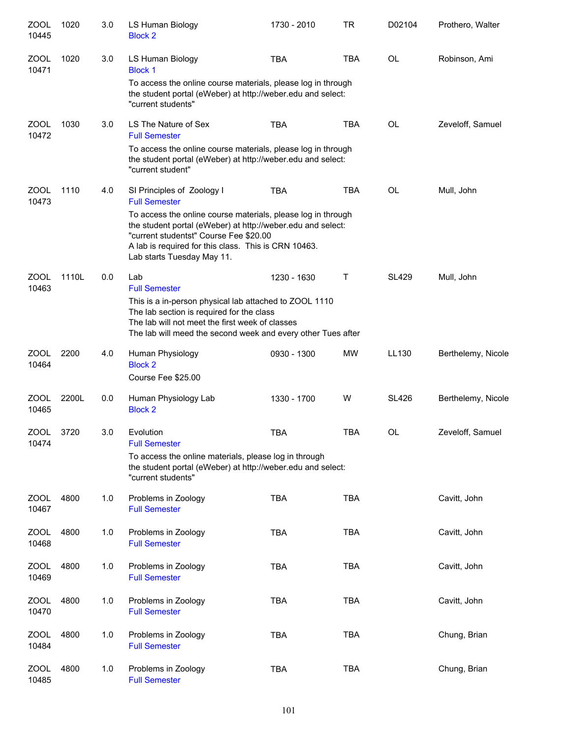| Subject / CRN | Course | Credits | Title | Time | Days | Room | Instructor |
|---|---|---|---|---|---|---|---|
| ZOOL 10445 | 1020 | 3.0 | LS Human Biology<br>Block 2 | 1730 - 2010 | TR | D02104 | Prothero, Walter |
| ZOOL 10471 | 1020 | 3.0 | LS Human Biology<br>Block 1<br>To access the online course materials, please log in through the student portal (eWeber) at http://weber.edu and select: "current students" | TBA | TBA | OL | Robinson, Ami |
| ZOOL 10472 | 1030 | 3.0 | LS The Nature of Sex<br>Full Semester<br>To access the online course materials, please log in through the student portal (eWeber) at http://weber.edu and select: "current student" | TBA | TBA | OL | Zeveloff, Samuel |
| ZOOL 10473 | 1110 | 4.0 | SI Principles of Zoology I<br>Full Semester<br>To access the online course materials, please log in through the student portal (eWeber) at http://weber.edu and select: "current studentst" Course Fee $20.00<br>A lab is required for this class. This is CRN 10463.<br>Lab starts Tuesday May 11. | TBA | TBA | OL | Mull, John |
| ZOOL 10463 | 1110L | 0.0 | Lab<br>Full Semester<br>This is a in-person physical lab attached to ZOOL 1110<br>The lab section is required for the class<br>The lab will not meet the first week of classes<br>The lab will meed the second week and every other Tues after | 1230 - 1630 | T | SL429 | Mull, John |
| ZOOL 10464 | 2200 | 4.0 | Human Physiology<br>Block 2<br>Course Fee $25.00 | 0930 - 1300 | MW | LL130 | Berthelemy, Nicole |
| ZOOL 10465 | 2200L | 0.0 | Human Physiology Lab<br>Block 2 | 1330 - 1700 | W | SL426 | Berthelemy, Nicole |
| ZOOL 10474 | 3720 | 3.0 | Evolution<br>Full Semester<br>To access the online materials, please log in through the student portal (eWeber) at http://weber.edu and select: "current students" | TBA | TBA | OL | Zeveloff, Samuel |
| ZOOL 10467 | 4800 | 1.0 | Problems in Zoology<br>Full Semester | TBA | TBA | | Cavitt, John |
| ZOOL 10468 | 4800 | 1.0 | Problems in Zoology<br>Full Semester | TBA | TBA | | Cavitt, John |
| ZOOL 10469 | 4800 | 1.0 | Problems in Zoology<br>Full Semester | TBA | TBA | | Cavitt, John |
| ZOOL 10470 | 4800 | 1.0 | Problems in Zoology<br>Full Semester | TBA | TBA | | Cavitt, John |
| ZOOL 10484 | 4800 | 1.0 | Problems in Zoology<br>Full Semester | TBA | TBA | | Chung, Brian |
| ZOOL 10485 | 4800 | 1.0 | Problems in Zoology<br>Full Semester | TBA | TBA | | Chung, Brian |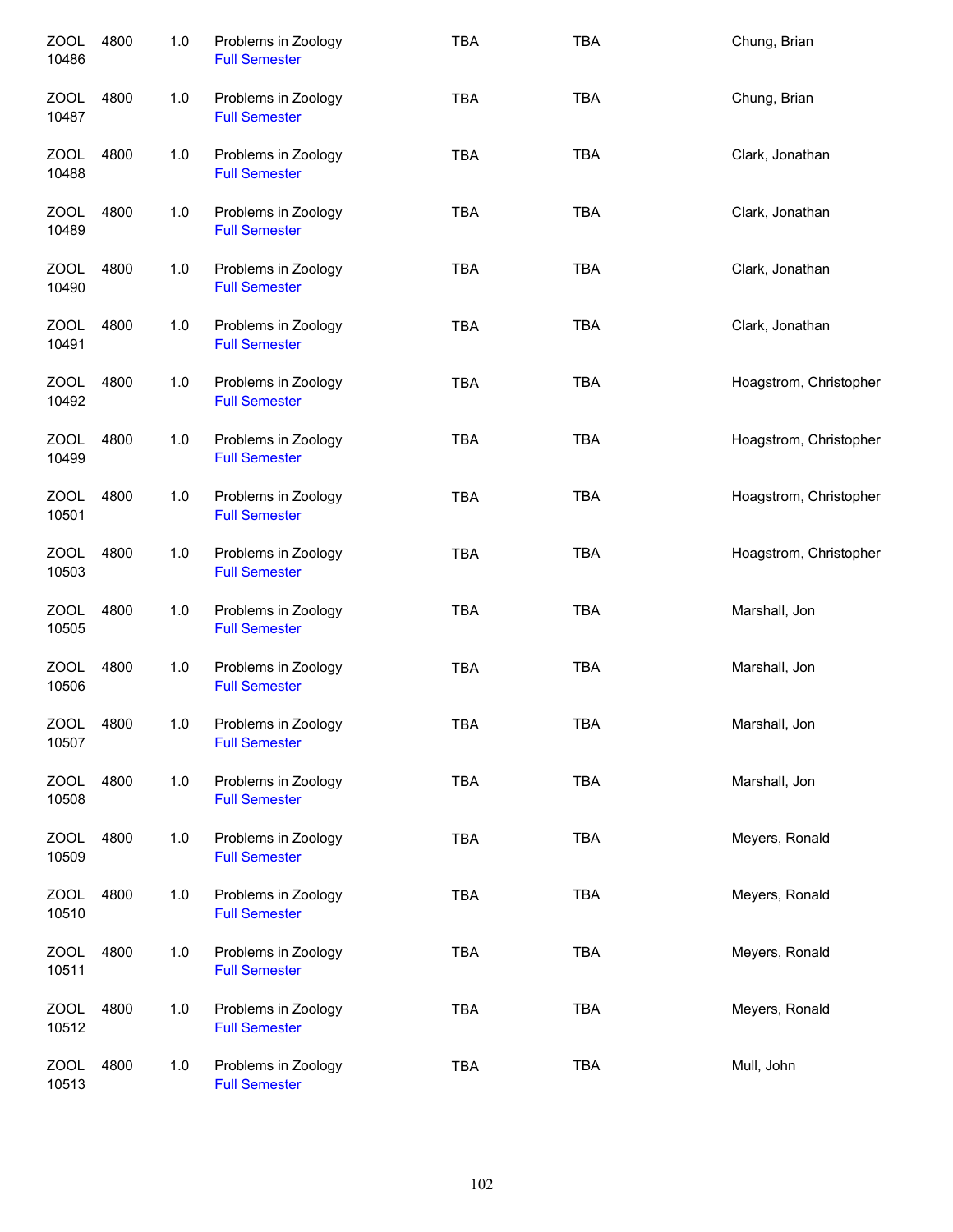| | | | | | | |
|---|---|---|---|---|---|---|
| ZOOL 10486 | 4800 | 1.0 | Problems in Zoology Full Semester | TBA | TBA | Chung, Brian |
| ZOOL 10487 | 4800 | 1.0 | Problems in Zoology Full Semester | TBA | TBA | Chung, Brian |
| ZOOL 10488 | 4800 | 1.0 | Problems in Zoology Full Semester | TBA | TBA | Clark, Jonathan |
| ZOOL 10489 | 4800 | 1.0 | Problems in Zoology Full Semester | TBA | TBA | Clark, Jonathan |
| ZOOL 10490 | 4800 | 1.0 | Problems in Zoology Full Semester | TBA | TBA | Clark, Jonathan |
| ZOOL 10491 | 4800 | 1.0 | Problems in Zoology Full Semester | TBA | TBA | Clark, Jonathan |
| ZOOL 10492 | 4800 | 1.0 | Problems in Zoology Full Semester | TBA | TBA | Hoagstrom, Christopher |
| ZOOL 10499 | 4800 | 1.0 | Problems in Zoology Full Semester | TBA | TBA | Hoagstrom, Christopher |
| ZOOL 10501 | 4800 | 1.0 | Problems in Zoology Full Semester | TBA | TBA | Hoagstrom, Christopher |
| ZOOL 10503 | 4800 | 1.0 | Problems in Zoology Full Semester | TBA | TBA | Hoagstrom, Christopher |
| ZOOL 10505 | 4800 | 1.0 | Problems in Zoology Full Semester | TBA | TBA | Marshall, Jon |
| ZOOL 10506 | 4800 | 1.0 | Problems in Zoology Full Semester | TBA | TBA | Marshall, Jon |
| ZOOL 10507 | 4800 | 1.0 | Problems in Zoology Full Semester | TBA | TBA | Marshall, Jon |
| ZOOL 10508 | 4800 | 1.0 | Problems in Zoology Full Semester | TBA | TBA | Marshall, Jon |
| ZOOL 10509 | 4800 | 1.0 | Problems in Zoology Full Semester | TBA | TBA | Meyers, Ronald |
| ZOOL 10510 | 4800 | 1.0 | Problems in Zoology Full Semester | TBA | TBA | Meyers, Ronald |
| ZOOL 10511 | 4800 | 1.0 | Problems in Zoology Full Semester | TBA | TBA | Meyers, Ronald |
| ZOOL 10512 | 4800 | 1.0 | Problems in Zoology Full Semester | TBA | TBA | Meyers, Ronald |
| ZOOL 10513 | 4800 | 1.0 | Problems in Zoology Full Semester | TBA | TBA | Mull, John |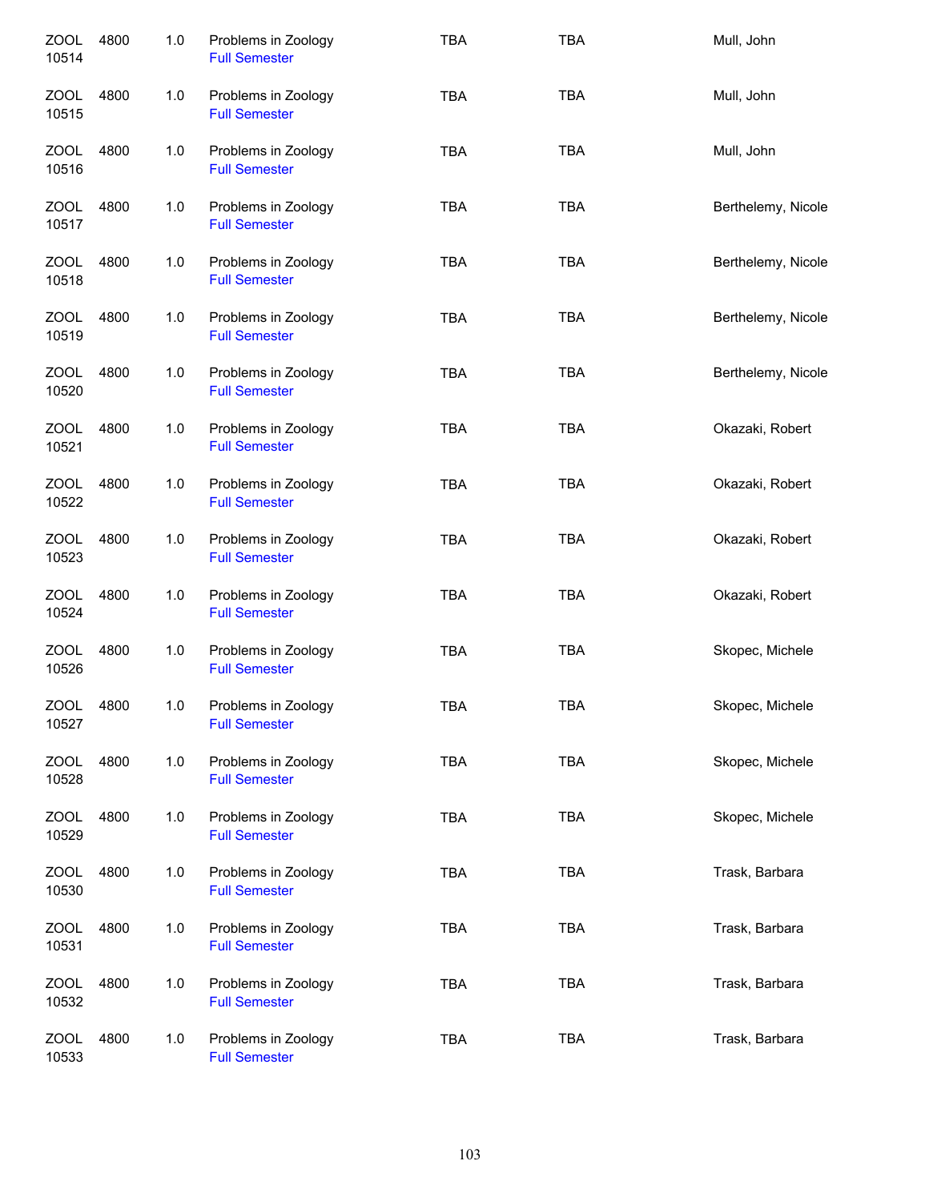| | | | | | | |
|---|---|---|---|---|---|---|
| ZOOL 10514 | 4800 | 1.0 | Problems in Zoology<br>Full Semester | TBA | TBA | Mull, John |
| ZOOL 10515 | 4800 | 1.0 | Problems in Zoology<br>Full Semester | TBA | TBA | Mull, John |
| ZOOL 10516 | 4800 | 1.0 | Problems in Zoology<br>Full Semester | TBA | TBA | Mull, John |
| ZOOL 10517 | 4800 | 1.0 | Problems in Zoology<br>Full Semester | TBA | TBA | Berthelemy, Nicole |
| ZOOL 10518 | 4800 | 1.0 | Problems in Zoology<br>Full Semester | TBA | TBA | Berthelemy, Nicole |
| ZOOL 10519 | 4800 | 1.0 | Problems in Zoology<br>Full Semester | TBA | TBA | Berthelemy, Nicole |
| ZOOL 10520 | 4800 | 1.0 | Problems in Zoology<br>Full Semester | TBA | TBA | Berthelemy, Nicole |
| ZOOL 10521 | 4800 | 1.0 | Problems in Zoology<br>Full Semester | TBA | TBA | Okazaki, Robert |
| ZOOL 10522 | 4800 | 1.0 | Problems in Zoology<br>Full Semester | TBA | TBA | Okazaki, Robert |
| ZOOL 10523 | 4800 | 1.0 | Problems in Zoology<br>Full Semester | TBA | TBA | Okazaki, Robert |
| ZOOL 10524 | 4800 | 1.0 | Problems in Zoology<br>Full Semester | TBA | TBA | Okazaki, Robert |
| ZOOL 10526 | 4800 | 1.0 | Problems in Zoology<br>Full Semester | TBA | TBA | Skopec, Michele |
| ZOOL 10527 | 4800 | 1.0 | Problems in Zoology<br>Full Semester | TBA | TBA | Skopec, Michele |
| ZOOL 10528 | 4800 | 1.0 | Problems in Zoology<br>Full Semester | TBA | TBA | Skopec, Michele |
| ZOOL 10529 | 4800 | 1.0 | Problems in Zoology<br>Full Semester | TBA | TBA | Skopec, Michele |
| ZOOL 10530 | 4800 | 1.0 | Problems in Zoology<br>Full Semester | TBA | TBA | Trask, Barbara |
| ZOOL 10531 | 4800 | 1.0 | Problems in Zoology<br>Full Semester | TBA | TBA | Trask, Barbara |
| ZOOL 10532 | 4800 | 1.0 | Problems in Zoology<br>Full Semester | TBA | TBA | Trask, Barbara |
| ZOOL 10533 | 4800 | 1.0 | Problems in Zoology<br>Full Semester | TBA | TBA | Trask, Barbara |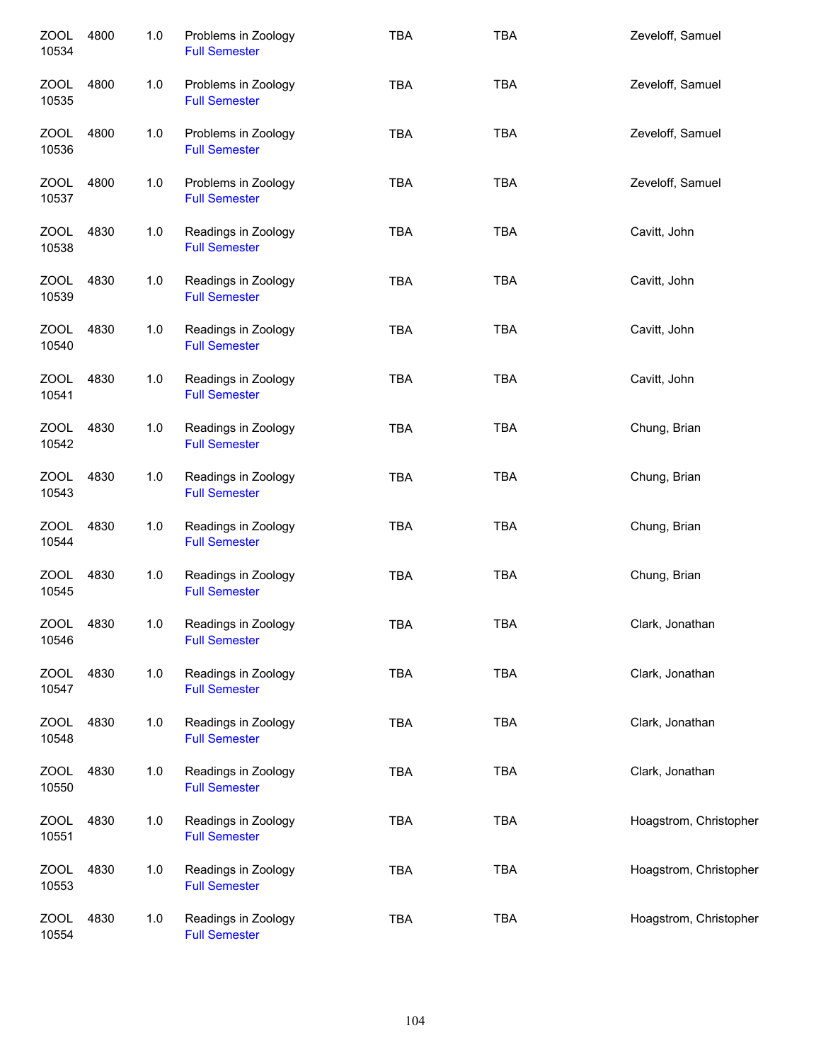| | | | | | | |
|---|---|---|---|---|---|---|
| ZOOL 10534 | 4800 | 1.0 | Problems in Zoology<br>Full Semester | TBA | TBA | Zeveloff, Samuel |
| ZOOL 10535 | 4800 | 1.0 | Problems in Zoology<br>Full Semester | TBA | TBA | Zeveloff, Samuel |
| ZOOL 10536 | 4800 | 1.0 | Problems in Zoology<br>Full Semester | TBA | TBA | Zeveloff, Samuel |
| ZOOL 10537 | 4800 | 1.0 | Problems in Zoology<br>Full Semester | TBA | TBA | Zeveloff, Samuel |
| ZOOL 10538 | 4830 | 1.0 | Readings in Zoology<br>Full Semester | TBA | TBA | Cavitt, John |
| ZOOL 10539 | 4830 | 1.0 | Readings in Zoology<br>Full Semester | TBA | TBA | Cavitt, John |
| ZOOL 10540 | 4830 | 1.0 | Readings in Zoology<br>Full Semester | TBA | TBA | Cavitt, John |
| ZOOL 10541 | 4830 | 1.0 | Readings in Zoology<br>Full Semester | TBA | TBA | Cavitt, John |
| ZOOL 10542 | 4830 | 1.0 | Readings in Zoology<br>Full Semester | TBA | TBA | Chung, Brian |
| ZOOL 10543 | 4830 | 1.0 | Readings in Zoology<br>Full Semester | TBA | TBA | Chung, Brian |
| ZOOL 10544 | 4830 | 1.0 | Readings in Zoology<br>Full Semester | TBA | TBA | Chung, Brian |
| ZOOL 10545 | 4830 | 1.0 | Readings in Zoology<br>Full Semester | TBA | TBA | Chung, Brian |
| ZOOL 10546 | 4830 | 1.0 | Readings in Zoology<br>Full Semester | TBA | TBA | Clark, Jonathan |
| ZOOL 10547 | 4830 | 1.0 | Readings in Zoology<br>Full Semester | TBA | TBA | Clark, Jonathan |
| ZOOL 10548 | 4830 | 1.0 | Readings in Zoology<br>Full Semester | TBA | TBA | Clark, Jonathan |
| ZOOL 10550 | 4830 | 1.0 | Readings in Zoology<br>Full Semester | TBA | TBA | Clark, Jonathan |
| ZOOL 10551 | 4830 | 1.0 | Readings in Zoology<br>Full Semester | TBA | TBA | Hoagstrom, Christopher |
| ZOOL 10553 | 4830 | 1.0 | Readings in Zoology<br>Full Semester | TBA | TBA | Hoagstrom, Christopher |
| ZOOL 10554 | 4830 | 1.0 | Readings in Zoology<br>Full Semester | TBA | TBA | Hoagstrom, Christopher |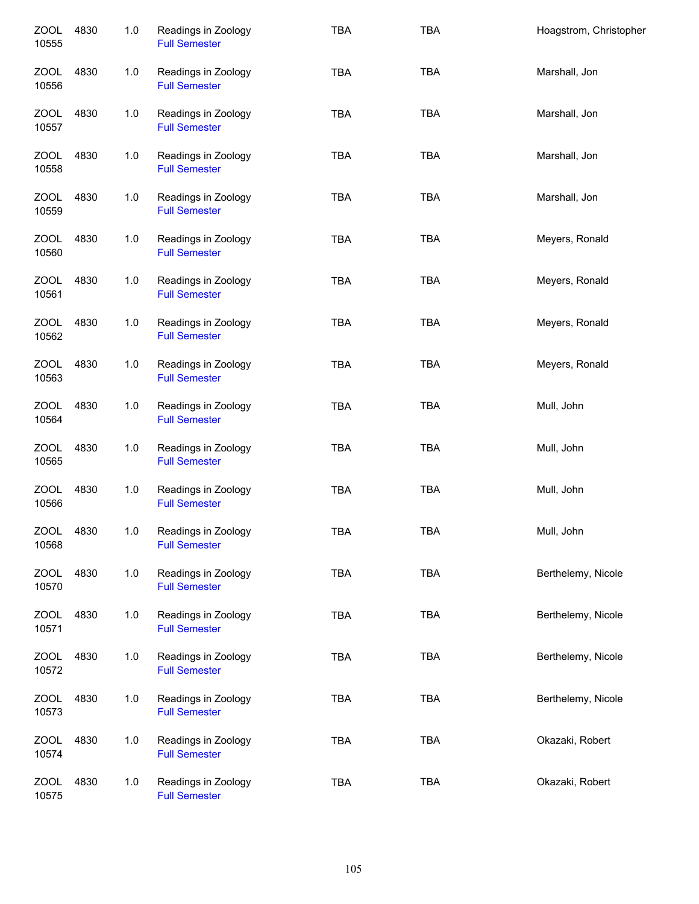| | | | | | | |
|---|---|---|---|---|---|---|
| ZOOL 10555 | 4830 | 1.0 | Readings in Zoology<br>Full Semester | TBA | TBA | Hoagstrom, Christopher |
| ZOOL 10556 | 4830 | 1.0 | Readings in Zoology<br>Full Semester | TBA | TBA | Marshall, Jon |
| ZOOL 10557 | 4830 | 1.0 | Readings in Zoology<br>Full Semester | TBA | TBA | Marshall, Jon |
| ZOOL 10558 | 4830 | 1.0 | Readings in Zoology<br>Full Semester | TBA | TBA | Marshall, Jon |
| ZOOL 10559 | 4830 | 1.0 | Readings in Zoology<br>Full Semester | TBA | TBA | Marshall, Jon |
| ZOOL 10560 | 4830 | 1.0 | Readings in Zoology<br>Full Semester | TBA | TBA | Meyers, Ronald |
| ZOOL 10561 | 4830 | 1.0 | Readings in Zoology<br>Full Semester | TBA | TBA | Meyers, Ronald |
| ZOOL 10562 | 4830 | 1.0 | Readings in Zoology<br>Full Semester | TBA | TBA | Meyers, Ronald |
| ZOOL 10563 | 4830 | 1.0 | Readings in Zoology<br>Full Semester | TBA | TBA | Meyers, Ronald |
| ZOOL 10564 | 4830 | 1.0 | Readings in Zoology<br>Full Semester | TBA | TBA | Mull, John |
| ZOOL 10565 | 4830 | 1.0 | Readings in Zoology<br>Full Semester | TBA | TBA | Mull, John |
| ZOOL 10566 | 4830 | 1.0 | Readings in Zoology<br>Full Semester | TBA | TBA | Mull, John |
| ZOOL 10568 | 4830 | 1.0 | Readings in Zoology<br>Full Semester | TBA | TBA | Mull, John |
| ZOOL 10570 | 4830 | 1.0 | Readings in Zoology<br>Full Semester | TBA | TBA | Berthelemy, Nicole |
| ZOOL 10571 | 4830 | 1.0 | Readings in Zoology<br>Full Semester | TBA | TBA | Berthelemy, Nicole |
| ZOOL 10572 | 4830 | 1.0 | Readings in Zoology<br>Full Semester | TBA | TBA | Berthelemy, Nicole |
| ZOOL 10573 | 4830 | 1.0 | Readings in Zoology<br>Full Semester | TBA | TBA | Berthelemy, Nicole |
| ZOOL 10574 | 4830 | 1.0 | Readings in Zoology<br>Full Semester | TBA | TBA | Okazaki, Robert |
| ZOOL 10575 | 4830 | 1.0 | Readings in Zoology<br>Full Semester | TBA | TBA | Okazaki, Robert |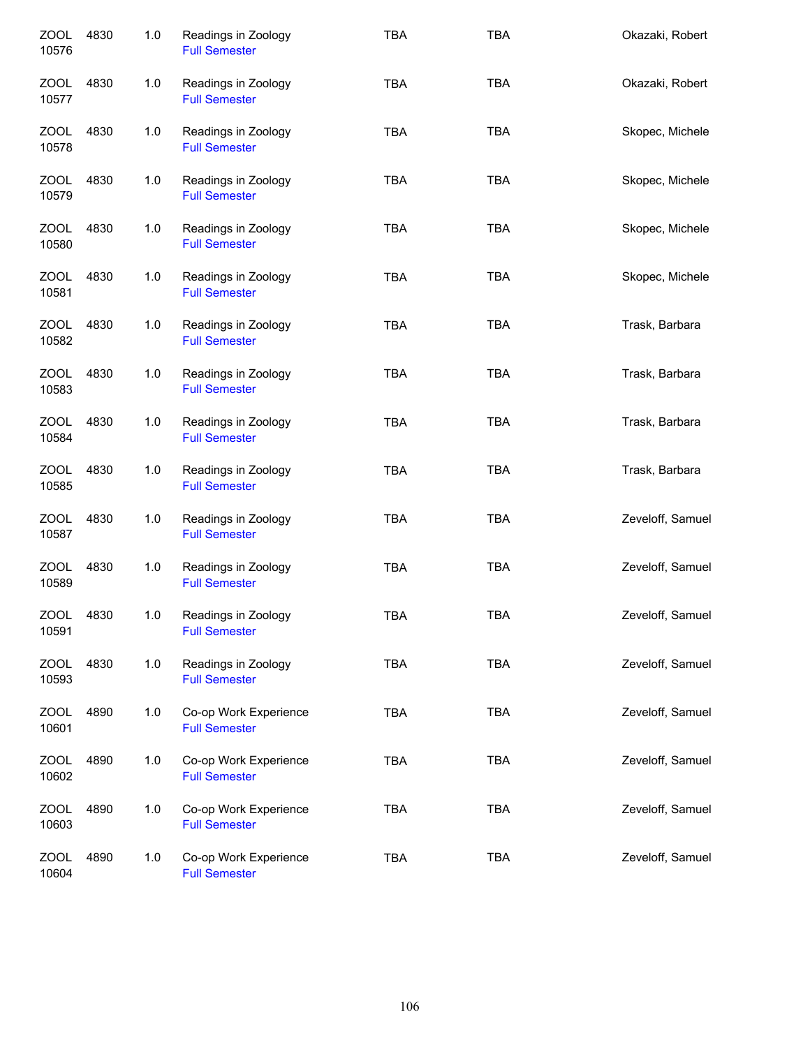| | | | | | | |
|---|---|---|---|---|---|---|
| ZOOL 10576 | 4830 | 1.0 | Readings in Zoology<br>Full Semester | TBA | TBA | Okazaki, Robert |
| ZOOL 10577 | 4830 | 1.0 | Readings in Zoology<br>Full Semester | TBA | TBA | Okazaki, Robert |
| ZOOL 10578 | 4830 | 1.0 | Readings in Zoology<br>Full Semester | TBA | TBA | Skopec, Michele |
| ZOOL 10579 | 4830 | 1.0 | Readings in Zoology<br>Full Semester | TBA | TBA | Skopec, Michele |
| ZOOL 10580 | 4830 | 1.0 | Readings in Zoology<br>Full Semester | TBA | TBA | Skopec, Michele |
| ZOOL 10581 | 4830 | 1.0 | Readings in Zoology<br>Full Semester | TBA | TBA | Skopec, Michele |
| ZOOL 10582 | 4830 | 1.0 | Readings in Zoology<br>Full Semester | TBA | TBA | Trask, Barbara |
| ZOOL 10583 | 4830 | 1.0 | Readings in Zoology<br>Full Semester | TBA | TBA | Trask, Barbara |
| ZOOL 10584 | 4830 | 1.0 | Readings in Zoology<br>Full Semester | TBA | TBA | Trask, Barbara |
| ZOOL 10585 | 4830 | 1.0 | Readings in Zoology<br>Full Semester | TBA | TBA | Trask, Barbara |
| ZOOL 10587 | 4830 | 1.0 | Readings in Zoology<br>Full Semester | TBA | TBA | Zeveloff, Samuel |
| ZOOL 10589 | 4830 | 1.0 | Readings in Zoology<br>Full Semester | TBA | TBA | Zeveloff, Samuel |
| ZOOL 10591 | 4830 | 1.0 | Readings in Zoology<br>Full Semester | TBA | TBA | Zeveloff, Samuel |
| ZOOL 10593 | 4830 | 1.0 | Readings in Zoology<br>Full Semester | TBA | TBA | Zeveloff, Samuel |
| ZOOL 10601 | 4890 | 1.0 | Co-op Work Experience<br>Full Semester | TBA | TBA | Zeveloff, Samuel |
| ZOOL 10602 | 4890 | 1.0 | Co-op Work Experience<br>Full Semester | TBA | TBA | Zeveloff, Samuel |
| ZOOL 10603 | 4890 | 1.0 | Co-op Work Experience<br>Full Semester | TBA | TBA | Zeveloff, Samuel |
| ZOOL 10604 | 4890 | 1.0 | Co-op Work Experience<br>Full Semester | TBA | TBA | Zeveloff, Samuel |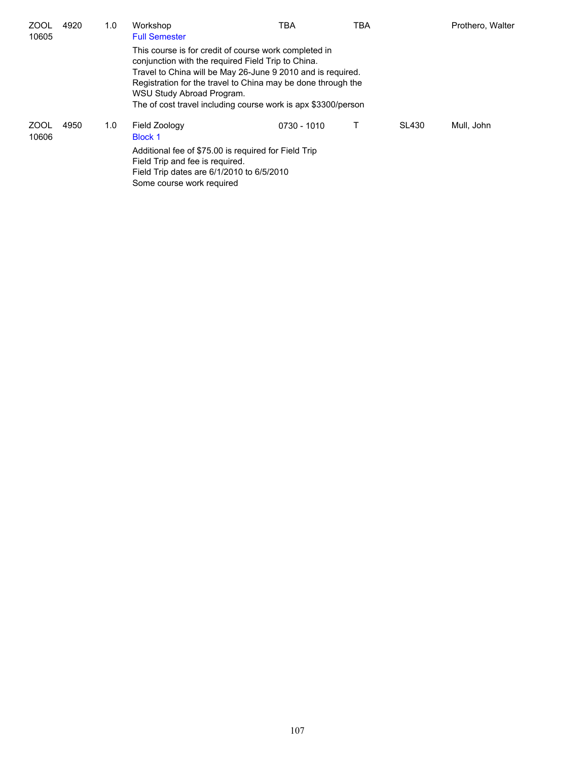| | | | | | | | |
|---|---|---|---|---|---|---|---|
| ZOOL 10605 | 4920 | 1.0 | Workshop<br>Full Semester | TBA | TBA | | Prothero, Walter |
| | | | This course is for credit of course work completed in conjunction with the required Field Trip to China.<br>Travel to China will be May 26-June 9 2010 and is required.<br>Registration for the travel to China may be done through the WSU Study Abroad Program.<br>The of cost travel including course work is apx $3300/person | | | | |
| ZOOL 10606 | 4950 | 1.0 | Field Zoology<br>Block 1 | 0730 - 1010 | T | SL430 | Mull, John |
| | | | Additional fee of $75.00 is required for Field Trip<br>Field Trip and fee is required.<br>Field Trip dates are 6/1/2010 to 6/5/2010<br>Some course work required | | | | |